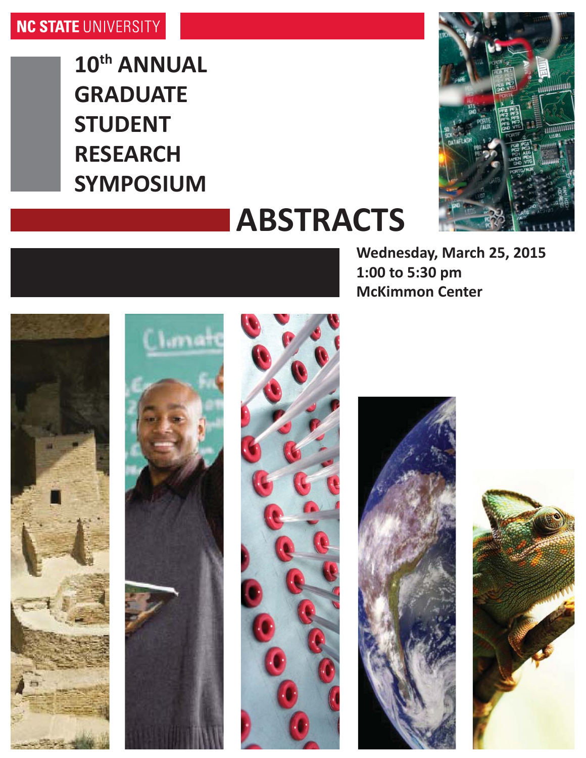NC STATE UNIVERSITY

# 10th ANNUAL GRADUATE STUDENT RESEARCH SYMPOSIUM

# ABSTRACTS

**Wednesday, March 25, 2015**
**1:00 to 5:30 pm**
**McKimmon Center**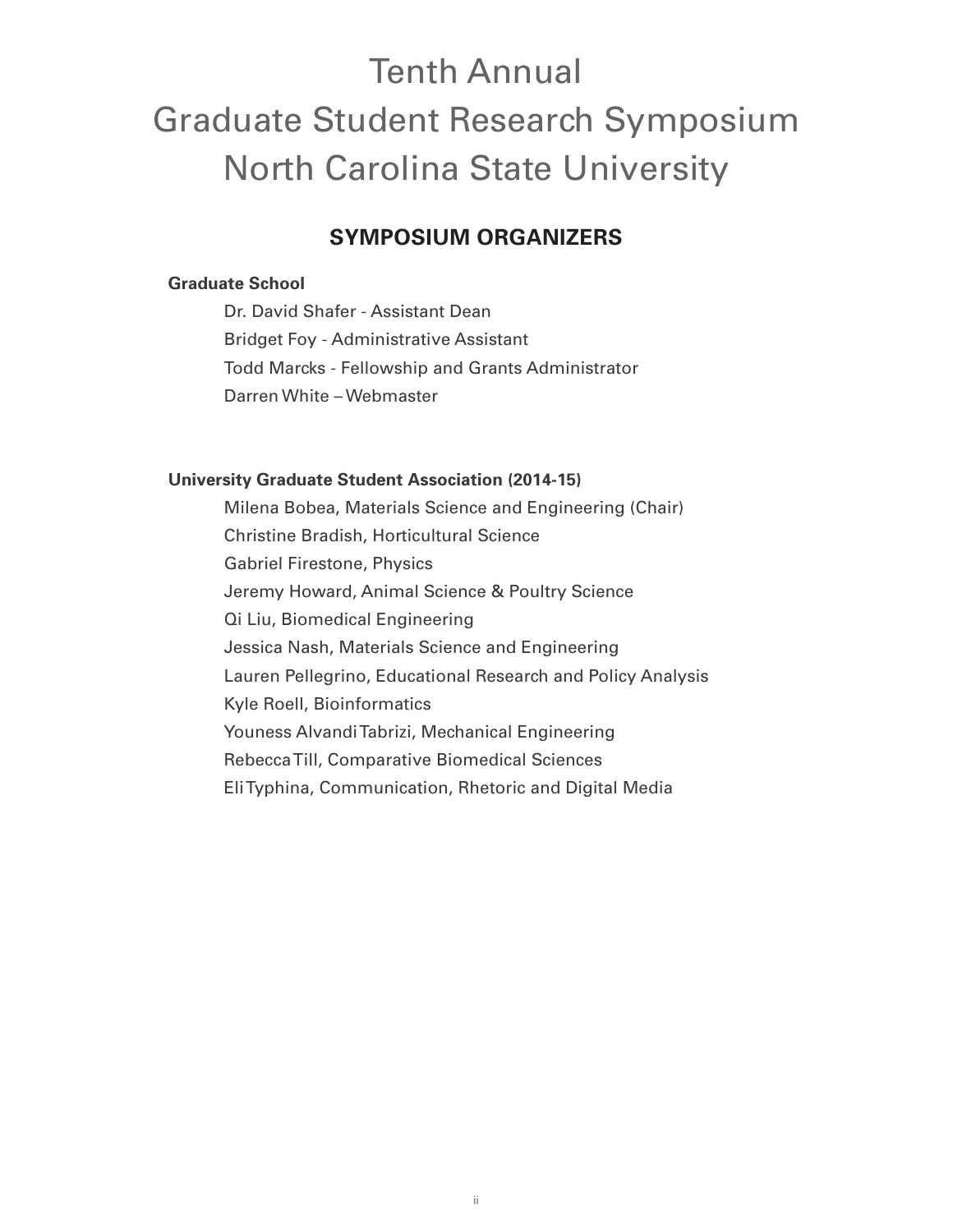# Tenth Annual
# Graduate Student Research Symposium
# North Carolina State University

## SYMPOSIUM ORGANIZERS

**Graduate School**

Dr. David Shafer - Assistant Dean
Bridget Foy - Administrative Assistant
Todd Marcks - Fellowship and Grants Administrator
Darren White – Webmaster

**University Graduate Student Association (2014-15)**

Milena Bobea, Materials Science and Engineering (Chair)
Christine Bradish, Horticultural Science
Gabriel Firestone, Physics
Jeremy Howard, Animal Science & Poultry Science
Qi Liu, Biomedical Engineering
Jessica Nash, Materials Science and Engineering
Lauren Pellegrino, Educational Research and Policy Analysis
Kyle Roell, Bioinformatics
Youness Alvandi Tabrizi, Mechanical Engineering
Rebecca Till, Comparative Biomedical Sciences
Eli Typhina, Communication, Rhetoric and Digital Media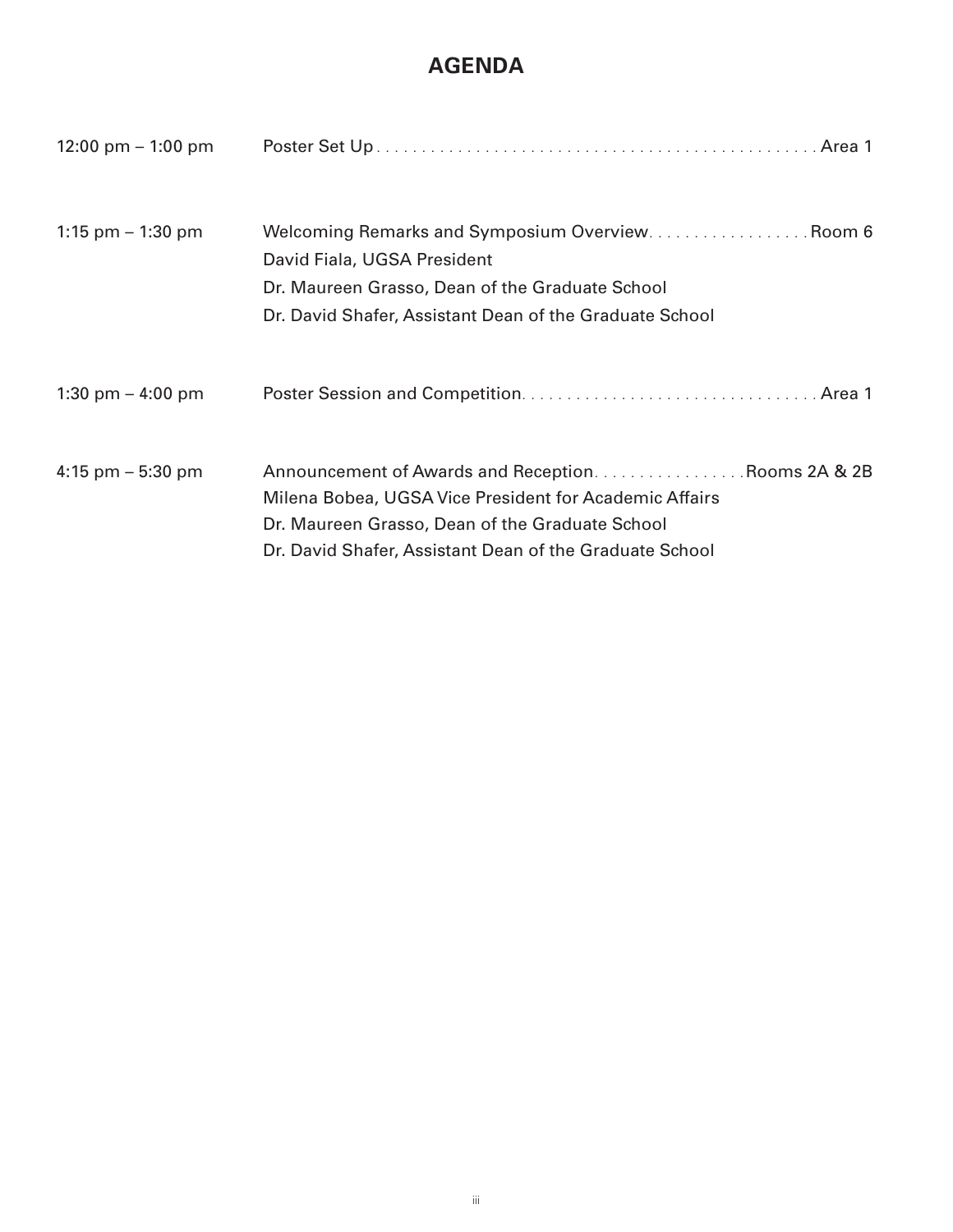# AGENDA

| | | |
|---|---|---|
| 12:00 pm – 1:00 pm | Poster Set Up | Area 1 |
| 1:15 pm – 1:30 pm | Welcoming Remarks and Symposium Overview<br>David Fiala, UGSA President<br>Dr. Maureen Grasso, Dean of the Graduate School<br>Dr. David Shafer, Assistant Dean of the Graduate School | Room 6 |
| 1:30 pm – 4:00 pm | Poster Session and Competition | Area 1 |
| 4:15 pm – 5:30 pm | Announcement of Awards and Reception<br>Milena Bobea, UGSA Vice President for Academic Affairs<br>Dr. Maureen Grasso, Dean of the Graduate School<br>Dr. David Shafer, Assistant Dean of the Graduate School | Rooms 2A & 2B |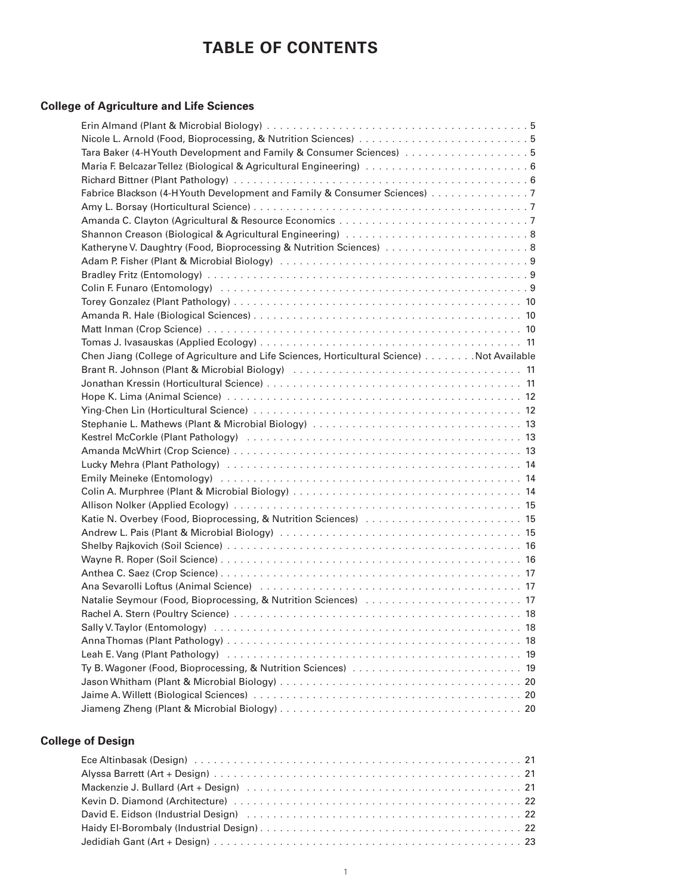# TABLE OF CONTENTS

## College of Agriculture and Life Sciences

Erin Almand (Plant & Microbial Biology) . . . . . . . . . . . . . . . . . . . . . . . . . . . . . . . . . . . . . . . . 5
Nicole L. Arnold (Food, Bioprocessing, & Nutrition Sciences) . . . . . . . . . . . . . . . . . . . . . . . . . . . 5
Tara Baker (4-H Youth Development and Family & Consumer Sciences) . . . . . . . . . . . . . . . . . . . 5
Maria F. Belcazar Tellez (Biological & Agricultural Engineering) . . . . . . . . . . . . . . . . . . . . . . . . . 6
Richard Bittner (Plant Pathology) . . . . . . . . . . . . . . . . . . . . . . . . . . . . . . . . . . . . . . . . . . . . 6
Fabrice Blackson (4-H Youth Development and Family & Consumer Sciences) . . . . . . . . . . . . . . . 7
Amy L. Borsay (Horticultural Science) . . . . . . . . . . . . . . . . . . . . . . . . . . . . . . . . . . . . . . . . . 7
Amanda C. Clayton (Agricultural & Resource Economics . . . . . . . . . . . . . . . . . . . . . . . . . . . . . 7
Shannon Creason (Biological & Agricultural Engineering) . . . . . . . . . . . . . . . . . . . . . . . . . . . . 8
Katheryne V. Daughtry (Food, Bioprocessing & Nutrition Sciences) . . . . . . . . . . . . . . . . . . . . . . 8
Adam P. Fisher (Plant & Microbial Biology) . . . . . . . . . . . . . . . . . . . . . . . . . . . . . . . . . . . . . 9
Bradley Fritz (Entomology) . . . . . . . . . . . . . . . . . . . . . . . . . . . . . . . . . . . . . . . . . . . . . . . . 9
Colin F. Funaro (Entomology) . . . . . . . . . . . . . . . . . . . . . . . . . . . . . . . . . . . . . . . . . . . . . . 9
Torey Gonzalez (Plant Pathology) . . . . . . . . . . . . . . . . . . . . . . . . . . . . . . . . . . . . . . . . . . . 10
Amanda R. Hale (Biological Sciences) . . . . . . . . . . . . . . . . . . . . . . . . . . . . . . . . . . . . . . . . 10
Matt Inman (Crop Science) . . . . . . . . . . . . . . . . . . . . . . . . . . . . . . . . . . . . . . . . . . . . . . . 10
Tomas J. Ivasauskas (Applied Ecology) . . . . . . . . . . . . . . . . . . . . . . . . . . . . . . . . . . . . . . . 11
Chen Jiang (College of Agriculture and Life Sciences, Horticultural Science) . . . . . . . . Not Available
Brant R. Johnson (Plant & Microbial Biology) . . . . . . . . . . . . . . . . . . . . . . . . . . . . . . . . . . . 11
Jonathan Kressin (Horticultural Science) . . . . . . . . . . . . . . . . . . . . . . . . . . . . . . . . . . . . . . 11
Hope K. Lima (Animal Science) . . . . . . . . . . . . . . . . . . . . . . . . . . . . . . . . . . . . . . . . . . . . 12
Ying-Chen Lin (Horticultural Science) . . . . . . . . . . . . . . . . . . . . . . . . . . . . . . . . . . . . . . . . 12
Stephanie L. Mathews (Plant & Microbial Biology) . . . . . . . . . . . . . . . . . . . . . . . . . . . . . . . 13
Kestrel McCorkle (Plant Pathology) . . . . . . . . . . . . . . . . . . . . . . . . . . . . . . . . . . . . . . . . . 13
Amanda McWhirt (Crop Science) . . . . . . . . . . . . . . . . . . . . . . . . . . . . . . . . . . . . . . . . . . . 13
Lucky Mehra (Plant Pathology) . . . . . . . . . . . . . . . . . . . . . . . . . . . . . . . . . . . . . . . . . . . . 14
Emily Meineke (Entomology) . . . . . . . . . . . . . . . . . . . . . . . . . . . . . . . . . . . . . . . . . . . . . 14
Colin A. Murphree (Plant & Microbial Biology) . . . . . . . . . . . . . . . . . . . . . . . . . . . . . . . . . . 14
Allison Nolker (Applied Ecology) . . . . . . . . . . . . . . . . . . . . . . . . . . . . . . . . . . . . . . . . . . . 15
Katie N. Overbey (Food, Bioprocessing, & Nutrition Sciences) . . . . . . . . . . . . . . . . . . . . . . . 15
Andrew L. Pais (Plant & Microbial Biology) . . . . . . . . . . . . . . . . . . . . . . . . . . . . . . . . . . . . 15
Shelby Rajkovich (Soil Science) . . . . . . . . . . . . . . . . . . . . . . . . . . . . . . . . . . . . . . . . . . . . 16
Wayne R. Roper (Soil Science) . . . . . . . . . . . . . . . . . . . . . . . . . . . . . . . . . . . . . . . . . . . . . 16
Anthea C. Saez (Crop Science) . . . . . . . . . . . . . . . . . . . . . . . . . . . . . . . . . . . . . . . . . . . . . 17
Ana Sevarolli Loftus (Animal Science) . . . . . . . . . . . . . . . . . . . . . . . . . . . . . . . . . . . . . . . 17
Natalie Seymour (Food, Bioprocessing, & Nutrition Sciences) . . . . . . . . . . . . . . . . . . . . . . . 17
Rachel A. Stern (Poultry Science) . . . . . . . . . . . . . . . . . . . . . . . . . . . . . . . . . . . . . . . . . . . 18
Sally V. Taylor (Entomology) . . . . . . . . . . . . . . . . . . . . . . . . . . . . . . . . . . . . . . . . . . . . . . 18
Anna Thomas (Plant Pathology) . . . . . . . . . . . . . . . . . . . . . . . . . . . . . . . . . . . . . . . . . . . . 18
Leah E. Vang (Plant Pathology) . . . . . . . . . . . . . . . . . . . . . . . . . . . . . . . . . . . . . . . . . . . . 19
Ty B. Wagoner (Food, Bioprocessing, & Nutrition Sciences) . . . . . . . . . . . . . . . . . . . . . . . . 19
Jason Whitham (Plant & Microbial Biology) . . . . . . . . . . . . . . . . . . . . . . . . . . . . . . . . . . . . 20
Jaime A. Willett (Biological Sciences) . . . . . . . . . . . . . . . . . . . . . . . . . . . . . . . . . . . . . . . . 20
Jiameng Zheng (Plant & Microbial Biology) . . . . . . . . . . . . . . . . . . . . . . . . . . . . . . . . . . . . 20

## College of Design

Ece Altinbasak (Design) . . . . . . . . . . . . . . . . . . . . . . . . . . . . . . . . . . . . . . . . . . . . . . . . . 21
Alyssa Barrett (Art + Design) . . . . . . . . . . . . . . . . . . . . . . . . . . . . . . . . . . . . . . . . . . . . . . 21
Mackenzie J. Bullard (Art + Design) . . . . . . . . . . . . . . . . . . . . . . . . . . . . . . . . . . . . . . . . . 21
Kevin D. Diamond (Architecture) . . . . . . . . . . . . . . . . . . . . . . . . . . . . . . . . . . . . . . . . . . . 22
David E. Eidson (Industrial Design) . . . . . . . . . . . . . . . . . . . . . . . . . . . . . . . . . . . . . . . . . 22
Haidy El-Borombaly (Industrial Design) . . . . . . . . . . . . . . . . . . . . . . . . . . . . . . . . . . . . . . 22
Jedidiah Gant (Art + Design) . . . . . . . . . . . . . . . . . . . . . . . . . . . . . . . . . . . . . . . . . . . . . . 23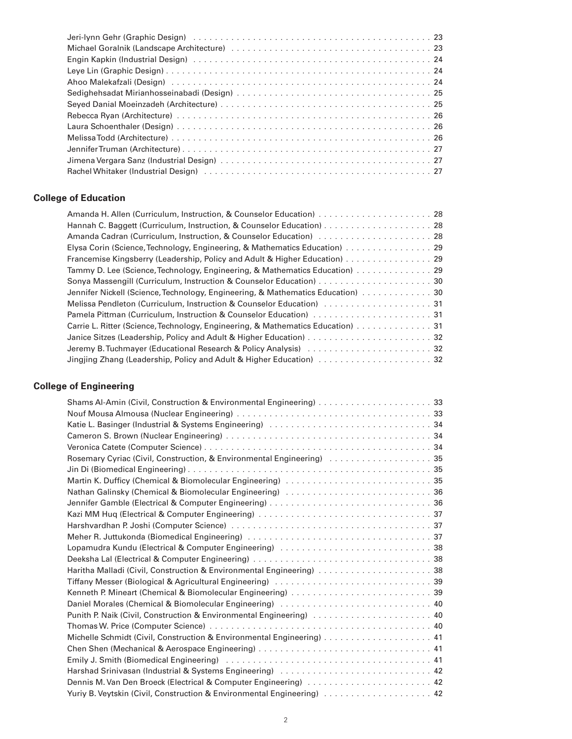Jeri-lynn Gehr (Graphic Design) . . . . . . . . . . . . . . . . . . . . . . . . . . . . . . . . . . . . . . . . . . . . 23
Michael Goralnik (Landscape Architecture) . . . . . . . . . . . . . . . . . . . . . . . . . . . . . . . . . . . . . 23
Engin Kapkin (Industrial Design) . . . . . . . . . . . . . . . . . . . . . . . . . . . . . . . . . . . . . . . . . . . 24
Leye Lin (Graphic Design) . . . . . . . . . . . . . . . . . . . . . . . . . . . . . . . . . . . . . . . . . . . . . . . 24
Ahoo Malekafzali (Design) . . . . . . . . . . . . . . . . . . . . . . . . . . . . . . . . . . . . . . . . . . . . . . 24
Sedighehsadat Mirianhosseinabadi (Design) . . . . . . . . . . . . . . . . . . . . . . . . . . . . . . . . . . . . 25
Seyed Danial Moeinzadeh (Architecture) . . . . . . . . . . . . . . . . . . . . . . . . . . . . . . . . . . . . . . 25
Rebecca Ryan (Architecture) . . . . . . . . . . . . . . . . . . . . . . . . . . . . . . . . . . . . . . . . . . . . . 26
Laura Schoenthaler (Design) . . . . . . . . . . . . . . . . . . . . . . . . . . . . . . . . . . . . . . . . . . . . . 26
Melissa Todd (Architecture) . . . . . . . . . . . . . . . . . . . . . . . . . . . . . . . . . . . . . . . . . . . . . . 26
Jennifer Truman (Architecture) . . . . . . . . . . . . . . . . . . . . . . . . . . . . . . . . . . . . . . . . . . . . 27
Jimena Vergara Sanz (Industrial Design) . . . . . . . . . . . . . . . . . . . . . . . . . . . . . . . . . . . . . . 27
Rachel Whitaker (Industrial Design) . . . . . . . . . . . . . . . . . . . . . . . . . . . . . . . . . . . . . . . . . 27

## College of Education

Amanda H. Allen (Curriculum, Instruction, & Counselor Education) . . . . . . . . . . . . . . . . . . . . . 28
Hannah C. Baggett (Curriculum, Instruction, & Counselor Education) . . . . . . . . . . . . . . . . . . . . 28
Amanda Cadran (Curriculum, Instruction, & Counselor Education) . . . . . . . . . . . . . . . . . . . . . 28
Elysa Corin (Science, Technology, Engineering, & Mathematics Education) . . . . . . . . . . . . . . . . 29
Francemise Kingsberry (Leadership, Policy and Adult & Higher Education) . . . . . . . . . . . . . . . . 29
Tammy D. Lee (Science, Technology, Engineering, & Mathematics Education) . . . . . . . . . . . . . . 29
Sonya Massengill (Curriculum, Instruction & Counselor Education) . . . . . . . . . . . . . . . . . . . . . 30
Jennifer Nickell (Science, Technology, Engineering, & Mathematics Education) . . . . . . . . . . . . . 30
Melissa Pendleton (Curriculum, Instruction & Counselor Education) . . . . . . . . . . . . . . . . . . . . 31
Pamela Pittman (Curriculum, Instruction & Counselor Education) . . . . . . . . . . . . . . . . . . . . . . 31
Carrie L. Ritter (Science, Technology, Engineering, & Mathematics Education) . . . . . . . . . . . . . . 31
Janice Sitzes (Leadership, Policy and Adult & Higher Education) . . . . . . . . . . . . . . . . . . . . . . . 32
Jeremy B. Tuchmayer (Educational Research & Policy Analysis) . . . . . . . . . . . . . . . . . . . . . . . 32
Jingjing Zhang (Leadership, Policy and Adult & Higher Education) . . . . . . . . . . . . . . . . . . . . . 32

## College of Engineering

Shams Al-Amin (Civil, Construction & Environmental Engineering) . . . . . . . . . . . . . . . . . . . . . 33
Nouf Mousa Almousa (Nuclear Engineering) . . . . . . . . . . . . . . . . . . . . . . . . . . . . . . . . . . . 33
Katie L. Basinger (Industrial & Systems Engineering) . . . . . . . . . . . . . . . . . . . . . . . . . . . . . . 34
Cameron S. Brown (Nuclear Engineering) . . . . . . . . . . . . . . . . . . . . . . . . . . . . . . . . . . . . . 34
Veronica Catete (Computer Science) . . . . . . . . . . . . . . . . . . . . . . . . . . . . . . . . . . . . . . . . . 34
Rosemary Cyriac (Civil, Construction, & Environmental Engineering) . . . . . . . . . . . . . . . . . . . 35
Jin Di (Biomedical Engineering) . . . . . . . . . . . . . . . . . . . . . . . . . . . . . . . . . . . . . . . . . . . . 35
Martin K. Dufficy (Chemical & Biomolecular Engineering) . . . . . . . . . . . . . . . . . . . . . . . . . . . 35
Nathan Galinsky (Chemical & Biomolecular Engineering) . . . . . . . . . . . . . . . . . . . . . . . . . . . 36
Jennifer Gamble (Electrical & Computer Engineering) . . . . . . . . . . . . . . . . . . . . . . . . . . . . . . 36
Kazi MM Huq (Electrical & Computer Engineering) . . . . . . . . . . . . . . . . . . . . . . . . . . . . . . . 37
Harshvardhan P. Joshi (Computer Science) . . . . . . . . . . . . . . . . . . . . . . . . . . . . . . . . . . . . . 37
Meher R. Juttukonda (Biomedical Engineering) . . . . . . . . . . . . . . . . . . . . . . . . . . . . . . . . . . 37
Lopamudra Kundu (Electrical & Computer Engineering) . . . . . . . . . . . . . . . . . . . . . . . . . . . . 38
Deeksha Lal (Electrical & Computer Engineering) . . . . . . . . . . . . . . . . . . . . . . . . . . . . . . . . 38
Haritha Malladi (Civil, Construction & Environmental Engineering) . . . . . . . . . . . . . . . . . . . . . 38
Tiffany Messer (Biological & Agricultural Engineering) . . . . . . . . . . . . . . . . . . . . . . . . . . . . . 39
Kenneth P. Mineart (Chemical & Biomolecular Engineering) . . . . . . . . . . . . . . . . . . . . . . . . . . 39
Daniel Morales (Chemical & Biomolecular Engineering) . . . . . . . . . . . . . . . . . . . . . . . . . . . . . 40
Punith P. Naik (Civil, Construction & Environmental Engineering) . . . . . . . . . . . . . . . . . . . . . . 40
Thomas W. Price (Computer Science) . . . . . . . . . . . . . . . . . . . . . . . . . . . . . . . . . . . . . . . . . 40
Michelle Schmidt (Civil, Construction & Environmental Engineering) . . . . . . . . . . . . . . . . . . . . 41
Chen Shen (Mechanical & Aerospace Engineering) . . . . . . . . . . . . . . . . . . . . . . . . . . . . . . . . 41
Emily J. Smith (Biomedical Engineering) . . . . . . . . . . . . . . . . . . . . . . . . . . . . . . . . . . . . . . 41
Harshad Srinivasan (Industrial & Systems Engineering) . . . . . . . . . . . . . . . . . . . . . . . . . . . . . 42
Dennis M. Van Den Broeck (Electrical & Computer Engineering) . . . . . . . . . . . . . . . . . . . . . . . 42
Yuriy B. Veytskin (Civil, Construction & Environmental Engineering) . . . . . . . . . . . . . . . . . . . . 42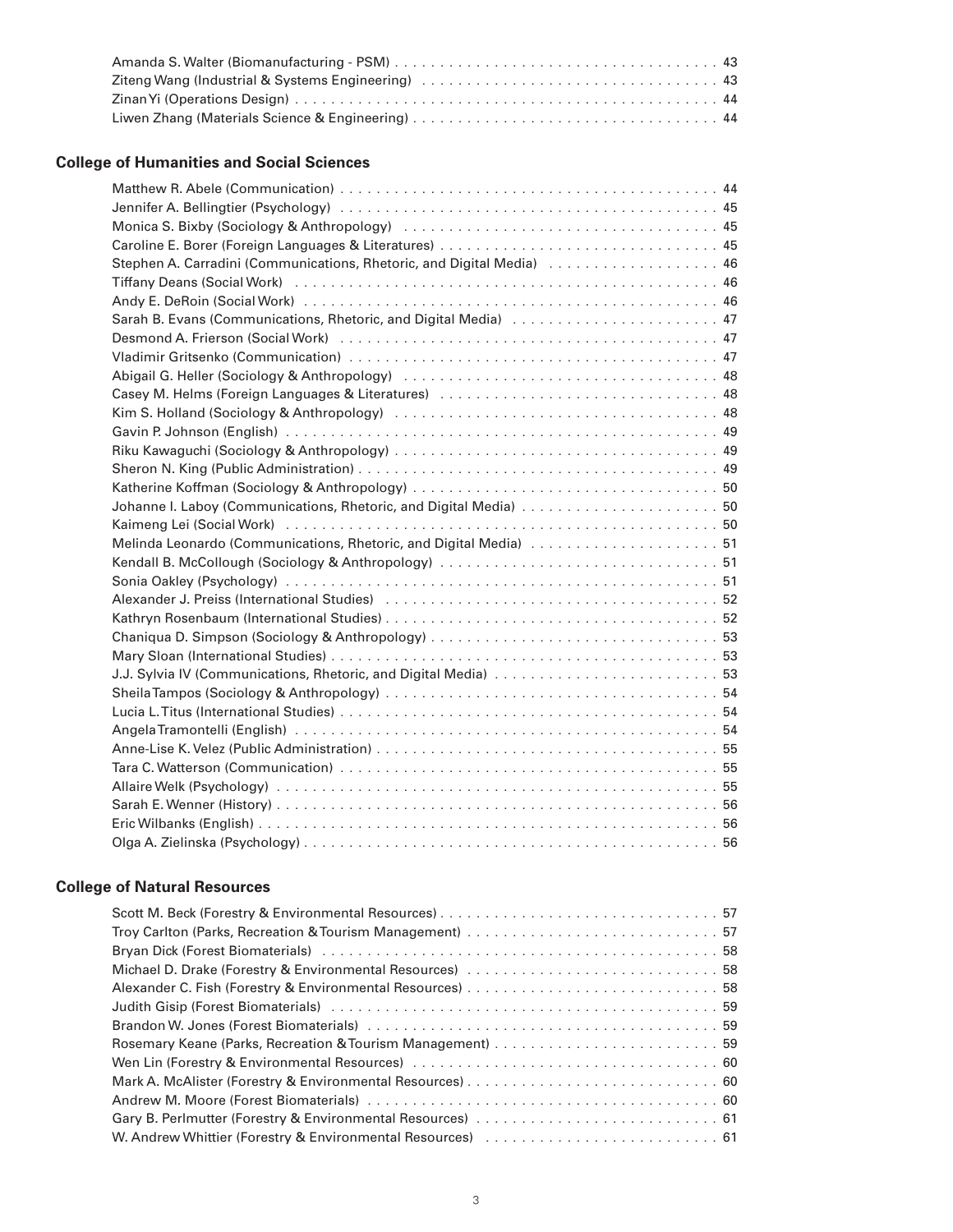Amanda S. Walter (Biomanufacturing - PSM) . . . . . . . . . . . . . . . . . . . . . . . . . . . . . . . . . . . . 43
Ziteng Wang (Industrial & Systems Engineering) . . . . . . . . . . . . . . . . . . . . . . . . . . . . . . . . . 43
Zinan Yi (Operations Design) . . . . . . . . . . . . . . . . . . . . . . . . . . . . . . . . . . . . . . . . . . . . . . . . 44
Liwen Zhang (Materials Science & Engineering) . . . . . . . . . . . . . . . . . . . . . . . . . . . . . . . . . . 44

## College of Humanities and Social Sciences

Matthew R. Abele (Communication) . . . . . . . . . . . . . . . . . . . . . . . . . . . . . . . . . . . . . . . . . . 44
Jennifer A. Bellingtier (Psychology) . . . . . . . . . . . . . . . . . . . . . . . . . . . . . . . . . . . . . . . . . . 45
Monica S. Bixby (Sociology & Anthropology) . . . . . . . . . . . . . . . . . . . . . . . . . . . . . . . . . . . 45
Caroline E. Borer (Foreign Languages & Literatures) . . . . . . . . . . . . . . . . . . . . . . . . . . . . . . . 45
Stephen A. Carradini (Communications, Rhetoric, and Digital Media) . . . . . . . . . . . . . . . . . . . 46
Tiffany Deans (Social Work) . . . . . . . . . . . . . . . . . . . . . . . . . . . . . . . . . . . . . . . . . . . . . . . . 46
Andy E. DeRoin (Social Work) . . . . . . . . . . . . . . . . . . . . . . . . . . . . . . . . . . . . . . . . . . . . . . . 46
Sarah B. Evans (Communications, Rhetoric, and Digital Media) . . . . . . . . . . . . . . . . . . . . . . . 47
Desmond A. Frierson (Social Work) . . . . . . . . . . . . . . . . . . . . . . . . . . . . . . . . . . . . . . . . . . 47
Vladimir Gritsenko (Communication) . . . . . . . . . . . . . . . . . . . . . . . . . . . . . . . . . . . . . . . . . 47
Abigail G. Heller (Sociology & Anthropology) . . . . . . . . . . . . . . . . . . . . . . . . . . . . . . . . . . . 48
Casey M. Helms (Foreign Languages & Literatures) . . . . . . . . . . . . . . . . . . . . . . . . . . . . . . . 48
Kim S. Holland (Sociology & Anthropology) . . . . . . . . . . . . . . . . . . . . . . . . . . . . . . . . . . . . 48
Gavin P. Johnson (English) . . . . . . . . . . . . . . . . . . . . . . . . . . . . . . . . . . . . . . . . . . . . . . . . . 49
Riku Kawaguchi (Sociology & Anthropology) . . . . . . . . . . . . . . . . . . . . . . . . . . . . . . . . . . . . 49
Sheron N. King (Public Administration) . . . . . . . . . . . . . . . . . . . . . . . . . . . . . . . . . . . . . . . . 49
Katherine Koffman (Sociology & Anthropology) . . . . . . . . . . . . . . . . . . . . . . . . . . . . . . . . . . 50
Johanne I. Laboy (Communications, Rhetoric, and Digital Media) . . . . . . . . . . . . . . . . . . . . . . 50
Kaimeng Lei (Social Work) . . . . . . . . . . . . . . . . . . . . . . . . . . . . . . . . . . . . . . . . . . . . . . . . . 50
Melinda Leonardo (Communications, Rhetoric, and Digital Media) . . . . . . . . . . . . . . . . . . . . . 51
Kendall B. McCollough (Sociology & Anthropology) . . . . . . . . . . . . . . . . . . . . . . . . . . . . . . . 51
Sonia Oakley (Psychology) . . . . . . . . . . . . . . . . . . . . . . . . . . . . . . . . . . . . . . . . . . . . . . . . . 51
Alexander J. Preiss (International Studies) . . . . . . . . . . . . . . . . . . . . . . . . . . . . . . . . . . . . . . 52
Kathryn Rosenbaum (International Studies) . . . . . . . . . . . . . . . . . . . . . . . . . . . . . . . . . . . . . 52
Chaniqua D. Simpson (Sociology & Anthropology) . . . . . . . . . . . . . . . . . . . . . . . . . . . . . . . . 53
Mary Sloan (International Studies) . . . . . . . . . . . . . . . . . . . . . . . . . . . . . . . . . . . . . . . . . . . . 53
J.J. Sylvia IV (Communications, Rhetoric, and Digital Media) . . . . . . . . . . . . . . . . . . . . . . . . . 53
Sheila Tampos (Sociology & Anthropology) . . . . . . . . . . . . . . . . . . . . . . . . . . . . . . . . . . . . . 54
Lucia L. Titus (International Studies) . . . . . . . . . . . . . . . . . . . . . . . . . . . . . . . . . . . . . . . . . . 54
Angela Tramontelli (English) . . . . . . . . . . . . . . . . . . . . . . . . . . . . . . . . . . . . . . . . . . . . . . . . 54
Anne-Lise K. Velez (Public Administration) . . . . . . . . . . . . . . . . . . . . . . . . . . . . . . . . . . . . . . 55
Tara C. Watterson (Communication) . . . . . . . . . . . . . . . . . . . . . . . . . . . . . . . . . . . . . . . . . . 55
Allaire Welk (Psychology) . . . . . . . . . . . . . . . . . . . . . . . . . . . . . . . . . . . . . . . . . . . . . . . . . . 55
Sarah E. Wenner (History) . . . . . . . . . . . . . . . . . . . . . . . . . . . . . . . . . . . . . . . . . . . . . . . . . 56
Eric Wilbanks (English) . . . . . . . . . . . . . . . . . . . . . . . . . . . . . . . . . . . . . . . . . . . . . . . . . . . . 56
Olga A. Zielinska (Psychology) . . . . . . . . . . . . . . . . . . . . . . . . . . . . . . . . . . . . . . . . . . . . . . 56

## College of Natural Resources

Scott M. Beck (Forestry & Environmental Resources) . . . . . . . . . . . . . . . . . . . . . . . . . . . . . . 57
Troy Carlton (Parks, Recreation & Tourism Management) . . . . . . . . . . . . . . . . . . . . . . . . . . . 57
Bryan Dick (Forest Biomaterials) . . . . . . . . . . . . . . . . . . . . . . . . . . . . . . . . . . . . . . . . . . . . . 58
Michael D. Drake (Forestry & Environmental Resources) . . . . . . . . . . . . . . . . . . . . . . . . . . . . 58
Alexander C. Fish (Forestry & Environmental Resources) . . . . . . . . . . . . . . . . . . . . . . . . . . . . 58
Judith Gisip (Forest Biomaterials) . . . . . . . . . . . . . . . . . . . . . . . . . . . . . . . . . . . . . . . . . . . . 59
Brandon W. Jones (Forest Biomaterials) . . . . . . . . . . . . . . . . . . . . . . . . . . . . . . . . . . . . . . . 59
Rosemary Keane (Parks, Recreation & Tourism Management) . . . . . . . . . . . . . . . . . . . . . . . . 59
Wen Lin (Forestry & Environmental Resources) . . . . . . . . . . . . . . . . . . . . . . . . . . . . . . . . . . 60
Mark A. McAlister (Forestry & Environmental Resources) . . . . . . . . . . . . . . . . . . . . . . . . . . . 60
Andrew M. Moore (Forest Biomaterials) . . . . . . . . . . . . . . . . . . . . . . . . . . . . . . . . . . . . . . . 60
Gary B. Perlmutter (Forestry & Environmental Resources) . . . . . . . . . . . . . . . . . . . . . . . . . . . 61
W. Andrew Whittier (Forestry & Environmental Resources) . . . . . . . . . . . . . . . . . . . . . . . . . . 61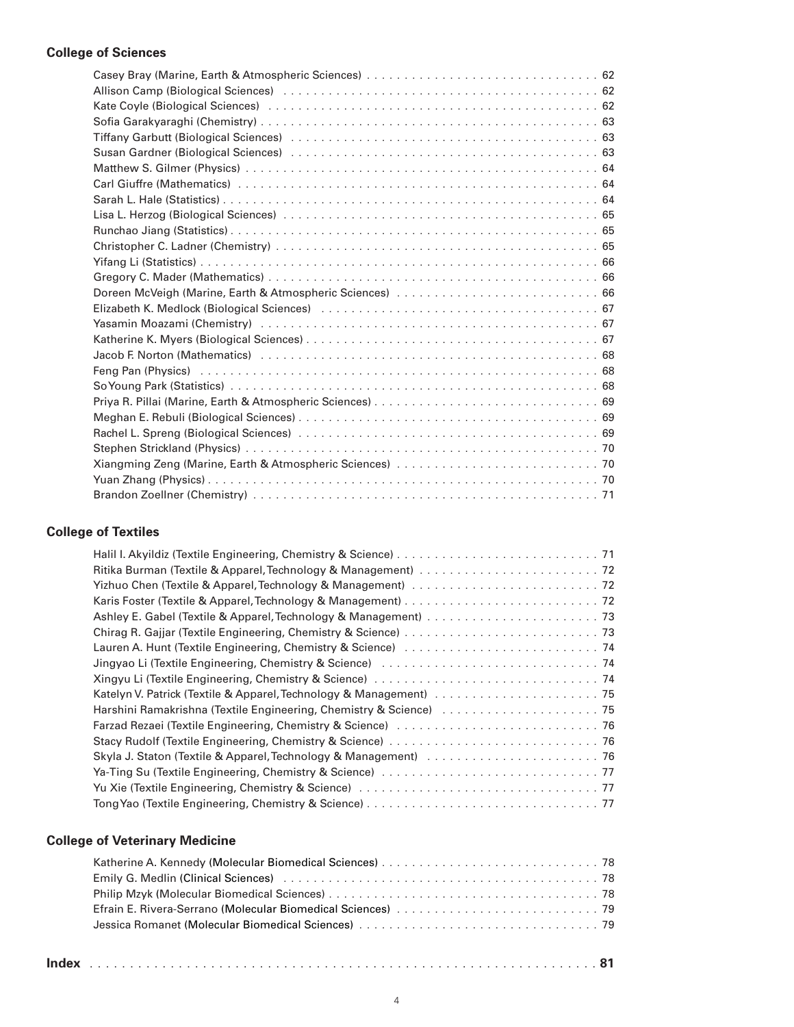## College of Sciences

- Casey Bray (Marine, Earth & Atmospheric Sciences) . . . . . . . . . . . . . . . . . . . . . . . . . . . . . . 62
- Allison Camp (Biological Sciences) . . . . . . . . . . . . . . . . . . . . . . . . . . . . . . . . . . . . . . . . . 62
- Kate Coyle (Biological Sciences) . . . . . . . . . . . . . . . . . . . . . . . . . . . . . . . . . . . . . . . . . . 62
- Sofia Garakyaraghi (Chemistry) . . . . . . . . . . . . . . . . . . . . . . . . . . . . . . . . . . . . . . . . . . . 63
- Tiffany Garbutt (Biological Sciences) . . . . . . . . . . . . . . . . . . . . . . . . . . . . . . . . . . . . . . . 63
- Susan Gardner (Biological Sciences) . . . . . . . . . . . . . . . . . . . . . . . . . . . . . . . . . . . . . . . 63
- Matthew S. Gilmer (Physics) . . . . . . . . . . . . . . . . . . . . . . . . . . . . . . . . . . . . . . . . . . . . . 64
- Carl Giuffre (Mathematics) . . . . . . . . . . . . . . . . . . . . . . . . . . . . . . . . . . . . . . . . . . . . . . 64
- Sarah L. Hale (Statistics) . . . . . . . . . . . . . . . . . . . . . . . . . . . . . . . . . . . . . . . . . . . . . . . 64
- Lisa L. Herzog (Biological Sciences) . . . . . . . . . . . . . . . . . . . . . . . . . . . . . . . . . . . . . . . . 65
- Runchao Jiang (Statistics) . . . . . . . . . . . . . . . . . . . . . . . . . . . . . . . . . . . . . . . . . . . . . . . 65
- Christopher C. Ladner (Chemistry) . . . . . . . . . . . . . . . . . . . . . . . . . . . . . . . . . . . . . . . . . 65
- Yifang Li (Statistics) . . . . . . . . . . . . . . . . . . . . . . . . . . . . . . . . . . . . . . . . . . . . . . . . . . . 66
- Gregory C. Mader (Mathematics) . . . . . . . . . . . . . . . . . . . . . . . . . . . . . . . . . . . . . . . . . . . 66
- Doreen McVeigh (Marine, Earth & Atmospheric Sciences) . . . . . . . . . . . . . . . . . . . . . . . . . . . 66
- Elizabeth K. Medlock (Biological Sciences) . . . . . . . . . . . . . . . . . . . . . . . . . . . . . . . . . . . . 67
- Yasamin Moazami (Chemistry) . . . . . . . . . . . . . . . . . . . . . . . . . . . . . . . . . . . . . . . . . . . . 67
- Katherine K. Myers (Biological Sciences) . . . . . . . . . . . . . . . . . . . . . . . . . . . . . . . . . . . . . . 67
- Jacob F. Norton (Mathematics) . . . . . . . . . . . . . . . . . . . . . . . . . . . . . . . . . . . . . . . . . . . . 68
- Feng Pan (Physics) . . . . . . . . . . . . . . . . . . . . . . . . . . . . . . . . . . . . . . . . . . . . . . . . . . . . 68
- SoYoung Park (Statistics) . . . . . . . . . . . . . . . . . . . . . . . . . . . . . . . . . . . . . . . . . . . . . . . . 68
- Priya R. Pillai (Marine, Earth & Atmospheric Sciences) . . . . . . . . . . . . . . . . . . . . . . . . . . . . . 69
- Meghan E. Rebuli (Biological Sciences) . . . . . . . . . . . . . . . . . . . . . . . . . . . . . . . . . . . . . . . 69
- Rachel L. Spreng (Biological Sciences) . . . . . . . . . . . . . . . . . . . . . . . . . . . . . . . . . . . . . . . 69
- Stephen Strickland (Physics) . . . . . . . . . . . . . . . . . . . . . . . . . . . . . . . . . . . . . . . . . . . . . . 70
- Xiangming Zeng (Marine, Earth & Atmospheric Sciences) . . . . . . . . . . . . . . . . . . . . . . . . . . . 70
- Yuan Zhang (Physics) . . . . . . . . . . . . . . . . . . . . . . . . . . . . . . . . . . . . . . . . . . . . . . . . . . . 70
- Brandon Zoellner (Chemistry) . . . . . . . . . . . . . . . . . . . . . . . . . . . . . . . . . . . . . . . . . . . . . 71

## College of Textiles

- Halil I. Akyildiz (Textile Engineering, Chemistry & Science) . . . . . . . . . . . . . . . . . . . . . . . . . . 71
- Ritika Burman (Textile & Apparel, Technology & Management) . . . . . . . . . . . . . . . . . . . . . . . . 72
- Yizhuo Chen (Textile & Apparel, Technology & Management) . . . . . . . . . . . . . . . . . . . . . . . . . 72
- Karis Foster (Textile & Apparel, Technology & Management) . . . . . . . . . . . . . . . . . . . . . . . . . 72
- Ashley E. Gabel (Textile & Apparel, Technology & Management) . . . . . . . . . . . . . . . . . . . . . . . 73
- Chirag R. Gajjar (Textile Engineering, Chemistry & Science) . . . . . . . . . . . . . . . . . . . . . . . . . . 73
- Lauren A. Hunt (Textile Engineering, Chemistry & Science) . . . . . . . . . . . . . . . . . . . . . . . . . . 74
- Jingyao Li (Textile Engineering, Chemistry & Science) . . . . . . . . . . . . . . . . . . . . . . . . . . . . . 74
- Xingyu Li (Textile Engineering, Chemistry & Science) . . . . . . . . . . . . . . . . . . . . . . . . . . . . . . 74
- Katelyn V. Patrick (Textile & Apparel, Technology & Management) . . . . . . . . . . . . . . . . . . . . . . 75
- Harshini Ramakrishna (Textile Engineering, Chemistry & Science) . . . . . . . . . . . . . . . . . . . . . . 75
- Farzad Rezaei (Textile Engineering, Chemistry & Science) . . . . . . . . . . . . . . . . . . . . . . . . . . . 76
- Stacy Rudolf (Textile Engineering, Chemistry & Science) . . . . . . . . . . . . . . . . . . . . . . . . . . . . 76
- Skyla J. Staton (Textile & Apparel, Technology & Management) . . . . . . . . . . . . . . . . . . . . . . . . 76
- Ya-Ting Su (Textile Engineering, Chemistry & Science) . . . . . . . . . . . . . . . . . . . . . . . . . . . . . 77
- Yu Xie (Textile Engineering, Chemistry & Science) . . . . . . . . . . . . . . . . . . . . . . . . . . . . . . . . 77
- Tong Yao (Textile Engineering, Chemistry & Science) . . . . . . . . . . . . . . . . . . . . . . . . . . . . . . 77

## College of Veterinary Medicine

- Katherine A. Kennedy (Molecular Biomedical Sciences) . . . . . . . . . . . . . . . . . . . . . . . . . . . . . 78
- Emily G. Medlin (Clinical Sciences) . . . . . . . . . . . . . . . . . . . . . . . . . . . . . . . . . . . . . . . . . . 78
- Philip Mzyk (Molecular Biomedical Sciences) . . . . . . . . . . . . . . . . . . . . . . . . . . . . . . . . . . . . 78
- Efrain E. Rivera-Serrano (Molecular Biomedical Sciences) . . . . . . . . . . . . . . . . . . . . . . . . . . . 79
- Jessica Romanet (Molecular Biomedical Sciences) . . . . . . . . . . . . . . . . . . . . . . . . . . . . . . . . 79

**Index . . . . . . . . . . . . . . . . . . . . . . . . . . . . . . . . . . . . . . . . . . . . . . . . . . . . . . . . . . . . . 81**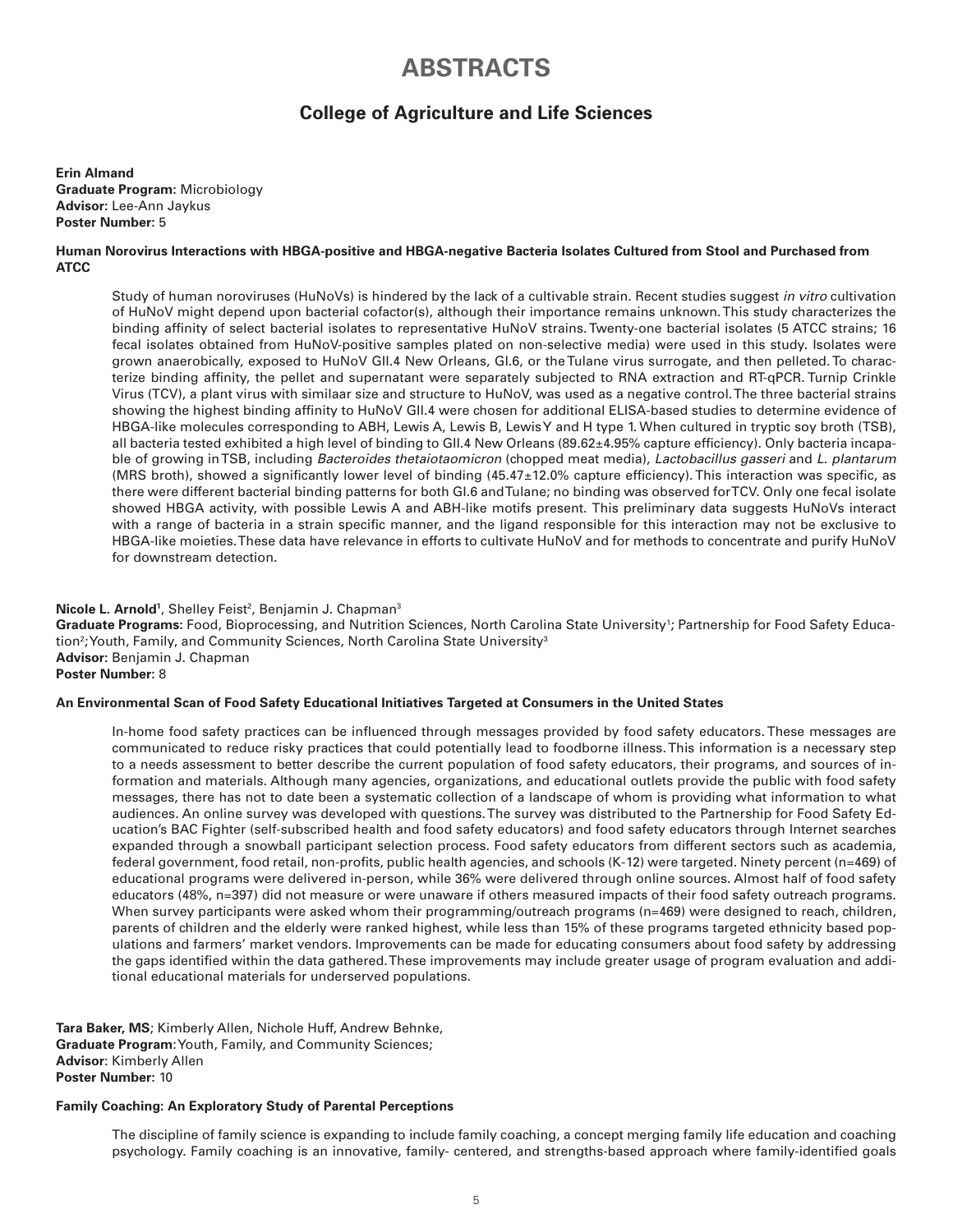# ABSTRACTS

## College of Agriculture and Life Sciences

**Erin Almand**
**Graduate Program:** Microbiology
**Advisor:** Lee-Ann Jaykus
**Poster Number:** 5

**Human Norovirus Interactions with HBGA-positive and HBGA-negative Bacteria Isolates Cultured from Stool and Purchased from ATCC**

Study of human noroviruses (HuNoVs) is hindered by the lack of a cultivable strain. Recent studies suggest *in vitro* cultivation of HuNoV might depend upon bacterial cofactor(s), although their importance remains unknown. This study characterizes the binding affinity of select bacterial isolates to representative HuNoV strains. Twenty-one bacterial isolates (5 ATCC strains; 16 fecal isolates obtained from HuNoV-positive samples plated on non-selective media) were used in this study. Isolates were grown anaerobically, exposed to HuNoV GII.4 New Orleans, GI.6, or the Tulane virus surrogate, and then pelleted. To characterize binding affinity, the pellet and supernatant were separately subjected to RNA extraction and RT-qPCR. Turnip Crinkle Virus (TCV), a plant virus with similaar size and structure to HuNoV, was used as a negative control. The three bacterial strains showing the highest binding affinity to HuNoV GII.4 were chosen for additional ELISA-based studies to determine evidence of HBGA-like molecules corresponding to ABH, Lewis A, Lewis B, Lewis Y and H type 1. When cultured in tryptic soy broth (TSB), all bacteria tested exhibited a high level of binding to GII.4 New Orleans (89.62±4.95% capture efficiency). Only bacteria incapable of growing in TSB, including *Bacteroides thetaiotaomicron* (chopped meat media), *Lactobacillus gasseri* and *L. plantarum* (MRS broth), showed a significantly lower level of binding (45.47±12.0% capture efficiency). This interaction was specific, as there were different bacterial binding patterns for both GI.6 and Tulane; no binding was observed for TCV. Only one fecal isolate showed HBGA activity, with possible Lewis A and ABH-like motifs present. This preliminary data suggests HuNoVs interact with a range of bacteria in a strain specific manner, and the ligand responsible for this interaction may not be exclusive to HBGA-like moieties. These data have relevance in efforts to cultivate HuNoV and for methods to concentrate and purify HuNoV for downstream detection.

**Nicole L. Arnold**[1], Shelley Feist[2], Benjamin J. Chapman[3]
**Graduate Programs:** Food, Bioprocessing, and Nutrition Sciences, North Carolina State University[1]; Partnership for Food Safety Education[2]; Youth, Family, and Community Sciences, North Carolina State University[3]
**Advisor:** Benjamin J. Chapman
**Poster Number:** 8

**An Environmental Scan of Food Safety Educational Initiatives Targeted at Consumers in the United States**

In-home food safety practices can be influenced through messages provided by food safety educators. These messages are communicated to reduce risky practices that could potentially lead to foodborne illness. This information is a necessary step to a needs assessment to better describe the current population of food safety educators, their programs, and sources of information and materials. Although many agencies, organizations, and educational outlets provide the public with food safety messages, there has not to date been a systematic collection of a landscape of whom is providing what information to what audiences. An online survey was developed with questions. The survey was distributed to the Partnership for Food Safety Education's BAC Fighter (self-subscribed health and food safety educators) and food safety educators through Internet searches expanded through a snowball participant selection process. Food safety educators from different sectors such as academia, federal government, food retail, non-profits, public health agencies, and schools (K-12) were targeted. Ninety percent (n=469) of educational programs were delivered in-person, while 36% were delivered through online sources. Almost half of food safety educators (48%, n=397) did not measure or were unaware if others measured impacts of their food safety outreach programs. When survey participants were asked whom their programming/outreach programs (n=469) were designed to reach, children, parents of children and the elderly were ranked highest, while less than 15% of these programs targeted ethnicity based populations and farmers' market vendors. Improvements can be made for educating consumers about food safety by addressing the gaps identified within the data gathered. These improvements may include greater usage of program evaluation and additional educational materials for underserved populations.

**Tara Baker, MS**; Kimberly Allen, Nichole Huff, Andrew Behnke,
**Graduate Program**: Youth, Family, and Community Sciences;
**Advisor**: Kimberly Allen
**Poster Number:** 10

**Family Coaching: An Exploratory Study of Parental Perceptions**

The discipline of family science is expanding to include family coaching, a concept merging family life education and coaching psychology. Family coaching is an innovative, family- centered, and strengths-based approach where family-identified goals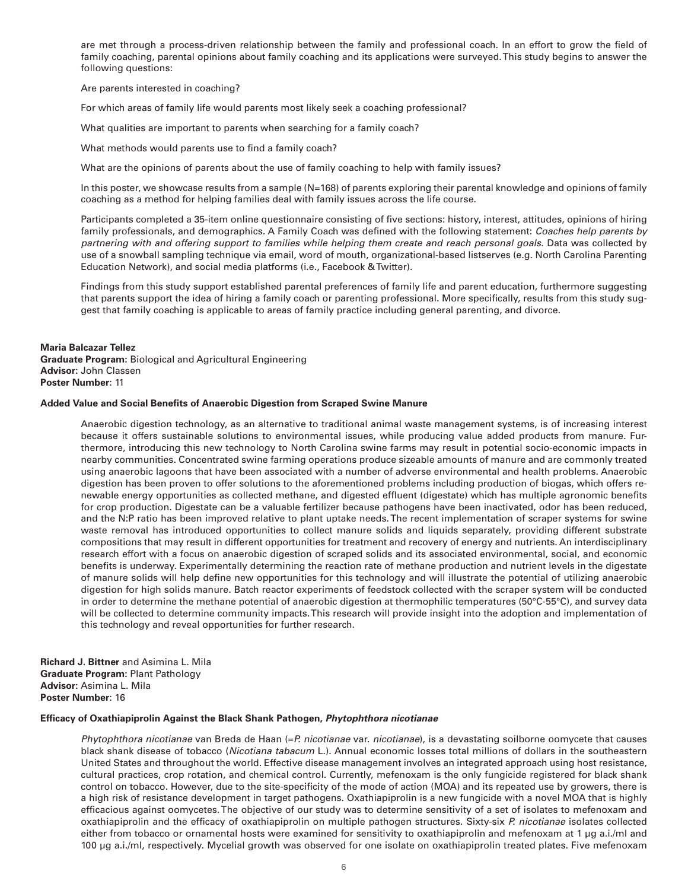are met through a process-driven relationship between the family and professional coach. In an effort to grow the field of family coaching, parental opinions about family coaching and its applications were surveyed. This study begins to answer the following questions:

Are parents interested in coaching?

For which areas of family life would parents most likely seek a coaching professional?

What qualities are important to parents when searching for a family coach?

What methods would parents use to find a family coach?

What are the opinions of parents about the use of family coaching to help with family issues?

In this poster, we showcase results from a sample (N=168) of parents exploring their parental knowledge and opinions of family coaching as a method for helping families deal with family issues across the life course.

Participants completed a 35-item online questionnaire consisting of five sections: history, interest, attitudes, opinions of hiring family professionals, and demographics. A Family Coach was defined with the following statement: *Coaches help parents by partnering with and offering support to families while helping them create and reach personal goals*. Data was collected by use of a snowball sampling technique via email, word of mouth, organizational-based listserves (e.g. North Carolina Parenting Education Network), and social media platforms (i.e., Facebook & Twitter).

Findings from this study support established parental preferences of family life and parent education, furthermore suggesting that parents support the idea of hiring a family coach or parenting professional. More specifically, results from this study suggest that family coaching is applicable to areas of family practice including general parenting, and divorce.

**Maria Balcazar Tellez**
**Graduate Program:** Biological and Agricultural Engineering
**Advisor:** John Classen
**Poster Number:** 11

**Added Value and Social Benefits of Anaerobic Digestion from Scraped Swine Manure**

Anaerobic digestion technology, as an alternative to traditional animal waste management systems, is of increasing interest because it offers sustainable solutions to environmental issues, while producing value added products from manure. Furthermore, introducing this new technology to North Carolina swine farms may result in potential socio-economic impacts in nearby communities. Concentrated swine farming operations produce sizeable amounts of manure and are commonly treated using anaerobic lagoons that have been associated with a number of adverse environmental and health problems. Anaerobic digestion has been proven to offer solutions to the aforementioned problems including production of biogas, which offers renewable energy opportunities as collected methane, and digested effluent (digestate) which has multiple agronomic benefits for crop production. Digestate can be a valuable fertilizer because pathogens have been inactivated, odor has been reduced, and the N:P ratio has been improved relative to plant uptake needs. The recent implementation of scraper systems for swine waste removal has introduced opportunities to collect manure solids and liquids separately, providing different substrate compositions that may result in different opportunities for treatment and recovery of energy and nutrients. An interdisciplinary research effort with a focus on anaerobic digestion of scraped solids and its associated environmental, social, and economic benefits is underway. Experimentally determining the reaction rate of methane production and nutrient levels in the digestate of manure solids will help define new opportunities for this technology and will illustrate the potential of utilizing anaerobic digestion for high solids manure. Batch reactor experiments of feedstock collected with the scraper system will be conducted in order to determine the methane potential of anaerobic digestion at thermophilic temperatures (50°C-55°C), and survey data will be collected to determine community impacts. This research will provide insight into the adoption and implementation of this technology and reveal opportunities for further research.

**Richard J. Bittner** and Asimina L. Mila
**Graduate Program:** Plant Pathology
**Advisor:** Asimina L. Mila
**Poster Number:** 16

**Efficacy of Oxathiapiprolin Against the Black Shank Pathogen, *Phytophthora nicotianae***

*Phytophthora nicotianae* van Breda de Haan (=*P. nicotianae* var. *nicotianae*), is a devastating soilborne oomycete that causes black shank disease of tobacco (*Nicotiana tabacum* L.). Annual economic losses total millions of dollars in the southeastern United States and throughout the world. Effective disease management involves an integrated approach using host resistance, cultural practices, crop rotation, and chemical control. Currently, mefenoxam is the only fungicide registered for black shank control on tobacco. However, due to the site-specificity of the mode of action (MOA) and its repeated use by growers, there is a high risk of resistance development in target pathogens. Oxathiapiprolin is a new fungicide with a novel MOA that is highly efficacious against oomycetes. The objective of our study was to determine sensitivity of a set of isolates to mefenoxam and oxathiapiprolin and the efficacy of oxathiapiprolin on multiple pathogen structures. Sixty-six *P. nicotianae* isolates collected either from tobacco or ornamental hosts were examined for sensitivity to oxathiapiprolin and mefenoxam at 1 µg a.i./ml and 100 µg a.i./ml, respectively. Mycelial growth was observed for one isolate on oxathiapiprolin treated plates. Five mefenoxam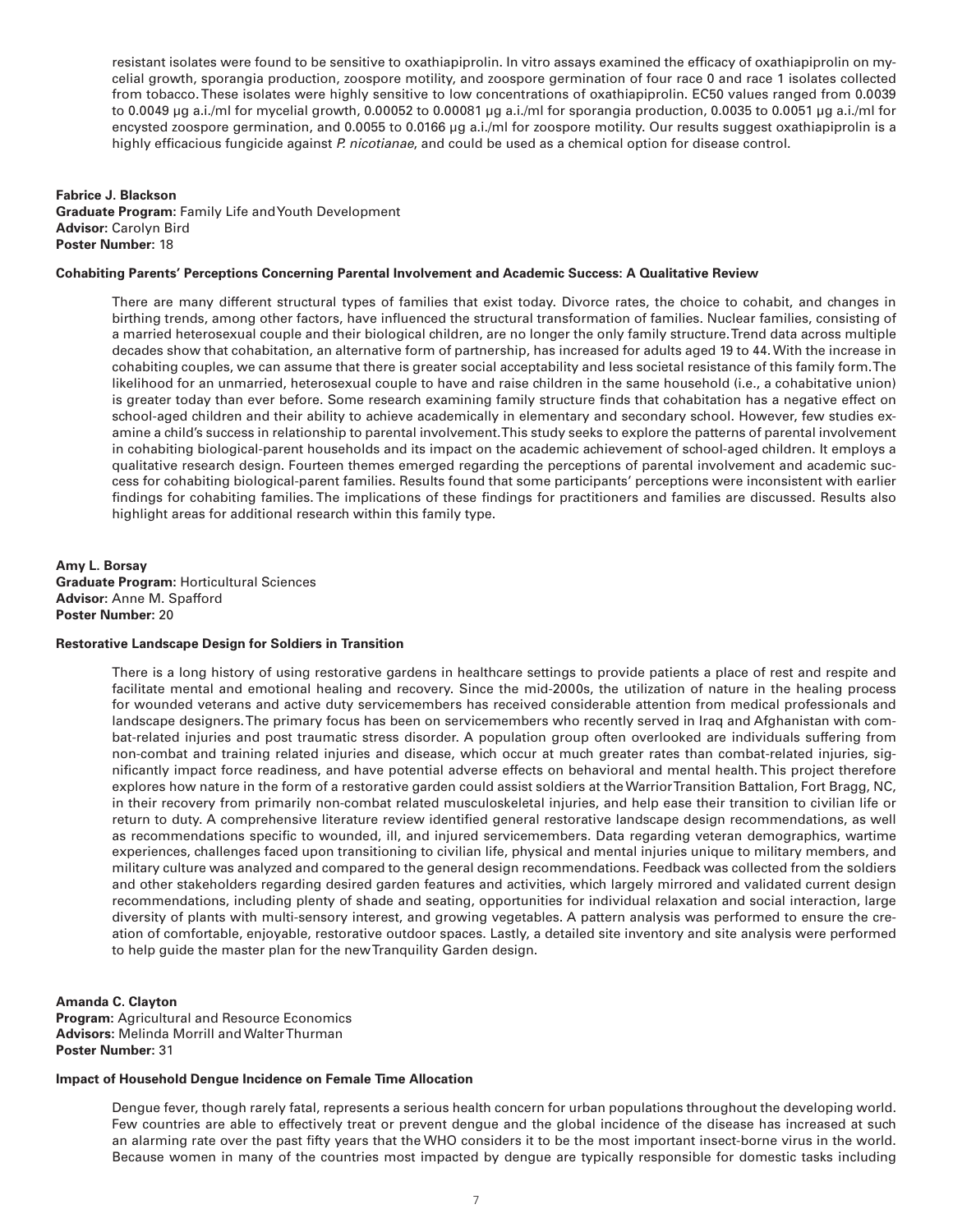resistant isolates were found to be sensitive to oxathiapiprolin. In vitro assays examined the efficacy of oxathiapiprolin on mycelial growth, sporangia production, zoospore motility, and zoospore germination of four race 0 and race 1 isolates collected from tobacco. These isolates were highly sensitive to low concentrations of oxathiapiprolin. EC50 values ranged from 0.0039 to 0.0049 µg a.i./ml for mycelial growth, 0.00052 to 0.00081 µg a.i./ml for sporangia production, 0.0035 to 0.0051 µg a.i./ml for encysted zoospore germination, and 0.0055 to 0.0166 µg a.i./ml for zoospore motility. Our results suggest oxathiapiprolin is a highly efficacious fungicide against *P. nicotianae*, and could be used as a chemical option for disease control.

**Fabrice J. Blackson**
**Graduate Program:** Family Life and Youth Development
**Advisor:** Carolyn Bird
**Poster Number:** 18

**Cohabiting Parents' Perceptions Concerning Parental Involvement and Academic Success: A Qualitative Review**

There are many different structural types of families that exist today. Divorce rates, the choice to cohabit, and changes in birthing trends, among other factors, have influenced the structural transformation of families. Nuclear families, consisting of a married heterosexual couple and their biological children, are no longer the only family structure. Trend data across multiple decades show that cohabitation, an alternative form of partnership, has increased for adults aged 19 to 44. With the increase in cohabiting couples, we can assume that there is greater social acceptability and less societal resistance of this family form. The likelihood for an unmarried, heterosexual couple to have and raise children in the same household (i.e., a cohabitative union) is greater today than ever before. Some research examining family structure finds that cohabitation has a negative effect on school-aged children and their ability to achieve academically in elementary and secondary school. However, few studies examine a child's success in relationship to parental involvement. This study seeks to explore the patterns of parental involvement in cohabiting biological-parent households and its impact on the academic achievement of school-aged children. It employs a qualitative research design. Fourteen themes emerged regarding the perceptions of parental involvement and academic success for cohabiting biological-parent families. Results found that some participants' perceptions were inconsistent with earlier findings for cohabiting families. The implications of these findings for practitioners and families are discussed. Results also highlight areas for additional research within this family type.

**Amy L. Borsay**
**Graduate Program:** Horticultural Sciences
**Advisor:** Anne M. Spafford
**Poster Number:** 20

**Restorative Landscape Design for Soldiers in Transition**

There is a long history of using restorative gardens in healthcare settings to provide patients a place of rest and respite and facilitate mental and emotional healing and recovery. Since the mid-2000s, the utilization of nature in the healing process for wounded veterans and active duty servicemembers has received considerable attention from medical professionals and landscape designers. The primary focus has been on servicemembers who recently served in Iraq and Afghanistan with combat-related injuries and post traumatic stress disorder. A population group often overlooked are individuals suffering from non-combat and training related injuries and disease, which occur at much greater rates than combat-related injuries, significantly impact force readiness, and have potential adverse effects on behavioral and mental health. This project therefore explores how nature in the form of a restorative garden could assist soldiers at the Warrior Transition Battalion, Fort Bragg, NC, in their recovery from primarily non-combat related musculoskeletal injuries, and help ease their transition to civilian life or return to duty. A comprehensive literature review identified general restorative landscape design recommendations, as well as recommendations specific to wounded, ill, and injured servicemembers. Data regarding veteran demographics, wartime experiences, challenges faced upon transitioning to civilian life, physical and mental injuries unique to military members, and military culture was analyzed and compared to the general design recommendations. Feedback was collected from the soldiers and other stakeholders regarding desired garden features and activities, which largely mirrored and validated current design recommendations, including plenty of shade and seating, opportunities for individual relaxation and social interaction, large diversity of plants with multi-sensory interest, and growing vegetables. A pattern analysis was performed to ensure the creation of comfortable, enjoyable, restorative outdoor spaces. Lastly, a detailed site inventory and site analysis were performed to help guide the master plan for the new Tranquility Garden design.

**Amanda C. Clayton**
**Program:** Agricultural and Resource Economics
**Advisors:** Melinda Morrill and Walter Thurman
**Poster Number:** 31

**Impact of Household Dengue Incidence on Female Time Allocation**

Dengue fever, though rarely fatal, represents a serious health concern for urban populations throughout the developing world. Few countries are able to effectively treat or prevent dengue and the global incidence of the disease has increased at such an alarming rate over the past fifty years that the WHO considers it to be the most important insect-borne virus in the world. Because women in many of the countries most impacted by dengue are typically responsible for domestic tasks including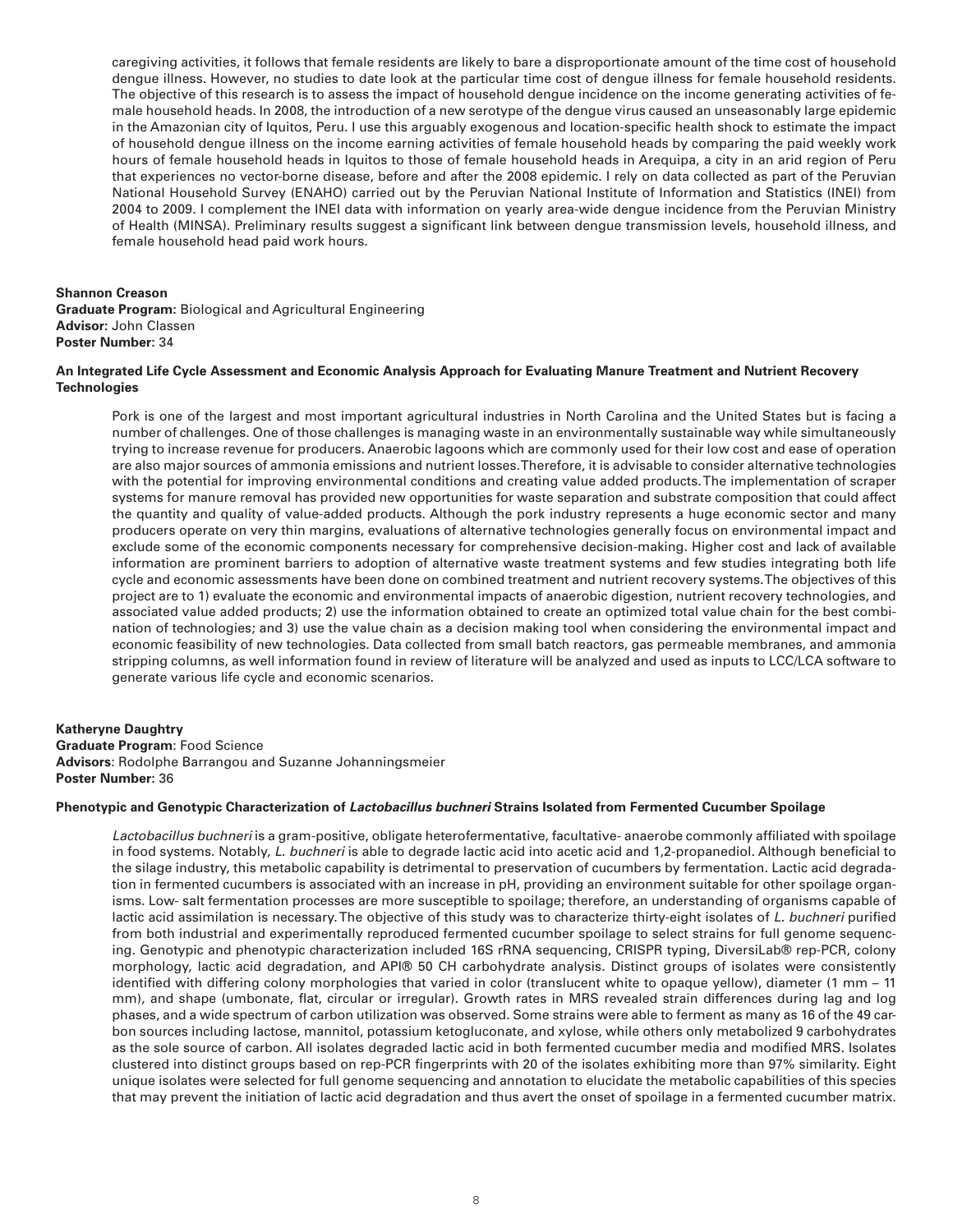caregiving activities, it follows that female residents are likely to bare a disproportionate amount of the time cost of household dengue illness. However, no studies to date look at the particular time cost of dengue illness for female household residents. The objective of this research is to assess the impact of household dengue incidence on the income generating activities of female household heads. In 2008, the introduction of a new serotype of the dengue virus caused an unseasonably large epidemic in the Amazonian city of Iquitos, Peru. I use this arguably exogenous and location-specific health shock to estimate the impact of household dengue illness on the income earning activities of female household heads by comparing the paid weekly work hours of female household heads in Iquitos to those of female household heads in Arequipa, a city in an arid region of Peru that experiences no vector-borne disease, before and after the 2008 epidemic. I rely on data collected as part of the Peruvian National Household Survey (ENAHO) carried out by the Peruvian National Institute of Information and Statistics (INEI) from 2004 to 2009. I complement the INEI data with information on yearly area-wide dengue incidence from the Peruvian Ministry of Health (MINSA). Preliminary results suggest a significant link between dengue transmission levels, household illness, and female household head paid work hours.

**Shannon Creason**
**Graduate Program:** Biological and Agricultural Engineering
**Advisor:** John Classen
**Poster Number:** 34

**An Integrated Life Cycle Assessment and Economic Analysis Approach for Evaluating Manure Treatment and Nutrient Recovery Technologies**

Pork is one of the largest and most important agricultural industries in North Carolina and the United States but is facing a number of challenges. One of those challenges is managing waste in an environmentally sustainable way while simultaneously trying to increase revenue for producers. Anaerobic lagoons which are commonly used for their low cost and ease of operation are also major sources of ammonia emissions and nutrient losses. Therefore, it is advisable to consider alternative technologies with the potential for improving environmental conditions and creating value added products. The implementation of scraper systems for manure removal has provided new opportunities for waste separation and substrate composition that could affect the quantity and quality of value-added products. Although the pork industry represents a huge economic sector and many producers operate on very thin margins, evaluations of alternative technologies generally focus on environmental impact and exclude some of the economic components necessary for comprehensive decision-making. Higher cost and lack of available information are prominent barriers to adoption of alternative waste treatment systems and few studies integrating both life cycle and economic assessments have been done on combined treatment and nutrient recovery systems. The objectives of this project are to 1) evaluate the economic and environmental impacts of anaerobic digestion, nutrient recovery technologies, and associated value added products; 2) use the information obtained to create an optimized total value chain for the best combination of technologies; and 3) use the value chain as a decision making tool when considering the environmental impact and economic feasibility of new technologies. Data collected from small batch reactors, gas permeable membranes, and ammonia stripping columns, as well information found in review of literature will be analyzed and used as inputs to LCC/LCA software to generate various life cycle and economic scenarios.

**Katheryne Daughtry**
**Graduate Program**: Food Science
**Advisors**: Rodolphe Barrangou and Suzanne Johanningsmeier
**Poster Number:** 36

**Phenotypic and Genotypic Characterization of *Lactobacillus buchneri* Strains Isolated from Fermented Cucumber Spoilage**

*Lactobacillus buchneri* is a gram-positive, obligate heterofermentative, facultative- anaerobe commonly affiliated with spoilage in food systems. Notably, *L. buchneri* is able to degrade lactic acid into acetic acid and 1,2-propanediol. Although beneficial to the silage industry, this metabolic capability is detrimental to preservation of cucumbers by fermentation. Lactic acid degradation in fermented cucumbers is associated with an increase in pH, providing an environment suitable for other spoilage organisms. Low- salt fermentation processes are more susceptible to spoilage; therefore, an understanding of organisms capable of lactic acid assimilation is necessary. The objective of this study was to characterize thirty-eight isolates of *L. buchneri* purified from both industrial and experimentally reproduced fermented cucumber spoilage to select strains for full genome sequencing. Genotypic and phenotypic characterization included 16S rRNA sequencing, CRISPR typing, DiversiLab® rep-PCR, colony morphology, lactic acid degradation, and API® 50 CH carbohydrate analysis. Distinct groups of isolates were consistently identified with differing colony morphologies that varied in color (translucent white to opaque yellow), diameter (1 mm – 11 mm), and shape (umbonate, flat, circular or irregular). Growth rates in MRS revealed strain differences during lag and log phases, and a wide spectrum of carbon utilization was observed. Some strains were able to ferment as many as 16 of the 49 carbon sources including lactose, mannitol, potassium ketogluconate, and xylose, while others only metabolized 9 carbohydrates as the sole source of carbon. All isolates degraded lactic acid in both fermented cucumber media and modified MRS. Isolates clustered into distinct groups based on rep-PCR fingerprints with 20 of the isolates exhibiting more than 97% similarity. Eight unique isolates were selected for full genome sequencing and annotation to elucidate the metabolic capabilities of this species that may prevent the initiation of lactic acid degradation and thus avert the onset of spoilage in a fermented cucumber matrix.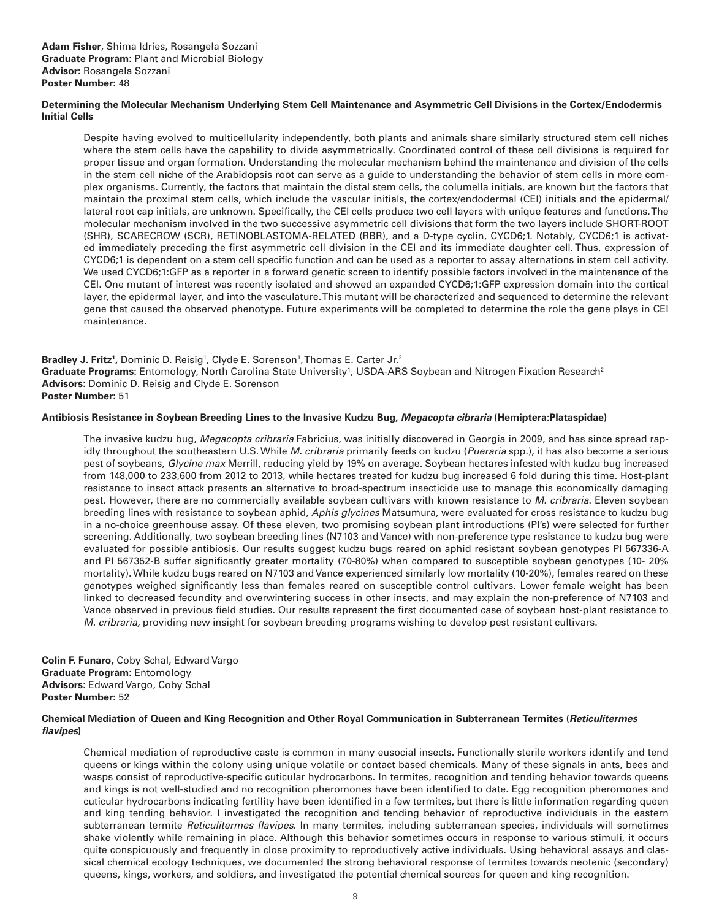**Adam Fisher**, Shima Idries, Rosangela Sozzani
**Graduate Program:** Plant and Microbial Biology
**Advisor:** Rosangela Sozzani
**Poster Number:** 48

**Determining the Molecular Mechanism Underlying Stem Cell Maintenance and Asymmetric Cell Divisions in the Cortex/Endodermis Initial Cells**

Despite having evolved to multicellularity independently, both plants and animals share similarly structured stem cell niches where the stem cells have the capability to divide asymmetrically. Coordinated control of these cell divisions is required for proper tissue and organ formation. Understanding the molecular mechanism behind the maintenance and division of the cells in the stem cell niche of the Arabidopsis root can serve as a guide to understanding the behavior of stem cells in more complex organisms. Currently, the factors that maintain the distal stem cells, the columella initials, are known but the factors that maintain the proximal stem cells, which include the vascular initials, the cortex/endodermal (CEI) initials and the epidermal/lateral root cap initials, are unknown. Specifically, the CEI cells produce two cell layers with unique features and functions. The molecular mechanism involved in the two successive asymmetric cell divisions that form the two layers include SHORT-ROOT (SHR), SCARECROW (SCR), RETINOBLASTOMA-RELATED (RBR), and a D-type cyclin, CYCD6;1. Notably, CYCD6;1 is activated immediately preceding the first asymmetric cell division in the CEI and its immediate daughter cell. Thus, expression of CYCD6;1 is dependent on a stem cell specific function and can be used as a reporter to assay alternations in stem cell activity. We used CYCD6;1:GFP as a reporter in a forward genetic screen to identify possible factors involved in the maintenance of the CEI. One mutant of interest was recently isolated and showed an expanded CYCD6;1:GFP expression domain into the cortical layer, the epidermal layer, and into the vasculature. This mutant will be characterized and sequenced to determine the relevant gene that caused the observed phenotype. Future experiments will be completed to determine the role the gene plays in CEI maintenance.

**Bradley J. Fritz[1],** Dominic D. Reisig[1], Clyde E. Sorenson[1], Thomas E. Carter Jr.[2]
**Graduate Programs:** Entomology, North Carolina State University[1], USDA-ARS Soybean and Nitrogen Fixation Research[2]
**Advisors:** Dominic D. Reisig and Clyde E. Sorenson
**Poster Number:** 51

**Antibiosis Resistance in Soybean Breeding Lines to the Invasive Kudzu Bug, *Megacopta cibraria* (Hemiptera:Plataspidae)**

The invasive kudzu bug, *Megacopta cribraria* Fabricius, was initially discovered in Georgia in 2009, and has since spread rapidly throughout the southeastern U.S. While *M. cribraria* primarily feeds on kudzu (*Pueraria* spp.), it has also become a serious pest of soybeans, *Glycine max* Merrill, reducing yield by 19% on average. Soybean hectares infested with kudzu bug increased from 148,000 to 233,600 from 2012 to 2013, while hectares treated for kudzu bug increased 6 fold during this time. Host-plant resistance to insect attack presents an alternative to broad-spectrum insecticide use to manage this economically damaging pest. However, there are no commercially available soybean cultivars with known resistance to *M. cribraria*. Eleven soybean breeding lines with resistance to soybean aphid, *Aphis glycines* Matsumura, were evaluated for cross resistance to kudzu bug in a no-choice greenhouse assay. Of these eleven, two promising soybean plant introductions (PI's) were selected for further screening. Additionally, two soybean breeding lines (N7103 and Vance) with non-preference type resistance to kudzu bug were evaluated for possible antibiosis. Our results suggest kudzu bugs reared on aphid resistant soybean genotypes PI 567336-A and PI 567352-B suffer significantly greater mortality (70-80%) when compared to susceptible soybean genotypes (10- 20% mortality). While kudzu bugs reared on N7103 and Vance experienced similarly low mortality (10-20%), females reared on these genotypes weighed significantly less than females reared on susceptible control cultivars. Lower female weight has been linked to decreased fecundity and overwintering success in other insects, and may explain the non-preference of N7103 and Vance observed in previous field studies. Our results represent the first documented case of soybean host-plant resistance to *M. cribraria,* providing new insight for soybean breeding programs wishing to develop pest resistant cultivars.

**Colin F. Funaro,** Coby Schal, Edward Vargo
**Graduate Program:** Entomology
**Advisors:** Edward Vargo, Coby Schal
**Poster Number:** 52

**Chemical Mediation of Queen and King Recognition and Other Royal Communication in Subterranean Termites (*Reticulitermes flavipes*)**

Chemical mediation of reproductive caste is common in many eusocial insects. Functionally sterile workers identify and tend queens or kings within the colony using unique volatile or contact based chemicals. Many of these signals in ants, bees and wasps consist of reproductive-specific cuticular hydrocarbons. In termites, recognition and tending behavior towards queens and kings is not well-studied and no recognition pheromones have been identified to date. Egg recognition pheromones and cuticular hydrocarbons indicating fertility have been identified in a few termites, but there is little information regarding queen and king tending behavior. I investigated the recognition and tending behavior of reproductive individuals in the eastern subterranean termite *Reticulitermes flavipes*. In many termites, including subterranean species, individuals will sometimes shake violently while remaining in place. Although this behavior sometimes occurs in response to various stimuli, it occurs quite conspicuously and frequently in close proximity to reproductively active individuals. Using behavioral assays and classical chemical ecology techniques, we documented the strong behavioral response of termites towards neotenic (secondary) queens, kings, workers, and soldiers, and investigated the potential chemical sources for queen and king recognition.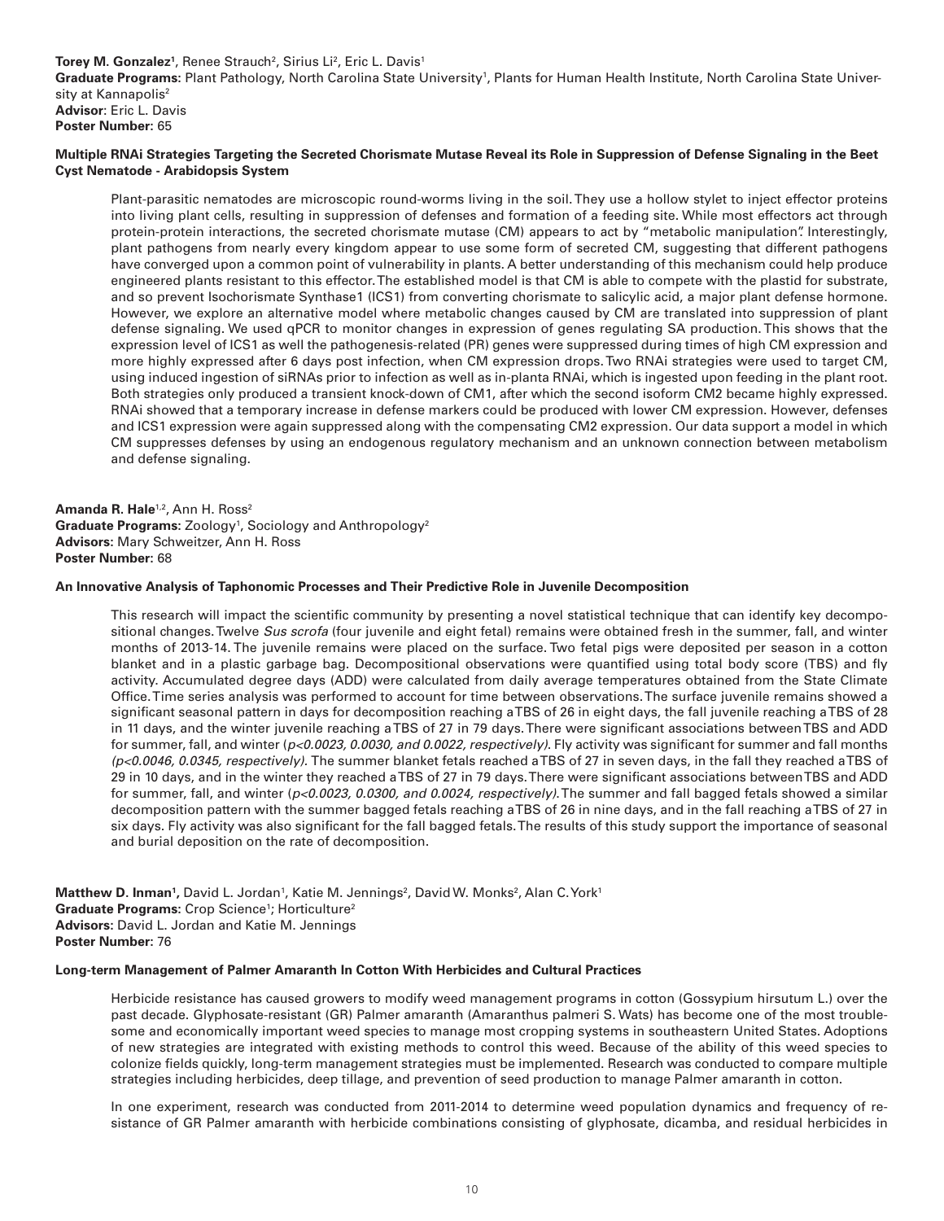**Torey M. Gonzalez**[1], Renee Strauch[2], Sirius Li[2], Eric L. Davis[1]
**Graduate Programs:** Plant Pathology, North Carolina State University[1], Plants for Human Health Institute, North Carolina State University at Kannapolis[2]
**Advisor**: Eric L. Davis
**Poster Number:** 65

**Multiple RNAi Strategies Targeting the Secreted Chorismate Mutase Reveal its Role in Suppression of Defense Signaling in the Beet Cyst Nematode - Arabidopsis System**

Plant-parasitic nematodes are microscopic round-worms living in the soil. They use a hollow stylet to inject effector proteins into living plant cells, resulting in suppression of defenses and formation of a feeding site. While most effectors act through protein-protein interactions, the secreted chorismate mutase (CM) appears to act by "metabolic manipulation". Interestingly, plant pathogens from nearly every kingdom appear to use some form of secreted CM, suggesting that different pathogens have converged upon a common point of vulnerability in plants. A better understanding of this mechanism could help produce engineered plants resistant to this effector. The established model is that CM is able to compete with the plastid for substrate, and so prevent Isochorismate Synthase1 (ICS1) from converting chorismate to salicylic acid, a major plant defense hormone. However, we explore an alternative model where metabolic changes caused by CM are translated into suppression of plant defense signaling. We used qPCR to monitor changes in expression of genes regulating SA production. This shows that the expression level of ICS1 as well the pathogenesis-related (PR) genes were suppressed during times of high CM expression and more highly expressed after 6 days post infection, when CM expression drops. Two RNAi strategies were used to target CM, using induced ingestion of siRNAs prior to infection as well as in-planta RNAi, which is ingested upon feeding in the plant root. Both strategies only produced a transient knock-down of CM1, after which the second isoform CM2 became highly expressed. RNAi showed that a temporary increase in defense markers could be produced with lower CM expression. However, defenses and ICS1 expression were again suppressed along with the compensating CM2 expression. Our data support a model in which CM suppresses defenses by using an endogenous regulatory mechanism and an unknown connection between metabolism and defense signaling.

**Amanda R. Hale**[1,2], Ann H. Ross[2]
**Graduate Programs:** Zoology[1], Sociology and Anthropology[2]
**Advisors:** Mary Schweitzer, Ann H. Ross
**Poster Number:** 68

**An Innovative Analysis of Taphonomic Processes and Their Predictive Role in Juvenile Decomposition**

This research will impact the scientific community by presenting a novel statistical technique that can identify key decompositional changes. Twelve *Sus scrofa* (four juvenile and eight fetal) remains were obtained fresh in the summer, fall, and winter months of 2013-14. The juvenile remains were placed on the surface. Two fetal pigs were deposited per season in a cotton blanket and in a plastic garbage bag. Decompositional observations were quantified using total body score (TBS) and fly activity. Accumulated degree days (ADD) were calculated from daily average temperatures obtained from the State Climate Office. Time series analysis was performed to account for time between observations. The surface juvenile remains showed a significant seasonal pattern in days for decomposition reaching a TBS of 26 in eight days, the fall juvenile reaching a TBS of 28 in 11 days, and the winter juvenile reaching a TBS of 27 in 79 days. There were significant associations between TBS and ADD for summer, fall, and winter (*p<0.0023, 0.0030, and 0.0022, respectively)*. Fly activity was significant for summer and fall months *(p<0.0046, 0.0345, respectively)*. The summer blanket fetals reached a TBS of 27 in seven days, in the fall they reached a TBS of 29 in 10 days, and in the winter they reached a TBS of 27 in 79 days. There were significant associations between TBS and ADD for summer, fall, and winter (*p<0.0023, 0.0300, and 0.0024, respectively)*. The summer and fall bagged fetals showed a similar decomposition pattern with the summer bagged fetals reaching a TBS of 26 in nine days, and in the fall reaching a TBS of 27 in six days. Fly activity was also significant for the fall bagged fetals. The results of this study support the importance of seasonal and burial deposition on the rate of decomposition.

**Matthew D. Inman**[1], David L. Jordan[1], Katie M. Jennings[2], David W. Monks[2], Alan C. York[1]
**Graduate Programs:** Crop Science[1]; Horticulture[2]
**Advisors:** David L. Jordan and Katie M. Jennings
**Poster Number:** 76

**Long-term Management of Palmer Amaranth In Cotton With Herbicides and Cultural Practices**

Herbicide resistance has caused growers to modify weed management programs in cotton (Gossypium hirsutum L.) over the past decade. Glyphosate-resistant (GR) Palmer amaranth (Amaranthus palmeri S. Wats) has become one of the most troublesome and economically important weed species to manage most cropping systems in southeastern United States. Adoptions of new strategies are integrated with existing methods to control this weed. Because of the ability of this weed species to colonize fields quickly, long-term management strategies must be implemented. Research was conducted to compare multiple strategies including herbicides, deep tillage, and prevention of seed production to manage Palmer amaranth in cotton.

In one experiment, research was conducted from 2011-2014 to determine weed population dynamics and frequency of resistance of GR Palmer amaranth with herbicide combinations consisting of glyphosate, dicamba, and residual herbicides in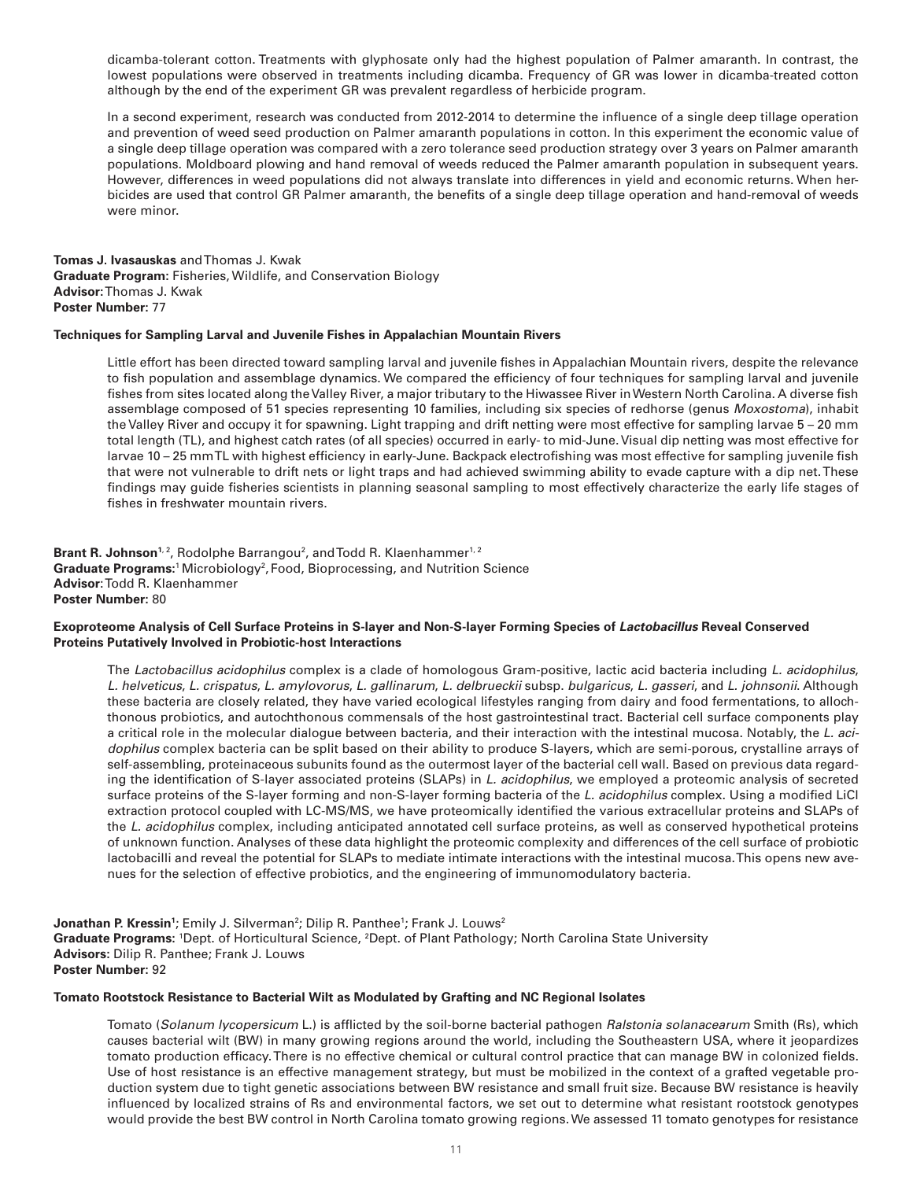dicamba-tolerant cotton. Treatments with glyphosate only had the highest population of Palmer amaranth. In contrast, the lowest populations were observed in treatments including dicamba. Frequency of GR was lower in dicamba-treated cotton although by the end of the experiment GR was prevalent regardless of herbicide program.

In a second experiment, research was conducted from 2012-2014 to determine the influence of a single deep tillage operation and prevention of weed seed production on Palmer amaranth populations in cotton. In this experiment the economic value of a single deep tillage operation was compared with a zero tolerance seed production strategy over 3 years on Palmer amaranth populations. Moldboard plowing and hand removal of weeds reduced the Palmer amaranth population in subsequent years. However, differences in weed populations did not always translate into differences in yield and economic returns. When herbicides are used that control GR Palmer amaranth, the benefits of a single deep tillage operation and hand-removal of weeds were minor.

**Tomas J. Ivasauskas** and Thomas J. Kwak
**Graduate Program:** Fisheries, Wildlife, and Conservation Biology
**Advisor:** Thomas J. Kwak
**Poster Number:** 77

**Techniques for Sampling Larval and Juvenile Fishes in Appalachian Mountain Rivers**

Little effort has been directed toward sampling larval and juvenile fishes in Appalachian Mountain rivers, despite the relevance to fish population and assemblage dynamics. We compared the efficiency of four techniques for sampling larval and juvenile fishes from sites located along the Valley River, a major tributary to the Hiwassee River in Western North Carolina. A diverse fish assemblage composed of 51 species representing 10 families, including six species of redhorse (genus *Moxostoma*), inhabit the Valley River and occupy it for spawning. Light trapping and drift netting were most effective for sampling larvae 5 – 20 mm total length (TL), and highest catch rates (of all species) occurred in early- to mid-June. Visual dip netting was most effective for larvae 10 – 25 mm TL with highest efficiency in early-June. Backpack electrofishing was most effective for sampling juvenile fish that were not vulnerable to drift nets or light traps and had achieved swimming ability to evade capture with a dip net. These findings may guide fisheries scientists in planning seasonal sampling to most effectively characterize the early life stages of fishes in freshwater mountain rivers.

**Brant R. Johnson**[1, 2], Rodolphe Barrangou[2], and Todd R. Klaenhammer[1, 2]
**Graduate Programs:** [1] Microbiology [2], Food, Bioprocessing, and Nutrition Science
**Advisor:** Todd R. Klaenhammer
**Poster Number:** 80

**Exoproteome Analysis of Cell Surface Proteins in S-layer and Non-S-layer Forming Species of *Lactobacillus* Reveal Conserved Proteins Putatively Involved in Probiotic-host Interactions**

The *Lactobacillus acidophilus* complex is a clade of homologous Gram-positive, lactic acid bacteria including *L. acidophilus*, *L. helveticus*, *L. crispatus*, *L. amylovorus*, *L. gallinarum*, *L. delbrueckii* subsp. *bulgaricus*, *L. gasseri*, and *L. johnsonii*. Although these bacteria are closely related, they have varied ecological lifestyles ranging from dairy and food fermentations, to allochthonous probiotics, and autochthonous commensals of the host gastrointestinal tract. Bacterial cell surface components play a critical role in the molecular dialogue between bacteria, and their interaction with the intestinal mucosa. Notably, the *L. acidophilus* complex bacteria can be split based on their ability to produce S-layers, which are semi-porous, crystalline arrays of self-assembling, proteinaceous subunits found as the outermost layer of the bacterial cell wall. Based on previous data regarding the identification of S-layer associated proteins (SLAPs) in *L. acidophilus*, we employed a proteomic analysis of secreted surface proteins of the S-layer forming and non-S-layer forming bacteria of the *L. acidophilus* complex. Using a modified LiCl extraction protocol coupled with LC-MS/MS, we have proteomically identified the various extracellular proteins and SLAPs of the *L. acidophilus* complex, including anticipated annotated cell surface proteins, as well as conserved hypothetical proteins of unknown function. Analyses of these data highlight the proteomic complexity and differences of the cell surface of probiotic lactobacilli and reveal the potential for SLAPs to mediate intimate interactions with the intestinal mucosa. This opens new avenues for the selection of effective probiotics, and the engineering of immunomodulatory bacteria.

**Jonathan P. Kressin**[1]; Emily J. Silverman[2]; Dilip R. Panthee[1]; Frank J. Louws[2]
**Graduate Programs:** [1] Dept. of Horticultural Science, [2] Dept. of Plant Pathology; North Carolina State University
**Advisors:** Dilip R. Panthee; Frank J. Louws
**Poster Number:** 92

**Tomato Rootstock Resistance to Bacterial Wilt as Modulated by Grafting and NC Regional Isolates**

Tomato (*Solanum lycopersicum* L.) is afflicted by the soil-borne bacterial pathogen *Ralstonia solanacearum* Smith (Rs), which causes bacterial wilt (BW) in many growing regions around the world, including the Southeastern USA, where it jeopardizes tomato production efficacy. There is no effective chemical or cultural control practice that can manage BW in colonized fields. Use of host resistance is an effective management strategy, but must be mobilized in the context of a grafted vegetable production system due to tight genetic associations between BW resistance and small fruit size. Because BW resistance is heavily influenced by localized strains of Rs and environmental factors, we set out to determine what resistant rootstock genotypes would provide the best BW control in North Carolina tomato growing regions. We assessed 11 tomato genotypes for resistance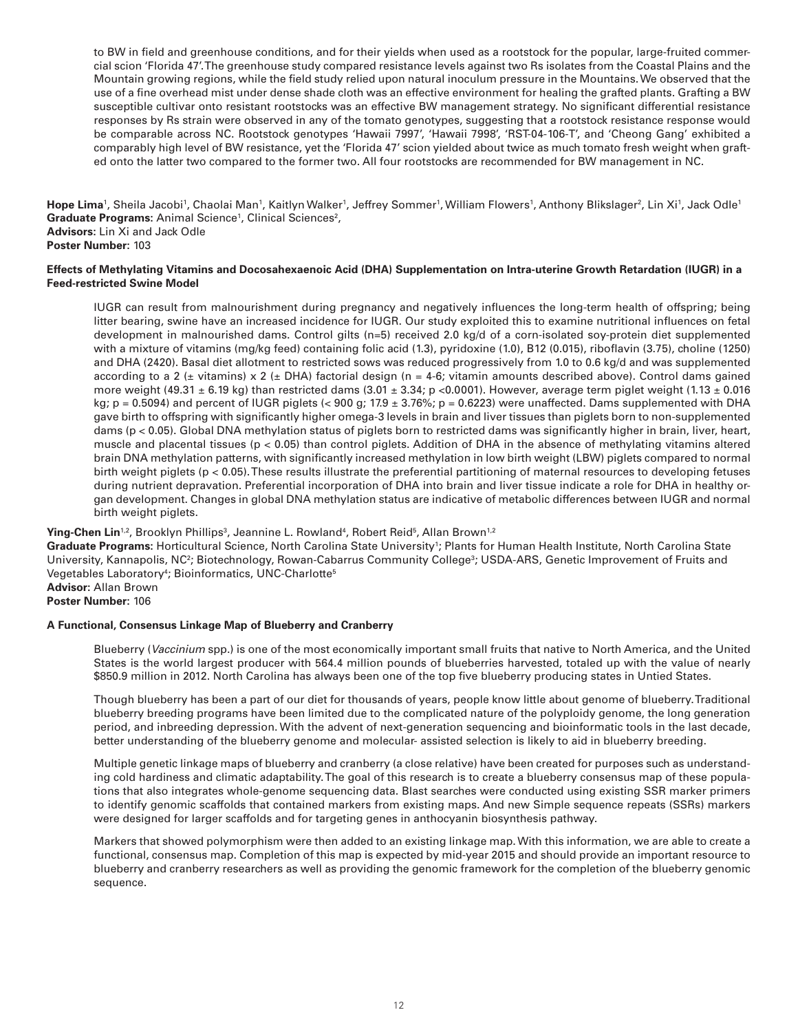to BW in field and greenhouse conditions, and for their yields when used as a rootstock for the popular, large-fruited commercial scion 'Florida 47'. The greenhouse study compared resistance levels against two Rs isolates from the Coastal Plains and the Mountain growing regions, while the field study relied upon natural inoculum pressure in the Mountains. We observed that the use of a fine overhead mist under dense shade cloth was an effective environment for healing the grafted plants. Grafting a BW susceptible cultivar onto resistant rootstocks was an effective BW management strategy. No significant differential resistance responses by Rs strain were observed in any of the tomato genotypes, suggesting that a rootstock resistance response would be comparable across NC. Rootstock genotypes 'Hawaii 7997', 'Hawaii 7998', 'RST-04-106-T', and 'Cheong Gang' exhibited a comparably high level of BW resistance, yet the 'Florida 47' scion yielded about twice as much tomato fresh weight when grafted onto the latter two compared to the former two. All four rootstocks are recommended for BW management in NC.

**Hope Lima**[1], Sheila Jacobi[1], Chaolai Man[1], Kaitlyn Walker[1], Jeffrey Sommer[1], William Flowers[1], Anthony Blikslager[2], Lin Xi[1], Jack Odle[1]
**Graduate Programs:** Animal Science[1], Clinical Sciences[2],
**Advisors:** Lin Xi and Jack Odle
**Poster Number:** 103

**Effects of Methylating Vitamins and Docosahexaenoic Acid (DHA) Supplementation on Intra-uterine Growth Retardation (IUGR) in a Feed-restricted Swine Model**

IUGR can result from malnourishment during pregnancy and negatively influences the long-term health of offspring; being litter bearing, swine have an increased incidence for IUGR. Our study exploited this to examine nutritional influences on fetal development in malnourished dams. Control gilts (n=5) received 2.0 kg/d of a corn-isolated soy-protein diet supplemented with a mixture of vitamins (mg/kg feed) containing folic acid (1.3), pyridoxine (1.0), B12 (0.015), riboflavin (3.75), choline (1250) and DHA (2420). Basal diet allotment to restricted sows was reduced progressively from 1.0 to 0.6 kg/d and was supplemented according to a 2 (± vitamins) x 2 (± DHA) factorial design (n = 4-6; vitamin amounts described above). Control dams gained more weight (49.31 ± 6.19 kg) than restricted dams (3.01 ± 3.34; $p < 0.0001$). However, average term piglet weight (1.13 ± 0.016 kg; $p = 0.5094$) and percent of IUGR piglets (< 900 g; 17.9 ± 3.76%; $p = 0.6223$) were unaffected. Dams supplemented with DHA gave birth to offspring with significantly higher omega-3 levels in brain and liver tissues than piglets born to non-supplemented dams ($p < 0.05$). Global DNA methylation status of piglets born to restricted dams was significantly higher in brain, liver, heart, muscle and placental tissues ($p < 0.05$) than control piglets. Addition of DHA in the absence of methylating vitamins altered brain DNA methylation patterns, with significantly increased methylation in low birth weight (LBW) piglets compared to normal birth weight piglets ($p < 0.05$). These results illustrate the preferential partitioning of maternal resources to developing fetuses during nutrient depravation. Preferential incorporation of DHA into brain and liver tissue indicate a role for DHA in healthy organ development. Changes in global DNA methylation status are indicative of metabolic differences between IUGR and normal birth weight piglets.

**Ying-Chen Lin**[1,2], Brooklyn Phillips[3], Jeannine L. Rowland[4], Robert Reid[5], Allan Brown[1,2]
**Graduate Programs:** Horticultural Science, North Carolina State University[1]; Plants for Human Health Institute, North Carolina State University, Kannapolis, NC[2]; Biotechnology, Rowan-Cabarrus Community College[3]; USDA-ARS, Genetic Improvement of Fruits and Vegetables Laboratory[4]; Bioinformatics, UNC-Charlotte[5]
**Advisor:** Allan Brown
**Poster Number:** 106

**A Functional, Consensus Linkage Map of Blueberry and Cranberry**

Blueberry (*Vaccinium* spp.) is one of the most economically important small fruits that native to North America, and the United States is the world largest producer with 564.4 million pounds of blueberries harvested, totaled up with the value of nearly $850.9 million in 2012. North Carolina has always been one of the top five blueberry producing states in Untied States.

Though blueberry has been a part of our diet for thousands of years, people know little about genome of blueberry. Traditional blueberry breeding programs have been limited due to the complicated nature of the polyploidy genome, the long generation period, and inbreeding depression. With the advent of next-generation sequencing and bioinformatic tools in the last decade, better understanding of the blueberry genome and molecular- assisted selection is likely to aid in blueberry breeding.

Multiple genetic linkage maps of blueberry and cranberry (a close relative) have been created for purposes such as understanding cold hardiness and climatic adaptability. The goal of this research is to create a blueberry consensus map of these populations that also integrates whole-genome sequencing data. Blast searches were conducted using existing SSR marker primers to identify genomic scaffolds that contained markers from existing maps. And new Simple sequence repeats (SSRs) markers were designed for larger scaffolds and for targeting genes in anthocyanin biosynthesis pathway.

Markers that showed polymorphism were then added to an existing linkage map. With this information, we are able to create a functional, consensus map. Completion of this map is expected by mid-year 2015 and should provide an important resource to blueberry and cranberry researchers as well as providing the genomic framework for the completion of the blueberry genomic sequence.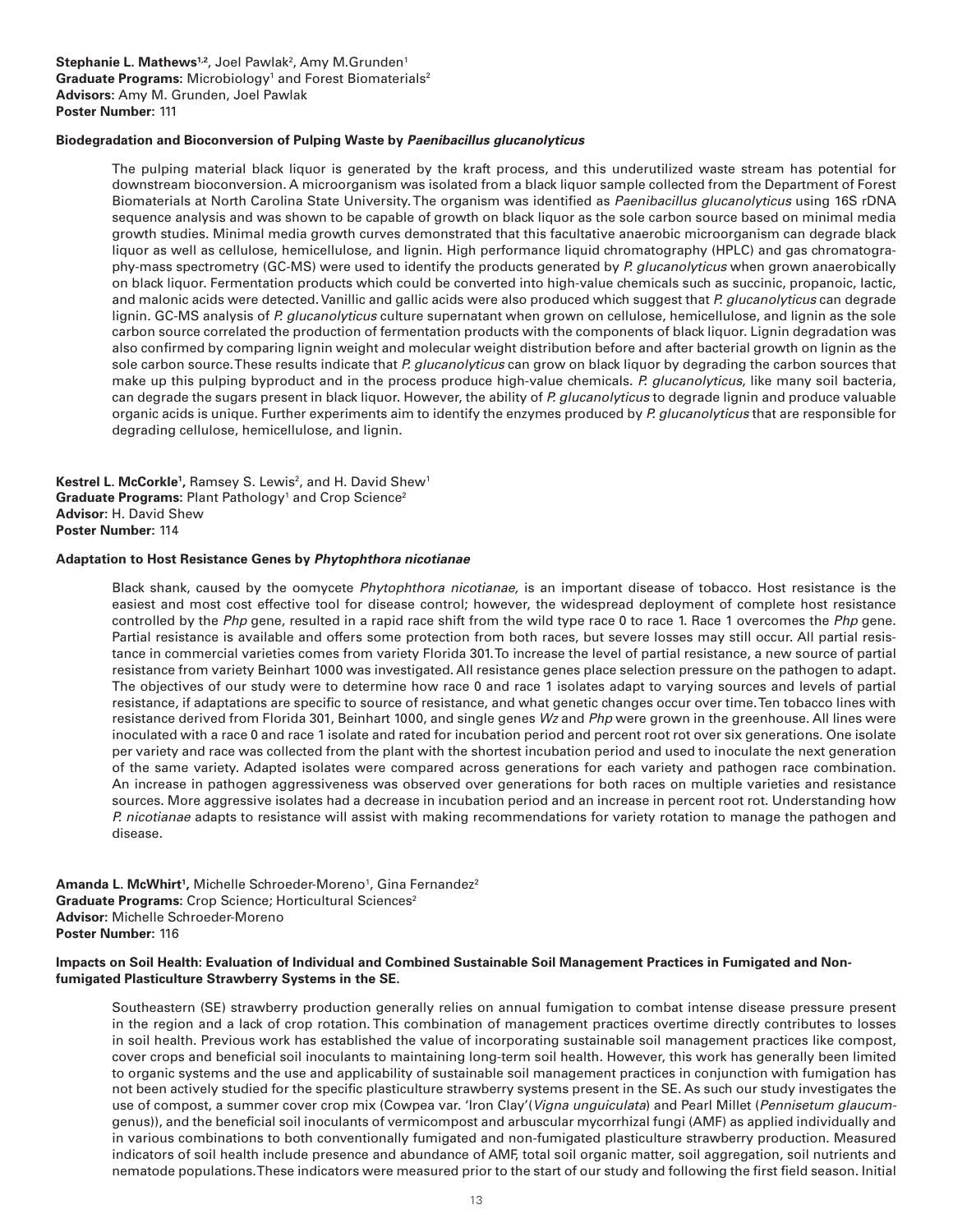**Stephanie L. Mathews[1,2]**, Joel Pawlak[2], Amy M.Grunden[1]
**Graduate Programs:** Microbiology[1] and Forest Biomaterials[2]
**Advisors:** Amy M. Grunden, Joel Pawlak
**Poster Number:** 111

**Biodegradation and Bioconversion of Pulping Waste by *Paenibacillus glucanolyticus***

The pulping material black liquor is generated by the kraft process, and this underutilized waste stream has potential for downstream bioconversion. A microorganism was isolated from a black liquor sample collected from the Department of Forest Biomaterials at North Carolina State University. The organism was identified as *Paenibacillus glucanolyticus* using 16S rDNA sequence analysis and was shown to be capable of growth on black liquor as the sole carbon source based on minimal media growth studies. Minimal media growth curves demonstrated that this facultative anaerobic microorganism can degrade black liquor as well as cellulose, hemicellulose, and lignin. High performance liquid chromatography (HPLC) and gas chromatography-mass spectrometry (GC-MS) were used to identify the products generated by *P. glucanolyticus* when grown anaerobically on black liquor. Fermentation products which could be converted into high-value chemicals such as succinic, propanoic, lactic, and malonic acids were detected. Vanillic and gallic acids were also produced which suggest that *P. glucanolyticus* can degrade lignin. GC-MS analysis of *P. glucanolyticus* culture supernatant when grown on cellulose, hemicellulose, and lignin as the sole carbon source correlated the production of fermentation products with the components of black liquor. Lignin degradation was also confirmed by comparing lignin weight and molecular weight distribution before and after bacterial growth on lignin as the sole carbon source. These results indicate that *P. glucanolyticus* can grow on black liquor by degrading the carbon sources that make up this pulping byproduct and in the process produce high-value chemicals. *P. glucanolyticus*, like many soil bacteria, can degrade the sugars present in black liquor. However, the ability of *P. glucanolyticus* to degrade lignin and produce valuable organic acids is unique. Further experiments aim to identify the enzymes produced by *P. glucanolyticus* that are responsible for degrading cellulose, hemicellulose, and lignin.

**Kestrel L. McCorkle[1]**, Ramsey S. Lewis[2], and H. David Shew[1]
**Graduate Programs:** Plant Pathology[1] and Crop Science[2]
**Advisor:** H. David Shew
**Poster Number:** 114

**Adaptation to Host Resistance Genes by *Phytophthora nicotianae***

Black shank, caused by the oomycete *Phytophthora nicotianae,* is an important disease of tobacco. Host resistance is the easiest and most cost effective tool for disease control; however, the widespread deployment of complete host resistance controlled by the *Php* gene, resulted in a rapid race shift from the wild type race 0 to race 1. Race 1 overcomes the *Php* gene. Partial resistance is available and offers some protection from both races, but severe losses may still occur. All partial resistance in commercial varieties comes from variety Florida 301. To increase the level of partial resistance, a new source of partial resistance from variety Beinhart 1000 was investigated. All resistance genes place selection pressure on the pathogen to adapt. The objectives of our study were to determine how race 0 and race 1 isolates adapt to varying sources and levels of partial resistance, if adaptations are specific to source of resistance, and what genetic changes occur over time. Ten tobacco lines with resistance derived from Florida 301, Beinhart 1000, and single genes *Wz* and *Php* were grown in the greenhouse. All lines were inoculated with a race 0 and race 1 isolate and rated for incubation period and percent root rot over six generations. One isolate per variety and race was collected from the plant with the shortest incubation period and used to inoculate the next generation of the same variety. Adapted isolates were compared across generations for each variety and pathogen race combination. An increase in pathogen aggressiveness was observed over generations for both races on multiple varieties and resistance sources. More aggressive isolates had a decrease in incubation period and an increase in percent root rot. Understanding how *P. nicotianae* adapts to resistance will assist with making recommendations for variety rotation to manage the pathogen and disease.

**Amanda L. McWhirt[1]**, Michelle Schroeder-Moreno[1], Gina Fernandez[2]
**Graduate Programs:** Crop Science; Horticultural Sciences[2]
**Advisor:** Michelle Schroeder-Moreno
**Poster Number:** 116

**Impacts on Soil Health: Evaluation of Individual and Combined Sustainable Soil Management Practices in Fumigated and Non-fumigated Plasticulture Strawberry Systems in the SE.**

Southeastern (SE) strawberry production generally relies on annual fumigation to combat intense disease pressure present in the region and a lack of crop rotation. This combination of management practices overtime directly contributes to losses in soil health. Previous work has established the value of incorporating sustainable soil management practices like compost, cover crops and beneficial soil inoculants to maintaining long-term soil health. However, this work has generally been limited to organic systems and the use and applicability of sustainable soil management practices in conjunction with fumigation has not been actively studied for the specific plasticulture strawberry systems present in the SE. As such our study investigates the use of compost, a summer cover crop mix (Cowpea var. 'Iron Clay'(*Vigna unguiculata*) and Pearl Millet (*Pennisetum glaucum*-genus)), and the beneficial soil inoculants of vermicompost and arbuscular mycorrhizal fungi (AMF) as applied individually and in various combinations to both conventionally fumigated and non-fumigated plasticulture strawberry production. Measured indicators of soil health include presence and abundance of AMF, total soil organic matter, soil aggregation, soil nutrients and nematode populations. These indicators were measured prior to the start of our study and following the first field season. Initial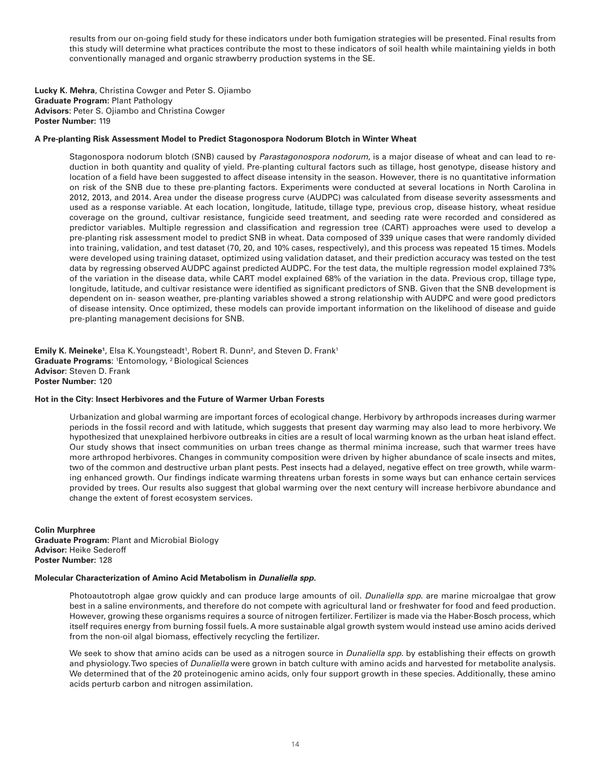results from our on-going field study for these indicators under both fumigation strategies will be presented. Final results from this study will determine what practices contribute the most to these indicators of soil health while maintaining yields in both conventionally managed and organic strawberry production systems in the SE.

**Lucky K. Mehra**, Christina Cowger and Peter S. Ojiambo
**Graduate Program:** Plant Pathology
**Advisors**: Peter S. Ojiambo and Christina Cowger
**Poster Number:** 119

**A Pre-planting Risk Assessment Model to Predict Stagonospora Nodorum Blotch in Winter Wheat**

Stagonospora nodorum blotch (SNB) caused by *Parastagonospora nodorum*, is a major disease of wheat and can lead to reduction in both quantity and quality of yield. Pre-planting cultural factors such as tillage, host genotype, disease history and location of a field have been suggested to affect disease intensity in the season. However, there is no quantitative information on risk of the SNB due to these pre-planting factors. Experiments were conducted at several locations in North Carolina in 2012, 2013, and 2014. Area under the disease progress curve (AUDPC) was calculated from disease severity assessments and used as a response variable. At each location, longitude, latitude, tillage type, previous crop, disease history, wheat residue coverage on the ground, cultivar resistance, fungicide seed treatment, and seeding rate were recorded and considered as predictor variables. Multiple regression and classification and regression tree (CART) approaches were used to develop a pre-planting risk assessment model to predict SNB in wheat. Data composed of 339 unique cases that were randomly divided into training, validation, and test dataset (70, 20, and 10% cases, respectively), and this process was repeated 15 times. Models were developed using training dataset, optimized using validation dataset, and their prediction accuracy was tested on the test data by regressing observed AUDPC against predicted AUDPC. For the test data, the multiple regression model explained 73% of the variation in the disease data, while CART model explained 68% of the variation in the data. Previous crop, tillage type, longitude, latitude, and cultivar resistance were identified as significant predictors of SNB. Given that the SNB development is dependent on in- season weather, pre-planting variables showed a strong relationship with AUDPC and were good predictors of disease intensity. Once optimized, these models can provide important information on the likelihood of disease and guide pre-planting management decisions for SNB.

**Emily K. Meineke**[1], Elsa K. Youngsteadt[1], Robert R. Dunn[2], and Steven D. Frank[1]
**Graduate Programs**: [1]Entomology, [2]Biological Sciences
**Advisor**: Steven D. Frank
**Poster Number:** 120

**Hot in the City: Insect Herbivores and the Future of Warmer Urban Forests**

Urbanization and global warming are important forces of ecological change. Herbivory by arthropods increases during warmer periods in the fossil record and with latitude, which suggests that present day warming may also lead to more herbivory. We hypothesized that unexplained herbivore outbreaks in cities are a result of local warming known as the urban heat island effect. Our study shows that insect communities on urban trees change as thermal minima increase, such that warmer trees have more arthropod herbivores. Changes in community composition were driven by higher abundance of scale insects and mites, two of the common and destructive urban plant pests. Pest insects had a delayed, negative effect on tree growth, while warming enhanced growth. Our findings indicate warming threatens urban forests in some ways but can enhance certain services provided by trees. Our results also suggest that global warming over the next century will increase herbivore abundance and change the extent of forest ecosystem services.

**Colin Murphree**
**Graduate Program:** Plant and Microbial Biology
**Advisor:** Heike Sederoff
**Poster Number:** 128

**Molecular Characterization of Amino Acid Metabolism in *Dunaliella spp.***

Photoautotroph algae grow quickly and can produce large amounts of oil. *Dunaliella spp.* are marine microalgae that grow best in a saline environments, and therefore do not compete with agricultural land or freshwater for food and feed production. However, growing these organisms requires a source of nitrogen fertilizer. Fertilizer is made via the Haber-Bosch process, which itself requires energy from burning fossil fuels. A more sustainable algal growth system would instead use amino acids derived from the non-oil algal biomass, effectively recycling the fertilizer.

We seek to show that amino acids can be used as a nitrogen source in *Dunaliella spp.* by establishing their effects on growth and physiology. Two species of *Dunaliella* were grown in batch culture with amino acids and harvested for metabolite analysis. We determined that of the 20 proteinogenic amino acids, only four support growth in these species. Additionally, these amino acids perturb carbon and nitrogen assimilation.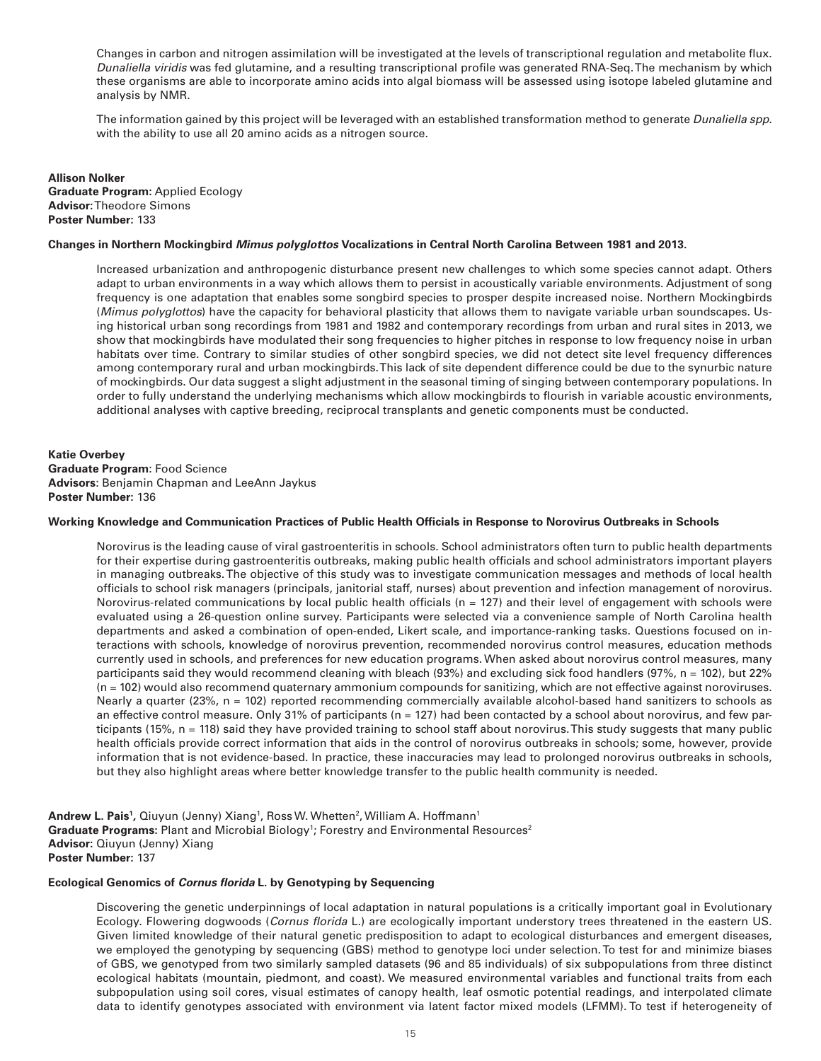Changes in carbon and nitrogen assimilation will be investigated at the levels of transcriptional regulation and metabolite flux. *Dunaliella viridis* was fed glutamine, and a resulting transcriptional profile was generated RNA-Seq. The mechanism by which these organisms are able to incorporate amino acids into algal biomass will be assessed using isotope labeled glutamine and analysis by NMR.

The information gained by this project will be leveraged with an established transformation method to generate *Dunaliella spp.* with the ability to use all 20 amino acids as a nitrogen source.

**Allison Nolker**
**Graduate Program:** Applied Ecology
**Advisor:** Theodore Simons
**Poster Number:** 133

**Changes in Northern Mockingbird *Mimus polyglottos* Vocalizations in Central North Carolina Between 1981 and 2013.**

Increased urbanization and anthropogenic disturbance present new challenges to which some species cannot adapt. Others adapt to urban environments in a way which allows them to persist in acoustically variable environments. Adjustment of song frequency is one adaptation that enables some songbird species to prosper despite increased noise. Northern Mockingbirds (*Mimus polyglottos*) have the capacity for behavioral plasticity that allows them to navigate variable urban soundscapes. Using historical urban song recordings from 1981 and 1982 and contemporary recordings from urban and rural sites in 2013, we show that mockingbirds have modulated their song frequencies to higher pitches in response to low frequency noise in urban habitats over time. Contrary to similar studies of other songbird species, we did not detect site level frequency differences among contemporary rural and urban mockingbirds. This lack of site dependent difference could be due to the synurbic nature of mockingbirds. Our data suggest a slight adjustment in the seasonal timing of singing between contemporary populations. In order to fully understand the underlying mechanisms which allow mockingbirds to flourish in variable acoustic environments, additional analyses with captive breeding, reciprocal transplants and genetic components must be conducted.

**Katie Overbey**
**Graduate Program**: Food Science
**Advisors**: Benjamin Chapman and LeeAnn Jaykus
**Poster Number:** 136

**Working Knowledge and Communication Practices of Public Health Officials in Response to Norovirus Outbreaks in Schools**

Norovirus is the leading cause of viral gastroenteritis in schools. School administrators often turn to public health departments for their expertise during gastroenteritis outbreaks, making public health officials and school administrators important players in managing outbreaks. The objective of this study was to investigate communication messages and methods of local health officials to school risk managers (principals, janitorial staff, nurses) about prevention and infection management of norovirus. Norovirus-related communications by local public health officials (n = 127) and their level of engagement with schools were evaluated using a 26-question online survey. Participants were selected via a convenience sample of North Carolina health departments and asked a combination of open-ended, Likert scale, and importance-ranking tasks. Questions focused on interactions with schools, knowledge of norovirus prevention, recommended norovirus control measures, education methods currently used in schools, and preferences for new education programs. When asked about norovirus control measures, many participants said they would recommend cleaning with bleach (93%) and excluding sick food handlers (97%, n = 102), but 22% (n = 102) would also recommend quaternary ammonium compounds for sanitizing, which are not effective against noroviruses. Nearly a quarter (23%, n = 102) reported recommending commercially available alcohol-based hand sanitizers to schools as an effective control measure. Only 31% of participants (n = 127) had been contacted by a school about norovirus, and few participants (15%, n = 118) said they have provided training to school staff about norovirus. This study suggests that many public health officials provide correct information that aids in the control of norovirus outbreaks in schools; some, however, provide information that is not evidence-based. In practice, these inaccuracies may lead to prolonged norovirus outbreaks in schools, but they also highlight areas where better knowledge transfer to the public health community is needed.

**Andrew L. Pais[1]**, Qiuyun (Jenny) Xiang[1], Ross W. Whetten[2], William A. Hoffmann[1]
**Graduate Programs:** Plant and Microbial Biology[1]; Forestry and Environmental Resources[2]
**Advisor:** Qiuyun (Jenny) Xiang
**Poster Number:** 137

**Ecological Genomics of *Cornus florida* L. by Genotyping by Sequencing**

Discovering the genetic underpinnings of local adaptation in natural populations is a critically important goal in Evolutionary Ecology. Flowering dogwoods (*Cornus florida* L.) are ecologically important understory trees threatened in the eastern US. Given limited knowledge of their natural genetic predisposition to adapt to ecological disturbances and emergent diseases, we employed the genotyping by sequencing (GBS) method to genotype loci under selection. To test for and minimize biases of GBS, we genotyped from two similarly sampled datasets (96 and 85 individuals) of six subpopulations from three distinct ecological habitats (mountain, piedmont, and coast). We measured environmental variables and functional traits from each subpopulation using soil cores, visual estimates of canopy health, leaf osmotic potential readings, and interpolated climate data to identify genotypes associated with environment via latent factor mixed models (LFMM). To test if heterogeneity of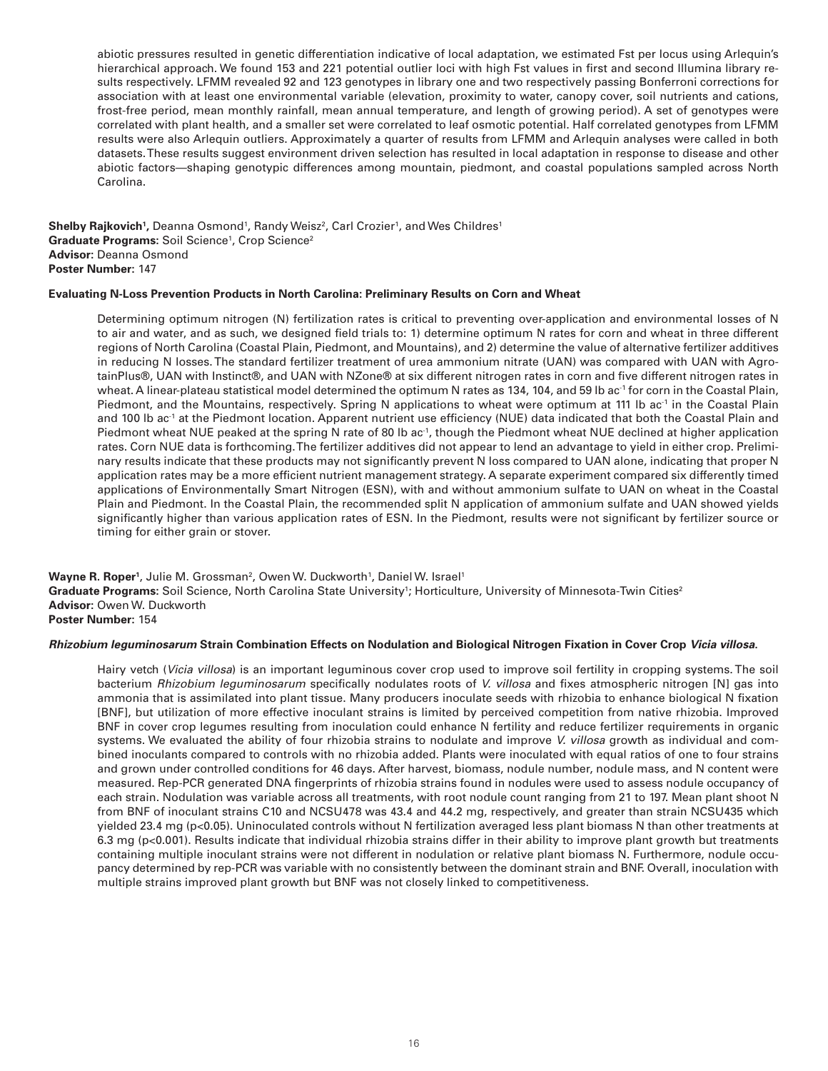abiotic pressures resulted in genetic differentiation indicative of local adaptation, we estimated Fst per locus using Arlequin's hierarchical approach. We found 153 and 221 potential outlier loci with high Fst values in first and second Illumina library results respectively. LFMM revealed 92 and 123 genotypes in library one and two respectively passing Bonferroni corrections for association with at least one environmental variable (elevation, proximity to water, canopy cover, soil nutrients and cations, frost-free period, mean monthly rainfall, mean annual temperature, and length of growing period). A set of genotypes were correlated with plant health, and a smaller set were correlated to leaf osmotic potential. Half correlated genotypes from LFMM results were also Arlequin outliers. Approximately a quarter of results from LFMM and Arlequin analyses were called in both datasets. These results suggest environment driven selection has resulted in local adaptation in response to disease and other abiotic factors—shaping genotypic differences among mountain, piedmont, and coastal populations sampled across North Carolina.

**Shelby Rajkovich[1],** Deanna Osmond[1], Randy Weisz[2], Carl Crozier[1], and Wes Childres[1]
**Graduate Programs:** Soil Science[1], Crop Science[2]
**Advisor:** Deanna Osmond
**Poster Number:** 147

**Evaluating N-Loss Prevention Products in North Carolina: Preliminary Results on Corn and Wheat**

Determining optimum nitrogen (N) fertilization rates is critical to preventing over-application and environmental losses of N to air and water, and as such, we designed field trials to: 1) determine optimum N rates for corn and wheat in three different regions of North Carolina (Coastal Plain, Piedmont, and Mountains), and 2) determine the value of alternative fertilizer additives in reducing N losses. The standard fertilizer treatment of urea ammonium nitrate (UAN) was compared with UAN with AgrotainPlus®, UAN with Instinct®, and UAN with NZone® at six different nitrogen rates in corn and five different nitrogen rates in wheat. A linear-plateau statistical model determined the optimum N rates as 134, 104, and 59 lb $ac^{-1}$ for corn in the Coastal Plain, Piedmont, and the Mountains, respectively. Spring N applications to wheat were optimum at 111 lb $ac^{-1}$ in the Coastal Plain and 100 lb $ac^{-1}$ at the Piedmont location. Apparent nutrient use efficiency (NUE) data indicated that both the Coastal Plain and Piedmont wheat NUE peaked at the spring N rate of 80 lb $ac^{-1}$, though the Piedmont wheat NUE declined at higher application rates. Corn NUE data is forthcoming. The fertilizer additives did not appear to lend an advantage to yield in either crop. Preliminary results indicate that these products may not significantly prevent N loss compared to UAN alone, indicating that proper N application rates may be a more efficient nutrient management strategy. A separate experiment compared six differently timed applications of Environmentally Smart Nitrogen (ESN), with and without ammonium sulfate to UAN on wheat in the Coastal Plain and Piedmont. In the Coastal Plain, the recommended split N application of ammonium sulfate and UAN showed yields significantly higher than various application rates of ESN. In the Piedmont, results were not significant by fertilizer source or timing for either grain or stover.

**Wayne R. Roper[1]**, Julie M. Grossman[2], Owen W. Duckworth[1], Daniel W. Israel[1]
**Graduate Programs:** Soil Science, North Carolina State University[1]; Horticulture, University of Minnesota-Twin Cities[2]
**Advisor:** Owen W. Duckworth
**Poster Number:** 154

***Rhizobium leguminosarum* Strain Combination Effects on Nodulation and Biological Nitrogen Fixation in Cover Crop *Vicia villosa*.**

Hairy vetch (*Vicia villosa*) is an important leguminous cover crop used to improve soil fertility in cropping systems. The soil bacterium *Rhizobium leguminosarum* specifically nodulates roots of *V. villosa* and fixes atmospheric nitrogen [N] gas into ammonia that is assimilated into plant tissue. Many producers inoculate seeds with rhizobia to enhance biological N fixation [BNF], but utilization of more effective inoculant strains is limited by perceived competition from native rhizobia. Improved BNF in cover crop legumes resulting from inoculation could enhance N fertility and reduce fertilizer requirements in organic systems. We evaluated the ability of four rhizobia strains to nodulate and improve *V. villosa* growth as individual and combined inoculants compared to controls with no rhizobia added. Plants were inoculated with equal ratios of one to four strains and grown under controlled conditions for 46 days. After harvest, biomass, nodule number, nodule mass, and N content were measured. Rep-PCR generated DNA fingerprints of rhizobia strains found in nodules were used to assess nodule occupancy of each strain. Nodulation was variable across all treatments, with root nodule count ranging from 21 to 197. Mean plant shoot N from BNF of inoculant strains C10 and NCSU478 was 43.4 and 44.2 mg, respectively, and greater than strain NCSU435 which yielded 23.4 mg ($p<0.05$). Uninoculated controls without N fertilization averaged less plant biomass N than other treatments at 6.3 mg ($p<0.001$). Results indicate that individual rhizobia strains differ in their ability to improve plant growth but treatments containing multiple inoculant strains were not different in nodulation or relative plant biomass N. Furthermore, nodule occupancy determined by rep-PCR was variable with no consistently between the dominant strain and BNF. Overall, inoculation with multiple strains improved plant growth but BNF was not closely linked to competitiveness.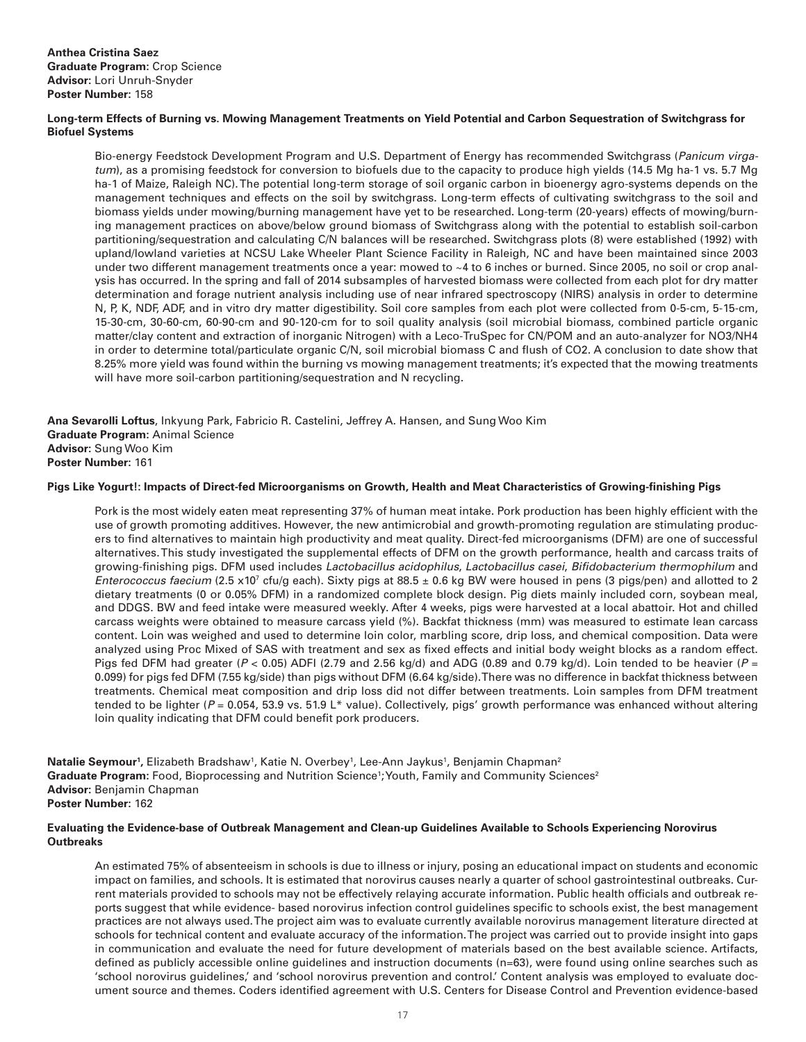**Anthea Cristina Saez**
**Graduate Program:** Crop Science
**Advisor:** Lori Unruh-Snyder
**Poster Number:** 158

**Long-term Effects of Burning vs. Mowing Management Treatments on Yield Potential and Carbon Sequestration of Switchgrass for Biofuel Systems**

Bio-energy Feedstock Development Program and U.S. Department of Energy has recommended Switchgrass (*Panicum virgatum*), as a promising feedstock for conversion to biofuels due to the capacity to produce high yields (14.5 Mg ha-1 vs. 5.7 Mg ha-1 of Maize, Raleigh NC). The potential long-term storage of soil organic carbon in bioenergy agro-systems depends on the management techniques and effects on the soil by switchgrass. Long-term effects of cultivating switchgrass to the soil and biomass yields under mowing/burning management have yet to be researched. Long-term (20-years) effects of mowing/burning management practices on above/below ground biomass of Switchgrass along with the potential to establish soil-carbon partitioning/sequestration and calculating C/N balances will be researched. Switchgrass plots (8) were established (1992) with upland/lowland varieties at NCSU Lake Wheeler Plant Science Facility in Raleigh, NC and have been maintained since 2003 under two different management treatments once a year: mowed to ~4 to 6 inches or burned. Since 2005, no soil or crop analysis has occurred. In the spring and fall of 2014 subsamples of harvested biomass were collected from each plot for dry matter determination and forage nutrient analysis including use of near infrared spectroscopy (NIRS) analysis in order to determine N, P, K, NDF, ADF, and in vitro dry matter digestibility. Soil core samples from each plot were collected from 0-5-cm, 5-15-cm, 15-30-cm, 30-60-cm, 60-90-cm and 90-120-cm for to soil quality analysis (soil microbial biomass, combined particle organic matter/clay content and extraction of inorganic Nitrogen) with a Leco-TruSpec for CN/POM and an auto-analyzer for NO3/NH4 in order to determine total/particulate organic C/N, soil microbial biomass C and flush of CO2. A conclusion to date show that 8.25% more yield was found within the burning vs mowing management treatments; it's expected that the mowing treatments will have more soil-carbon partitioning/sequestration and N recycling.

**Ana Sevarolli Loftus**, Inkyung Park, Fabricio R. Castelini, Jeffrey A. Hansen, and Sung Woo Kim
**Graduate Program:** Animal Science
**Advisor:** Sung Woo Kim
**Poster Number:** 161

**Pigs Like Yogurt!: Impacts of Direct-fed Microorganisms on Growth, Health and Meat Characteristics of Growing-finishing Pigs**

Pork is the most widely eaten meat representing 37% of human meat intake. Pork production has been highly efficient with the use of growth promoting additives. However, the new antimicrobial and growth-promoting regulation are stimulating producers to find alternatives to maintain high productivity and meat quality. Direct-fed microorganisms (DFM) are one of successful alternatives. This study investigated the supplemental effects of DFM on the growth performance, health and carcass traits of growing-finishing pigs. DFM used includes *Lactobacillus acidophilus*, *Lactobacillus casei*, *Bifidobacterium thermophilum* and *Enterococcus faecium* ($2.5 \times 10^7$ cfu/g each). Sixty pigs at 88.5 ± 0.6 kg BW were housed in pens (3 pigs/pen) and allotted to 2 dietary treatments (0 or 0.05% DFM) in a randomized complete block design. Pig diets mainly included corn, soybean meal, and DDGS. BW and feed intake were measured weekly. After 4 weeks, pigs were harvested at a local abattoir. Hot and chilled carcass weights were obtained to measure carcass yield (%). Backfat thickness (mm) was measured to estimate lean carcass content. Loin was weighed and used to determine loin color, marbling score, drip loss, and chemical composition. Data were analyzed using Proc Mixed of SAS with treatment and sex as fixed effects and initial body weight blocks as a random effect. Pigs fed DFM had greater ($P < 0.05$) ADFI (2.79 and 2.56 kg/d) and ADG (0.89 and 0.79 kg/d). Loin tended to be heavier ($P = 0.099$) for pigs fed DFM (7.55 kg/side) than pigs without DFM (6.64 kg/side). There was no difference in backfat thickness between treatments. Chemical meat composition and drip loss did not differ between treatments. Loin samples from DFM treatment tended to be lighter ($P = 0.054$, 53.9 vs. 51.9 L* value). Collectively, pigs' growth performance was enhanced without altering loin quality indicating that DFM could benefit pork producers.

**Natalie Seymour[1]**, Elizabeth Bradshaw[1], Katie N. Overbey[1], Lee-Ann Jaykus[1], Benjamin Chapman[2]
**Graduate Program:** Food, Bioprocessing and Nutrition Science[1]; Youth, Family and Community Sciences[2]
**Advisor:** Benjamin Chapman
**Poster Number:** 162

**Evaluating the Evidence-base of Outbreak Management and Clean-up Guidelines Available to Schools Experiencing Norovirus Outbreaks**

An estimated 75% of absenteeism in schools is due to illness or injury, posing an educational impact on students and economic impact on families, and schools. It is estimated that norovirus causes nearly a quarter of school gastrointestinal outbreaks. Current materials provided to schools may not be effectively relaying accurate information. Public health officials and outbreak reports suggest that while evidence- based norovirus infection control guidelines specific to schools exist, the best management practices are not always used. The project aim was to evaluate currently available norovirus management literature directed at schools for technical content and evaluate accuracy of the information. The project was carried out to provide insight into gaps in communication and evaluate the need for future development of materials based on the best available science. Artifacts, defined as publicly accessible online guidelines and instruction documents (n=63), were found using online searches such as 'school norovirus guidelines,' and 'school norovirus prevention and control.' Content analysis was employed to evaluate document source and themes. Coders identified agreement with U.S. Centers for Disease Control and Prevention evidence-based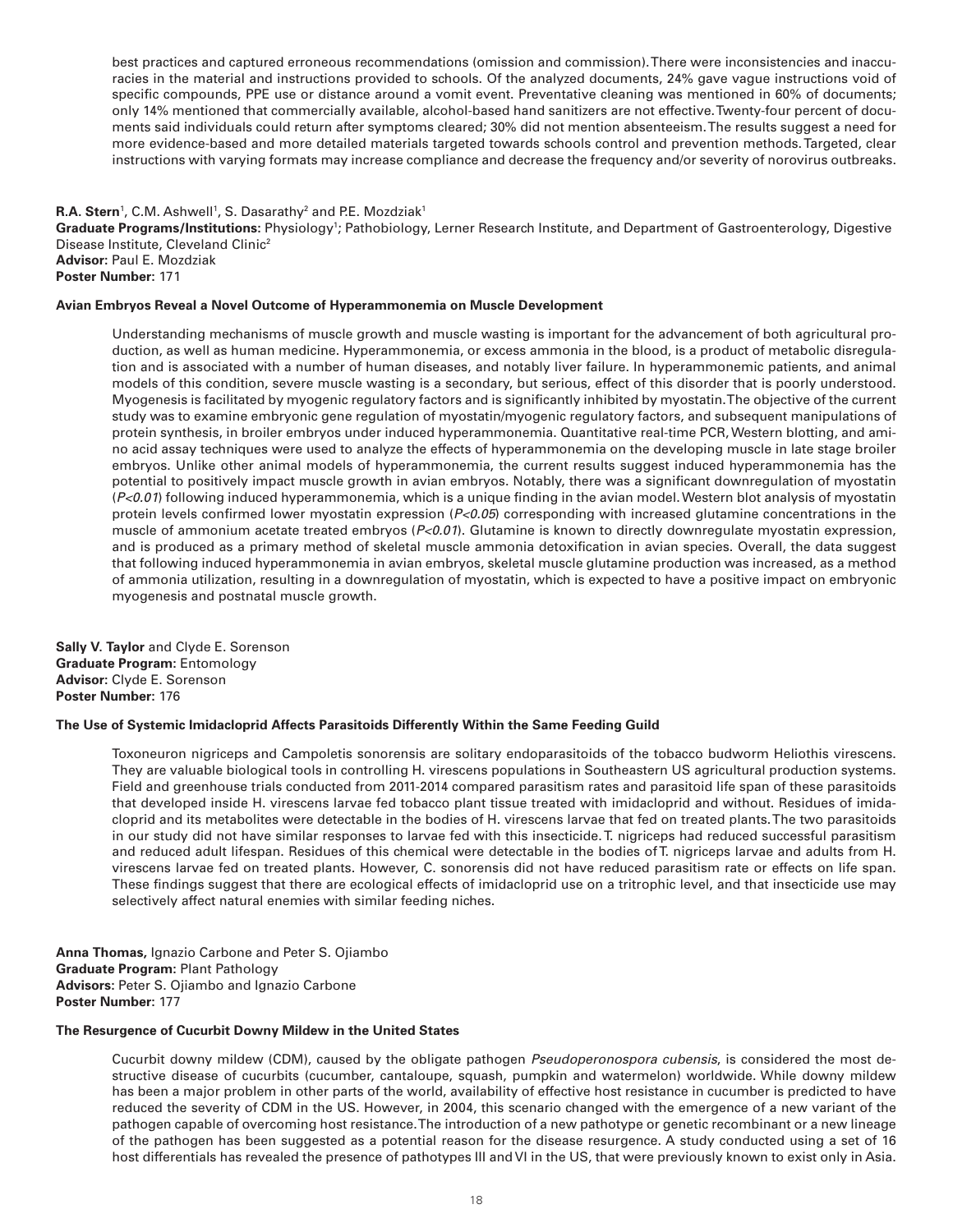best practices and captured erroneous recommendations (omission and commission). There were inconsistencies and inaccuracies in the material and instructions provided to schools. Of the analyzed documents, 24% gave vague instructions void of specific compounds, PPE use or distance around a vomit event. Preventative cleaning was mentioned in 60% of documents; only 14% mentioned that commercially available, alcohol-based hand sanitizers are not effective. Twenty-four percent of documents said individuals could return after symptoms cleared; 30% did not mention absenteeism. The results suggest a need for more evidence-based and more detailed materials targeted towards schools control and prevention methods. Targeted, clear instructions with varying formats may increase compliance and decrease the frequency and/or severity of norovirus outbreaks.

**R.A. Stern**[1], C.M. Ashwell[1], S. Dasarathy[2] and P.E. Mozdziak[1]
**Graduate Programs/Institutions:** Physiology[1]; Pathobiology, Lerner Research Institute, and Department of Gastroenterology, Digestive Disease Institute, Cleveland Clinic[2]
**Advisor:** Paul E. Mozdziak
**Poster Number:** 171

**Avian Embryos Reveal a Novel Outcome of Hyperammonemia on Muscle Development**

Understanding mechanisms of muscle growth and muscle wasting is important for the advancement of both agricultural production, as well as human medicine. Hyperammonemia, or excess ammonia in the blood, is a product of metabolic disregulation and is associated with a number of human diseases, and notably liver failure. In hyperammonemic patients, and animal models of this condition, severe muscle wasting is a secondary, but serious, effect of this disorder that is poorly understood. Myogenesis is facilitated by myogenic regulatory factors and is significantly inhibited by myostatin. The objective of the current study was to examine embryonic gene regulation of myostatin/myogenic regulatory factors, and subsequent manipulations of protein synthesis, in broiler embryos under induced hyperammonemia. Quantitative real-time PCR, Western blotting, and amino acid assay techniques were used to analyze the effects of hyperammonemia on the developing muscle in late stage broiler embryos. Unlike other animal models of hyperammonemia, the current results suggest induced hyperammonemia has the potential to positively impact muscle growth in avian embryos. Notably, there was a significant downregulation of myostatin ($P<0.01$) following induced hyperammonemia, which is a unique finding in the avian model. Western blot analysis of myostatin protein levels confirmed lower myostatin expression ($P<0.05$) corresponding with increased glutamine concentrations in the muscle of ammonium acetate treated embryos ($P<0.01$). Glutamine is known to directly downregulate myostatin expression, and is produced as a primary method of skeletal muscle ammonia detoxification in avian species. Overall, the data suggest that following induced hyperammonemia in avian embryos, skeletal muscle glutamine production was increased, as a method of ammonia utilization, resulting in a downregulation of myostatin, which is expected to have a positive impact on embryonic myogenesis and postnatal muscle growth.

**Sally V. Taylor** and Clyde E. Sorenson
**Graduate Program:** Entomology
**Advisor:** Clyde E. Sorenson
**Poster Number:** 176

**The Use of Systemic Imidacloprid Affects Parasitoids Differently Within the Same Feeding Guild**

Toxoneuron nigriceps and Campoletis sonorensis are solitary endoparasitoids of the tobacco budworm Heliothis virescens. They are valuable biological tools in controlling H. virescens populations in Southeastern US agricultural production systems. Field and greenhouse trials conducted from 2011-2014 compared parasitism rates and parasitoid life span of these parasitoids that developed inside H. virescens larvae fed tobacco plant tissue treated with imidacloprid and without. Residues of imidacloprid and its metabolites were detectable in the bodies of H. virescens larvae that fed on treated plants. The two parasitoids in our study did not have similar responses to larvae fed with this insecticide. T. nigriceps had reduced successful parasitism and reduced adult lifespan. Residues of this chemical were detectable in the bodies of T. nigriceps larvae and adults from H. virescens larvae fed on treated plants. However, C. sonorensis did not have reduced parasitism rate or effects on life span. These findings suggest that there are ecological effects of imidacloprid use on a tritrophic level, and that insecticide use may selectively affect natural enemies with similar feeding niches.

**Anna Thomas,** Ignazio Carbone and Peter S. Ojiambo
**Graduate Program:** Plant Pathology
**Advisors:** Peter S. Ojiambo and Ignazio Carbone
**Poster Number:** 177

**The Resurgence of Cucurbit Downy Mildew in the United States**

Cucurbit downy mildew (CDM), caused by the obligate pathogen *Pseudoperonospora cubensis*, is considered the most destructive disease of cucurbits (cucumber, cantaloupe, squash, pumpkin and watermelon) worldwide. While downy mildew has been a major problem in other parts of the world, availability of effective host resistance in cucumber is predicted to have reduced the severity of CDM in the US. However, in 2004, this scenario changed with the emergence of a new variant of the pathogen capable of overcoming host resistance. The introduction of a new pathotype or genetic recombinant or a new lineage of the pathogen has been suggested as a potential reason for the disease resurgence. A study conducted using a set of 16 host differentials has revealed the presence of pathotypes III and VI in the US, that were previously known to exist only in Asia.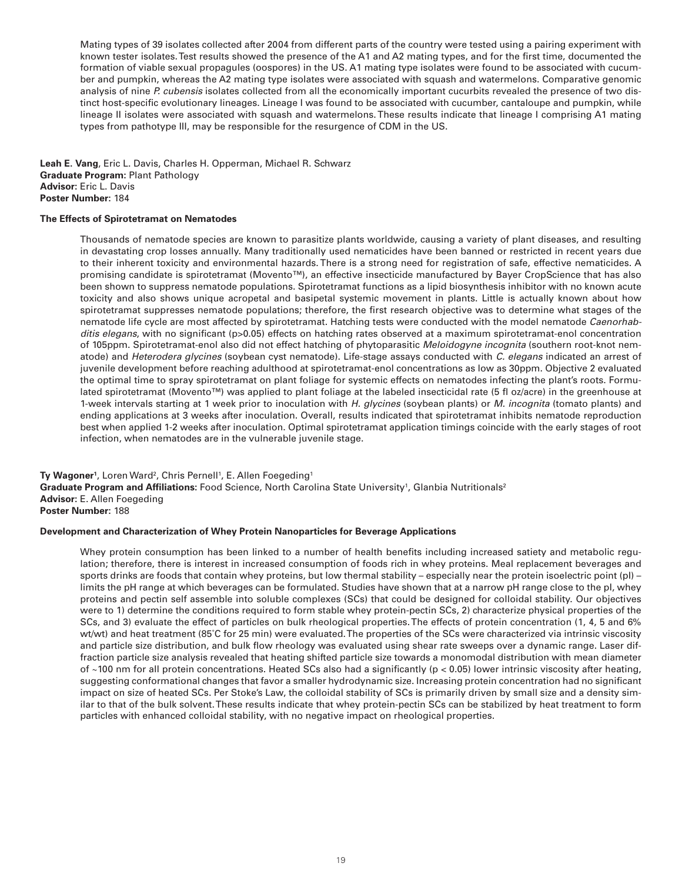Mating types of 39 isolates collected after 2004 from different parts of the country were tested using a pairing experiment with known tester isolates. Test results showed the presence of the A1 and A2 mating types, and for the first time, documented the formation of viable sexual propagules (oospores) in the US. A1 mating type isolates were found to be associated with cucumber and pumpkin, whereas the A2 mating type isolates were associated with squash and watermelons. Comparative genomic analysis of nine *P. cubensis* isolates collected from all the economically important cucurbits revealed the presence of two distinct host-specific evolutionary lineages. Lineage I was found to be associated with cucumber, cantaloupe and pumpkin, while lineage II isolates were associated with squash and watermelons. These results indicate that lineage I comprising A1 mating types from pathotype III, may be responsible for the resurgence of CDM in the US.

**Leah E. Vang**, Eric L. Davis, Charles H. Opperman, Michael R. Schwarz
**Graduate Program:** Plant Pathology
**Advisor:** Eric L. Davis
**Poster Number:** 184

**The Effects of Spirotetramat on Nematodes**

Thousands of nematode species are known to parasitize plants worldwide, causing a variety of plant diseases, and resulting in devastating crop losses annually. Many traditionally used nematicides have been banned or restricted in recent years due to their inherent toxicity and environmental hazards. There is a strong need for registration of safe, effective nematicides. A promising candidate is spirotetramat (Movento™), an effective insecticide manufactured by Bayer CropScience that has also been shown to suppress nematode populations. Spirotetramat functions as a lipid biosynthesis inhibitor with no known acute toxicity and also shows unique acropetal and basipetal systemic movement in plants. Little is actually known about how spirotetramat suppresses nematode populations; therefore, the first research objective was to determine what stages of the nematode life cycle are most affected by spirotetramat. Hatching tests were conducted with the model nematode *Caenorhabditis elegans*, with no significant ($p>0.05$) effects on hatching rates observed at a maximum spirotetramat-enol concentration of 105ppm. Spirotetramat-enol also did not effect hatching of phytoparasitic *Meloidogyne incognita* (southern root-knot nematode) and *Heterodera glycines* (soybean cyst nematode). Life-stage assays conducted with *C. elegans* indicated an arrest of juvenile development before reaching adulthood at spirotetramat-enol concentrations as low as 30ppm. Objective 2 evaluated the optimal time to spray spirotetramat on plant foliage for systemic effects on nematodes infecting the plant's roots. Formulated spirotetramat (Movento™) was applied to plant foliage at the labeled insecticidal rate (5 fl oz/acre) in the greenhouse at 1-week intervals starting at 1 week prior to inoculation with *H. glycines* (soybean plants) or *M. incognita* (tomato plants) and ending applications at 3 weeks after inoculation. Overall, results indicated that spirotetramat inhibits nematode reproduction best when applied 1-2 weeks after inoculation. Optimal spirotetramat application timings coincide with the early stages of root infection, when nematodes are in the vulnerable juvenile stage.

**Ty Wagoner**[1], Loren Ward[2], Chris Pernell[1], E. Allen Foegeding[1]
**Graduate Program and Affiliations:** Food Science, North Carolina State University[1], Glanbia Nutritionals[2]
**Advisor:** E. Allen Foegeding
**Poster Number:** 188

**Development and Characterization of Whey Protein Nanoparticles for Beverage Applications**

Whey protein consumption has been linked to a number of health benefits including increased satiety and metabolic regulation; therefore, there is interest in increased consumption of foods rich in whey proteins. Meal replacement beverages and sports drinks are foods that contain whey proteins, but low thermal stability – especially near the protein isoelectric point (pI) – limits the pH range at which beverages can be formulated. Studies have shown that at a narrow pH range close to the pI, whey proteins and pectin self assemble into soluble complexes (SCs) that could be designed for colloidal stability. Our objectives were to 1) determine the conditions required to form stable whey protein-pectin SCs, 2) characterize physical properties of the SCs, and 3) evaluate the effect of particles on bulk rheological properties. The effects of protein concentration (1, 4, 5 and 6% wt/wt) and heat treatment (85°C for 25 min) were evaluated. The properties of the SCs were characterized via intrinsic viscosity and particle size distribution, and bulk flow rheology was evaluated using shear rate sweeps over a dynamic range. Laser diffraction particle size analysis revealed that heating shifted particle size towards a monomodal distribution with mean diameter of ~100 nm for all protein concentrations. Heated SCs also had a significantly ($p < 0.05$) lower intrinsic viscosity after heating, suggesting conformational changes that favor a smaller hydrodynamic size. Increasing protein concentration had no significant impact on size of heated SCs. Per Stoke's Law, the colloidal stability of SCs is primarily driven by small size and a density similar to that of the bulk solvent. These results indicate that whey protein-pectin SCs can be stabilized by heat treatment to form particles with enhanced colloidal stability, with no negative impact on rheological properties.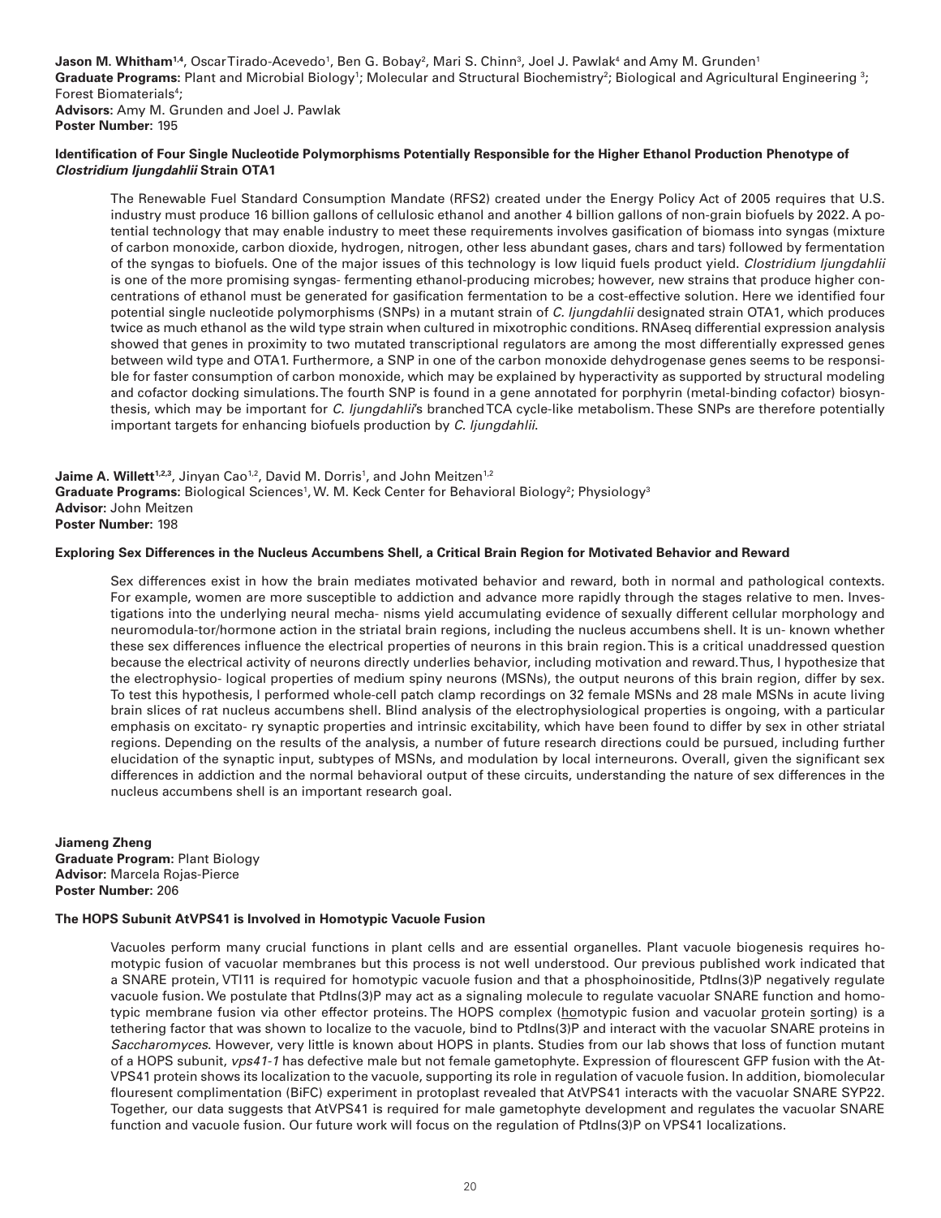**Jason M. Whitham**[1,4], Oscar Tirado-Acevedo[1], Ben G. Bobay[2], Mari S. Chinn[3], Joel J. Pawlak[4] and Amy M. Grunden[1]
**Graduate Programs:** Plant and Microbial Biology[1]; Molecular and Structural Biochemistry[2]; Biological and Agricultural Engineering [3]; Forest Biomaterials[4];
**Advisors:** Amy M. Grunden and Joel J. Pawlak
**Poster Number:** 195

**Identification of Four Single Nucleotide Polymorphisms Potentially Responsible for the Higher Ethanol Production Phenotype of *Clostridium ljungdahlii* Strain OTA1**

The Renewable Fuel Standard Consumption Mandate (RFS2) created under the Energy Policy Act of 2005 requires that U.S. industry must produce 16 billion gallons of cellulosic ethanol and another 4 billion gallons of non-grain biofuels by 2022. A potential technology that may enable industry to meet these requirements involves gasification of biomass into syngas (mixture of carbon monoxide, carbon dioxide, hydrogen, nitrogen, other less abundant gases, chars and tars) followed by fermentation of the syngas to biofuels. One of the major issues of this technology is low liquid fuels product yield. *Clostridium ljungdahlii* is one of the more promising syngas- fermenting ethanol-producing microbes; however, new strains that produce higher concentrations of ethanol must be generated for gasification fermentation to be a cost-effective solution. Here we identified four potential single nucleotide polymorphisms (SNPs) in a mutant strain of *C. ljungdahlii* designated strain OTA1, which produces twice as much ethanol as the wild type strain when cultured in mixotrophic conditions. RNAseq differential expression analysis showed that genes in proximity to two mutated transcriptional regulators are among the most differentially expressed genes between wild type and OTA1. Furthermore, a SNP in one of the carbon monoxide dehydrogenase genes seems to be responsible for faster consumption of carbon monoxide, which may be explained by hyperactivity as supported by structural modeling and cofactor docking simulations. The fourth SNP is found in a gene annotated for porphyrin (metal-binding cofactor) biosynthesis, which may be important for *C. ljungdahlii*'s branched TCA cycle-like metabolism. These SNPs are therefore potentially important targets for enhancing biofuels production by *C. ljungdahlii*.

**Jaime A. Willett**[1,2,3], Jinyan Cao[1,2], David M. Dorris[1], and John Meitzen[1,2]
**Graduate Programs:** Biological Sciences[1], W. M. Keck Center for Behavioral Biology[2]; Physiology[3]
**Advisor:** John Meitzen
**Poster Number:** 198

**Exploring Sex Differences in the Nucleus Accumbens Shell, a Critical Brain Region for Motivated Behavior and Reward**

Sex differences exist in how the brain mediates motivated behavior and reward, both in normal and pathological contexts. For example, women are more susceptible to addiction and advance more rapidly through the stages relative to men. Investigations into the underlying neural mecha- nisms yield accumulating evidence of sexually different cellular morphology and neuromodula-tor/hormone action in the striatal brain regions, including the nucleus accumbens shell. It is un- known whether these sex differences influence the electrical properties of neurons in this brain region. This is a critical unaddressed question because the electrical activity of neurons directly underlies behavior, including motivation and reward. Thus, I hypothesize that the electrophysio- logical properties of medium spiny neurons (MSNs), the output neurons of this brain region, differ by sex. To test this hypothesis, I performed whole-cell patch clamp recordings on 32 female MSNs and 28 male MSNs in acute living brain slices of rat nucleus accumbens shell. Blind analysis of the electrophysiological properties is ongoing, with a particular emphasis on excitato- ry synaptic properties and intrinsic excitability, which have been found to differ by sex in other striatal regions. Depending on the results of the analysis, a number of future research directions could be pursued, including further elucidation of the synaptic input, subtypes of MSNs, and modulation by local interneurons. Overall, given the significant sex differences in addiction and the normal behavioral output of these circuits, understanding the nature of sex differences in the nucleus accumbens shell is an important research goal.

**Jiameng Zheng**
**Graduate Program:** Plant Biology
**Advisor:** Marcela Rojas-Pierce
**Poster Number:** 206

**The HOPS Subunit AtVPS41 is Involved in Homotypic Vacuole Fusion**

Vacuoles perform many crucial functions in plant cells and are essential organelles. Plant vacuole biogenesis requires homotypic fusion of vacuolar membranes but this process is not well understood. Our previous published work indicated that a SNARE protein, VTI11 is required for homotypic vacuole fusion and that a phosphoinositide, PtdIns(3)P negatively regulate vacuole fusion. We postulate that PtdIns(3)P may act as a signaling molecule to regulate vacuolar SNARE function and homotypic membrane fusion via other effector proteins. The HOPS complex (homotypic fusion and vacuolar protein sorting) is a tethering factor that was shown to localize to the vacuole, bind to PtdIns(3)P and interact with the vacuolar SNARE proteins in *Saccharomyces*. However, very little is known about HOPS in plants. Studies from our lab shows that loss of function mutant of a HOPS subunit, *vps41-1* has defective male but not female gametophyte. Expression of flourescent GFP fusion with the At-VPS41 protein shows its localization to the vacuole, supporting its role in regulation of vacuole fusion. In addition, biomolecular flouresent complimentation (BiFC) experiment in protoplast revealed that AtVPS41 interacts with the vacuolar SNARE SYP22. Together, our data suggests that AtVPS41 is required for male gametophyte development and regulates the vacuolar SNARE function and vacuole fusion. Our future work will focus on the regulation of PtdIns(3)P on VPS41 localizations.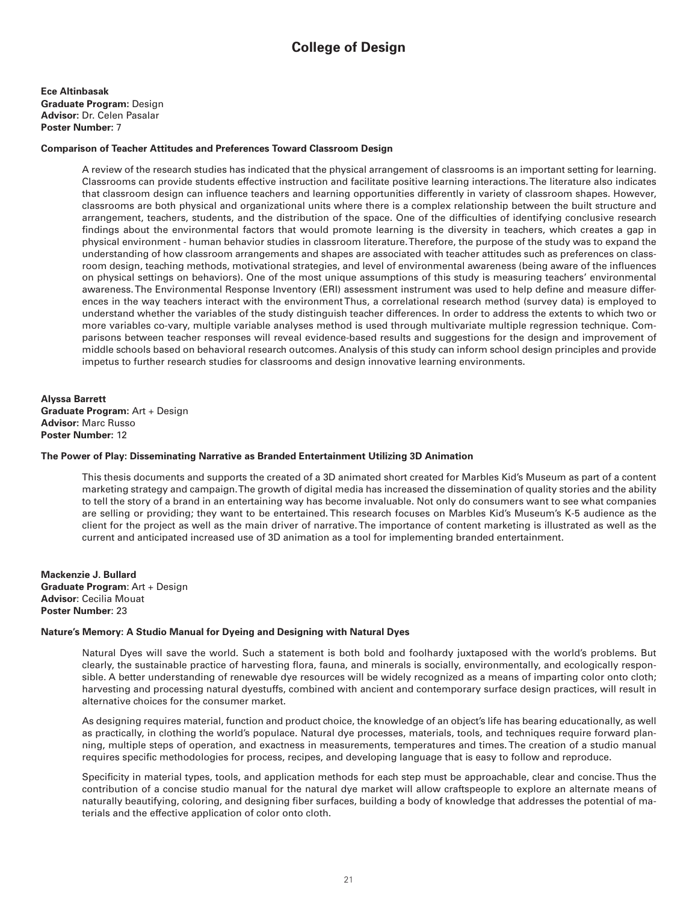# College of Design

**Ece Altinbasak**
**Graduate Program:** Design
**Advisor:** Dr. Celen Pasalar
**Poster Number:** 7

**Comparison of Teacher Attitudes and Preferences Toward Classroom Design**

A review of the research studies has indicated that the physical arrangement of classrooms is an important setting for learning. Classrooms can provide students effective instruction and facilitate positive learning interactions. The literature also indicates that classroom design can influence teachers and learning opportunities differently in variety of classroom shapes. However, classrooms are both physical and organizational units where there is a complex relationship between the built structure and arrangement, teachers, students, and the distribution of the space. One of the difficulties of identifying conclusive research findings about the environmental factors that would promote learning is the diversity in teachers, which creates a gap in physical environment - human behavior studies in classroom literature. Therefore, the purpose of the study was to expand the understanding of how classroom arrangements and shapes are associated with teacher attitudes such as preferences on classroom design, teaching methods, motivational strategies, and level of environmental awareness (being aware of the influences on physical settings on behaviors). One of the most unique assumptions of this study is measuring teachers' environmental awareness. The Environmental Response Inventory (ERI) assessment instrument was used to help define and measure differences in the way teachers interact with the environment Thus, a correlational research method (survey data) is employed to understand whether the variables of the study distinguish teacher differences. In order to address the extents to which two or more variables co-vary, multiple variable analyses method is used through multivariate multiple regression technique. Comparisons between teacher responses will reveal evidence-based results and suggestions for the design and improvement of middle schools based on behavioral research outcomes. Analysis of this study can inform school design principles and provide impetus to further research studies for classrooms and design innovative learning environments.

**Alyssa Barrett**
**Graduate Program:** Art + Design
**Advisor:** Marc Russo
**Poster Number:** 12

**The Power of Play: Disseminating Narrative as Branded Entertainment Utilizing 3D Animation**

This thesis documents and supports the created of a 3D animated short created for Marbles Kid's Museum as part of a content marketing strategy and campaign. The growth of digital media has increased the dissemination of quality stories and the ability to tell the story of a brand in an entertaining way has become invaluable. Not only do consumers want to see what companies are selling or providing; they want to be entertained. This research focuses on Marbles Kid's Museum's K-5 audience as the client for the project as well as the main driver of narrative. The importance of content marketing is illustrated as well as the current and anticipated increased use of 3D animation as a tool for implementing branded entertainment.

**Mackenzie J. Bullard**
**Graduate Program**: Art + Design
**Advisor**: Cecilia Mouat
**Poster Number**: 23

**Nature's Memory: A Studio Manual for Dyeing and Designing with Natural Dyes**

Natural Dyes will save the world. Such a statement is both bold and foolhardy juxtaposed with the world's problems. But clearly, the sustainable practice of harvesting flora, fauna, and minerals is socially, environmentally, and ecologically responsible. A better understanding of renewable dye resources will be widely recognized as a means of imparting color onto cloth; harvesting and processing natural dyestuffs, combined with ancient and contemporary surface design practices, will result in alternative choices for the consumer market.

As designing requires material, function and product choice, the knowledge of an object's life has bearing educationally, as well as practically, in clothing the world's populace. Natural dye processes, materials, tools, and techniques require forward planning, multiple steps of operation, and exactness in measurements, temperatures and times. The creation of a studio manual requires specific methodologies for process, recipes, and developing language that is easy to follow and reproduce.

Specificity in material types, tools, and application methods for each step must be approachable, clear and concise. Thus the contribution of a concise studio manual for the natural dye market will allow craftspeople to explore an alternate means of naturally beautifying, coloring, and designing fiber surfaces, building a body of knowledge that addresses the potential of materials and the effective application of color onto cloth.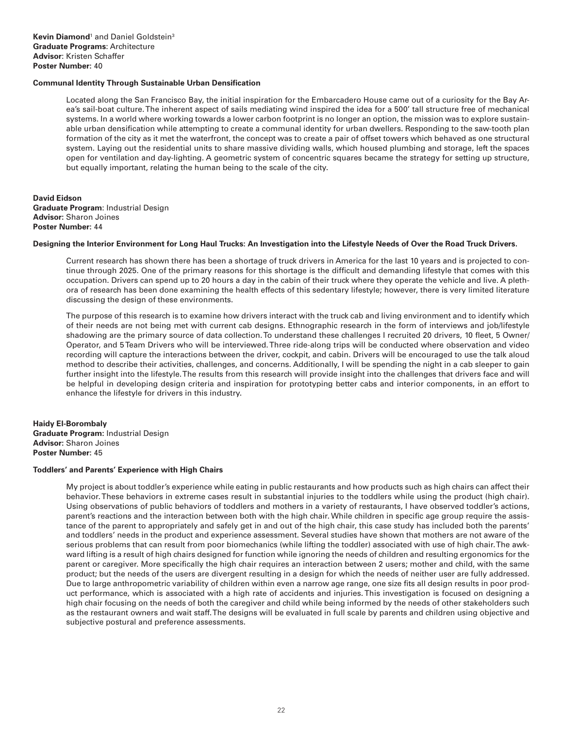**Kevin Diamond**[1] and Daniel Goldstein[3]
**Graduate Programs**: Architecture
**Advisor**: Kristen Schaffer
**Poster Number:** 40

**Communal Identity Through Sustainable Urban Densification**

Located along the San Francisco Bay, the initial inspiration for the Embarcadero House came out of a curiosity for the Bay Area's sail-boat culture. The inherent aspect of sails mediating wind inspired the idea for a 500' tall structure free of mechanical systems. In a world where working towards a lower carbon footprint is no longer an option, the mission was to explore sustainable urban densification while attempting to create a communal identity for urban dwellers. Responding to the saw-tooth plan formation of the city as it met the waterfront, the concept was to create a pair of offset towers which behaved as one structural system. Laying out the residential units to share massive dividing walls, which housed plumbing and storage, left the spaces open for ventilation and day-lighting. A geometric system of concentric squares became the strategy for setting up structure, but equally important, relating the human being to the scale of the city.

**David Eidson**
**Graduate Program**: Industrial Design
**Advisor:** Sharon Joines
**Poster Number:** 44

**Designing the Interior Environment for Long Haul Trucks: An Investigation into the Lifestyle Needs of Over the Road Truck Drivers.**

Current research has shown there has been a shortage of truck drivers in America for the last 10 years and is projected to continue through 2025. One of the primary reasons for this shortage is the difficult and demanding lifestyle that comes with this occupation. Drivers can spend up to 20 hours a day in the cabin of their truck where they operate the vehicle and live. A plethora of research has been done examining the health effects of this sedentary lifestyle; however, there is very limited literature discussing the design of these environments.

The purpose of this research is to examine how drivers interact with the truck cab and living environment and to identify which of their needs are not being met with current cab designs. Ethnographic research in the form of interviews and job/lifestyle shadowing are the primary source of data collection. To understand these challenges I recruited 20 drivers, 10 fleet, 5 Owner/Operator, and 5 Team Drivers who will be interviewed. Three ride-along trips will be conducted where observation and video recording will capture the interactions between the driver, cockpit, and cabin. Drivers will be encouraged to use the talk aloud method to describe their activities, challenges, and concerns. Additionally, I will be spending the night in a cab sleeper to gain further insight into the lifestyle. The results from this research will provide insight into the challenges that drivers face and will be helpful in developing design criteria and inspiration for prototyping better cabs and interior components, in an effort to enhance the lifestyle for drivers in this industry.

**Haidy El-Borombaly**
**Graduate Program:** Industrial Design
**Advisor:** Sharon Joines
**Poster Number:** 45

**Toddlers' and Parents' Experience with High Chairs**

My project is about toddler's experience while eating in public restaurants and how products such as high chairs can affect their behavior. These behaviors in extreme cases result in substantial injuries to the toddlers while using the product (high chair). Using observations of public behaviors of toddlers and mothers in a variety of restaurants, I have observed toddler's actions, parent's reactions and the interaction between both with the high chair. While children in specific age group require the assistance of the parent to appropriately and safely get in and out of the high chair, this case study has included both the parents' and toddlers' needs in the product and experience assessment. Several studies have shown that mothers are not aware of the serious problems that can result from poor biomechanics (while lifting the toddler) associated with use of high chair. The awkward lifting is a result of high chairs designed for function while ignoring the needs of children and resulting ergonomics for the parent or caregiver. More specifically the high chair requires an interaction between 2 users; mother and child, with the same product; but the needs of the users are divergent resulting in a design for which the needs of neither user are fully addressed. Due to large anthropometric variability of children within even a narrow age range, one size fits all design results in poor product performance, which is associated with a high rate of accidents and injuries. This investigation is focused on designing a high chair focusing on the needs of both the caregiver and child while being informed by the needs of other stakeholders such as the restaurant owners and wait staff. The designs will be evaluated in full scale by parents and children using objective and subjective postural and preference assessments.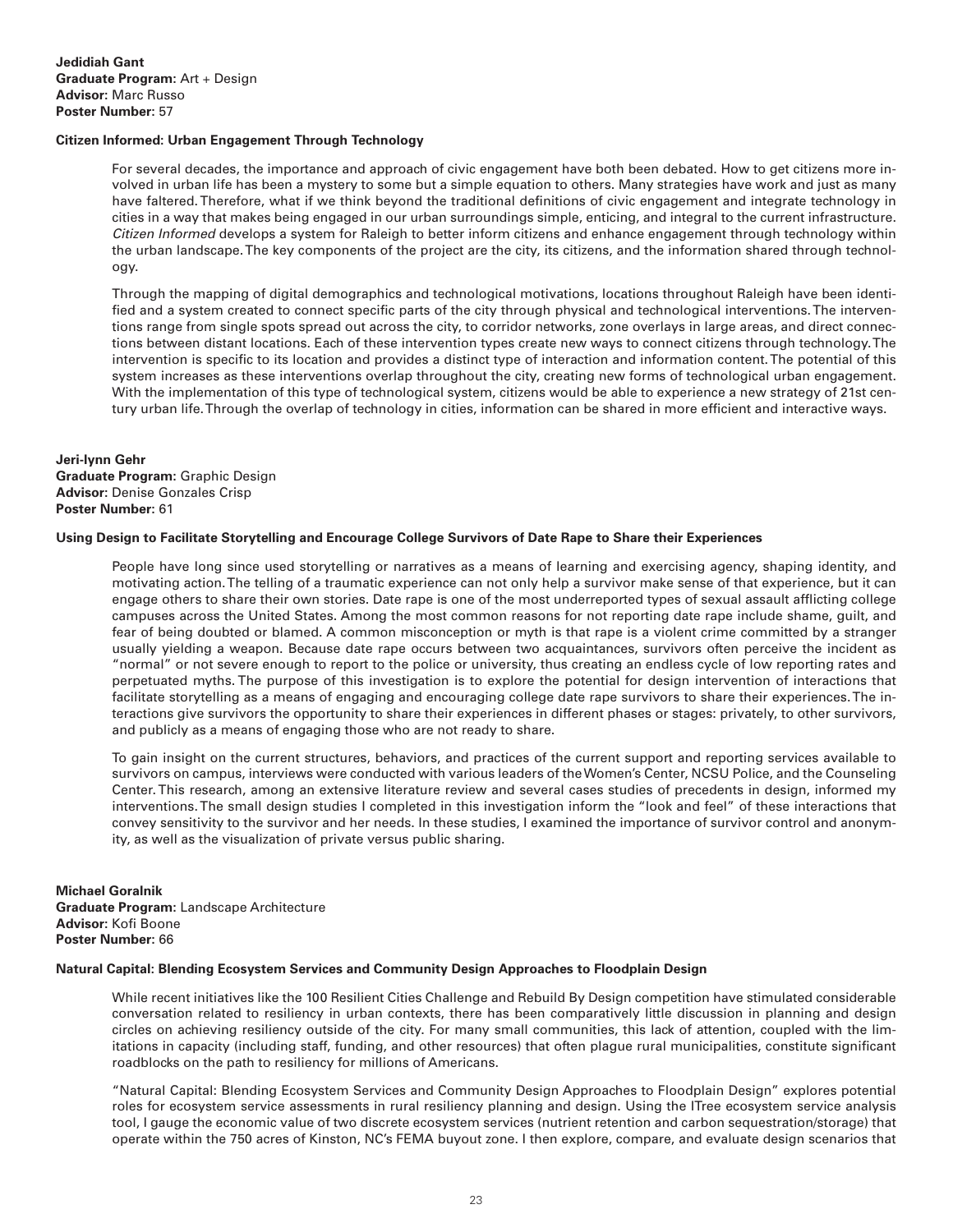**Jedidiah Gant**
**Graduate Program:** Art + Design
**Advisor:** Marc Russo
**Poster Number:** 57

**Citizen Informed: Urban Engagement Through Technology**

For several decades, the importance and approach of civic engagement have both been debated. How to get citizens more involved in urban life has been a mystery to some but a simple equation to others. Many strategies have work and just as many have faltered. Therefore, what if we think beyond the traditional definitions of civic engagement and integrate technology in cities in a way that makes being engaged in our urban surroundings simple, enticing, and integral to the current infrastructure. *Citizen Informed* develops a system for Raleigh to better inform citizens and enhance engagement through technology within the urban landscape. The key components of the project are the city, its citizens, and the information shared through technology.

Through the mapping of digital demographics and technological motivations, locations throughout Raleigh have been identified and a system created to connect specific parts of the city through physical and technological interventions. The interventions range from single spots spread out across the city, to corridor networks, zone overlays in large areas, and direct connections between distant locations. Each of these intervention types create new ways to connect citizens through technology. The intervention is specific to its location and provides a distinct type of interaction and information content. The potential of this system increases as these interventions overlap throughout the city, creating new forms of technological urban engagement. With the implementation of this type of technological system, citizens would be able to experience a new strategy of 21st century urban life. Through the overlap of technology in cities, information can be shared in more efficient and interactive ways.

**Jeri-lynn Gehr**
**Graduate Program:** Graphic Design
**Advisor:** Denise Gonzales Crisp
**Poster Number:** 61

**Using Design to Facilitate Storytelling and Encourage College Survivors of Date Rape to Share their Experiences**

People have long since used storytelling or narratives as a means of learning and exercising agency, shaping identity, and motivating action. The telling of a traumatic experience can not only help a survivor make sense of that experience, but it can engage others to share their own stories. Date rape is one of the most underreported types of sexual assault afflicting college campuses across the United States. Among the most common reasons for not reporting date rape include shame, guilt, and fear of being doubted or blamed. A common misconception or myth is that rape is a violent crime committed by a stranger usually yielding a weapon. Because date rape occurs between two acquaintances, survivors often perceive the incident as "normal" or not severe enough to report to the police or university, thus creating an endless cycle of low reporting rates and perpetuated myths. The purpose of this investigation is to explore the potential for design intervention of interactions that facilitate storytelling as a means of engaging and encouraging college date rape survivors to share their experiences. The interactions give survivors the opportunity to share their experiences in different phases or stages: privately, to other survivors, and publicly as a means of engaging those who are not ready to share.

To gain insight on the current structures, behaviors, and practices of the current support and reporting services available to survivors on campus, interviews were conducted with various leaders of the Women's Center, NCSU Police, and the Counseling Center. This research, among an extensive literature review and several cases studies of precedents in design, informed my interventions. The small design studies I completed in this investigation inform the "look and feel" of these interactions that convey sensitivity to the survivor and her needs. In these studies, I examined the importance of survivor control and anonymity, as well as the visualization of private versus public sharing.

**Michael Goralnik**
**Graduate Program:** Landscape Architecture
**Advisor:** Kofi Boone
**Poster Number:** 66

**Natural Capital: Blending Ecosystem Services and Community Design Approaches to Floodplain Design**

While recent initiatives like the 100 Resilient Cities Challenge and Rebuild By Design competition have stimulated considerable conversation related to resiliency in urban contexts, there has been comparatively little discussion in planning and design circles on achieving resiliency outside of the city. For many small communities, this lack of attention, coupled with the limitations in capacity (including staff, funding, and other resources) that often plague rural municipalities, constitute significant roadblocks on the path to resiliency for millions of Americans.

"Natural Capital: Blending Ecosystem Services and Community Design Approaches to Floodplain Design" explores potential roles for ecosystem service assessments in rural resiliency planning and design. Using the ITree ecosystem service analysis tool, I gauge the economic value of two discrete ecosystem services (nutrient retention and carbon sequestration/storage) that operate within the 750 acres of Kinston, NC's FEMA buyout zone. I then explore, compare, and evaluate design scenarios that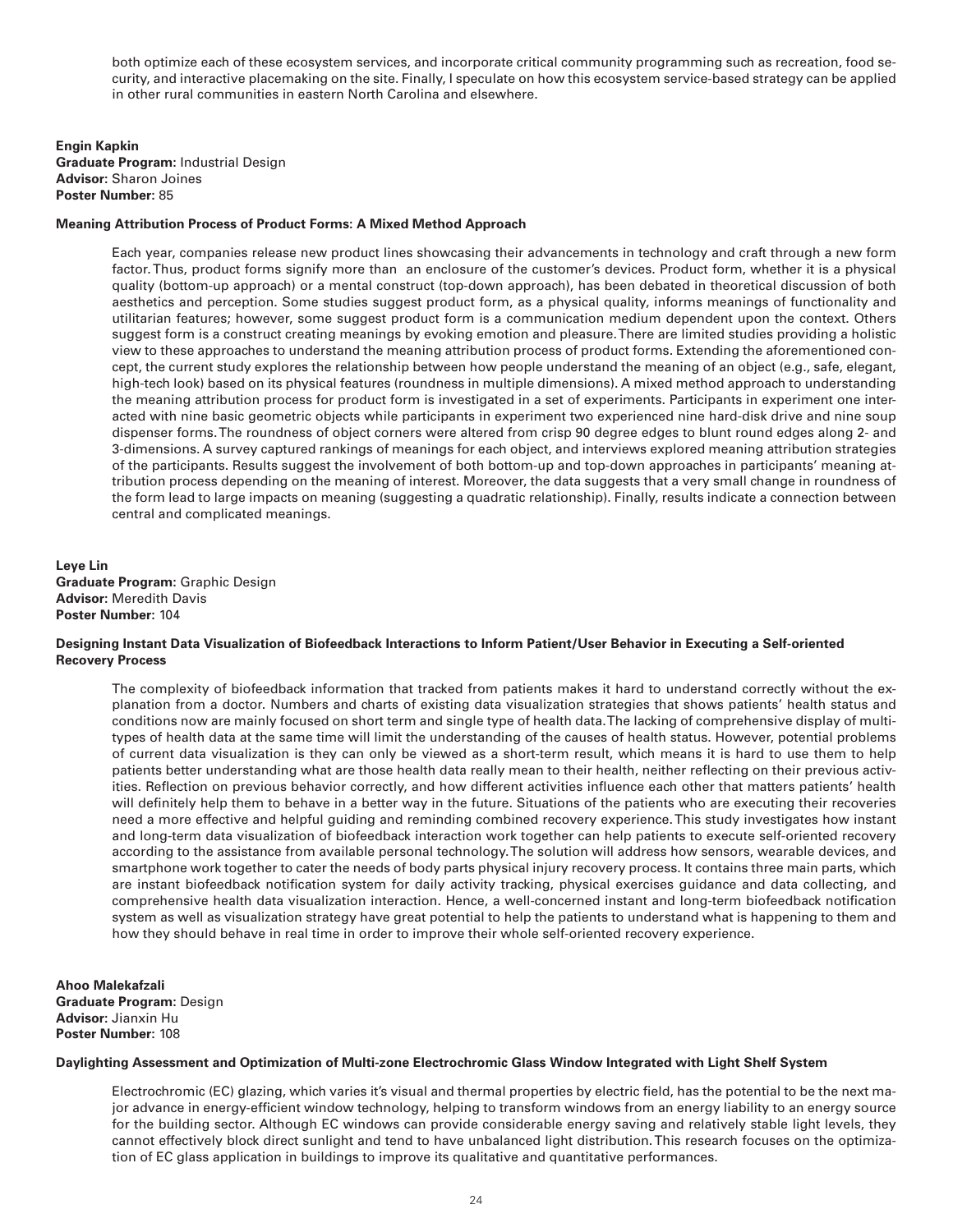both optimize each of these ecosystem services, and incorporate critical community programming such as recreation, food security, and interactive placemaking on the site. Finally, I speculate on how this ecosystem service-based strategy can be applied in other rural communities in eastern North Carolina and elsewhere.

**Engin Kapkin**
**Graduate Program:** Industrial Design
**Advisor:** Sharon Joines
**Poster Number:** 85

**Meaning Attribution Process of Product Forms: A Mixed Method Approach**

Each year, companies release new product lines showcasing their advancements in technology and craft through a new form factor. Thus, product forms signify more than an enclosure of the customer's devices. Product form, whether it is a physical quality (bottom-up approach) or a mental construct (top-down approach), has been debated in theoretical discussion of both aesthetics and perception. Some studies suggest product form, as a physical quality, informs meanings of functionality and utilitarian features; however, some suggest product form is a communication medium dependent upon the context. Others suggest form is a construct creating meanings by evoking emotion and pleasure. There are limited studies providing a holistic view to these approaches to understand the meaning attribution process of product forms. Extending the aforementioned concept, the current study explores the relationship between how people understand the meaning of an object (e.g., safe, elegant, high-tech look) based on its physical features (roundness in multiple dimensions). A mixed method approach to understanding the meaning attribution process for product form is investigated in a set of experiments. Participants in experiment one interacted with nine basic geometric objects while participants in experiment two experienced nine hard-disk drive and nine soup dispenser forms. The roundness of object corners were altered from crisp 90 degree edges to blunt round edges along 2- and 3-dimensions. A survey captured rankings of meanings for each object, and interviews explored meaning attribution strategies of the participants. Results suggest the involvement of both bottom-up and top-down approaches in participants' meaning attribution process depending on the meaning of interest. Moreover, the data suggests that a very small change in roundness of the form lead to large impacts on meaning (suggesting a quadratic relationship). Finally, results indicate a connection between central and complicated meanings.

**Leye Lin**
**Graduate Program:** Graphic Design
**Advisor:** Meredith Davis
**Poster Number:** 104

**Designing Instant Data Visualization of Biofeedback Interactions to Inform Patient/User Behavior in Executing a Self-oriented Recovery Process**

The complexity of biofeedback information that tracked from patients makes it hard to understand correctly without the explanation from a doctor. Numbers and charts of existing data visualization strategies that shows patients' health status and conditions now are mainly focused on short term and single type of health data. The lacking of comprehensive display of multi-types of health data at the same time will limit the understanding of the causes of health status. However, potential problems of current data visualization is they can only be viewed as a short-term result, which means it is hard to use them to help patients better understanding what are those health data really mean to their health, neither reflecting on their previous activities. Reflection on previous behavior correctly, and how different activities influence each other that matters patients' health will definitely help them to behave in a better way in the future. Situations of the patients who are executing their recoveries need a more effective and helpful guiding and reminding combined recovery experience. This study investigates how instant and long-term data visualization of biofeedback interaction work together can help patients to execute self-oriented recovery according to the assistance from available personal technology. The solution will address how sensors, wearable devices, and smartphone work together to cater the needs of body parts physical injury recovery process. It contains three main parts, which are instant biofeedback notification system for daily activity tracking, physical exercises guidance and data collecting, and comprehensive health data visualization interaction. Hence, a well-concerned instant and long-term biofeedback notification system as well as visualization strategy have great potential to help the patients to understand what is happening to them and how they should behave in real time in order to improve their whole self-oriented recovery experience.

**Ahoo Malekafzali**
**Graduate Program:** Design
**Advisor:** Jianxin Hu
**Poster Number:** 108

**Daylighting Assessment and Optimization of Multi-zone Electrochromic Glass Window Integrated with Light Shelf System**

Electrochromic (EC) glazing, which varies it's visual and thermal properties by electric field, has the potential to be the next major advance in energy-efficient window technology, helping to transform windows from an energy liability to an energy source for the building sector. Although EC windows can provide considerable energy saving and relatively stable light levels, they cannot effectively block direct sunlight and tend to have unbalanced light distribution. This research focuses on the optimization of EC glass application in buildings to improve its qualitative and quantitative performances.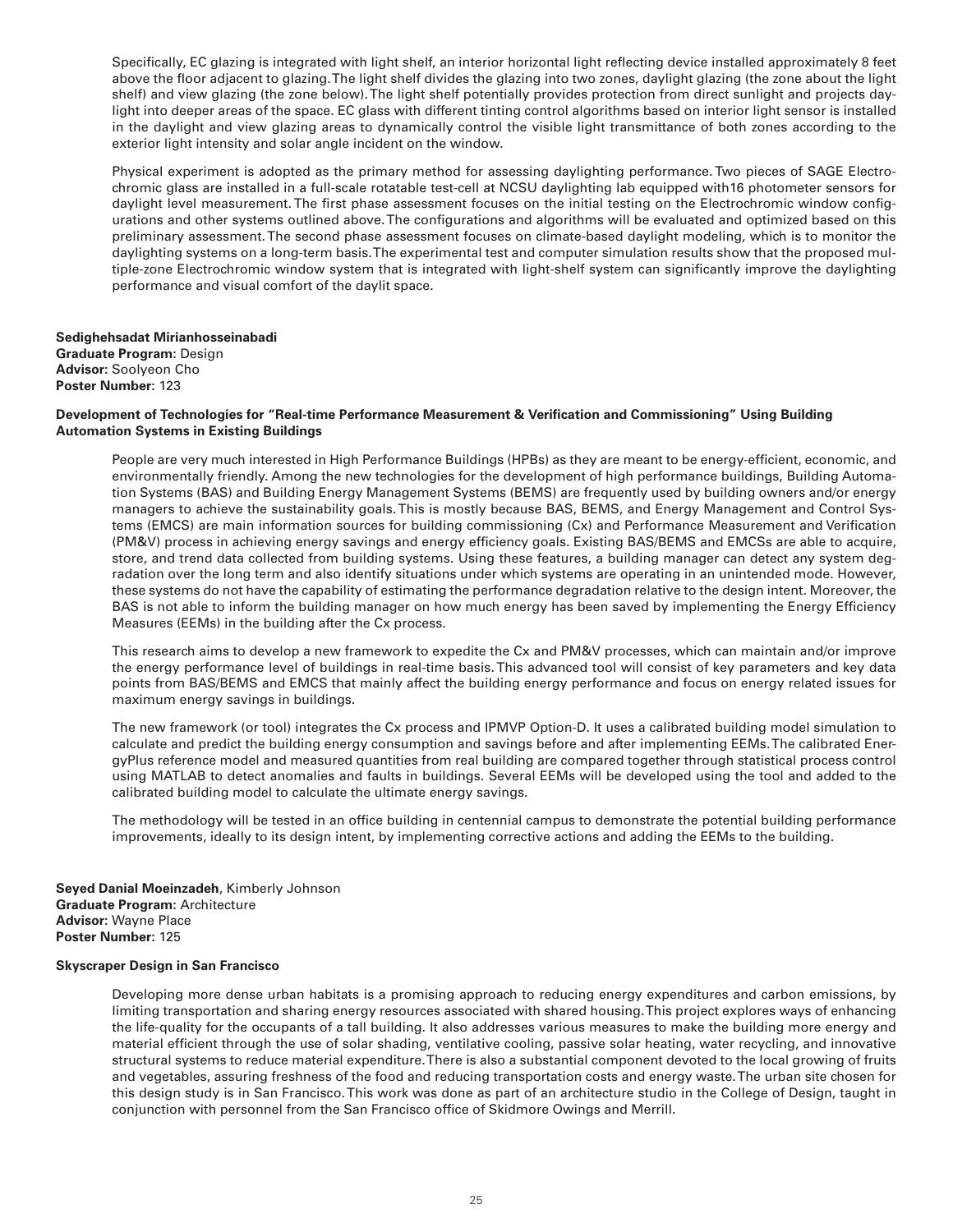Specifically, EC glazing is integrated with light shelf, an interior horizontal light reflecting device installed approximately 8 feet above the floor adjacent to glazing. The light shelf divides the glazing into two zones, daylight glazing (the zone about the light shelf) and view glazing (the zone below). The light shelf potentially provides protection from direct sunlight and projects daylight into deeper areas of the space. EC glass with different tinting control algorithms based on interior light sensor is installed in the daylight and view glazing areas to dynamically control the visible light transmittance of both zones according to the exterior light intensity and solar angle incident on the window.

Physical experiment is adopted as the primary method for assessing daylighting performance. Two pieces of SAGE Electrochromic glass are installed in a full-scale rotatable test-cell at NCSU daylighting lab equipped with16 photometer sensors for daylight level measurement. The first phase assessment focuses on the initial testing on the Electrochromic window configurations and other systems outlined above. The configurations and algorithms will be evaluated and optimized based on this preliminary assessment. The second phase assessment focuses on climate-based daylight modeling, which is to monitor the daylighting systems on a long-term basis. The experimental test and computer simulation results show that the proposed multiple-zone Electrochromic window system that is integrated with light-shelf system can significantly improve the daylighting performance and visual comfort of the daylit space.

**Sedighehsadat Mirianhosseinabadi**
**Graduate Program:** Design
**Advisor:** Soolyeon Cho
**Poster Number:** 123

**Development of Technologies for "Real-time Performance Measurement & Verification and Commissioning" Using Building Automation Systems in Existing Buildings**

People are very much interested in High Performance Buildings (HPBs) as they are meant to be energy-efficient, economic, and environmentally friendly. Among the new technologies for the development of high performance buildings, Building Automation Systems (BAS) and Building Energy Management Systems (BEMS) are frequently used by building owners and/or energy managers to achieve the sustainability goals. This is mostly because BAS, BEMS, and Energy Management and Control Systems (EMCS) are main information sources for building commissioning (Cx) and Performance Measurement and Verification (PM&V) process in achieving energy savings and energy efficiency goals. Existing BAS/BEMS and EMCSs are able to acquire, store, and trend data collected from building systems. Using these features, a building manager can detect any system degradation over the long term and also identify situations under which systems are operating in an unintended mode. However, these systems do not have the capability of estimating the performance degradation relative to the design intent. Moreover, the BAS is not able to inform the building manager on how much energy has been saved by implementing the Energy Efficiency Measures (EEMs) in the building after the Cx process.

This research aims to develop a new framework to expedite the Cx and PM&V processes, which can maintain and/or improve the energy performance level of buildings in real-time basis. This advanced tool will consist of key parameters and key data points from BAS/BEMS and EMCS that mainly affect the building energy performance and focus on energy related issues for maximum energy savings in buildings.

The new framework (or tool) integrates the Cx process and IPMVP Option-D. It uses a calibrated building model simulation to calculate and predict the building energy consumption and savings before and after implementing EEMs. The calibrated EnergyPlus reference model and measured quantities from real building are compared together through statistical process control using MATLAB to detect anomalies and faults in buildings. Several EEMs will be developed using the tool and added to the calibrated building model to calculate the ultimate energy savings.

The methodology will be tested in an office building in centennial campus to demonstrate the potential building performance improvements, ideally to its design intent, by implementing corrective actions and adding the EEMs to the building.

**Seyed Danial Moeinzadeh**, Kimberly Johnson
**Graduate Program:** Architecture
**Advisor:** Wayne Place
**Poster Number:** 125

**Skyscraper Design in San Francisco**

Developing more dense urban habitats is a promising approach to reducing energy expenditures and carbon emissions, by limiting transportation and sharing energy resources associated with shared housing. This project explores ways of enhancing the life-quality for the occupants of a tall building. It also addresses various measures to make the building more energy and material efficient through the use of solar shading, ventilative cooling, passive solar heating, water recycling, and innovative structural systems to reduce material expenditure. There is also a substantial component devoted to the local growing of fruits and vegetables, assuring freshness of the food and reducing transportation costs and energy waste. The urban site chosen for this design study is in San Francisco. This work was done as part of an architecture studio in the College of Design, taught in conjunction with personnel from the San Francisco office of Skidmore Owings and Merrill.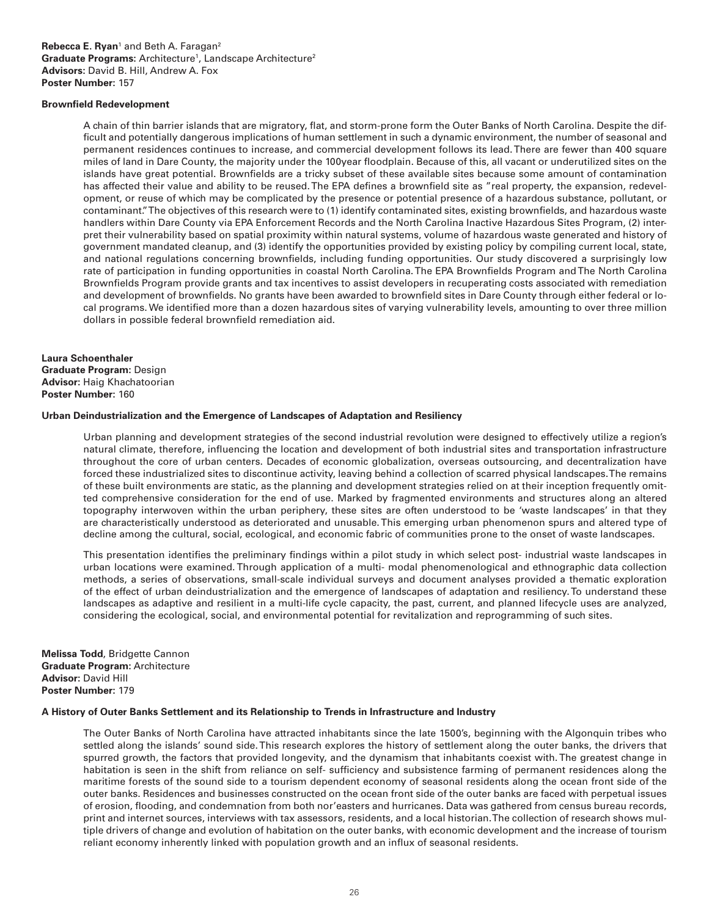**Rebecca E. Ryan**[1] and Beth A. Faragan[2]
**Graduate Programs:** Architecture[1], Landscape Architecture[2]
**Advisors:** David B. Hill, Andrew A. Fox
**Poster Number:** 157

**Brownfield Redevelopment**

A chain of thin barrier islands that are migratory, flat, and storm-prone form the Outer Banks of North Carolina. Despite the difficult and potentially dangerous implications of human settlement in such a dynamic environment, the number of seasonal and permanent residences continues to increase, and commercial development follows its lead. There are fewer than 400 square miles of land in Dare County, the majority under the 100year floodplain. Because of this, all vacant or underutilized sites on the islands have great potential. Brownfields are a tricky subset of these available sites because some amount of contamination has affected their value and ability to be reused. The EPA defines a brownfield site as "real property, the expansion, redevelopment, or reuse of which may be complicated by the presence or potential presence of a hazardous substance, pollutant, or contaminant." The objectives of this research were to (1) identify contaminated sites, existing brownfields, and hazardous waste handlers within Dare County via EPA Enforcement Records and the North Carolina Inactive Hazardous Sites Program, (2) interpret their vulnerability based on spatial proximity within natural systems, volume of hazardous waste generated and history of government mandated cleanup, and (3) identify the opportunities provided by existing policy by compiling current local, state, and national regulations concerning brownfields, including funding opportunities. Our study discovered a surprisingly low rate of participation in funding opportunities in coastal North Carolina. The EPA Brownfields Program and The North Carolina Brownfields Program provide grants and tax incentives to assist developers in recuperating costs associated with remediation and development of brownfields. No grants have been awarded to brownfield sites in Dare County through either federal or local programs. We identified more than a dozen hazardous sites of varying vulnerability levels, amounting to over three million dollars in possible federal brownfield remediation aid.

**Laura Schoenthaler**
**Graduate Program:** Design
**Advisor:** Haig Khachatoorian
**Poster Number:** 160

**Urban Deindustrialization and the Emergence of Landscapes of Adaptation and Resiliency**

Urban planning and development strategies of the second industrial revolution were designed to effectively utilize a region's natural climate, therefore, influencing the location and development of both industrial sites and transportation infrastructure throughout the core of urban centers. Decades of economic globalization, overseas outsourcing, and decentralization have forced these industrialized sites to discontinue activity, leaving behind a collection of scarred physical landscapes. The remains of these built environments are static, as the planning and development strategies relied on at their inception frequently omitted comprehensive consideration for the end of use. Marked by fragmented environments and structures along an altered topography interwoven within the urban periphery, these sites are often understood to be 'waste landscapes' in that they are characteristically understood as deteriorated and unusable. This emerging urban phenomenon spurs and altered type of decline among the cultural, social, ecological, and economic fabric of communities prone to the onset of waste landscapes.

This presentation identifies the preliminary findings within a pilot study in which select post- industrial waste landscapes in urban locations were examined. Through application of a multi- modal phenomenological and ethnographic data collection methods, a series of observations, small-scale individual surveys and document analyses provided a thematic exploration of the effect of urban deindustrialization and the emergence of landscapes of adaptation and resiliency. To understand these landscapes as adaptive and resilient in a multi-life cycle capacity, the past, current, and planned lifecycle uses are analyzed, considering the ecological, social, and environmental potential for revitalization and reprogramming of such sites.

**Melissa Todd**, Bridgette Cannon
**Graduate Program:** Architecture
**Advisor:** David Hill
**Poster Number:** 179

**A History of Outer Banks Settlement and its Relationship to Trends in Infrastructure and Industry**

The Outer Banks of North Carolina have attracted inhabitants since the late 1500's, beginning with the Algonquin tribes who settled along the islands' sound side. This research explores the history of settlement along the outer banks, the drivers that spurred growth, the factors that provided longevity, and the dynamism that inhabitants coexist with. The greatest change in habitation is seen in the shift from reliance on self- sufficiency and subsistence farming of permanent residences along the maritime forests of the sound side to a tourism dependent economy of seasonal residents along the ocean front side of the outer banks. Residences and businesses constructed on the ocean front side of the outer banks are faced with perpetual issues of erosion, flooding, and condemnation from both nor'easters and hurricanes. Data was gathered from census bureau records, print and internet sources, interviews with tax assessors, residents, and a local historian. The collection of research shows multiple drivers of change and evolution of habitation on the outer banks, with economic development and the increase of tourism reliant economy inherently linked with population growth and an influx of seasonal residents.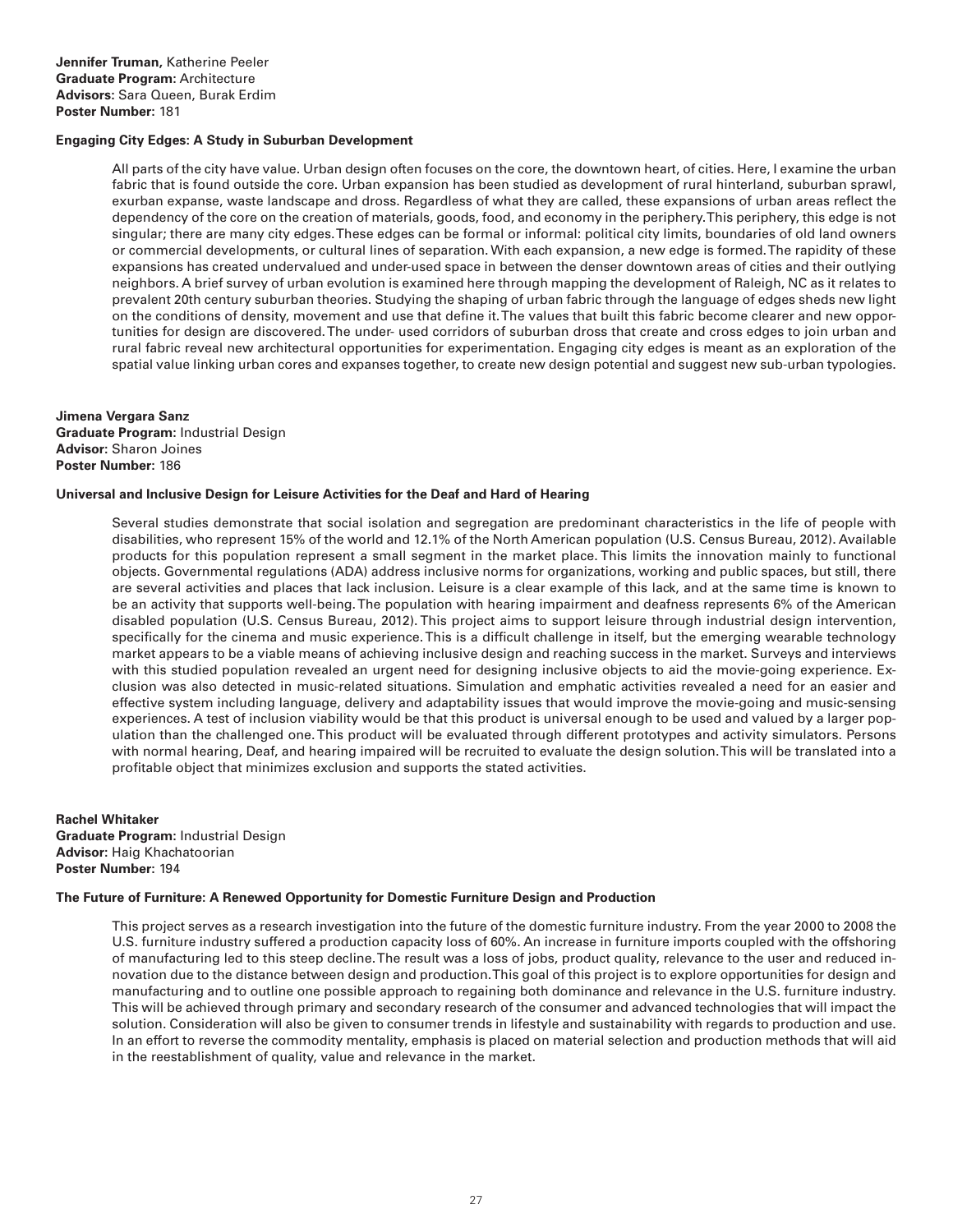**Jennifer Truman,** Katherine Peeler
**Graduate Program:** Architecture
**Advisors:** Sara Queen, Burak Erdim
**Poster Number:** 181

**Engaging City Edges: A Study in Suburban Development**

All parts of the city have value. Urban design often focuses on the core, the downtown heart, of cities. Here, I examine the urban fabric that is found outside the core. Urban expansion has been studied as development of rural hinterland, suburban sprawl, exurban expanse, waste landscape and dross. Regardless of what they are called, these expansions of urban areas reflect the dependency of the core on the creation of materials, goods, food, and economy in the periphery. This periphery, this edge is not singular; there are many city edges. These edges can be formal or informal: political city limits, boundaries of old land owners or commercial developments, or cultural lines of separation. With each expansion, a new edge is formed. The rapidity of these expansions has created undervalued and under-used space in between the denser downtown areas of cities and their outlying neighbors. A brief survey of urban evolution is examined here through mapping the development of Raleigh, NC as it relates to prevalent 20th century suburban theories. Studying the shaping of urban fabric through the language of edges sheds new light on the conditions of density, movement and use that define it. The values that built this fabric become clearer and new opportunities for design are discovered. The under- used corridors of suburban dross that create and cross edges to join urban and rural fabric reveal new architectural opportunities for experimentation. Engaging city edges is meant as an exploration of the spatial value linking urban cores and expanses together, to create new design potential and suggest new sub-urban typologies.

**Jimena Vergara Sanz**
**Graduate Program:** Industrial Design
**Advisor:** Sharon Joines
**Poster Number:** 186

**Universal and Inclusive Design for Leisure Activities for the Deaf and Hard of Hearing**

Several studies demonstrate that social isolation and segregation are predominant characteristics in the life of people with disabilities, who represent 15% of the world and 12.1% of the North American population (U.S. Census Bureau, 2012). Available products for this population represent a small segment in the market place. This limits the innovation mainly to functional objects. Governmental regulations (ADA) address inclusive norms for organizations, working and public spaces, but still, there are several activities and places that lack inclusion. Leisure is a clear example of this lack, and at the same time is known to be an activity that supports well-being. The population with hearing impairment and deafness represents 6% of the American disabled population (U.S. Census Bureau, 2012). This project aims to support leisure through industrial design intervention, specifically for the cinema and music experience. This is a difficult challenge in itself, but the emerging wearable technology market appears to be a viable means of achieving inclusive design and reaching success in the market. Surveys and interviews with this studied population revealed an urgent need for designing inclusive objects to aid the movie-going experience. Exclusion was also detected in music-related situations. Simulation and emphatic activities revealed a need for an easier and effective system including language, delivery and adaptability issues that would improve the movie-going and music-sensing experiences. A test of inclusion viability would be that this product is universal enough to be used and valued by a larger population than the challenged one. This product will be evaluated through different prototypes and activity simulators. Persons with normal hearing, Deaf, and hearing impaired will be recruited to evaluate the design solution. This will be translated into a profitable object that minimizes exclusion and supports the stated activities.

**Rachel Whitaker**
**Graduate Program:** Industrial Design
**Advisor:** Haig Khachatoorian
**Poster Number:** 194

**The Future of Furniture: A Renewed Opportunity for Domestic Furniture Design and Production**

This project serves as a research investigation into the future of the domestic furniture industry. From the year 2000 to 2008 the U.S. furniture industry suffered a production capacity loss of 60%. An increase in furniture imports coupled with the offshoring of manufacturing led to this steep decline. The result was a loss of jobs, product quality, relevance to the user and reduced innovation due to the distance between design and production. This goal of this project is to explore opportunities for design and manufacturing and to outline one possible approach to regaining both dominance and relevance in the U.S. furniture industry. This will be achieved through primary and secondary research of the consumer and advanced technologies that will impact the solution. Consideration will also be given to consumer trends in lifestyle and sustainability with regards to production and use. In an effort to reverse the commodity mentality, emphasis is placed on material selection and production methods that will aid in the reestablishment of quality, value and relevance in the market.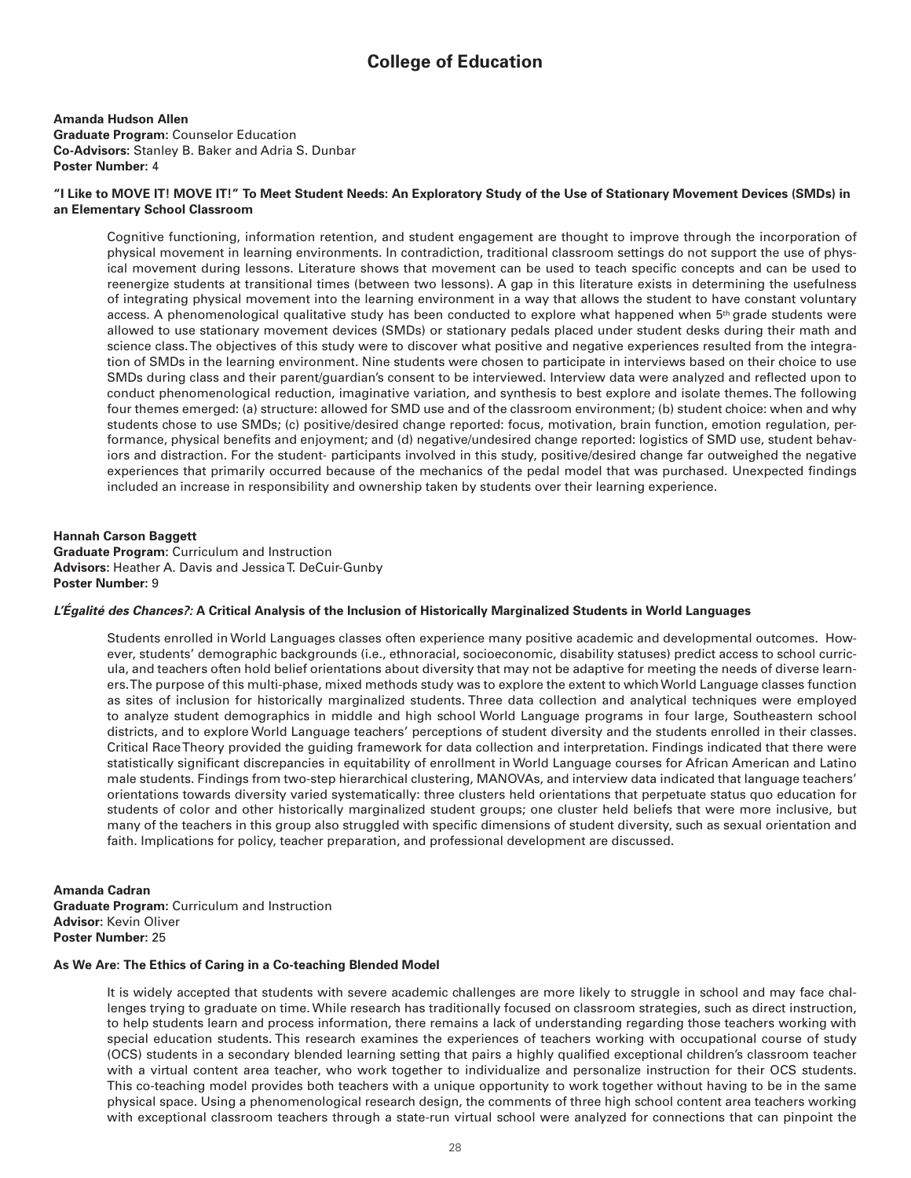# College of Education

**Amanda Hudson Allen**
**Graduate Program:** Counselor Education
**Co-Advisors:** Stanley B. Baker and Adria S. Dunbar
**Poster Number:** 4

**"I Like to MOVE IT! MOVE IT!" To Meet Student Needs: An Exploratory Study of the Use of Stationary Movement Devices (SMDs) in an Elementary School Classroom**

Cognitive functioning, information retention, and student engagement are thought to improve through the incorporation of physical movement in learning environments. In contradiction, traditional classroom settings do not support the use of physical movement during lessons. Literature shows that movement can be used to teach specific concepts and can be used to reenergize students at transitional times (between two lessons). A gap in this literature exists in determining the usefulness of integrating physical movement into the learning environment in a way that allows the student to have constant voluntary access. A phenomenological qualitative study has been conducted to explore what happened when 5th grade students were allowed to use stationary movement devices (SMDs) or stationary pedals placed under student desks during their math and science class. The objectives of this study were to discover what positive and negative experiences resulted from the integration of SMDs in the learning environment. Nine students were chosen to participate in interviews based on their choice to use SMDs during class and their parent/guardian's consent to be interviewed. Interview data were analyzed and reflected upon to conduct phenomenological reduction, imaginative variation, and synthesis to best explore and isolate themes. The following four themes emerged: (a) structure: allowed for SMD use and of the classroom environment; (b) student choice: when and why students chose to use SMDs; (c) positive/desired change reported: focus, motivation, brain function, emotion regulation, performance, physical benefits and enjoyment; and (d) negative/undesired change reported: logistics of SMD use, student behaviors and distraction. For the student- participants involved in this study, positive/desired change far outweighed the negative experiences that primarily occurred because of the mechanics of the pedal model that was purchased. Unexpected findings included an increase in responsibility and ownership taken by students over their learning experience.

**Hannah Carson Baggett**
**Graduate Program:** Curriculum and Instruction
**Advisors:** Heather A. Davis and Jessica T. DeCuir-Gunby
**Poster Number:** 9

***L'Égalité des Chances?:*** **A Critical Analysis of the Inclusion of Historically Marginalized Students in World Languages**

Students enrolled in World Languages classes often experience many positive academic and developmental outcomes. However, students' demographic backgrounds (i.e., ethnoracial, socioeconomic, disability statuses) predict access to school curricula, and teachers often hold belief orientations about diversity that may not be adaptive for meeting the needs of diverse learners. The purpose of this multi-phase, mixed methods study was to explore the extent to which World Language classes function as sites of inclusion for historically marginalized students. Three data collection and analytical techniques were employed to analyze student demographics in middle and high school World Language programs in four large, Southeastern school districts, and to explore World Language teachers' perceptions of student diversity and the students enrolled in their classes. Critical Race Theory provided the guiding framework for data collection and interpretation. Findings indicated that there were statistically significant discrepancies in equitability of enrollment in World Language courses for African American and Latino male students. Findings from two-step hierarchical clustering, MANOVAs, and interview data indicated that language teachers' orientations towards diversity varied systematically: three clusters held orientations that perpetuate status quo education for students of color and other historically marginalized student groups; one cluster held beliefs that were more inclusive, but many of the teachers in this group also struggled with specific dimensions of student diversity, such as sexual orientation and faith. Implications for policy, teacher preparation, and professional development are discussed.

**Amanda Cadran**
**Graduate Program:** Curriculum and Instruction
**Advisor**: Kevin Oliver
**Poster Number:** 25

**As We Are: The Ethics of Caring in a Co-teaching Blended Model**

It is widely accepted that students with severe academic challenges are more likely to struggle in school and may face challenges trying to graduate on time. While research has traditionally focused on classroom strategies, such as direct instruction, to help students learn and process information, there remains a lack of understanding regarding those teachers working with special education students. This research examines the experiences of teachers working with occupational course of study (OCS) students in a secondary blended learning setting that pairs a highly qualified exceptional children's classroom teacher with a virtual content area teacher, who work together to individualize and personalize instruction for their OCS students. This co-teaching model provides both teachers with a unique opportunity to work together without having to be in the same physical space. Using a phenomenological research design, the comments of three high school content area teachers working with exceptional classroom teachers through a state-run virtual school were analyzed for connections that can pinpoint the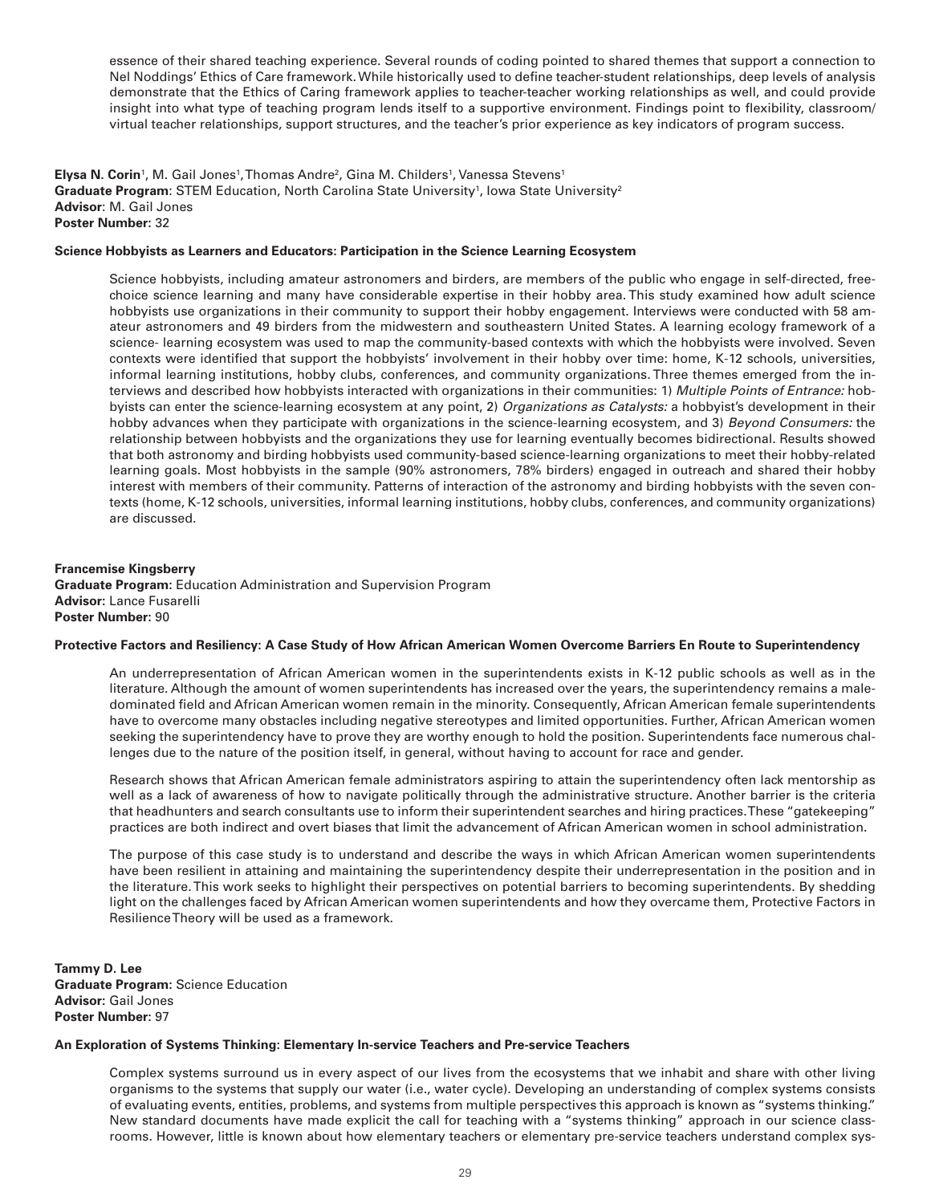essence of their shared teaching experience. Several rounds of coding pointed to shared themes that support a connection to Nel Noddings' Ethics of Care framework. While historically used to define teacher-student relationships, deep levels of analysis demonstrate that the Ethics of Caring framework applies to teacher-teacher working relationships as well, and could provide insight into what type of teaching program lends itself to a supportive environment. Findings point to flexibility, classroom/virtual teacher relationships, support structures, and the teacher's prior experience as key indicators of program success.

**Elysa N. Corin**[1], M. Gail Jones[1], Thomas Andre[2], Gina M. Childers[1], Vanessa Stevens[1]
**Graduate Program**: STEM Education, North Carolina State University[1], Iowa State University[2]
**Advisor**: M. Gail Jones
**Poster Number:** 32

**Science Hobbyists as Learners and Educators: Participation in the Science Learning Ecosystem**

Science hobbyists, including amateur astronomers and birders, are members of the public who engage in self-directed, free-choice science learning and many have considerable expertise in their hobby area. This study examined how adult science hobbyists use organizations in their community to support their hobby engagement. Interviews were conducted with 58 amateur astronomers and 49 birders from the midwestern and southeastern United States. A learning ecology framework of a science- learning ecosystem was used to map the community-based contexts with which the hobbyists were involved. Seven contexts were identified that support the hobbyists' involvement in their hobby over time: home, K-12 schools, universities, informal learning institutions, hobby clubs, conferences, and community organizations. Three themes emerged from the interviews and described how hobbyists interacted with organizations in their communities: 1) *Multiple Points of Entrance:* hobbyists can enter the science-learning ecosystem at any point, 2) *Organizations as Catalysts:* a hobbyist's development in their hobby advances when they participate with organizations in the science-learning ecosystem, and 3) *Beyond Consumers:* the relationship between hobbyists and the organizations they use for learning eventually becomes bidirectional. Results showed that both astronomy and birding hobbyists used community-based science-learning organizations to meet their hobby-related learning goals. Most hobbyists in the sample (90% astronomers, 78% birders) engaged in outreach and shared their hobby interest with members of their community. Patterns of interaction of the astronomy and birding hobbyists with the seven contexts (home, K-12 schools, universities, informal learning institutions, hobby clubs, conferences, and community organizations) are discussed.

**Francemise Kingsberry**
**Graduate Program:** Education Administration and Supervision Program
**Advisor:** Lance Fusarelli
**Poster Number:** 90

**Protective Factors and Resiliency: A Case Study of How African American Women Overcome Barriers En Route to Superintendency**

An underrepresentation of African American women in the superintendents exists in K-12 public schools as well as in the literature. Although the amount of women superintendents has increased over the years, the superintendency remains a male-dominated field and African American women remain in the minority. Consequently, African American female superintendents have to overcome many obstacles including negative stereotypes and limited opportunities. Further, African American women seeking the superintendency have to prove they are worthy enough to hold the position. Superintendents face numerous challenges due to the nature of the position itself, in general, without having to account for race and gender.

Research shows that African American female administrators aspiring to attain the superintendency often lack mentorship as well as a lack of awareness of how to navigate politically through the administrative structure. Another barrier is the criteria that headhunters and search consultants use to inform their superintendent searches and hiring practices. These "gatekeeping" practices are both indirect and overt biases that limit the advancement of African American women in school administration.

The purpose of this case study is to understand and describe the ways in which African American women superintendents have been resilient in attaining and maintaining the superintendency despite their underrepresentation in the position and in the literature. This work seeks to highlight their perspectives on potential barriers to becoming superintendents. By shedding light on the challenges faced by African American women superintendents and how they overcame them, Protective Factors in Resilience Theory will be used as a framework.

**Tammy D. Lee**
**Graduate Program:** Science Education
**Advisor:** Gail Jones
**Poster Number:** 97

**An Exploration of Systems Thinking: Elementary In-service Teachers and Pre-service Teachers**

Complex systems surround us in every aspect of our lives from the ecosystems that we inhabit and share with other living organisms to the systems that supply our water (i.e., water cycle). Developing an understanding of complex systems consists of evaluating events, entities, problems, and systems from multiple perspectives this approach is known as "systems thinking." New standard documents have made explicit the call for teaching with a "systems thinking" approach in our science classrooms. However, little is known about how elementary teachers or elementary pre-service teachers understand complex sys-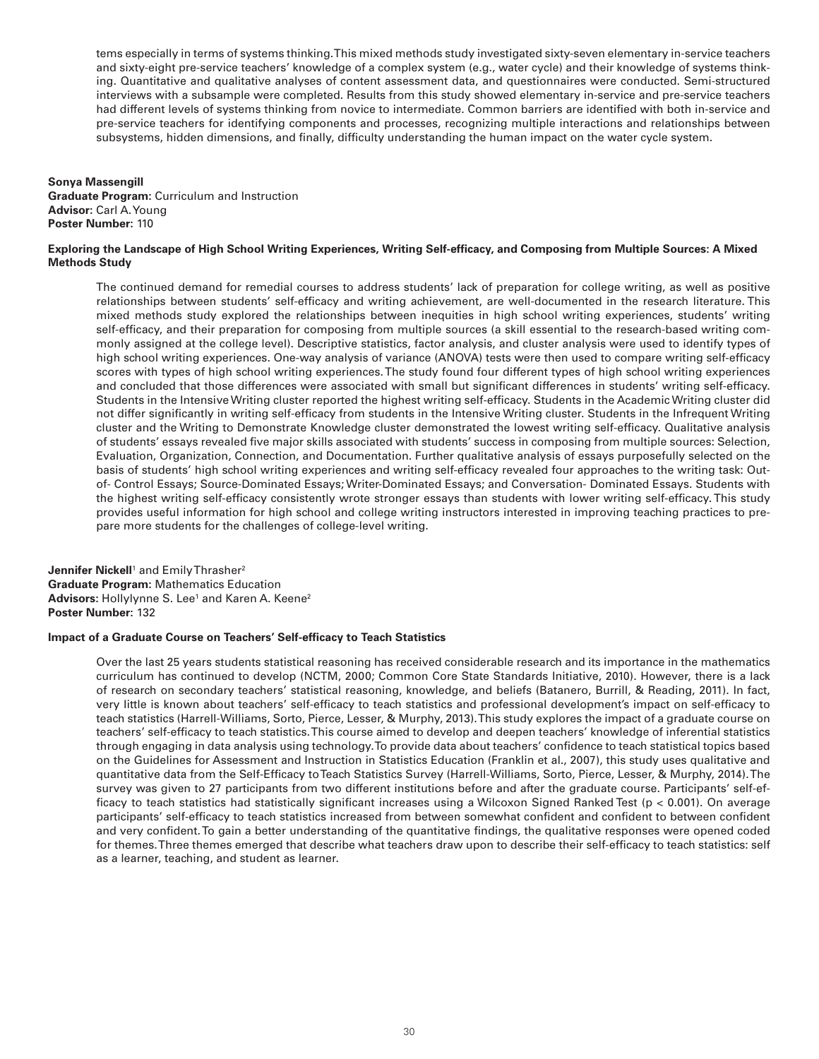tems especially in terms of systems thinking. This mixed methods study investigated sixty-seven elementary in-service teachers and sixty-eight pre-service teachers' knowledge of a complex system (e.g., water cycle) and their knowledge of systems thinking. Quantitative and qualitative analyses of content assessment data, and questionnaires were conducted. Semi-structured interviews with a subsample were completed. Results from this study showed elementary in-service and pre-service teachers had different levels of systems thinking from novice to intermediate. Common barriers are identified with both in-service and pre-service teachers for identifying components and processes, recognizing multiple interactions and relationships between subsystems, hidden dimensions, and finally, difficulty understanding the human impact on the water cycle system.

**Sonya Massengill**
**Graduate Program:** Curriculum and Instruction
**Advisor:** Carl A. Young
**Poster Number:** 110

**Exploring the Landscape of High School Writing Experiences, Writing Self-efficacy, and Composing from Multiple Sources: A Mixed Methods Study**

The continued demand for remedial courses to address students' lack of preparation for college writing, as well as positive relationships between students' self-efficacy and writing achievement, are well-documented in the research literature. This mixed methods study explored the relationships between inequities in high school writing experiences, students' writing self-efficacy, and their preparation for composing from multiple sources (a skill essential to the research-based writing commonly assigned at the college level). Descriptive statistics, factor analysis, and cluster analysis were used to identify types of high school writing experiences. One-way analysis of variance (ANOVA) tests were then used to compare writing self-efficacy scores with types of high school writing experiences. The study found four different types of high school writing experiences and concluded that those differences were associated with small but significant differences in students' writing self-efficacy. Students in the Intensive Writing cluster reported the highest writing self-efficacy. Students in the Academic Writing cluster did not differ significantly in writing self-efficacy from students in the Intensive Writing cluster. Students in the Infrequent Writing cluster and the Writing to Demonstrate Knowledge cluster demonstrated the lowest writing self-efficacy. Qualitative analysis of students' essays revealed five major skills associated with students' success in composing from multiple sources: Selection, Evaluation, Organization, Connection, and Documentation. Further qualitative analysis of essays purposefully selected on the basis of students' high school writing experiences and writing self-efficacy revealed four approaches to the writing task: Out-of- Control Essays; Source-Dominated Essays; Writer-Dominated Essays; and Conversation- Dominated Essays. Students with the highest writing self-efficacy consistently wrote stronger essays than students with lower writing self-efficacy. This study provides useful information for high school and college writing instructors interested in improving teaching practices to prepare more students for the challenges of college-level writing.

**Jennifer Nickell**[1] and Emily Thrasher[2]
**Graduate Program:** Mathematics Education
**Advisors:** Hollylynne S. Lee[1] and Karen A. Keene[2]
**Poster Number:** 132

**Impact of a Graduate Course on Teachers' Self-efficacy to Teach Statistics**

Over the last 25 years students statistical reasoning has received considerable research and its importance in the mathematics curriculum has continued to develop (NCTM, 2000; Common Core State Standards Initiative, 2010). However, there is a lack of research on secondary teachers' statistical reasoning, knowledge, and beliefs (Batanero, Burrill, & Reading, 2011). In fact, very little is known about teachers' self-efficacy to teach statistics and professional development's impact on self-efficacy to teach statistics (Harrell-Williams, Sorto, Pierce, Lesser, & Murphy, 2013). This study explores the impact of a graduate course on teachers' self-efficacy to teach statistics. This course aimed to develop and deepen teachers' knowledge of inferential statistics through engaging in data analysis using technology. To provide data about teachers' confidence to teach statistical topics based on the Guidelines for Assessment and Instruction in Statistics Education (Franklin et al., 2007), this study uses qualitative and quantitative data from the Self-Efficacy to Teach Statistics Survey (Harrell-Williams, Sorto, Pierce, Lesser, & Murphy, 2014). The survey was given to 27 participants from two different institutions before and after the graduate course. Participants' self-efficacy to teach statistics had statistically significant increases using a Wilcoxon Signed Ranked Test ($p < 0.001$). On average participants' self-efficacy to teach statistics increased from between somewhat confident and confident to between confident and very confident. To gain a better understanding of the quantitative findings, the qualitative responses were opened coded for themes. Three themes emerged that describe what teachers draw upon to describe their self-efficacy to teach statistics: self as a learner, teaching, and student as learner.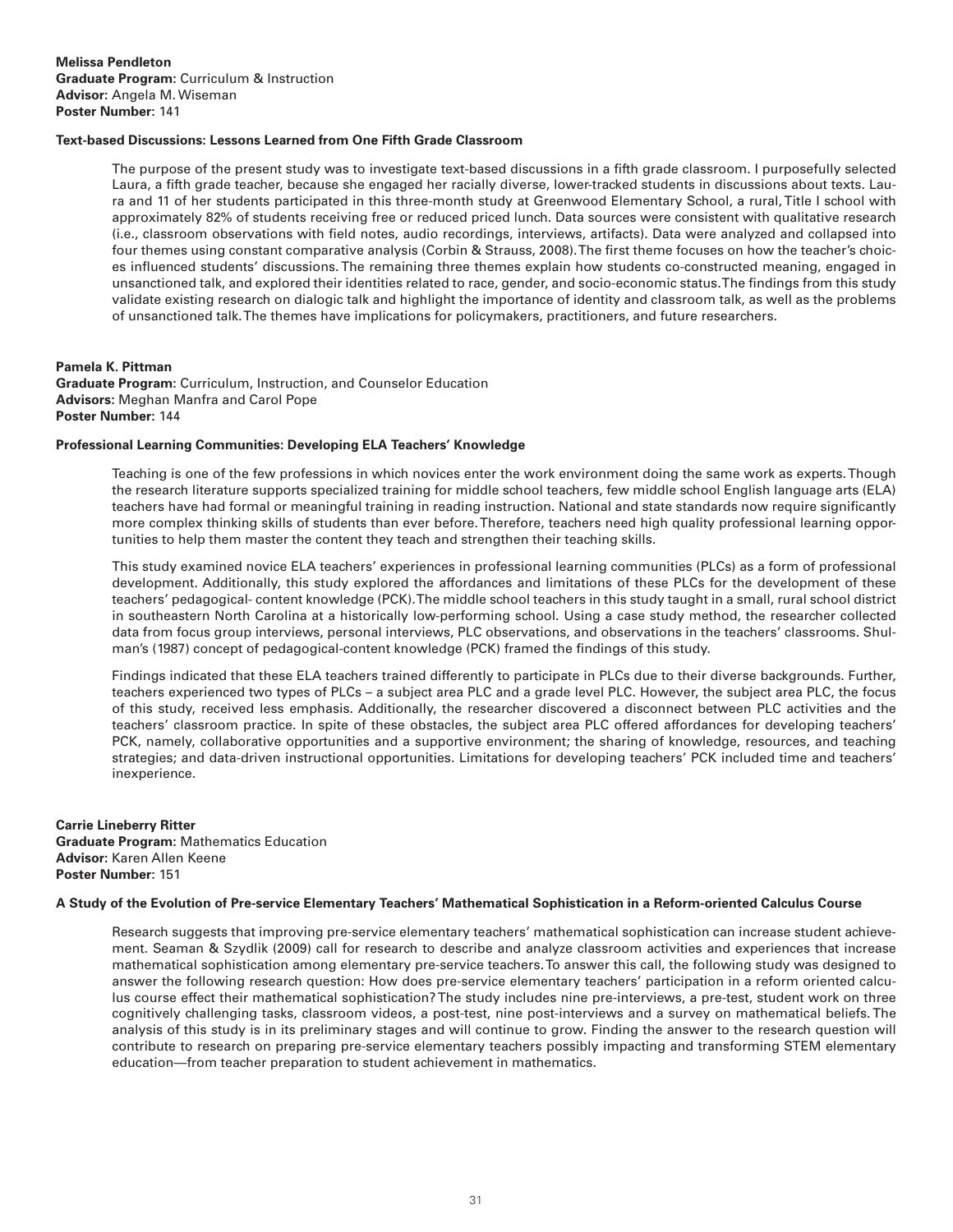**Melissa Pendleton**
**Graduate Program:** Curriculum & Instruction
**Advisor:** Angela M. Wiseman
**Poster Number:** 141

**Text-based Discussions: Lessons Learned from One Fifth Grade Classroom**

The purpose of the present study was to investigate text-based discussions in a fifth grade classroom. I purposefully selected Laura, a fifth grade teacher, because she engaged her racially diverse, lower-tracked students in discussions about texts. Laura and 11 of her students participated in this three-month study at Greenwood Elementary School, a rural, Title I school with approximately 82% of students receiving free or reduced priced lunch. Data sources were consistent with qualitative research (i.e., classroom observations with field notes, audio recordings, interviews, artifacts). Data were analyzed and collapsed into four themes using constant comparative analysis (Corbin & Strauss, 2008). The first theme focuses on how the teacher's choices influenced students' discussions. The remaining three themes explain how students co-constructed meaning, engaged in unsanctioned talk, and explored their identities related to race, gender, and socio-economic status. The findings from this study validate existing research on dialogic talk and highlight the importance of identity and classroom talk, as well as the problems of unsanctioned talk. The themes have implications for policymakers, practitioners, and future researchers.

**Pamela K. Pittman**
**Graduate Program:** Curriculum, Instruction, and Counselor Education
**Advisors:** Meghan Manfra and Carol Pope
**Poster Number:** 144

**Professional Learning Communities: Developing ELA Teachers' Knowledge**

Teaching is one of the few professions in which novices enter the work environment doing the same work as experts. Though the research literature supports specialized training for middle school teachers, few middle school English language arts (ELA) teachers have had formal or meaningful training in reading instruction. National and state standards now require significantly more complex thinking skills of students than ever before. Therefore, teachers need high quality professional learning opportunities to help them master the content they teach and strengthen their teaching skills.

This study examined novice ELA teachers' experiences in professional learning communities (PLCs) as a form of professional development. Additionally, this study explored the affordances and limitations of these PLCs for the development of these teachers' pedagogical- content knowledge (PCK). The middle school teachers in this study taught in a small, rural school district in southeastern North Carolina at a historically low-performing school. Using a case study method, the researcher collected data from focus group interviews, personal interviews, PLC observations, and observations in the teachers' classrooms. Shulman's (1987) concept of pedagogical-content knowledge (PCK) framed the findings of this study.

Findings indicated that these ELA teachers trained differently to participate in PLCs due to their diverse backgrounds. Further, teachers experienced two types of PLCs – a subject area PLC and a grade level PLC. However, the subject area PLC, the focus of this study, received less emphasis. Additionally, the researcher discovered a disconnect between PLC activities and the teachers' classroom practice. In spite of these obstacles, the subject area PLC offered affordances for developing teachers' PCK, namely, collaborative opportunities and a supportive environment; the sharing of knowledge, resources, and teaching strategies; and data-driven instructional opportunities. Limitations for developing teachers' PCK included time and teachers' inexperience.

**Carrie Lineberry Ritter**
**Graduate Program:** Mathematics Education
**Advisor:** Karen Allen Keene
**Poster Number:** 151

**A Study of the Evolution of Pre-service Elementary Teachers' Mathematical Sophistication in a Reform-oriented Calculus Course**

Research suggests that improving pre-service elementary teachers' mathematical sophistication can increase student achievement. Seaman & Szydlik (2009) call for research to describe and analyze classroom activities and experiences that increase mathematical sophistication among elementary pre-service teachers. To answer this call, the following study was designed to answer the following research question: How does pre-service elementary teachers' participation in a reform oriented calculus course effect their mathematical sophistication? The study includes nine pre-interviews, a pre-test, student work on three cognitively challenging tasks, classroom videos, a post-test, nine post-interviews and a survey on mathematical beliefs. The analysis of this study is in its preliminary stages and will continue to grow. Finding the answer to the research question will contribute to research on preparing pre-service elementary teachers possibly impacting and transforming STEM elementary education—from teacher preparation to student achievement in mathematics.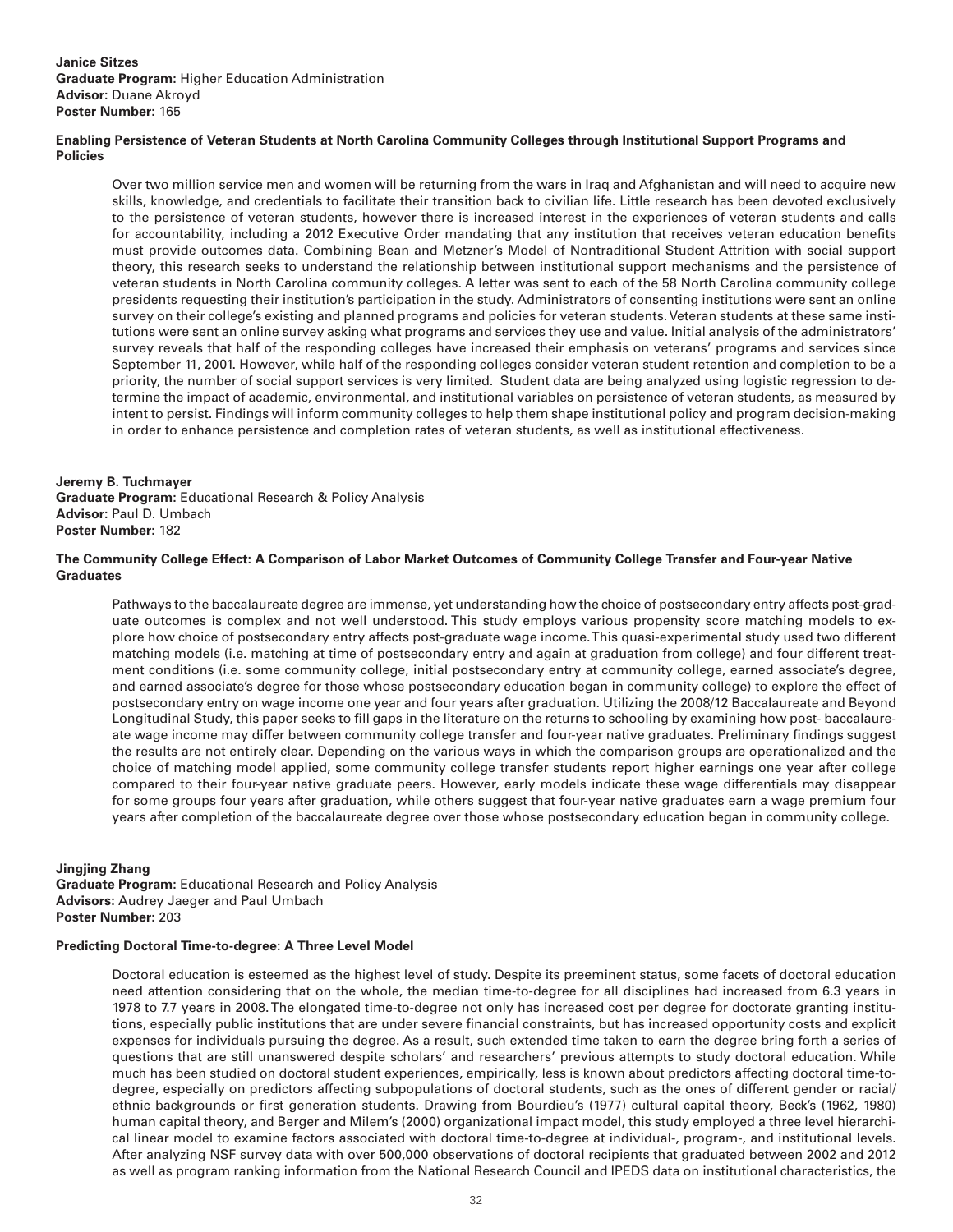**Janice Sitzes**
**Graduate Program:** Higher Education Administration
**Advisor:** Duane Akroyd
**Poster Number:** 165

**Enabling Persistence of Veteran Students at North Carolina Community Colleges through Institutional Support Programs and Policies**

Over two million service men and women will be returning from the wars in Iraq and Afghanistan and will need to acquire new skills, knowledge, and credentials to facilitate their transition back to civilian life. Little research has been devoted exclusively to the persistence of veteran students, however there is increased interest in the experiences of veteran students and calls for accountability, including a 2012 Executive Order mandating that any institution that receives veteran education benefits must provide outcomes data. Combining Bean and Metzner's Model of Nontraditional Student Attrition with social support theory, this research seeks to understand the relationship between institutional support mechanisms and the persistence of veteran students in North Carolina community colleges. A letter was sent to each of the 58 North Carolina community college presidents requesting their institution's participation in the study. Administrators of consenting institutions were sent an online survey on their college's existing and planned programs and policies for veteran students. Veteran students at these same institutions were sent an online survey asking what programs and services they use and value. Initial analysis of the administrators' survey reveals that half of the responding colleges have increased their emphasis on veterans' programs and services since September 11, 2001. However, while half of the responding colleges consider veteran student retention and completion to be a priority, the number of social support services is very limited. Student data are being analyzed using logistic regression to determine the impact of academic, environmental, and institutional variables on persistence of veteran students, as measured by intent to persist. Findings will inform community colleges to help them shape institutional policy and program decision-making in order to enhance persistence and completion rates of veteran students, as well as institutional effectiveness.

**Jeremy B. Tuchmayer**
**Graduate Program:** Educational Research & Policy Analysis
**Advisor:** Paul D. Umbach
**Poster Number:** 182

**The Community College Effect: A Comparison of Labor Market Outcomes of Community College Transfer and Four-year Native Graduates**

Pathways to the baccalaureate degree are immense, yet understanding how the choice of postsecondary entry affects post-graduate outcomes is complex and not well understood. This study employs various propensity score matching models to explore how choice of postsecondary entry affects post-graduate wage income. This quasi-experimental study used two different matching models (i.e. matching at time of postsecondary entry and again at graduation from college) and four different treatment conditions (i.e. some community college, initial postsecondary entry at community college, earned associate's degree, and earned associate's degree for those whose postsecondary education began in community college) to explore the effect of postsecondary entry on wage income one year and four years after graduation. Utilizing the 2008/12 Baccalaureate and Beyond Longitudinal Study, this paper seeks to fill gaps in the literature on the returns to schooling by examining how post- baccalaureate wage income may differ between community college transfer and four-year native graduates. Preliminary findings suggest the results are not entirely clear. Depending on the various ways in which the comparison groups are operationalized and the choice of matching model applied, some community college transfer students report higher earnings one year after college compared to their four-year native graduate peers. However, early models indicate these wage differentials may disappear for some groups four years after graduation, while others suggest that four-year native graduates earn a wage premium four years after completion of the baccalaureate degree over those whose postsecondary education began in community college.

**Jingjing Zhang**
**Graduate Program:** Educational Research and Policy Analysis
**Advisors:** Audrey Jaeger and Paul Umbach
**Poster Number:** 203

**Predicting Doctoral Time-to-degree: A Three Level Model**

Doctoral education is esteemed as the highest level of study. Despite its preeminent status, some facets of doctoral education need attention considering that on the whole, the median time-to-degree for all disciplines had increased from 6.3 years in 1978 to 7.7 years in 2008. The elongated time-to-degree not only has increased cost per degree for doctorate granting institutions, especially public institutions that are under severe financial constraints, but has increased opportunity costs and explicit expenses for individuals pursuing the degree. As a result, such extended time taken to earn the degree bring forth a series of questions that are still unanswered despite scholars' and researchers' previous attempts to study doctoral education. While much has been studied on doctoral student experiences, empirically, less is known about predictors affecting doctoral time-to-degree, especially on predictors affecting subpopulations of doctoral students, such as the ones of different gender or racial/ethnic backgrounds or first generation students. Drawing from Bourdieu's (1977) cultural capital theory, Beck's (1962, 1980) human capital theory, and Berger and Milem's (2000) organizational impact model, this study employed a three level hierarchical linear model to examine factors associated with doctoral time-to-degree at individual-, program-, and institutional levels. After analyzing NSF survey data with over 500,000 observations of doctoral recipients that graduated between 2002 and 2012 as well as program ranking information from the National Research Council and IPEDS data on institutional characteristics, the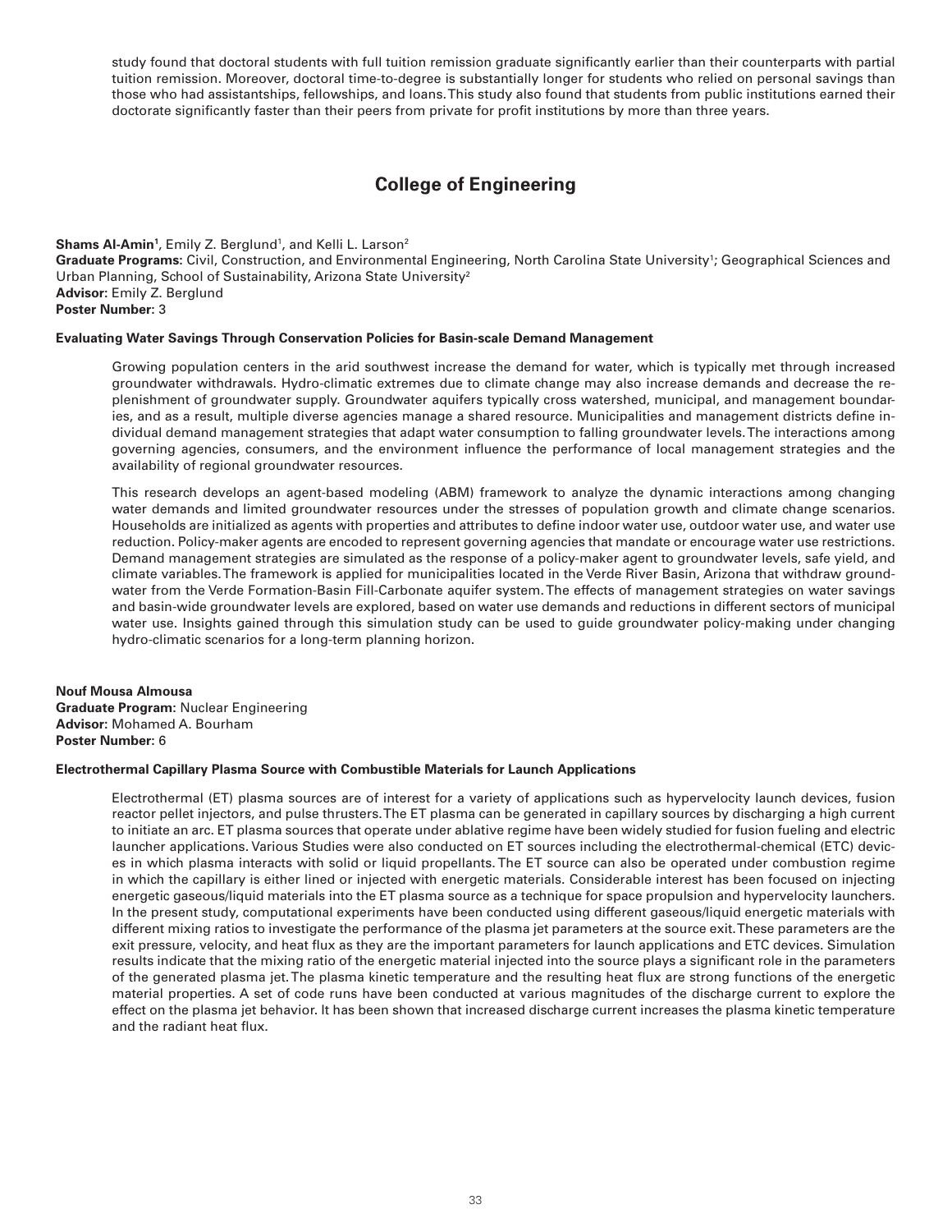study found that doctoral students with full tuition remission graduate significantly earlier than their counterparts with partial tuition remission. Moreover, doctoral time-to-degree is substantially longer for students who relied on personal savings than those who had assistantships, fellowships, and loans. This study also found that students from public institutions earned their doctorate significantly faster than their peers from private for profit institutions by more than three years.

## College of Engineering

**Shams Al-Amin**[1], Emily Z. Berglund[1], and Kelli L. Larson[2]
**Graduate Programs:** Civil, Construction, and Environmental Engineering, North Carolina State University[1]; Geographical Sciences and Urban Planning, School of Sustainability, Arizona State University[2]
**Advisor:** Emily Z. Berglund
**Poster Number:** 3

#### Evaluating Water Savings Through Conservation Policies for Basin-scale Demand Management

Growing population centers in the arid southwest increase the demand for water, which is typically met through increased groundwater withdrawals. Hydro-climatic extremes due to climate change may also increase demands and decrease the replenishment of groundwater supply. Groundwater aquifers typically cross watershed, municipal, and management boundaries, and as a result, multiple diverse agencies manage a shared resource. Municipalities and management districts define individual demand management strategies that adapt water consumption to falling groundwater levels. The interactions among governing agencies, consumers, and the environment influence the performance of local management strategies and the availability of regional groundwater resources.

This research develops an agent-based modeling (ABM) framework to analyze the dynamic interactions among changing water demands and limited groundwater resources under the stresses of population growth and climate change scenarios. Households are initialized as agents with properties and attributes to define indoor water use, outdoor water use, and water use reduction. Policy-maker agents are encoded to represent governing agencies that mandate or encourage water use restrictions. Demand management strategies are simulated as the response of a policy-maker agent to groundwater levels, safe yield, and climate variables. The framework is applied for municipalities located in the Verde River Basin, Arizona that withdraw groundwater from the Verde Formation-Basin Fill-Carbonate aquifer system. The effects of management strategies on water savings and basin-wide groundwater levels are explored, based on water use demands and reductions in different sectors of municipal water use. Insights gained through this simulation study can be used to guide groundwater policy-making under changing hydro-climatic scenarios for a long-term planning horizon.

**Nouf Mousa Almousa**
**Graduate Program:** Nuclear Engineering
**Advisor:** Mohamed A. Bourham
**Poster Number:** 6

#### Electrothermal Capillary Plasma Source with Combustible Materials for Launch Applications

Electrothermal (ET) plasma sources are of interest for a variety of applications such as hypervelocity launch devices, fusion reactor pellet injectors, and pulse thrusters. The ET plasma can be generated in capillary sources by discharging a high current to initiate an arc. ET plasma sources that operate under ablative regime have been widely studied for fusion fueling and electric launcher applications. Various Studies were also conducted on ET sources including the electrothermal-chemical (ETC) devices in which plasma interacts with solid or liquid propellants. The ET source can also be operated under combustion regime in which the capillary is either lined or injected with energetic materials. Considerable interest has been focused on injecting energetic gaseous/liquid materials into the ET plasma source as a technique for space propulsion and hypervelocity launchers. In the present study, computational experiments have been conducted using different gaseous/liquid energetic materials with different mixing ratios to investigate the performance of the plasma jet parameters at the source exit. These parameters are the exit pressure, velocity, and heat flux as they are the important parameters for launch applications and ETC devices. Simulation results indicate that the mixing ratio of the energetic material injected into the source plays a significant role in the parameters of the generated plasma jet. The plasma kinetic temperature and the resulting heat flux are strong functions of the energetic material properties. A set of code runs have been conducted at various magnitudes of the discharge current to explore the effect on the plasma jet behavior. It has been shown that increased discharge current increases the plasma kinetic temperature and the radiant heat flux.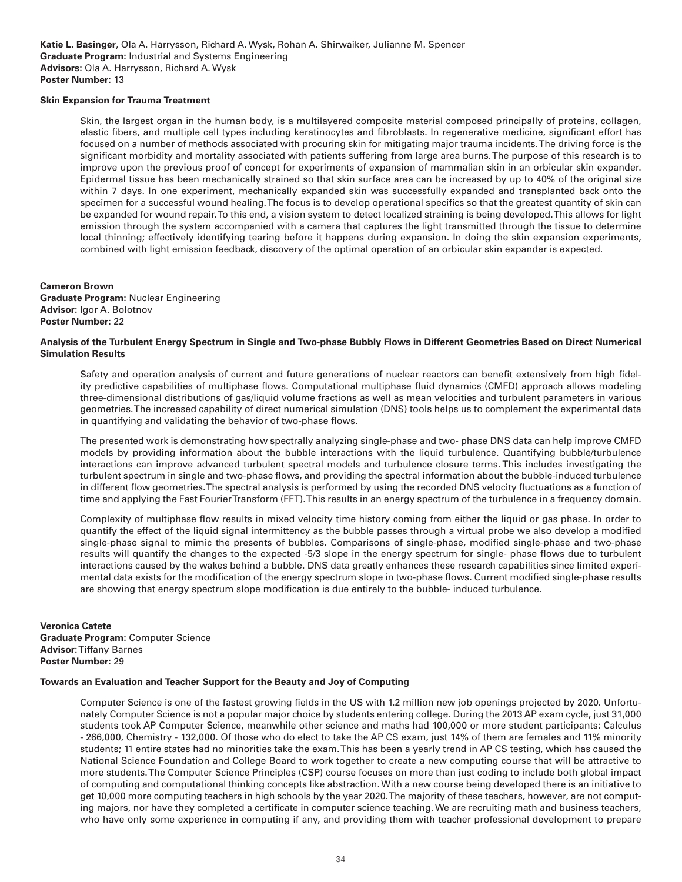**Katie L. Basinger**, Ola A. Harrysson, Richard A. Wysk, Rohan A. Shirwaiker, Julianne M. Spencer
**Graduate Program:** Industrial and Systems Engineering
**Advisors:** Ola A. Harrysson, Richard A. Wysk
**Poster Number:** 13

### Skin Expansion for Trauma Treatment

Skin, the largest organ in the human body, is a multilayered composite material composed principally of proteins, collagen, elastic fibers, and multiple cell types including keratinocytes and fibroblasts. In regenerative medicine, significant effort has focused on a number of methods associated with procuring skin for mitigating major trauma incidents. The driving force is the significant morbidity and mortality associated with patients suffering from large area burns. The purpose of this research is to improve upon the previous proof of concept for experiments of expansion of mammalian skin in an orbicular skin expander. Epidermal tissue has been mechanically strained so that skin surface area can be increased by up to 40% of the original size within 7 days. In one experiment, mechanically expanded skin was successfully expanded and transplanted back onto the specimen for a successful wound healing. The focus is to develop operational specifics so that the greatest quantity of skin can be expanded for wound repair. To this end, a vision system to detect localized straining is being developed. This allows for light emission through the system accompanied with a camera that captures the light transmitted through the tissue to determine local thinning; effectively identifying tearing before it happens during expansion. In doing the skin expansion experiments, combined with light emission feedback, discovery of the optimal operation of an orbicular skin expander is expected.

**Cameron Brown**
**Graduate Program:** Nuclear Engineering
**Advisor:** Igor A. Bolotnov
**Poster Number:** 22

### Analysis of the Turbulent Energy Spectrum in Single and Two-phase Bubbly Flows in Different Geometries Based on Direct Numerical Simulation Results

Safety and operation analysis of current and future generations of nuclear reactors can benefit extensively from high fidelity predictive capabilities of multiphase flows. Computational multiphase fluid dynamics (CMFD) approach allows modeling three-dimensional distributions of gas/liquid volume fractions as well as mean velocities and turbulent parameters in various geometries. The increased capability of direct numerical simulation (DNS) tools helps us to complement the experimental data in quantifying and validating the behavior of two-phase flows.

The presented work is demonstrating how spectrally analyzing single-phase and two- phase DNS data can help improve CMFD models by providing information about the bubble interactions with the liquid turbulence. Quantifying bubble/turbulence interactions can improve advanced turbulent spectral models and turbulence closure terms. This includes investigating the turbulent spectrum in single and two-phase flows, and providing the spectral information about the bubble-induced turbulence in different flow geometries. The spectral analysis is performed by using the recorded DNS velocity fluctuations as a function of time and applying the Fast Fourier Transform (FFT). This results in an energy spectrum of the turbulence in a frequency domain.

Complexity of multiphase flow results in mixed velocity time history coming from either the liquid or gas phase. In order to quantify the effect of the liquid signal intermittency as the bubble passes through a virtual probe we also develop a modified single-phase signal to mimic the presents of bubbles. Comparisons of single-phase, modified single-phase and two-phase results will quantify the changes to the expected -5/3 slope in the energy spectrum for single- phase flows due to turbulent interactions caused by the wakes behind a bubble. DNS data greatly enhances these research capabilities since limited experimental data exists for the modification of the energy spectrum slope in two-phase flows. Current modified single-phase results are showing that energy spectrum slope modification is due entirely to the bubble- induced turbulence.

**Veronica Catete**
**Graduate Program:** Computer Science
**Advisor:** Tiffany Barnes
**Poster Number:** 29

### Towards an Evaluation and Teacher Support for the Beauty and Joy of Computing

Computer Science is one of the fastest growing fields in the US with 1.2 million new job openings projected by 2020. Unfortunately Computer Science is not a popular major choice by students entering college. During the 2013 AP exam cycle, just 31,000 students took AP Computer Science, meanwhile other science and maths had 100,000 or more student participants: Calculus - 266,000, Chemistry - 132,000. Of those who do elect to take the AP CS exam, just 14% of them are females and 11% minority students; 11 entire states had no minorities take the exam. This has been a yearly trend in AP CS testing, which has caused the National Science Foundation and College Board to work together to create a new computing course that will be attractive to more students. The Computer Science Principles (CSP) course focuses on more than just coding to include both global impact of computing and computational thinking concepts like abstraction. With a new course being developed there is an initiative to get 10,000 more computing teachers in high schools by the year 2020. The majority of these teachers, however, are not computing majors, nor have they completed a certificate in computer science teaching. We are recruiting math and business teachers, who have only some experience in computing if any, and providing them with teacher professional development to prepare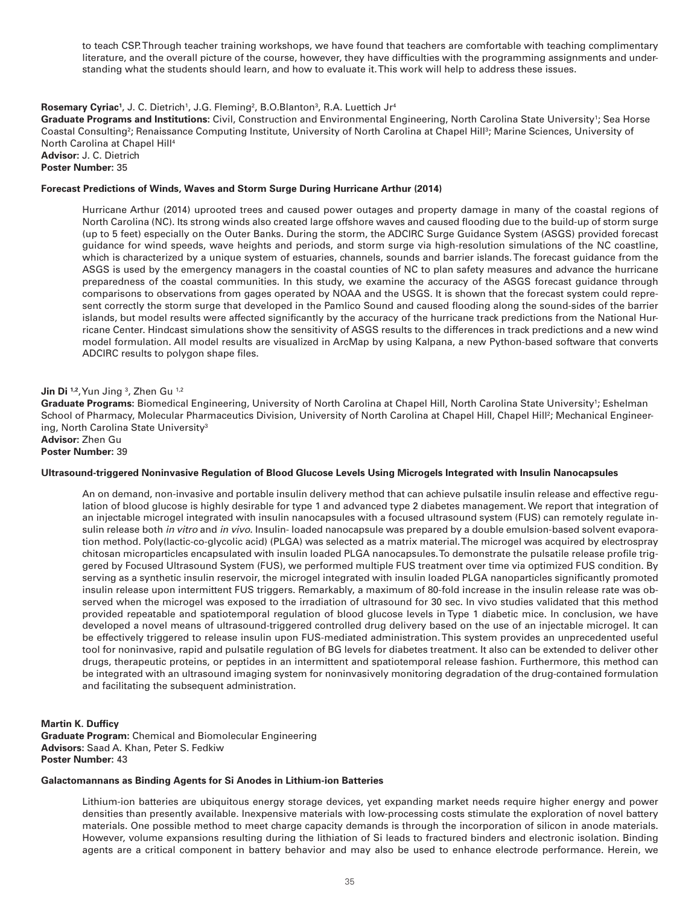to teach CSP. Through teacher training workshops, we have found that teachers are comfortable with teaching complimentary literature, and the overall picture of the course, however, they have difficulties with the programming assignments and understanding what the students should learn, and how to evaluate it. This work will help to address these issues.

**Rosemary Cyriac**[1], J. C. Dietrich[1], J.G. Fleming[2], B.O.Blanton[3], R.A. Luettich Jr[4]
**Graduate Programs and Institutions:** Civil, Construction and Environmental Engineering, North Carolina State University[1]; Sea Horse Coastal Consulting[2]; Renaissance Computing Institute, University of North Carolina at Chapel Hill[3]; Marine Sciences, University of North Carolina at Chapel Hill[4]
**Advisor:** J. C. Dietrich
**Poster Number:** 35

**Forecast Predictions of Winds, Waves and Storm Surge During Hurricane Arthur (2014)**

Hurricane Arthur (2014) uprooted trees and caused power outages and property damage in many of the coastal regions of North Carolina (NC). Its strong winds also created large offshore waves and caused flooding due to the build-up of storm surge (up to 5 feet) especially on the Outer Banks. During the storm, the ADCIRC Surge Guidance System (ASGS) provided forecast guidance for wind speeds, wave heights and periods, and storm surge via high-resolution simulations of the NC coastline, which is characterized by a unique system of estuaries, channels, sounds and barrier islands. The forecast guidance from the ASGS is used by the emergency managers in the coastal counties of NC to plan safety measures and advance the hurricane preparedness of the coastal communities. In this study, we examine the accuracy of the ASGS forecast guidance through comparisons to observations from gages operated by NOAA and the USGS. It is shown that the forecast system could represent correctly the storm surge that developed in the Pamlico Sound and caused flooding along the sound-sides of the barrier islands, but model results were affected significantly by the accuracy of the hurricane track predictions from the National Hurricane Center. Hindcast simulations show the sensitivity of ASGS results to the differences in track predictions and a new wind model formulation. All model results are visualized in ArcMap by using Kalpana, a new Python-based software that converts ADCIRC results to polygon shape files.

**Jin Di** [1,2], Yun Jing [3], Zhen Gu [1,2]
**Graduate Programs:** Biomedical Engineering, University of North Carolina at Chapel Hill, North Carolina State University[1]; Eshelman School of Pharmacy, Molecular Pharmaceutics Division, University of North Carolina at Chapel Hill, Chapel Hill[2]; Mechanical Engineering, North Carolina State University[3]
**Advisor:** Zhen Gu
**Poster Number:** 39

**Ultrasound-triggered Noninvasive Regulation of Blood Glucose Levels Using Microgels Integrated with Insulin Nanocapsules**

An on demand, non-invasive and portable insulin delivery method that can achieve pulsatile insulin release and effective regulation of blood glucose is highly desirable for type 1 and advanced type 2 diabetes management. We report that integration of an injectable microgel integrated with insulin nanocapsules with a focused ultrasound system (FUS) can remotely regulate insulin release both *in vitro* and *in vivo*. Insulin- loaded nanocapsule was prepared by a double emulsion-based solvent evaporation method. Poly(lactic-co-glycolic acid) (PLGA) was selected as a matrix material. The microgel was acquired by electrospray chitosan microparticles encapsulated with insulin loaded PLGA nanocapsules. To demonstrate the pulsatile release profile triggered by Focused Ultrasound System (FUS), we performed multiple FUS treatment over time via optimized FUS condition. By serving as a synthetic insulin reservoir, the microgel integrated with insulin loaded PLGA nanoparticles significantly promoted insulin release upon intermittent FUS triggers. Remarkably, a maximum of 80-fold increase in the insulin release rate was observed when the microgel was exposed to the irradiation of ultrasound for 30 sec. In vivo studies validated that this method provided repeatable and spatiotemporal regulation of blood glucose levels in Type 1 diabetic mice. In conclusion, we have developed a novel means of ultrasound-triggered controlled drug delivery based on the use of an injectable microgel. It can be effectively triggered to release insulin upon FUS-mediated administration. This system provides an unprecedented useful tool for noninvasive, rapid and pulsatile regulation of BG levels for diabetes treatment. It also can be extended to deliver other drugs, therapeutic proteins, or peptides in an intermittent and spatiotemporal release fashion. Furthermore, this method can be integrated with an ultrasound imaging system for noninvasively monitoring degradation of the drug-contained formulation and facilitating the subsequent administration.

**Martin K. Dufficy**
**Graduate Program:** Chemical and Biomolecular Engineering
**Advisors:** Saad A. Khan, Peter S. Fedkiw
**Poster Number:** 43

**Galactomannans as Binding Agents for Si Anodes in Lithium-ion Batteries**

Lithium-ion batteries are ubiquitous energy storage devices, yet expanding market needs require higher energy and power densities than presently available. Inexpensive materials with low-processing costs stimulate the exploration of novel battery materials. One possible method to meet charge capacity demands is through the incorporation of silicon in anode materials. However, volume expansions resulting during the lithiation of Si leads to fractured binders and electronic isolation. Binding agents are a critical component in battery behavior and may also be used to enhance electrode performance. Herein, we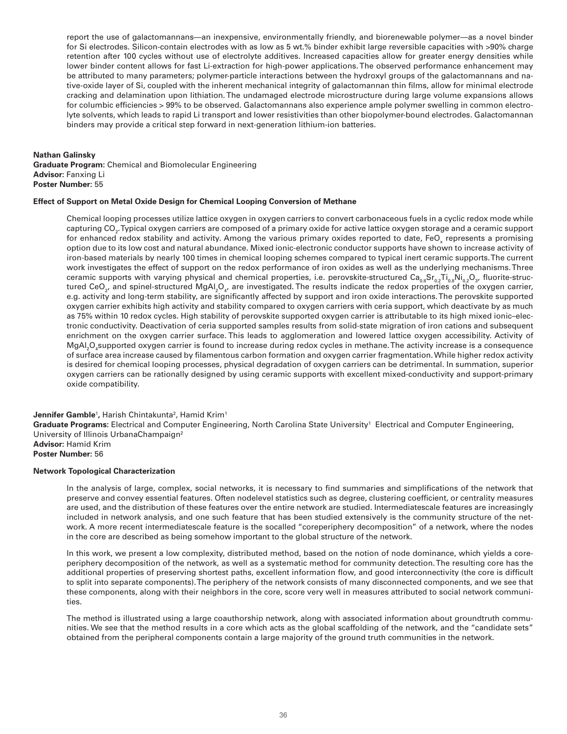report the use of galactomannans—an inexpensive, environmentally friendly, and biorenewable polymer—as a novel binder for Si electrodes. Silicon-contain electrodes with as low as 5 wt.% binder exhibit large reversible capacities with >90% charge retention after 100 cycles without use of electrolyte additives. Increased capacities allow for greater energy densities while lower binder content allows for fast Li-extraction for high-power applications. The observed performance enhancement may be attributed to many parameters; polymer-particle interactions between the hydroxyl groups of the galactomannans and native-oxide layer of Si, coupled with the inherent mechanical integrity of galactomannan thin films, allow for minimal electrode cracking and delamination upon lithiation. The undamaged electrode microstructure during large volume expansions allows for columbic efficiencies > 99% to be observed. Galactomannans also experience ample polymer swelling in common electrolyte solvents, which leads to rapid Li transport and lower resistivities than other biopolymer-bound electrodes. Galactomannan binders may provide a critical step forward in next-generation lithium-ion batteries.

**Nathan Galinsky**
**Graduate Program:** Chemical and Biomolecular Engineering
**Advisor:** Fanxing Li
**Poster Number:** 55

**Effect of Support on Metal Oxide Design for Chemical Looping Conversion of Methane**

Chemical looping processes utilize lattice oxygen in oxygen carriers to convert carbonaceous fuels in a cyclic redox mode while capturing $CO_2$. Typical oxygen carriers are composed of a primary oxide for active lattice oxygen storage and a ceramic support for enhanced redox stability and activity. Among the various primary oxides reported to date, $FeO_x$ represents a promising option due to its low cost and natural abundance. Mixed ionic-electronic conductor supports have shown to increase activity of iron-based materials by nearly 100 times in chemical looping schemes compared to typical inert ceramic supports. The current work investigates the effect of support on the redox performance of iron oxides as well as the underlying mechanisms. Three ceramic supports with varying physical and chemical properties, i.e. perovskite-structured $Ca_{0.8}Sr_{0.2}Ti_{0.8}Ni_{0.2}O_3$, fluorite-structured $CeO_2$, and spinel-structured $MgAl_2O_4$, are investigated. The results indicate the redox properties of the oxygen carrier, e.g. activity and long-term stability, are significantly affected by support and iron oxide interactions. The perovskite supported oxygen carrier exhibits high activity and stability compared to oxygen carriers with ceria support, which deactivate by as much as 75% within 10 redox cycles. High stability of perovskite supported oxygen carrier is attributable to its high mixed ionic–electronic conductivity. Deactivation of ceria supported samples results from solid-state migration of iron cations and subsequent enrichment on the oxygen carrier surface. This leads to agglomeration and lowered lattice oxygen accessibility. Activity of $MgAl_2O_4$supported oxygen carrier is found to increase during redox cycles in methane. The activity increase is a consequence of surface area increase caused by filamentous carbon formation and oxygen carrier fragmentation. While higher redox activity is desired for chemical looping processes, physical degradation of oxygen carriers can be detrimental. In summation, superior oxygen carriers can be rationally designed by using ceramic supports with excellent mixed-conductivity and support-primary oxide compatibility.

**Jennifer Gamble**[1], Harish Chintakunta[2], Hamid Krim[1]
**Graduate Programs:** Electrical and Computer Engineering, North Carolina State University[1] Electrical and Computer Engineering, University of Illinois UrbanaChampaign[2]
**Advisor:** Hamid Krim
**Poster Number:** 56

**Network Topological Characterization**

In the analysis of large, complex, social networks, it is necessary to find summaries and simplifications of the network that preserve and convey essential features. Often nodelevel statistics such as degree, clustering coefficient, or centrality measures are used, and the distribution of these features over the entire network are studied. Intermediatescale features are increasingly included in network analysis, and one such feature that has been studied extensively is the community structure of the network. A more recent intermediatescale feature is the socalled "coreperiphery decomposition" of a network, where the nodes in the core are described as being somehow important to the global structure of the network.

In this work, we present a low complexity, distributed method, based on the notion of node dominance, which yields a core-periphery decomposition of the network, as well as a systematic method for community detection. The resulting core has the additional properties of preserving shortest paths, excellent information flow, and good interconnectivity (the core is difficult to split into separate components). The periphery of the network consists of many disconnected components, and we see that these components, along with their neighbors in the core, score very well in measures attributed to social network communities.

The method is illustrated using a large coauthorship network, along with associated information about groundtruth communities. We see that the method results in a core which acts as the global scaffolding of the network, and the "candidate sets" obtained from the peripheral components contain a large majority of the ground truth communities in the network.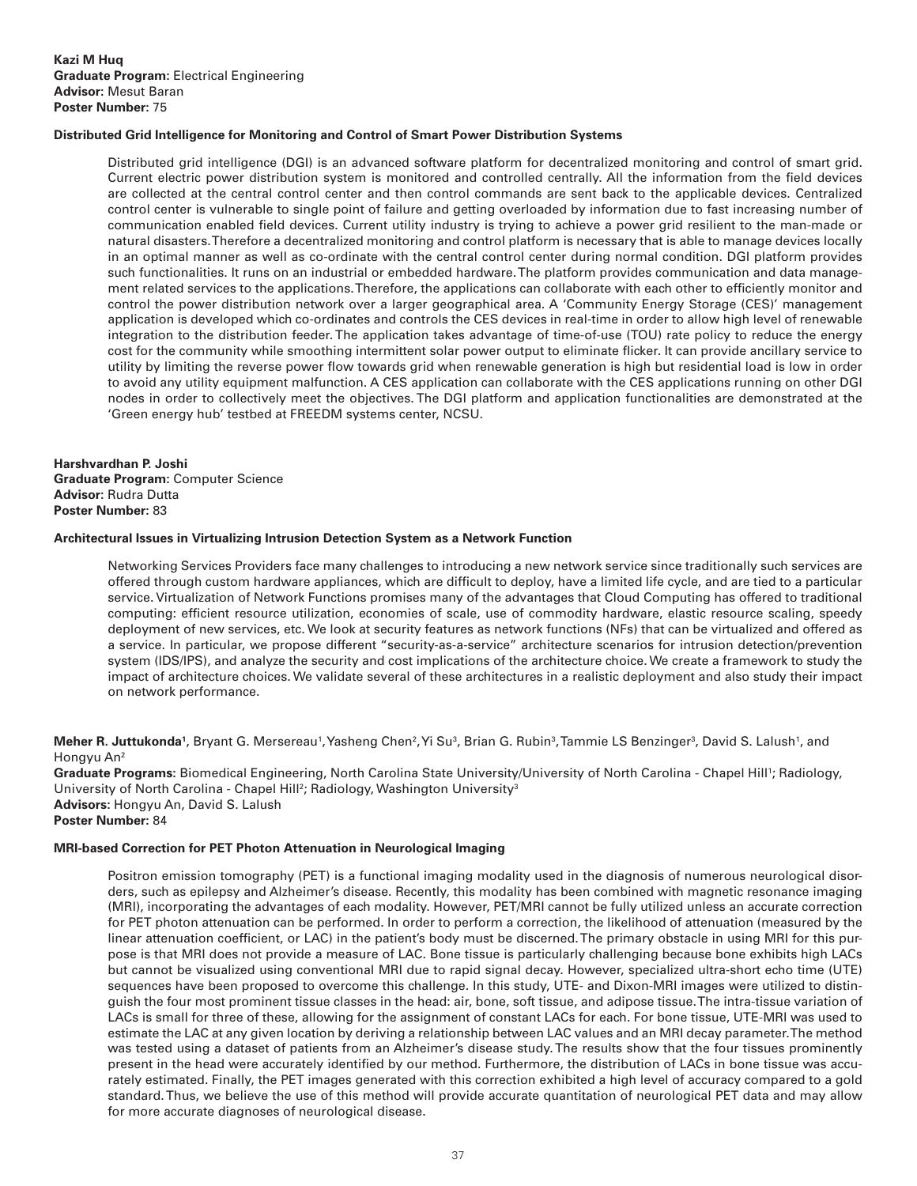**Kazi M Huq**
**Graduate Program:** Electrical Engineering
**Advisor:** Mesut Baran
**Poster Number:** 75

**Distributed Grid Intelligence for Monitoring and Control of Smart Power Distribution Systems**

Distributed grid intelligence (DGI) is an advanced software platform for decentralized monitoring and control of smart grid. Current electric power distribution system is monitored and controlled centrally. All the information from the field devices are collected at the central control center and then control commands are sent back to the applicable devices. Centralized control center is vulnerable to single point of failure and getting overloaded by information due to fast increasing number of communication enabled field devices. Current utility industry is trying to achieve a power grid resilient to the man-made or natural disasters. Therefore a decentralized monitoring and control platform is necessary that is able to manage devices locally in an optimal manner as well as co-ordinate with the central control center during normal condition. DGI platform provides such functionalities. It runs on an industrial or embedded hardware. The platform provides communication and data management related services to the applications. Therefore, the applications can collaborate with each other to efficiently monitor and control the power distribution network over a larger geographical area. A 'Community Energy Storage (CES)' management application is developed which co-ordinates and controls the CES devices in real-time in order to allow high level of renewable integration to the distribution feeder. The application takes advantage of time-of-use (TOU) rate policy to reduce the energy cost for the community while smoothing intermittent solar power output to eliminate flicker. It can provide ancillary service to utility by limiting the reverse power flow towards grid when renewable generation is high but residential load is low in order to avoid any utility equipment malfunction. A CES application can collaborate with the CES applications running on other DGI nodes in order to collectively meet the objectives. The DGI platform and application functionalities are demonstrated at the 'Green energy hub' testbed at FREEDM systems center, NCSU.

**Harshvardhan P. Joshi**
**Graduate Program:** Computer Science
**Advisor:** Rudra Dutta
**Poster Number:** 83

**Architectural Issues in Virtualizing Intrusion Detection System as a Network Function**

Networking Services Providers face many challenges to introducing a new network service since traditionally such services are offered through custom hardware appliances, which are difficult to deploy, have a limited life cycle, and are tied to a particular service. Virtualization of Network Functions promises many of the advantages that Cloud Computing has offered to traditional computing: efficient resource utilization, economies of scale, use of commodity hardware, elastic resource scaling, speedy deployment of new services, etc. We look at security features as network functions (NFs) that can be virtualized and offered as a service. In particular, we propose different "security-as-a-service" architecture scenarios for intrusion detection/prevention system (IDS/IPS), and analyze the security and cost implications of the architecture choice. We create a framework to study the impact of architecture choices. We validate several of these architectures in a realistic deployment and also study their impact on network performance.

**Meher R. Juttukonda**[1], Bryant G. Mersereau[1], Yasheng Chen[2], Yi Su[3], Brian G. Rubin[3], Tammie LS Benzinger[3], David S. Lalush[1], and Hongyu An[2]
**Graduate Programs:** Biomedical Engineering, North Carolina State University/University of North Carolina - Chapel Hill[1]; Radiology, University of North Carolina - Chapel Hill[2]; Radiology, Washington University[3]
**Advisors:** Hongyu An, David S. Lalush
**Poster Number:** 84

**MRI-based Correction for PET Photon Attenuation in Neurological Imaging**

Positron emission tomography (PET) is a functional imaging modality used in the diagnosis of numerous neurological disorders, such as epilepsy and Alzheimer's disease. Recently, this modality has been combined with magnetic resonance imaging (MRI), incorporating the advantages of each modality. However, PET/MRI cannot be fully utilized unless an accurate correction for PET photon attenuation can be performed. In order to perform a correction, the likelihood of attenuation (measured by the linear attenuation coefficient, or LAC) in the patient's body must be discerned. The primary obstacle in using MRI for this purpose is that MRI does not provide a measure of LAC. Bone tissue is particularly challenging because bone exhibits high LACs but cannot be visualized using conventional MRI due to rapid signal decay. However, specialized ultra-short echo time (UTE) sequences have been proposed to overcome this challenge. In this study, UTE- and Dixon-MRI images were utilized to distinguish the four most prominent tissue classes in the head: air, bone, soft tissue, and adipose tissue. The intra-tissue variation of LACs is small for three of these, allowing for the assignment of constant LACs for each. For bone tissue, UTE-MRI was used to estimate the LAC at any given location by deriving a relationship between LAC values and an MRI decay parameter. The method was tested using a dataset of patients from an Alzheimer's disease study. The results show that the four tissues prominently present in the head were accurately identified by our method. Furthermore, the distribution of LACs in bone tissue was accurately estimated. Finally, the PET images generated with this correction exhibited a high level of accuracy compared to a gold standard. Thus, we believe the use of this method will provide accurate quantitation of neurological PET data and may allow for more accurate diagnoses of neurological disease.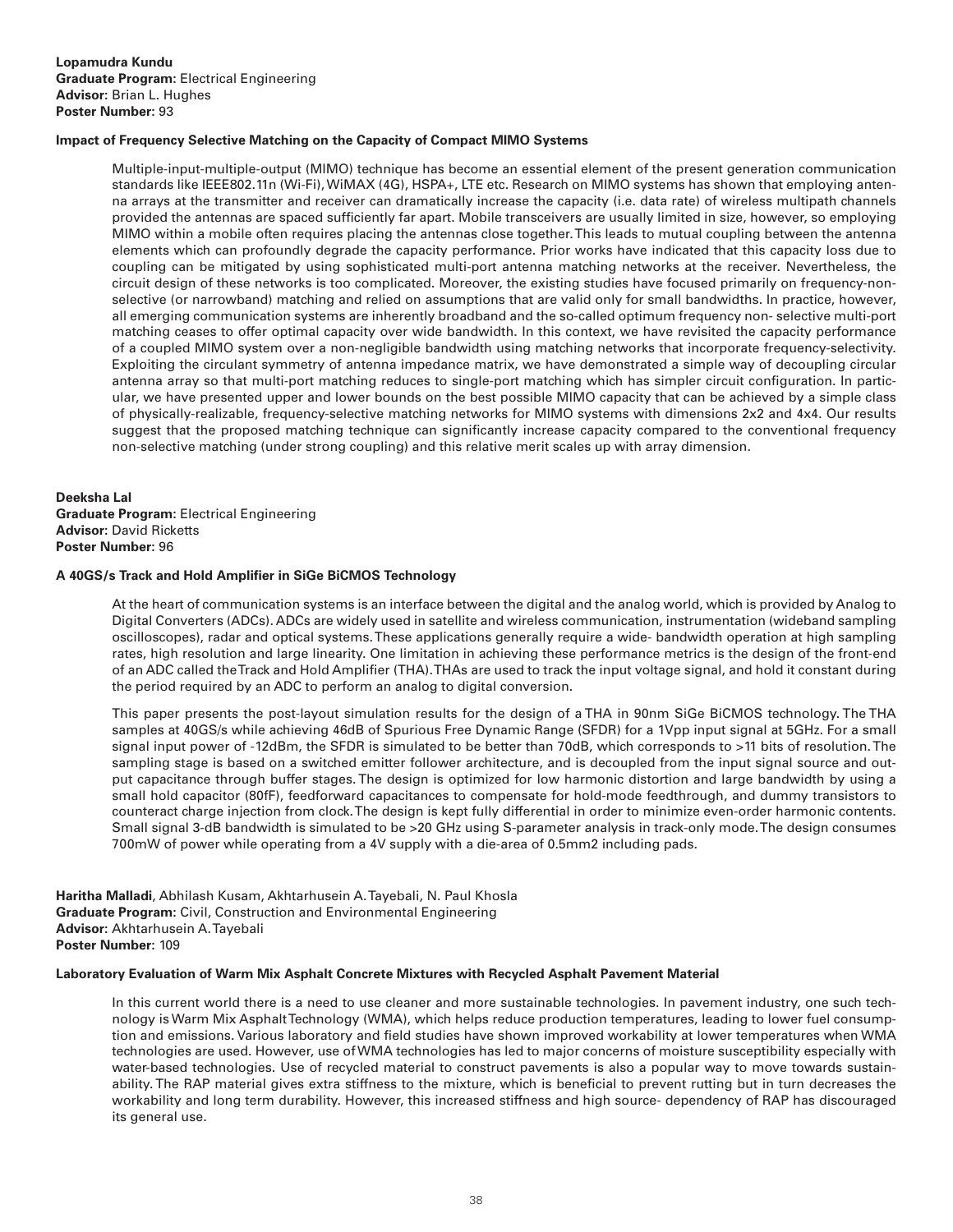**Lopamudra Kundu**
**Graduate Program:** Electrical Engineering
**Advisor:** Brian L. Hughes
**Poster Number:** 93

**Impact of Frequency Selective Matching on the Capacity of Compact MIMO Systems**

Multiple-input-multiple-output (MIMO) technique has become an essential element of the present generation communication standards like IEEE802.11n (Wi-Fi), WiMAX (4G), HSPA+, LTE etc. Research on MIMO systems has shown that employing antenna arrays at the transmitter and receiver can dramatically increase the capacity (i.e. data rate) of wireless multipath channels provided the antennas are spaced sufficiently far apart. Mobile transceivers are usually limited in size, however, so employing MIMO within a mobile often requires placing the antennas close together. This leads to mutual coupling between the antenna elements which can profoundly degrade the capacity performance. Prior works have indicated that this capacity loss due to coupling can be mitigated by using sophisticated multi-port antenna matching networks at the receiver. Nevertheless, the circuit design of these networks is too complicated. Moreover, the existing studies have focused primarily on frequency-non-selective (or narrowband) matching and relied on assumptions that are valid only for small bandwidths. In practice, however, all emerging communication systems are inherently broadband and the so-called optimum frequency non- selective multi-port matching ceases to offer optimal capacity over wide bandwidth. In this context, we have revisited the capacity performance of a coupled MIMO system over a non-negligible bandwidth using matching networks that incorporate frequency-selectivity. Exploiting the circulant symmetry of antenna impedance matrix, we have demonstrated a simple way of decoupling circular antenna array so that multi-port matching reduces to single-port matching which has simpler circuit configuration. In particular, we have presented upper and lower bounds on the best possible MIMO capacity that can be achieved by a simple class of physically-realizable, frequency-selective matching networks for MIMO systems with dimensions 2x2 and 4x4. Our results suggest that the proposed matching technique can significantly increase capacity compared to the conventional frequency non-selective matching (under strong coupling) and this relative merit scales up with array dimension.

**Deeksha Lal**
**Graduate Program:** Electrical Engineering
**Advisor:** David Ricketts
**Poster Number:** 96

**A 40GS/s Track and Hold Amplifier in SiGe BiCMOS Technology**

At the heart of communication systems is an interface between the digital and the analog world, which is provided by Analog to Digital Converters (ADCs). ADCs are widely used in satellite and wireless communication, instrumentation (wideband sampling oscilloscopes), radar and optical systems. These applications generally require a wide- bandwidth operation at high sampling rates, high resolution and large linearity. One limitation in achieving these performance metrics is the design of the front-end of an ADC called the Track and Hold Amplifier (THA). THAs are used to track the input voltage signal, and hold it constant during the period required by an ADC to perform an analog to digital conversion.

This paper presents the post-layout simulation results for the design of a THA in 90nm SiGe BiCMOS technology. The THA samples at 40GS/s while achieving 46dB of Spurious Free Dynamic Range (SFDR) for a 1Vpp input signal at 5GHz. For a small signal input power of -12dBm, the SFDR is simulated to be better than 70dB, which corresponds to >11 bits of resolution. The sampling stage is based on a switched emitter follower architecture, and is decoupled from the input signal source and output capacitance through buffer stages. The design is optimized for low harmonic distortion and large bandwidth by using a small hold capacitor (80fF), feedforward capacitances to compensate for hold-mode feedthrough, and dummy transistors to counteract charge injection from clock. The design is kept fully differential in order to minimize even-order harmonic contents. Small signal 3-dB bandwidth is simulated to be >20 GHz using S-parameter analysis in track-only mode. The design consumes 700mW of power while operating from a 4V supply with a die-area of 0.5mm2 including pads.

**Haritha Malladi**, Abhilash Kusam, Akhtarhusein A. Tayebali, N. Paul Khosla
**Graduate Program:** Civil, Construction and Environmental Engineering
**Advisor:** Akhtarhusein A. Tayebali
**Poster Number:** 109

**Laboratory Evaluation of Warm Mix Asphalt Concrete Mixtures with Recycled Asphalt Pavement Material**

In this current world there is a need to use cleaner and more sustainable technologies. In pavement industry, one such technology is Warm Mix Asphalt Technology (WMA), which helps reduce production temperatures, leading to lower fuel consumption and emissions. Various laboratory and field studies have shown improved workability at lower temperatures when WMA technologies are used. However, use of WMA technologies has led to major concerns of moisture susceptibility especially with water-based technologies. Use of recycled material to construct pavements is also a popular way to move towards sustainability. The RAP material gives extra stiffness to the mixture, which is beneficial to prevent rutting but in turn decreases the workability and long term durability. However, this increased stiffness and high source- dependency of RAP has discouraged its general use.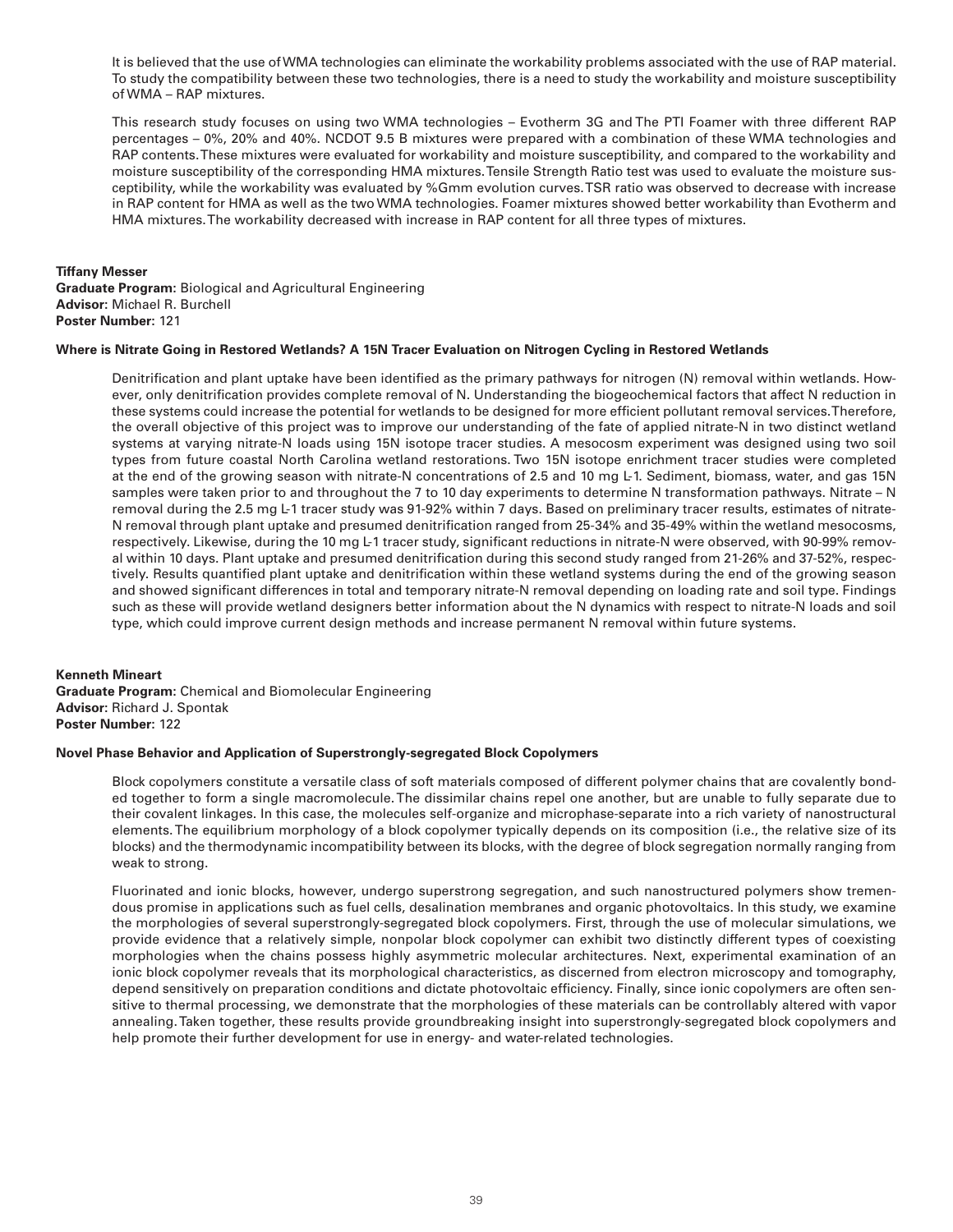It is believed that the use of WMA technologies can eliminate the workability problems associated with the use of RAP material. To study the compatibility between these two technologies, there is a need to study the workability and moisture susceptibility of WMA – RAP mixtures.

This research study focuses on using two WMA technologies – Evotherm 3G and The PTI Foamer with three different RAP percentages – 0%, 20% and 40%. NCDOT 9.5 B mixtures were prepared with a combination of these WMA technologies and RAP contents. These mixtures were evaluated for workability and moisture susceptibility, and compared to the workability and moisture susceptibility of the corresponding HMA mixtures. Tensile Strength Ratio test was used to evaluate the moisture susceptibility, while the workability was evaluated by %Gmm evolution curves. TSR ratio was observed to decrease with increase in RAP content for HMA as well as the two WMA technologies. Foamer mixtures showed better workability than Evotherm and HMA mixtures. The workability decreased with increase in RAP content for all three types of mixtures.

**Tiffany Messer**
**Graduate Program:** Biological and Agricultural Engineering
**Advisor:** Michael R. Burchell
**Poster Number:** 121

**Where is Nitrate Going in Restored Wetlands? A 15N Tracer Evaluation on Nitrogen Cycling in Restored Wetlands**

Denitrification and plant uptake have been identified as the primary pathways for nitrogen (N) removal within wetlands. However, only denitrification provides complete removal of N. Understanding the biogeochemical factors that affect N reduction in these systems could increase the potential for wetlands to be designed for more efficient pollutant removal services. Therefore, the overall objective of this project was to improve our understanding of the fate of applied nitrate-N in two distinct wetland systems at varying nitrate-N loads using 15N isotope tracer studies. A mesocosm experiment was designed using two soil types from future coastal North Carolina wetland restorations. Two 15N isotope enrichment tracer studies were completed at the end of the growing season with nitrate-N concentrations of 2.5 and 10 mg L-1. Sediment, biomass, water, and gas 15N samples were taken prior to and throughout the 7 to 10 day experiments to determine N transformation pathways. Nitrate – N removal during the 2.5 mg L-1 tracer study was 91-92% within 7 days. Based on preliminary tracer results, estimates of nitrate-N removal through plant uptake and presumed denitrification ranged from 25-34% and 35-49% within the wetland mesocosms, respectively. Likewise, during the 10 mg L-1 tracer study, significant reductions in nitrate-N were observed, with 90-99% removal within 10 days. Plant uptake and presumed denitrification during this second study ranged from 21-26% and 37-52%, respectively. Results quantified plant uptake and denitrification within these wetland systems during the end of the growing season and showed significant differences in total and temporary nitrate-N removal depending on loading rate and soil type. Findings such as these will provide wetland designers better information about the N dynamics with respect to nitrate-N loads and soil type, which could improve current design methods and increase permanent N removal within future systems.

**Kenneth Mineart**
**Graduate Program:** Chemical and Biomolecular Engineering
**Advisor:** Richard J. Spontak
**Poster Number:** 122

**Novel Phase Behavior and Application of Superstrongly-segregated Block Copolymers**

Block copolymers constitute a versatile class of soft materials composed of different polymer chains that are covalently bonded together to form a single macromolecule. The dissimilar chains repel one another, but are unable to fully separate due to their covalent linkages. In this case, the molecules self-organize and microphase-separate into a rich variety of nanostructural elements. The equilibrium morphology of a block copolymer typically depends on its composition (i.e., the relative size of its blocks) and the thermodynamic incompatibility between its blocks, with the degree of block segregation normally ranging from weak to strong.

Fluorinated and ionic blocks, however, undergo superstrong segregation, and such nanostructured polymers show tremendous promise in applications such as fuel cells, desalination membranes and organic photovoltaics. In this study, we examine the morphologies of several superstrongly-segregated block copolymers. First, through the use of molecular simulations, we provide evidence that a relatively simple, nonpolar block copolymer can exhibit two distinctly different types of coexisting morphologies when the chains possess highly asymmetric molecular architectures. Next, experimental examination of an ionic block copolymer reveals that its morphological characteristics, as discerned from electron microscopy and tomography, depend sensitively on preparation conditions and dictate photovoltaic efficiency. Finally, since ionic copolymers are often sensitive to thermal processing, we demonstrate that the morphologies of these materials can be controllably altered with vapor annealing. Taken together, these results provide groundbreaking insight into superstrongly-segregated block copolymers and help promote their further development for use in energy- and water-related technologies.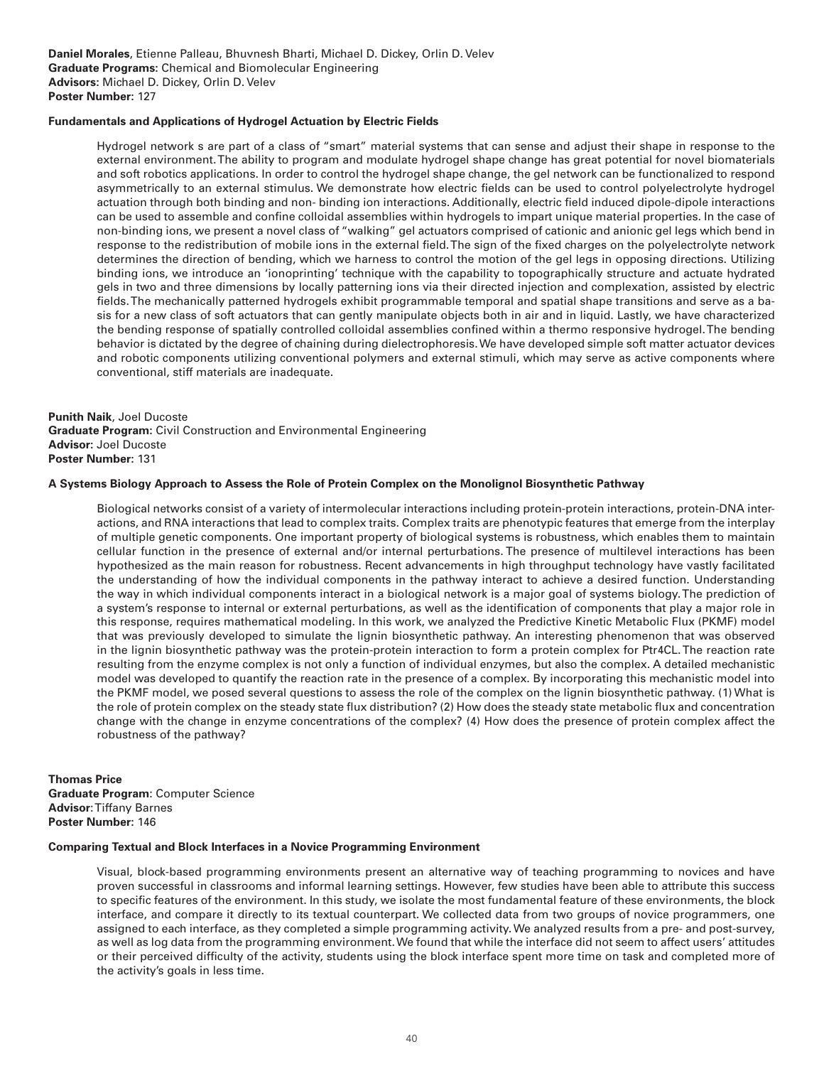**Daniel Morales**, Etienne Palleau, Bhuvnesh Bharti, Michael D. Dickey, Orlin D. Velev
**Graduate Programs:** Chemical and Biomolecular Engineering
**Advisors:** Michael D. Dickey, Orlin D. Velev
**Poster Number:** 127

**Fundamentals and Applications of Hydrogel Actuation by Electric Fields**

Hydrogel network s are part of a class of "smart" material systems that can sense and adjust their shape in response to the external environment. The ability to program and modulate hydrogel shape change has great potential for novel biomaterials and soft robotics applications. In order to control the hydrogel shape change, the gel network can be functionalized to respond asymmetrically to an external stimulus. We demonstrate how electric fields can be used to control polyelectrolyte hydrogel actuation through both binding and non- binding ion interactions. Additionally, electric field induced dipole-dipole interactions can be used to assemble and confine colloidal assemblies within hydrogels to impart unique material properties. In the case of non-binding ions, we present a novel class of "walking" gel actuators comprised of cationic and anionic gel legs which bend in response to the redistribution of mobile ions in the external field. The sign of the fixed charges on the polyelectrolyte network determines the direction of bending, which we harness to control the motion of the gel legs in opposing directions. Utilizing binding ions, we introduce an 'ionoprinting' technique with the capability to topographically structure and actuate hydrated gels in two and three dimensions by locally patterning ions via their directed injection and complexation, assisted by electric fields. The mechanically patterned hydrogels exhibit programmable temporal and spatial shape transitions and serve as a basis for a new class of soft actuators that can gently manipulate objects both in air and in liquid. Lastly, we have characterized the bending response of spatially controlled colloidal assemblies confined within a thermo responsive hydrogel. The bending behavior is dictated by the degree of chaining during dielectrophoresis. We have developed simple soft matter actuator devices and robotic components utilizing conventional polymers and external stimuli, which may serve as active components where conventional, stiff materials are inadequate.

**Punith Naik**, Joel Ducoste
**Graduate Program:** Civil Construction and Environmental Engineering
**Advisor:** Joel Ducoste
**Poster Number:** 131

**A Systems Biology Approach to Assess the Role of Protein Complex on the Monolignol Biosynthetic Pathway**

Biological networks consist of a variety of intermolecular interactions including protein-protein interactions, protein-DNA interactions, and RNA interactions that lead to complex traits. Complex traits are phenotypic features that emerge from the interplay of multiple genetic components. One important property of biological systems is robustness, which enables them to maintain cellular function in the presence of external and/or internal perturbations. The presence of multilevel interactions has been hypothesized as the main reason for robustness. Recent advancements in high throughput technology have vastly facilitated the understanding of how the individual components in the pathway interact to achieve a desired function. Understanding the way in which individual components interact in a biological network is a major goal of systems biology. The prediction of a system's response to internal or external perturbations, as well as the identification of components that play a major role in this response, requires mathematical modeling. In this work, we analyzed the Predictive Kinetic Metabolic Flux (PKMF) model that was previously developed to simulate the lignin biosynthetic pathway. An interesting phenomenon that was observed in the lignin biosynthetic pathway was the protein-protein interaction to form a protein complex for Ptr4CL. The reaction rate resulting from the enzyme complex is not only a function of individual enzymes, but also the complex. A detailed mechanistic model was developed to quantify the reaction rate in the presence of a complex. By incorporating this mechanistic model into the PKMF model, we posed several questions to assess the role of the complex on the lignin biosynthetic pathway. (1) What is the role of protein complex on the steady state flux distribution? (2) How does the steady state metabolic flux and concentration change with the change in enzyme concentrations of the complex? (4) How does the presence of protein complex affect the robustness of the pathway?

**Thomas Price**
**Graduate Program**: Computer Science
**Advisor**: Tiffany Barnes
**Poster Number:** 146

**Comparing Textual and Block Interfaces in a Novice Programming Environment**

Visual, block-based programming environments present an alternative way of teaching programming to novices and have proven successful in classrooms and informal learning settings. However, few studies have been able to attribute this success to specific features of the environment. In this study, we isolate the most fundamental feature of these environments, the block interface, and compare it directly to its textual counterpart. We collected data from two groups of novice programmers, one assigned to each interface, as they completed a simple programming activity. We analyzed results from a pre- and post-survey, as well as log data from the programming environment. We found that while the interface did not seem to affect users' attitudes or their perceived difficulty of the activity, students using the block interface spent more time on task and completed more of the activity's goals in less time.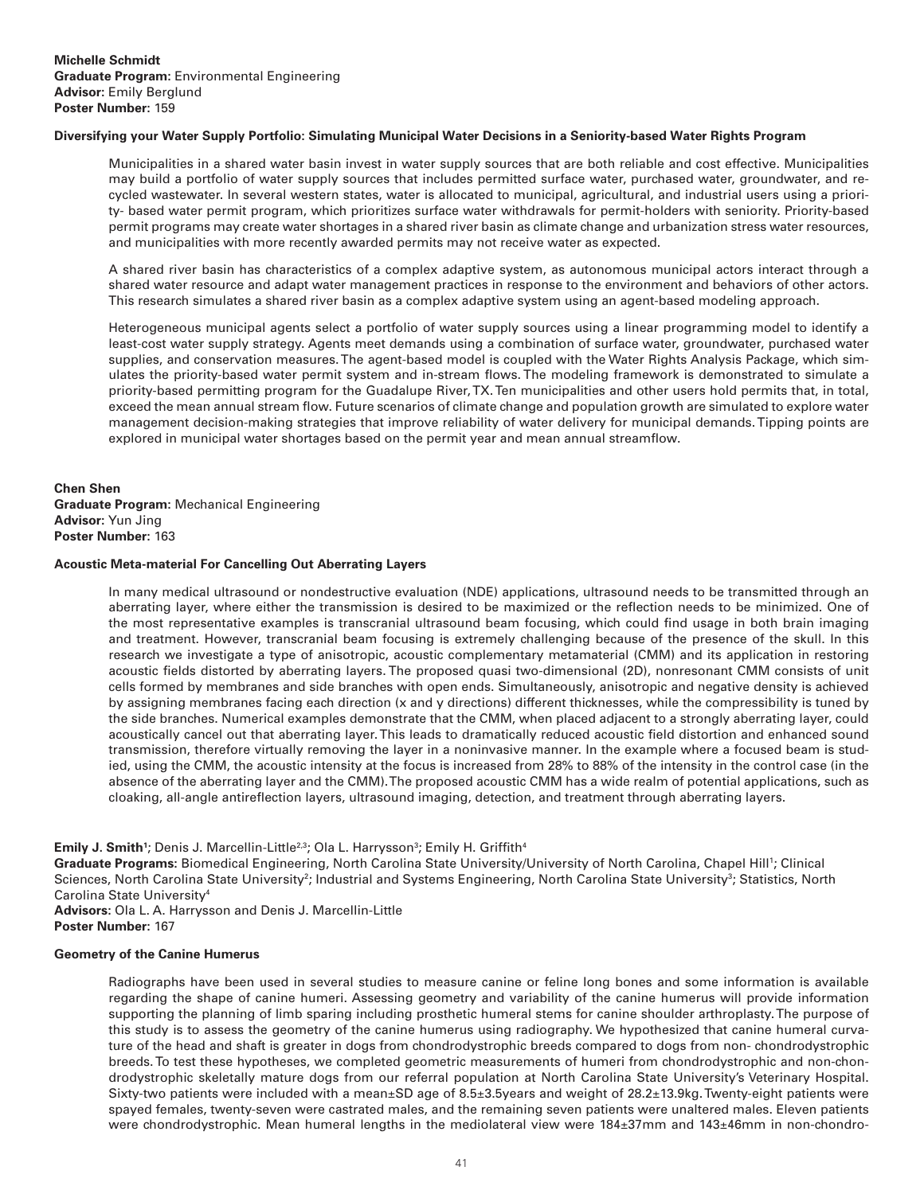**Michelle Schmidt**
**Graduate Program:** Environmental Engineering
**Advisor:** Emily Berglund
**Poster Number:** 159

**Diversifying your Water Supply Portfolio: Simulating Municipal Water Decisions in a Seniority-based Water Rights Program**

Municipalities in a shared water basin invest in water supply sources that are both reliable and cost effective. Municipalities may build a portfolio of water supply sources that includes permitted surface water, purchased water, groundwater, and recycled wastewater. In several western states, water is allocated to municipal, agricultural, and industrial users using a priority- based water permit program, which prioritizes surface water withdrawals for permit-holders with seniority. Priority-based permit programs may create water shortages in a shared river basin as climate change and urbanization stress water resources, and municipalities with more recently awarded permits may not receive water as expected.

A shared river basin has characteristics of a complex adaptive system, as autonomous municipal actors interact through a shared water resource and adapt water management practices in response to the environment and behaviors of other actors. This research simulates a shared river basin as a complex adaptive system using an agent-based modeling approach.

Heterogeneous municipal agents select a portfolio of water supply sources using a linear programming model to identify a least-cost water supply strategy. Agents meet demands using a combination of surface water, groundwater, purchased water supplies, and conservation measures. The agent-based model is coupled with the Water Rights Analysis Package, which simulates the priority-based water permit system and in-stream flows. The modeling framework is demonstrated to simulate a priority-based permitting program for the Guadalupe River, TX. Ten municipalities and other users hold permits that, in total, exceed the mean annual stream flow. Future scenarios of climate change and population growth are simulated to explore water management decision-making strategies that improve reliability of water delivery for municipal demands. Tipping points are explored in municipal water shortages based on the permit year and mean annual streamflow.

**Chen Shen**
**Graduate Program:** Mechanical Engineering
**Advisor:** Yun Jing
**Poster Number:** 163

**Acoustic Meta-material For Cancelling Out Aberrating Layers**

In many medical ultrasound or nondestructive evaluation (NDE) applications, ultrasound needs to be transmitted through an aberrating layer, where either the transmission is desired to be maximized or the reflection needs to be minimized. One of the most representative examples is transcranial ultrasound beam focusing, which could find usage in both brain imaging and treatment. However, transcranial beam focusing is extremely challenging because of the presence of the skull. In this research we investigate a type of anisotropic, acoustic complementary metamaterial (CMM) and its application in restoring acoustic fields distorted by aberrating layers. The proposed quasi two-dimensional (2D), nonresonant CMM consists of unit cells formed by membranes and side branches with open ends. Simultaneously, anisotropic and negative density is achieved by assigning membranes facing each direction (x and y directions) different thicknesses, while the compressibility is tuned by the side branches. Numerical examples demonstrate that the CMM, when placed adjacent to a strongly aberrating layer, could acoustically cancel out that aberrating layer. This leads to dramatically reduced acoustic field distortion and enhanced sound transmission, therefore virtually removing the layer in a noninvasive manner. In the example where a focused beam is studied, using the CMM, the acoustic intensity at the focus is increased from 28% to 88% of the intensity in the control case (in the absence of the aberrating layer and the CMM). The proposed acoustic CMM has a wide realm of potential applications, such as cloaking, all-angle antireflection layers, ultrasound imaging, detection, and treatment through aberrating layers.

**Emily J. Smith**[1]; Denis J. Marcellin-Little[2,3]; Ola L. Harrysson[3]; Emily H. Griffith[4]
**Graduate Programs:** Biomedical Engineering, North Carolina State University/University of North Carolina, Chapel Hill[1]; Clinical Sciences, North Carolina State University[2]; Industrial and Systems Engineering, North Carolina State University[3]; Statistics, North Carolina State University[4]
**Advisors:** Ola L. A. Harrysson and Denis J. Marcellin-Little
**Poster Number:** 167

**Geometry of the Canine Humerus**

Radiographs have been used in several studies to measure canine or feline long bones and some information is available regarding the shape of canine humeri. Assessing geometry and variability of the canine humerus will provide information supporting the planning of limb sparing including prosthetic humeral stems for canine shoulder arthroplasty. The purpose of this study is to assess the geometry of the canine humerus using radiography. We hypothesized that canine humeral curvature of the head and shaft is greater in dogs from chondrodystrophic breeds compared to dogs from non- chondrodystrophic breeds. To test these hypotheses, we completed geometric measurements of humeri from chondrodystrophic and non-chondrodystrophic skeletally mature dogs from our referral population at North Carolina State University's Veterinary Hospital. Sixty-two patients were included with a mean±SD age of 8.5±3.5years and weight of 28.2±13.9kg. Twenty-eight patients were spayed females, twenty-seven were castrated males, and the remaining seven patients were unaltered males. Eleven patients were chondrodystrophic. Mean humeral lengths in the mediolateral view were 184±37mm and 143±46mm in non-chondro-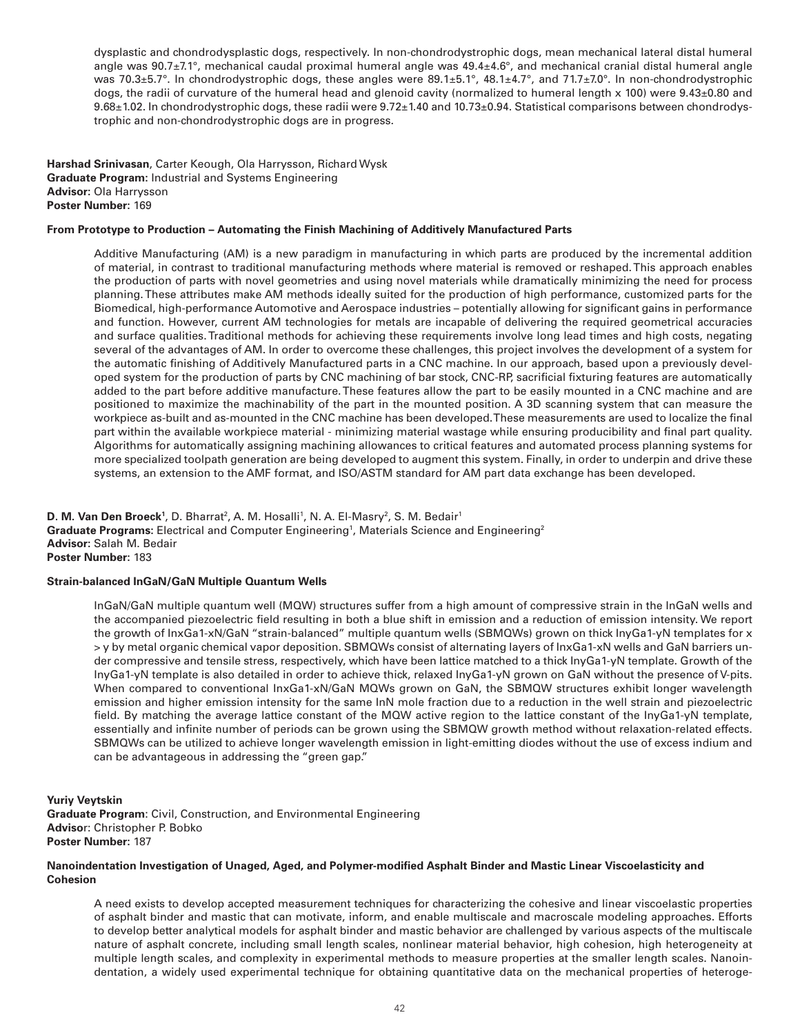dysplastic and chondrodysplastic dogs, respectively. In non-chondrodystrophic dogs, mean mechanical lateral distal humeral angle was 90.7±7.1°, mechanical caudal proximal humeral angle was 49.4±4.6°, and mechanical cranial distal humeral angle was 70.3±5.7°. In chondrodystrophic dogs, these angles were 89.1±5.1°, 48.1±4.7°, and 71.7±7.0°. In non-chondrodystrophic dogs, the radii of curvature of the humeral head and glenoid cavity (normalized to humeral length x 100) were 9.43±0.80 and 9.68±1.02. In chondrodystrophic dogs, these radii were 9.72±1.40 and 10.73±0.94. Statistical comparisons between chondrodystrophic and non-chondrodystrophic dogs are in progress.

**Harshad Srinivasan**, Carter Keough, Ola Harrysson, Richard Wysk
**Graduate Program:** Industrial and Systems Engineering
**Advisor:** Ola Harrysson
**Poster Number:** 169

**From Prototype to Production – Automating the Finish Machining of Additively Manufactured Parts**

Additive Manufacturing (AM) is a new paradigm in manufacturing in which parts are produced by the incremental addition of material, in contrast to traditional manufacturing methods where material is removed or reshaped. This approach enables the production of parts with novel geometries and using novel materials while dramatically minimizing the need for process planning. These attributes make AM methods ideally suited for the production of high performance, customized parts for the Biomedical, high-performance Automotive and Aerospace industries – potentially allowing for significant gains in performance and function. However, current AM technologies for metals are incapable of delivering the required geometrical accuracies and surface qualities. Traditional methods for achieving these requirements involve long lead times and high costs, negating several of the advantages of AM. In order to overcome these challenges, this project involves the development of a system for the automatic finishing of Additively Manufactured parts in a CNC machine. In our approach, based upon a previously developed system for the production of parts by CNC machining of bar stock, CNC-RP, sacrificial fixturing features are automatically added to the part before additive manufacture. These features allow the part to be easily mounted in a CNC machine and are positioned to maximize the machinability of the part in the mounted position. A 3D scanning system that can measure the workpiece as-built and as-mounted in the CNC machine has been developed. These measurements are used to localize the final part within the available workpiece material - minimizing material wastage while ensuring producibility and final part quality. Algorithms for automatically assigning machining allowances to critical features and automated process planning systems for more specialized toolpath generation are being developed to augment this system. Finally, in order to underpin and drive these systems, an extension to the AMF format, and ISO/ASTM standard for AM part data exchange has been developed.

**D. M. Van Den Broeck**[1], D. Bharrat[2], A. M. Hosalli[1], N. A. El-Masry[2], S. M. Bedair[1]
**Graduate Programs:** Electrical and Computer Engineering[1], Materials Science and Engineering[2]
**Advisor:** Salah M. Bedair
**Poster Number:** 183

**Strain-balanced InGaN/GaN Multiple Quantum Wells**

InGaN/GaN multiple quantum well (MQW) structures suffer from a high amount of compressive strain in the InGaN wells and the accompanied piezoelectric field resulting in both a blue shift in emission and a reduction of emission intensity. We report the growth of $In_xGa_{1-x}N$/GaN "strain-balanced" multiple quantum wells (SBMQWs) grown on thick $In_yGa_{1-y}N$ templates for $x > y$ by metal organic chemical vapor deposition. SBMQWs consist of alternating layers of $In_xGa_{1-x}N$ wells and GaN barriers under compressive and tensile stress, respectively, which have been lattice matched to a thick $In_yGa_{1-y}N$ template. Growth of the $In_yGa_{1-y}N$ template is also detailed in order to achieve thick, relaxed $In_yGa_{1-y}N$ grown on GaN without the presence of V-pits. When compared to conventional $In_xGa_{1-x}N$/GaN MQWs grown on GaN, the SBMQW structures exhibit longer wavelength emission and higher emission intensity for the same InN mole fraction due to a reduction in the well strain and piezoelectric field. By matching the average lattice constant of the MQW active region to the lattice constant of the $In_yGa_{1-y}N$ template, essentially and infinite number of periods can be grown using the SBMQW growth method without relaxation-related effects. SBMQWs can be utilized to achieve longer wavelength emission in light-emitting diodes without the use of excess indium and can be advantageous in addressing the "green gap."

**Yuriy Veytskin**
**Graduate Program**: Civil, Construction, and Environmental Engineering
**Advisor**: Christopher P. Bobko
**Poster Number:** 187

**Nanoindentation Investigation of Unaged, Aged, and Polymer-modified Asphalt Binder and Mastic Linear Viscoelasticity and Cohesion**

A need exists to develop accepted measurement techniques for characterizing the cohesive and linear viscoelastic properties of asphalt binder and mastic that can motivate, inform, and enable multiscale and macroscale modeling approaches. Efforts to develop better analytical models for asphalt binder and mastic behavior are challenged by various aspects of the multiscale nature of asphalt concrete, including small length scales, nonlinear material behavior, high cohesion, high heterogeneity at multiple length scales, and complexity in experimental methods to measure properties at the smaller length scales. Nanoindentation, a widely used experimental technique for obtaining quantitative data on the mechanical properties of heteroge-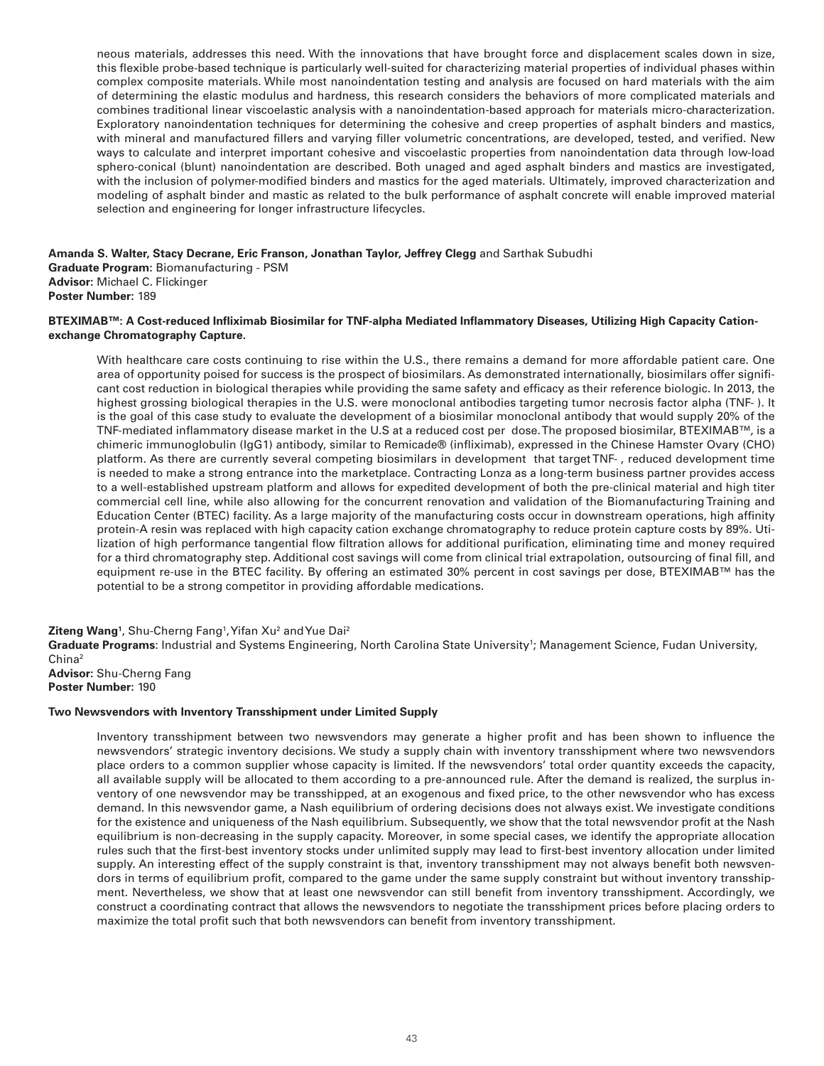neous materials, addresses this need. With the innovations that have brought force and displacement scales down in size, this flexible probe-based technique is particularly well-suited for characterizing material properties of individual phases within complex composite materials. While most nanoindentation testing and analysis are focused on hard materials with the aim of determining the elastic modulus and hardness, this research considers the behaviors of more complicated materials and combines traditional linear viscoelastic analysis with a nanoindentation-based approach for materials micro-characterization. Exploratory nanoindentation techniques for determining the cohesive and creep properties of asphalt binders and mastics, with mineral and manufactured fillers and varying filler volumetric concentrations, are developed, tested, and verified. New ways to calculate and interpret important cohesive and viscoelastic properties from nanoindentation data through low-load sphero-conical (blunt) nanoindentation are described. Both unaged and aged asphalt binders and mastics are investigated, with the inclusion of polymer-modified binders and mastics for the aged materials. Ultimately, improved characterization and modeling of asphalt binder and mastic as related to the bulk performance of asphalt concrete will enable improved material selection and engineering for longer infrastructure lifecycles.

**Amanda S. Walter, Stacy Decrane, Eric Franson, Jonathan Taylor, Jeffrey Clegg** and Sarthak Subudhi
**Graduate Program:** Biomanufacturing - PSM
**Advisor:** Michael C. Flickinger
**Poster Number:** 189

**BTEXIMAB™: A Cost-reduced Infliximab Biosimilar for TNF-alpha Mediated Inflammatory Diseases, Utilizing High Capacity Cation-exchange Chromatography Capture.**

With healthcare care costs continuing to rise within the U.S., there remains a demand for more affordable patient care. One area of opportunity poised for success is the prospect of biosimilars. As demonstrated internationally, biosimilars offer significant cost reduction in biological therapies while providing the same safety and efficacy as their reference biologic. In 2013, the highest grossing biological therapies in the U.S. were monoclonal antibodies targeting tumor necrosis factor alpha (TNF- ). It is the goal of this case study to evaluate the development of a biosimilar monoclonal antibody that would supply 20% of the TNF-mediated inflammatory disease market in the U.S at a reduced cost per dose. The proposed biosimilar, BTEXIMAB™, is a chimeric immunoglobulin (IgG1) antibody, similar to Remicade® (infliximab), expressed in the Chinese Hamster Ovary (CHO) platform. As there are currently several competing biosimilars in development that target TNF- , reduced development time is needed to make a strong entrance into the marketplace. Contracting Lonza as a long-term business partner provides access to a well-established upstream platform and allows for expedited development of both the pre-clinical material and high titer commercial cell line, while also allowing for the concurrent renovation and validation of the Biomanufacturing Training and Education Center (BTEC) facility. As a large majority of the manufacturing costs occur in downstream operations, high affinity protein-A resin was replaced with high capacity cation exchange chromatography to reduce protein capture costs by 89%. Utilization of high performance tangential flow filtration allows for additional purification, eliminating time and money required for a third chromatography step. Additional cost savings will come from clinical trial extrapolation, outsourcing of final fill, and equipment re-use in the BTEC facility. By offering an estimated 30% percent in cost savings per dose, BTEXIMAB™ has the potential to be a strong competitor in providing affordable medications.

**Ziteng Wang**[1], Shu-Cherng Fang[1], Yifan Xu[2] and Yue Dai[2]
**Graduate Programs**: Industrial and Systems Engineering, North Carolina State University[1]; Management Science, Fudan University, China[2]
**Advisor:** Shu-Cherng Fang
**Poster Number:** 190

**Two Newsvendors with Inventory Transshipment under Limited Supply**

Inventory transshipment between two newsvendors may generate a higher profit and has been shown to influence the newsvendors' strategic inventory decisions. We study a supply chain with inventory transshipment where two newsvendors place orders to a common supplier whose capacity is limited. If the newsvendors' total order quantity exceeds the capacity, all available supply will be allocated to them according to a pre-announced rule. After the demand is realized, the surplus inventory of one newsvendor may be transshipped, at an exogenous and fixed price, to the other newsvendor who has excess demand. In this newsvendor game, a Nash equilibrium of ordering decisions does not always exist. We investigate conditions for the existence and uniqueness of the Nash equilibrium. Subsequently, we show that the total newsvendor profit at the Nash equilibrium is non-decreasing in the supply capacity. Moreover, in some special cases, we identify the appropriate allocation rules such that the first-best inventory stocks under unlimited supply may lead to first-best inventory allocation under limited supply. An interesting effect of the supply constraint is that, inventory transshipment may not always benefit both newsvendors in terms of equilibrium profit, compared to the game under the same supply constraint but without inventory transshipment. Nevertheless, we show that at least one newsvendor can still benefit from inventory transshipment. Accordingly, we construct a coordinating contract that allows the newsvendors to negotiate the transshipment prices before placing orders to maximize the total profit such that both newsvendors can benefit from inventory transshipment.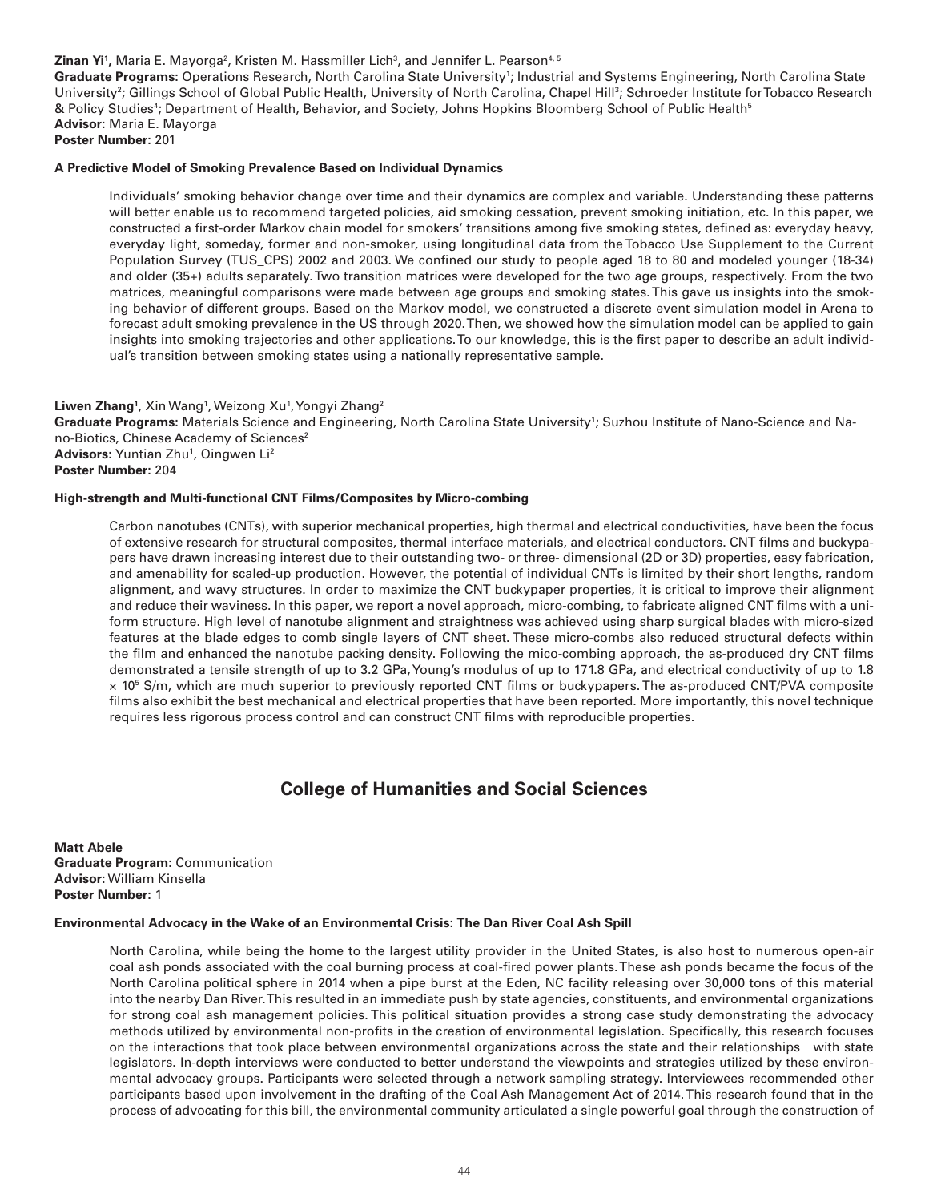**Zinan Yi**[1], Maria E. Mayorga[2], Kristen M. Hassmiller Lich[3], and Jennifer L. Pearson[4, 5]
**Graduate Programs:** Operations Research, North Carolina State University[1]; Industrial and Systems Engineering, North Carolina State University[2]; Gillings School of Global Public Health, University of North Carolina, Chapel Hill[3]; Schroeder Institute for Tobacco Research & Policy Studies[4]; Department of Health, Behavior, and Society, Johns Hopkins Bloomberg School of Public Health[5]
**Advisor:** Maria E. Mayorga
**Poster Number:** 201

**A Predictive Model of Smoking Prevalence Based on Individual Dynamics**

Individuals' smoking behavior change over time and their dynamics are complex and variable. Understanding these patterns will better enable us to recommend targeted policies, aid smoking cessation, prevent smoking initiation, etc. In this paper, we constructed a first-order Markov chain model for smokers' transitions among five smoking states, defined as: everyday heavy, everyday light, someday, former and non-smoker, using longitudinal data from the Tobacco Use Supplement to the Current Population Survey (TUS_CPS) 2002 and 2003. We confined our study to people aged 18 to 80 and modeled younger (18-34) and older (35+) adults separately. Two transition matrices were developed for the two age groups, respectively. From the two matrices, meaningful comparisons were made between age groups and smoking states. This gave us insights into the smoking behavior of different groups. Based on the Markov model, we constructed a discrete event simulation model in Arena to forecast adult smoking prevalence in the US through 2020. Then, we showed how the simulation model can be applied to gain insights into smoking trajectories and other applications. To our knowledge, this is the first paper to describe an adult individual's transition between smoking states using a nationally representative sample.

**Liwen Zhang**[1], Xin Wang[1], Weizong Xu[1], Yongyi Zhang[2]
**Graduate Programs:** Materials Science and Engineering, North Carolina State University[1]; Suzhou Institute of Nano-Science and Nano-Biotics, Chinese Academy of Sciences[2]
**Advisors:** Yuntian Zhu[1], Qingwen Li[2]
**Poster Number:** 204

**High-strength and Multi-functional CNT Films/Composites by Micro-combing**

Carbon nanotubes (CNTs), with superior mechanical properties, high thermal and electrical conductivities, have been the focus of extensive research for structural composites, thermal interface materials, and electrical conductors. CNT films and buckypapers have drawn increasing interest due to their outstanding two- or three- dimensional (2D or 3D) properties, easy fabrication, and amenability for scaled-up production. However, the potential of individual CNTs is limited by their short lengths, random alignment, and wavy structures. In order to maximize the CNT buckypaper properties, it is critical to improve their alignment and reduce their waviness. In this paper, we report a novel approach, micro-combing, to fabricate aligned CNT films with a uniform structure. High level of nanotube alignment and straightness was achieved using sharp surgical blades with micro-sized features at the blade edges to comb single layers of CNT sheet. These micro-combs also reduced structural defects within the film and enhanced the nanotube packing density. Following the mico-combing approach, the as-produced dry CNT films demonstrated a tensile strength of up to 3.2 GPa, Young's modulus of up to 171.8 GPa, and electrical conductivity of up to $1.8 \times 10^5$ S/m, which are much superior to previously reported CNT films or buckypapers. The as-produced CNT/PVA composite films also exhibit the best mechanical and electrical properties that have been reported. More importantly, this novel technique requires less rigorous process control and can construct CNT films with reproducible properties.

## College of Humanities and Social Sciences

**Matt Abele**
**Graduate Program:** Communication
**Advisor:** William Kinsella
**Poster Number:** 1

**Environmental Advocacy in the Wake of an Environmental Crisis: The Dan River Coal Ash Spill**

North Carolina, while being the home to the largest utility provider in the United States, is also host to numerous open-air coal ash ponds associated with the coal burning process at coal-fired power plants. These ash ponds became the focus of the North Carolina political sphere in 2014 when a pipe burst at the Eden, NC facility releasing over 30,000 tons of this material into the nearby Dan River. This resulted in an immediate push by state agencies, constituents, and environmental organizations for strong coal ash management policies. This political situation provides a strong case study demonstrating the advocacy methods utilized by environmental non-profits in the creation of environmental legislation. Specifically, this research focuses on the interactions that took place between environmental organizations across the state and their relationships with state legislators. In-depth interviews were conducted to better understand the viewpoints and strategies utilized by these environmental advocacy groups. Participants were selected through a network sampling strategy. Interviewees recommended other participants based upon involvement in the drafting of the Coal Ash Management Act of 2014. This research found that in the process of advocating for this bill, the environmental community articulated a single powerful goal through the construction of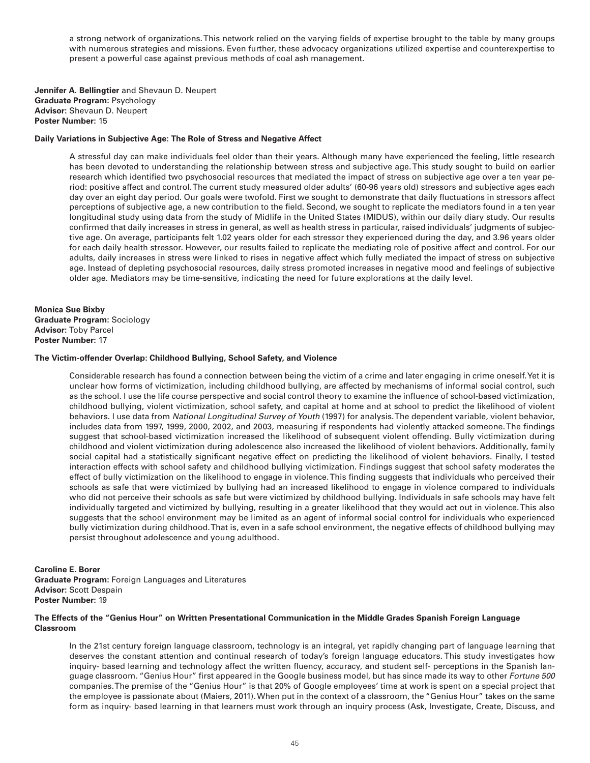a strong network of organizations. This network relied on the varying fields of expertise brought to the table by many groups with numerous strategies and missions. Even further, these advocacy organizations utilized expertise and counterexpertise to present a powerful case against previous methods of coal ash management.

**Jennifer A. Bellingtier** and Shevaun D. Neupert
**Graduate Program:** Psychology
**Advisor:** Shevaun D. Neupert
**Poster Number:** 15

**Daily Variations in Subjective Age: The Role of Stress and Negative Affect**

A stressful day can make individuals feel older than their years. Although many have experienced the feeling, little research has been devoted to understanding the relationship between stress and subjective age. This study sought to build on earlier research which identified two psychosocial resources that mediated the impact of stress on subjective age over a ten year period: positive affect and control. The current study measured older adults' (60-96 years old) stressors and subjective ages each day over an eight day period. Our goals were twofold. First we sought to demonstrate that daily fluctuations in stressors affect perceptions of subjective age, a new contribution to the field. Second, we sought to replicate the mediators found in a ten year longitudinal study using data from the study of Midlife in the United States (MIDUS), within our daily diary study. Our results confirmed that daily increases in stress in general, as well as health stress in particular, raised individuals' judgments of subjective age. On average, participants felt 1.02 years older for each stressor they experienced during the day, and 3.96 years older for each daily health stressor. However, our results failed to replicate the mediating role of positive affect and control. For our adults, daily increases in stress were linked to rises in negative affect which fully mediated the impact of stress on subjective age. Instead of depleting psychosocial resources, daily stress promoted increases in negative mood and feelings of subjective older age. Mediators may be time-sensitive, indicating the need for future explorations at the daily level.

**Monica Sue Bixby**
**Graduate Program:** Sociology
**Advisor:** Toby Parcel
**Poster Number:** 17

**The Victim-offender Overlap: Childhood Bullying, School Safety, and Violence**

Considerable research has found a connection between being the victim of a crime and later engaging in crime oneself. Yet it is unclear how forms of victimization, including childhood bullying, are affected by mechanisms of informal social control, such as the school. I use the life course perspective and social control theory to examine the influence of school-based victimization, childhood bullying, violent victimization, school safety, and capital at home and at school to predict the likelihood of violent behaviors. I use data from *National Longitudinal Survey of Youth* (1997) for analysis. The dependent variable, violent behavior, includes data from 1997, 1999, 2000, 2002, and 2003, measuring if respondents had violently attacked someone. The findings suggest that school-based victimization increased the likelihood of subsequent violent offending. Bully victimization during childhood and violent victimization during adolescence also increased the likelihood of violent behaviors. Additionally, family social capital had a statistically significant negative effect on predicting the likelihood of violent behaviors. Finally, I tested interaction effects with school safety and childhood bullying victimization. Findings suggest that school safety moderates the effect of bully victimization on the likelihood to engage in violence. This finding suggests that individuals who perceived their schools as safe that were victimized by bullying had an increased likelihood to engage in violence compared to individuals who did not perceive their schools as safe but were victimized by childhood bullying. Individuals in safe schools may have felt individually targeted and victimized by bullying, resulting in a greater likelihood that they would act out in violence. This also suggests that the school environment may be limited as an agent of informal social control for individuals who experienced bully victimization during childhood. That is, even in a safe school environment, the negative effects of childhood bullying may persist throughout adolescence and young adulthood.

**Caroline E. Borer**
**Graduate Program:** Foreign Languages and Literatures
**Advisor:** Scott Despain
**Poster Number:** 19

**The Effects of the "Genius Hour" on Written Presentational Communication in the Middle Grades Spanish Foreign Language Classroom**

In the 21st century foreign language classroom, technology is an integral, yet rapidly changing part of language learning that deserves the constant attention and continual research of today's foreign language educators. This study investigates how inquiry- based learning and technology affect the written fluency, accuracy, and student self- perceptions in the Spanish language classroom. "Genius Hour" first appeared in the Google business model, but has since made its way to other *Fortune 500* companies. The premise of the "Genius Hour" is that 20% of Google employees' time at work is spent on a special project that the employee is passionate about (Maiers, 2011). When put in the context of a classroom, the "Genius Hour" takes on the same form as inquiry- based learning in that learners must work through an inquiry process (Ask, Investigate, Create, Discuss, and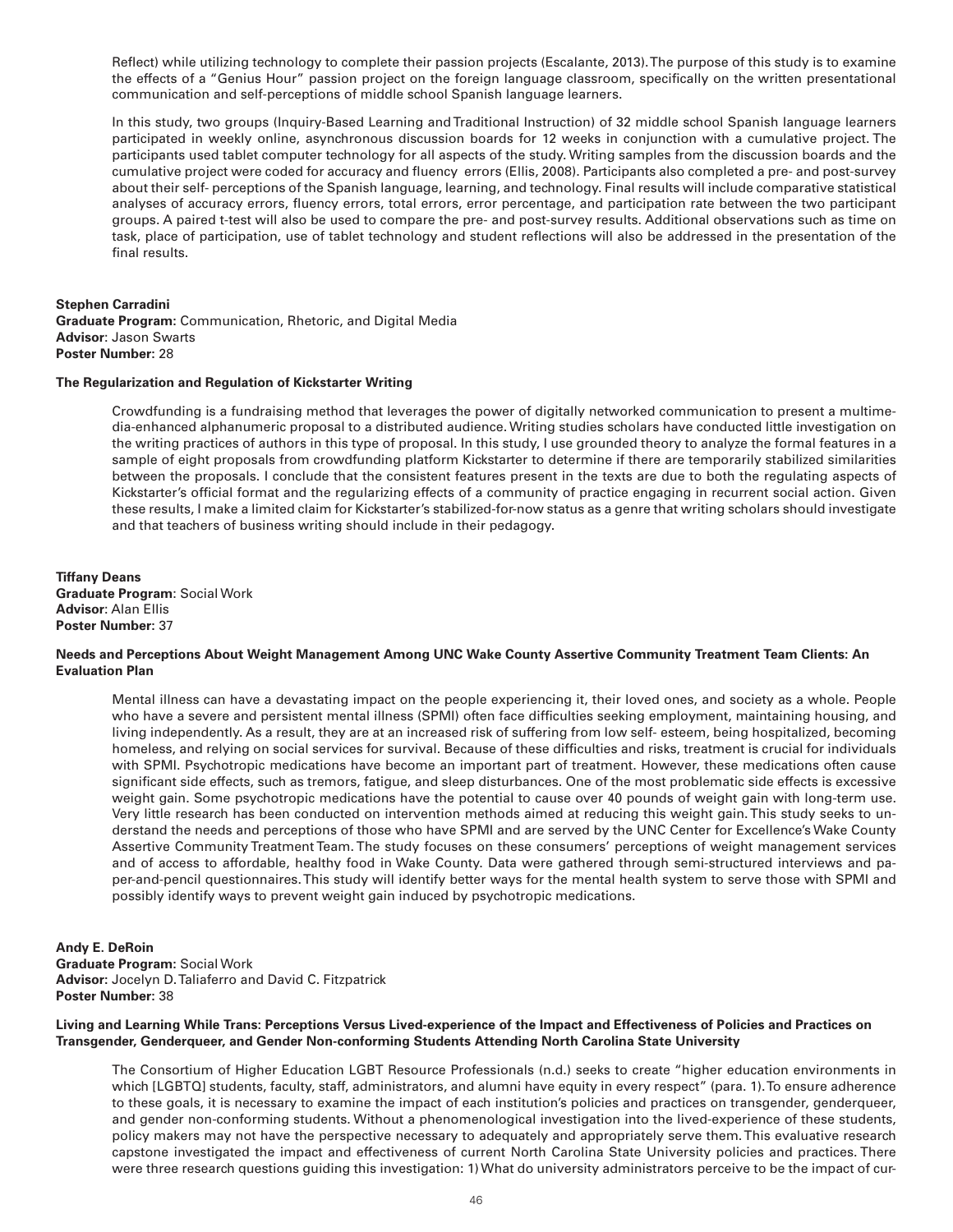Reflect) while utilizing technology to complete their passion projects (Escalante, 2013). The purpose of this study is to examine the effects of a "Genius Hour" passion project on the foreign language classroom, specifically on the written presentational communication and self-perceptions of middle school Spanish language learners.

In this study, two groups (Inquiry-Based Learning and Traditional Instruction) of 32 middle school Spanish language learners participated in weekly online, asynchronous discussion boards for 12 weeks in conjunction with a cumulative project. The participants used tablet computer technology for all aspects of the study. Writing samples from the discussion boards and the cumulative project were coded for accuracy and fluency errors (Ellis, 2008). Participants also completed a pre- and post-survey about their self- perceptions of the Spanish language, learning, and technology. Final results will include comparative statistical analyses of accuracy errors, fluency errors, total errors, error percentage, and participation rate between the two participant groups. A paired t-test will also be used to compare the pre- and post-survey results. Additional observations such as time on task, place of participation, use of tablet technology and student reflections will also be addressed in the presentation of the final results.

**Stephen Carradini**
**Graduate Program:** Communication, Rhetoric, and Digital Media
**Advisor**: Jason Swarts
**Poster Number:** 28

**The Regularization and Regulation of Kickstarter Writing**

Crowdfunding is a fundraising method that leverages the power of digitally networked communication to present a multimedia-enhanced alphanumeric proposal to a distributed audience. Writing studies scholars have conducted little investigation on the writing practices of authors in this type of proposal. In this study, I use grounded theory to analyze the formal features in a sample of eight proposals from crowdfunding platform Kickstarter to determine if there are temporarily stabilized similarities between the proposals. I conclude that the consistent features present in the texts are due to both the regulating aspects of Kickstarter's official format and the regularizing effects of a community of practice engaging in recurrent social action. Given these results, I make a limited claim for Kickstarter's stabilized-for-now status as a genre that writing scholars should investigate and that teachers of business writing should include in their pedagogy.

**Tiffany Deans**
**Graduate Program**: Social Work
**Advisor**: Alan Ellis
**Poster Number:** 37

**Needs and Perceptions About Weight Management Among UNC Wake County Assertive Community Treatment Team Clients: An Evaluation Plan**

Mental illness can have a devastating impact on the people experiencing it, their loved ones, and society as a whole. People who have a severe and persistent mental illness (SPMI) often face difficulties seeking employment, maintaining housing, and living independently. As a result, they are at an increased risk of suffering from low self- esteem, being hospitalized, becoming homeless, and relying on social services for survival. Because of these difficulties and risks, treatment is crucial for individuals with SPMI. Psychotropic medications have become an important part of treatment. However, these medications often cause significant side effects, such as tremors, fatigue, and sleep disturbances. One of the most problematic side effects is excessive weight gain. Some psychotropic medications have the potential to cause over 40 pounds of weight gain with long-term use. Very little research has been conducted on intervention methods aimed at reducing this weight gain. This study seeks to understand the needs and perceptions of those who have SPMI and are served by the UNC Center for Excellence's Wake County Assertive Community Treatment Team. The study focuses on these consumers' perceptions of weight management services and of access to affordable, healthy food in Wake County. Data were gathered through semi-structured interviews and paper-and-pencil questionnaires. This study will identify better ways for the mental health system to serve those with SPMI and possibly identify ways to prevent weight gain induced by psychotropic medications.

**Andy E. DeRoin**
**Graduate Program:** Social Work
**Advisor:** Jocelyn D. Taliaferro and David C. Fitzpatrick
**Poster Number:** 38

**Living and Learning While Trans: Perceptions Versus Lived-experience of the Impact and Effectiveness of Policies and Practices on Transgender, Genderqueer, and Gender Non-conforming Students Attending North Carolina State University**

The Consortium of Higher Education LGBT Resource Professionals (n.d.) seeks to create "higher education environments in which [LGBTQ] students, faculty, staff, administrators, and alumni have equity in every respect" (para. 1). To ensure adherence to these goals, it is necessary to examine the impact of each institution's policies and practices on transgender, genderqueer, and gender non-conforming students. Without a phenomenological investigation into the lived-experience of these students, policy makers may not have the perspective necessary to adequately and appropriately serve them. This evaluative research capstone investigated the impact and effectiveness of current North Carolina State University policies and practices. There were three research questions guiding this investigation: 1) What do university administrators perceive to be the impact of cur-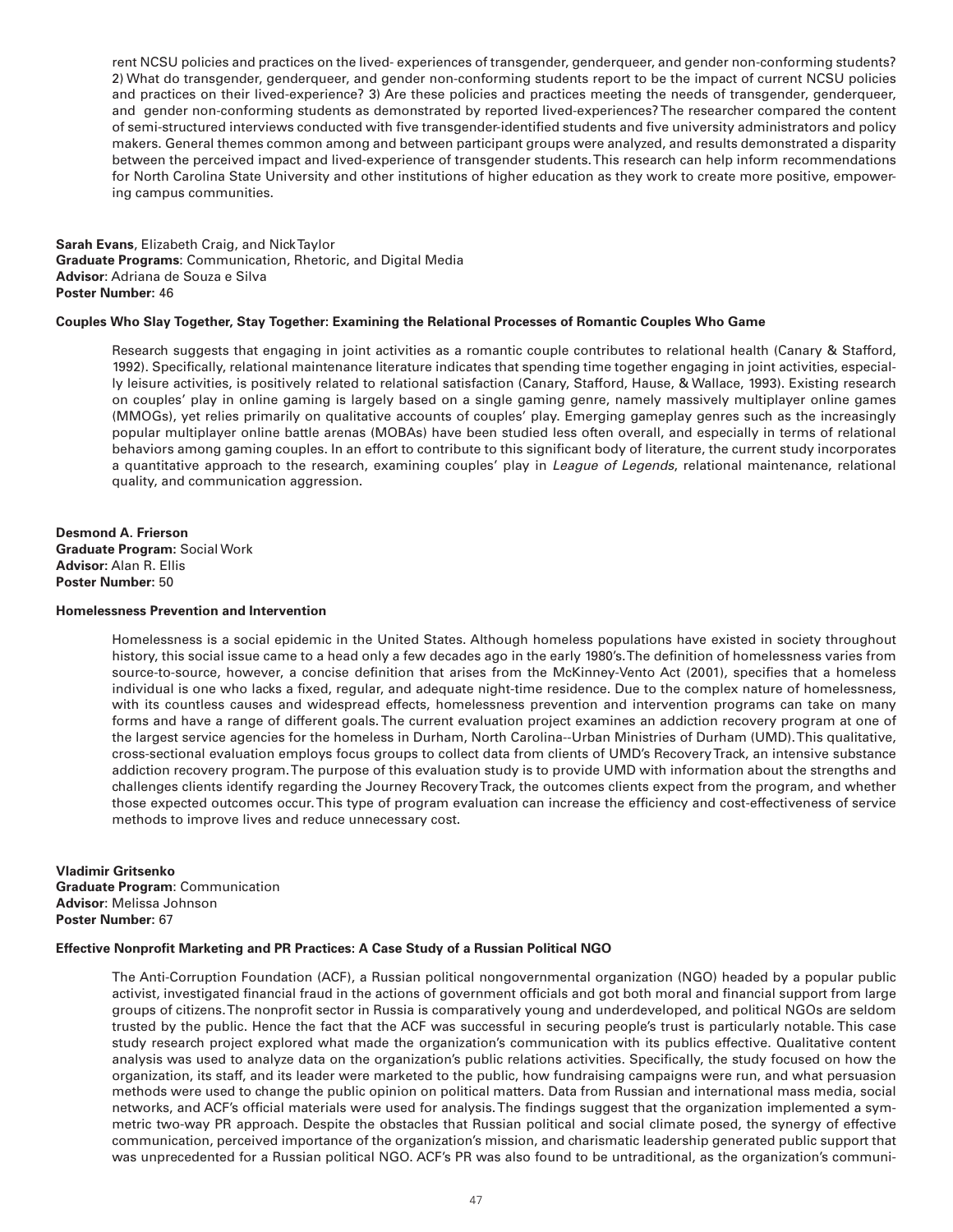rent NCSU policies and practices on the lived- experiences of transgender, genderqueer, and gender non-conforming students? 2) What do transgender, genderqueer, and gender non-conforming students report to be the impact of current NCSU policies and practices on their lived-experience? 3) Are these policies and practices meeting the needs of transgender, genderqueer, and gender non-conforming students as demonstrated by reported lived-experiences? The researcher compared the content of semi-structured interviews conducted with five transgender-identified students and five university administrators and policy makers. General themes common among and between participant groups were analyzed, and results demonstrated a disparity between the perceived impact and lived-experience of transgender students. This research can help inform recommendations for North Carolina State University and other institutions of higher education as they work to create more positive, empowering campus communities.

**Sarah Evans**, Elizabeth Craig, and Nick Taylor
**Graduate Programs**: Communication, Rhetoric, and Digital Media
**Advisor**: Adriana de Souza e Silva
**Poster Number:** 46

**Couples Who Slay Together, Stay Together: Examining the Relational Processes of Romantic Couples Who Game**

Research suggests that engaging in joint activities as a romantic couple contributes to relational health (Canary & Stafford, 1992). Specifically, relational maintenance literature indicates that spending time together engaging in joint activities, especially leisure activities, is positively related to relational satisfaction (Canary, Stafford, Hause, & Wallace, 1993). Existing research on couples' play in online gaming is largely based on a single gaming genre, namely massively multiplayer online games (MMOGs), yet relies primarily on qualitative accounts of couples' play. Emerging gameplay genres such as the increasingly popular multiplayer online battle arenas (MOBAs) have been studied less often overall, and especially in terms of relational behaviors among gaming couples. In an effort to contribute to this significant body of literature, the current study incorporates a quantitative approach to the research, examining couples' play in *League of Legends*, relational maintenance, relational quality, and communication aggression.

**Desmond A. Frierson**
**Graduate Program:** Social Work
**Advisor:** Alan R. Ellis
**Poster Number:** 50

**Homelessness Prevention and Intervention**

Homelessness is a social epidemic in the United States. Although homeless populations have existed in society throughout history, this social issue came to a head only a few decades ago in the early 1980's. The definition of homelessness varies from source-to-source, however, a concise definition that arises from the McKinney-Vento Act (2001), specifies that a homeless individual is one who lacks a fixed, regular, and adequate night-time residence. Due to the complex nature of homelessness, with its countless causes and widespread effects, homelessness prevention and intervention programs can take on many forms and have a range of different goals. The current evaluation project examines an addiction recovery program at one of the largest service agencies for the homeless in Durham, North Carolina--Urban Ministries of Durham (UMD). This qualitative, cross-sectional evaluation employs focus groups to collect data from clients of UMD's Recovery Track, an intensive substance addiction recovery program. The purpose of this evaluation study is to provide UMD with information about the strengths and challenges clients identify regarding the Journey Recovery Track, the outcomes clients expect from the program, and whether those expected outcomes occur. This type of program evaluation can increase the efficiency and cost-effectiveness of service methods to improve lives and reduce unnecessary cost.

**Vladimir Gritsenko**
**Graduate Program**: Communication
**Advisor**: Melissa Johnson
**Poster Number:** 67

**Effective Nonprofit Marketing and PR Practices: A Case Study of a Russian Political NGO**

The Anti-Corruption Foundation (ACF), a Russian political nongovernmental organization (NGO) headed by a popular public activist, investigated financial fraud in the actions of government officials and got both moral and financial support from large groups of citizens. The nonprofit sector in Russia is comparatively young and underdeveloped, and political NGOs are seldom trusted by the public. Hence the fact that the ACF was successful in securing people's trust is particularly notable. This case study research project explored what made the organization's communication with its publics effective. Qualitative content analysis was used to analyze data on the organization's public relations activities. Specifically, the study focused on how the organization, its staff, and its leader were marketed to the public, how fundraising campaigns were run, and what persuasion methods were used to change the public opinion on political matters. Data from Russian and international mass media, social networks, and ACF's official materials were used for analysis. The findings suggest that the organization implemented a symmetric two-way PR approach. Despite the obstacles that Russian political and social climate posed, the synergy of effective communication, perceived importance of the organization's mission, and charismatic leadership generated public support that was unprecedented for a Russian political NGO. ACF's PR was also found to be untraditional, as the organization's communi-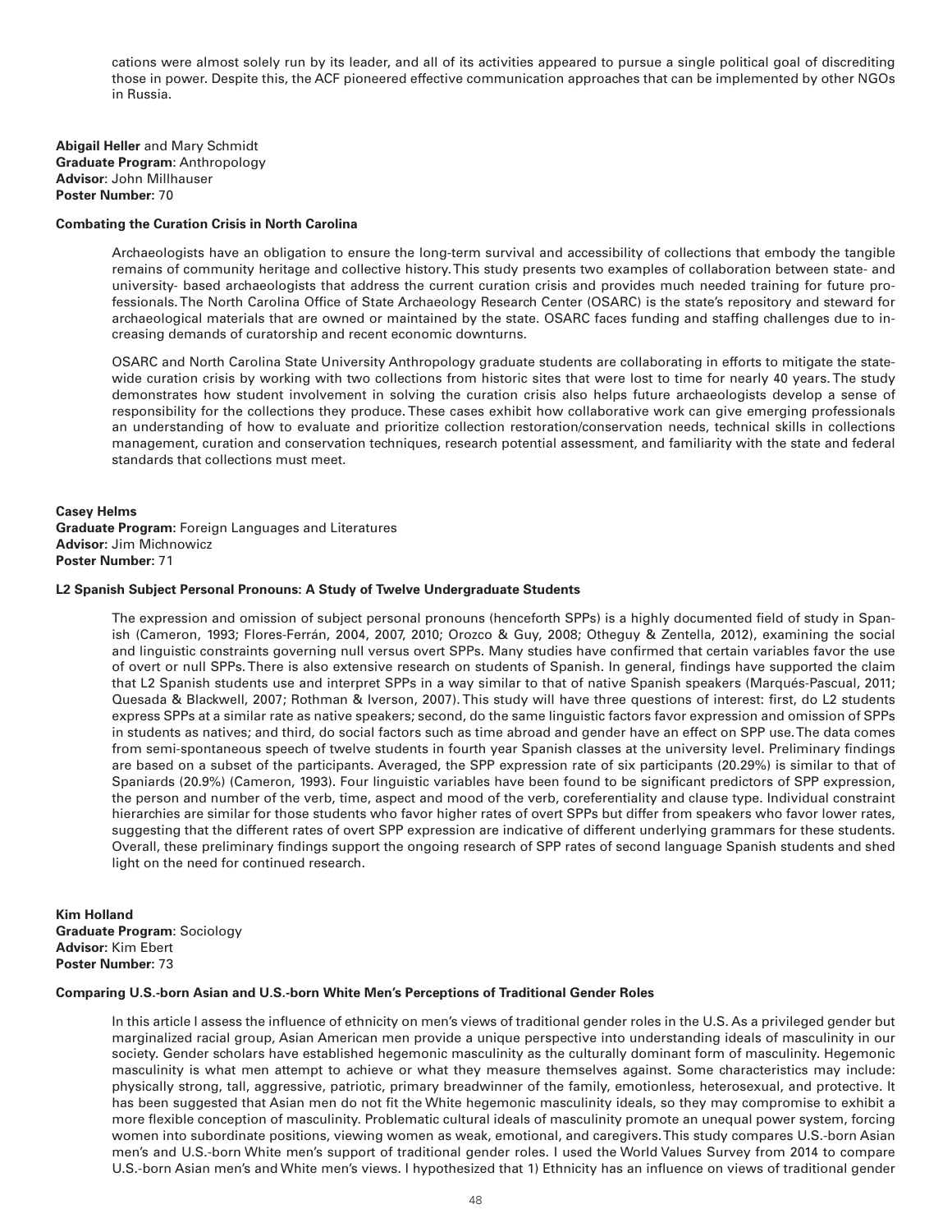cations were almost solely run by its leader, and all of its activities appeared to pursue a single political goal of discrediting those in power. Despite this, the ACF pioneered effective communication approaches that can be implemented by other NGOs in Russia.

**Abigail Heller** and Mary Schmidt
**Graduate Program**: Anthropology
**Advisor**: John Millhauser
**Poster Number**: 70

**Combating the Curation Crisis in North Carolina**

Archaeologists have an obligation to ensure the long-term survival and accessibility of collections that embody the tangible remains of community heritage and collective history. This study presents two examples of collaboration between state- and university- based archaeologists that address the current curation crisis and provides much needed training for future professionals. The North Carolina Office of State Archaeology Research Center (OSARC) is the state's repository and steward for archaeological materials that are owned or maintained by the state. OSARC faces funding and staffing challenges due to increasing demands of curatorship and recent economic downturns.

OSARC and North Carolina State University Anthropology graduate students are collaborating in efforts to mitigate the statewide curation crisis by working with two collections from historic sites that were lost to time for nearly 40 years. The study demonstrates how student involvement in solving the curation crisis also helps future archaeologists develop a sense of responsibility for the collections they produce. These cases exhibit how collaborative work can give emerging professionals an understanding of how to evaluate and prioritize collection restoration/conservation needs, technical skills in collections management, curation and conservation techniques, research potential assessment, and familiarity with the state and federal standards that collections must meet.

**Casey Helms**
**Graduate Program**: Foreign Languages and Literatures
**Advisor**: Jim Michnowicz
**Poster Number**: 71

**L2 Spanish Subject Personal Pronouns: A Study of Twelve Undergraduate Students**

The expression and omission of subject personal pronouns (henceforth SPPs) is a highly documented field of study in Spanish (Cameron, 1993; Flores-Ferrán, 2004, 2007, 2010; Orozco & Guy, 2008; Otheguy & Zentella, 2012), examining the social and linguistic constraints governing null versus overt SPPs. Many studies have confirmed that certain variables favor the use of overt or null SPPs. There is also extensive research on students of Spanish. In general, findings have supported the claim that L2 Spanish students use and interpret SPPs in a way similar to that of native Spanish speakers (Marqués-Pascual, 2011; Quesada & Blackwell, 2007; Rothman & Iverson, 2007). This study will have three questions of interest: first, do L2 students express SPPs at a similar rate as native speakers; second, do the same linguistic factors favor expression and omission of SPPs in students as natives; and third, do social factors such as time abroad and gender have an effect on SPP use. The data comes from semi-spontaneous speech of twelve students in fourth year Spanish classes at the university level. Preliminary findings are based on a subset of the participants. Averaged, the SPP expression rate of six participants (20.29%) is similar to that of Spaniards (20.9%) (Cameron, 1993). Four linguistic variables have been found to be significant predictors of SPP expression, the person and number of the verb, time, aspect and mood of the verb, coreferentiality and clause type. Individual constraint hierarchies are similar for those students who favor higher rates of overt SPPs but differ from speakers who favor lower rates, suggesting that the different rates of overt SPP expression are indicative of different underlying grammars for these students. Overall, these preliminary findings support the ongoing research of SPP rates of second language Spanish students and shed light on the need for continued research.

**Kim Holland**
**Graduate Program**: Sociology
**Advisor**: Kim Ebert
**Poster Number**: 73

**Comparing U.S.-born Asian and U.S.-born White Men's Perceptions of Traditional Gender Roles**

In this article I assess the influence of ethnicity on men's views of traditional gender roles in the U.S. As a privileged gender but marginalized racial group, Asian American men provide a unique perspective into understanding ideals of masculinity in our society. Gender scholars have established hegemonic masculinity as the culturally dominant form of masculinity. Hegemonic masculinity is what men attempt to achieve or what they measure themselves against. Some characteristics may include: physically strong, tall, aggressive, patriotic, primary breadwinner of the family, emotionless, heterosexual, and protective. It has been suggested that Asian men do not fit the White hegemonic masculinity ideals, so they may compromise to exhibit a more flexible conception of masculinity. Problematic cultural ideals of masculinity promote an unequal power system, forcing women into subordinate positions, viewing women as weak, emotional, and caregivers. This study compares U.S.-born Asian men's and U.S.-born White men's support of traditional gender roles. I used the World Values Survey from 2014 to compare U.S.-born Asian men's and White men's views. I hypothesized that 1) Ethnicity has an influence on views of traditional gender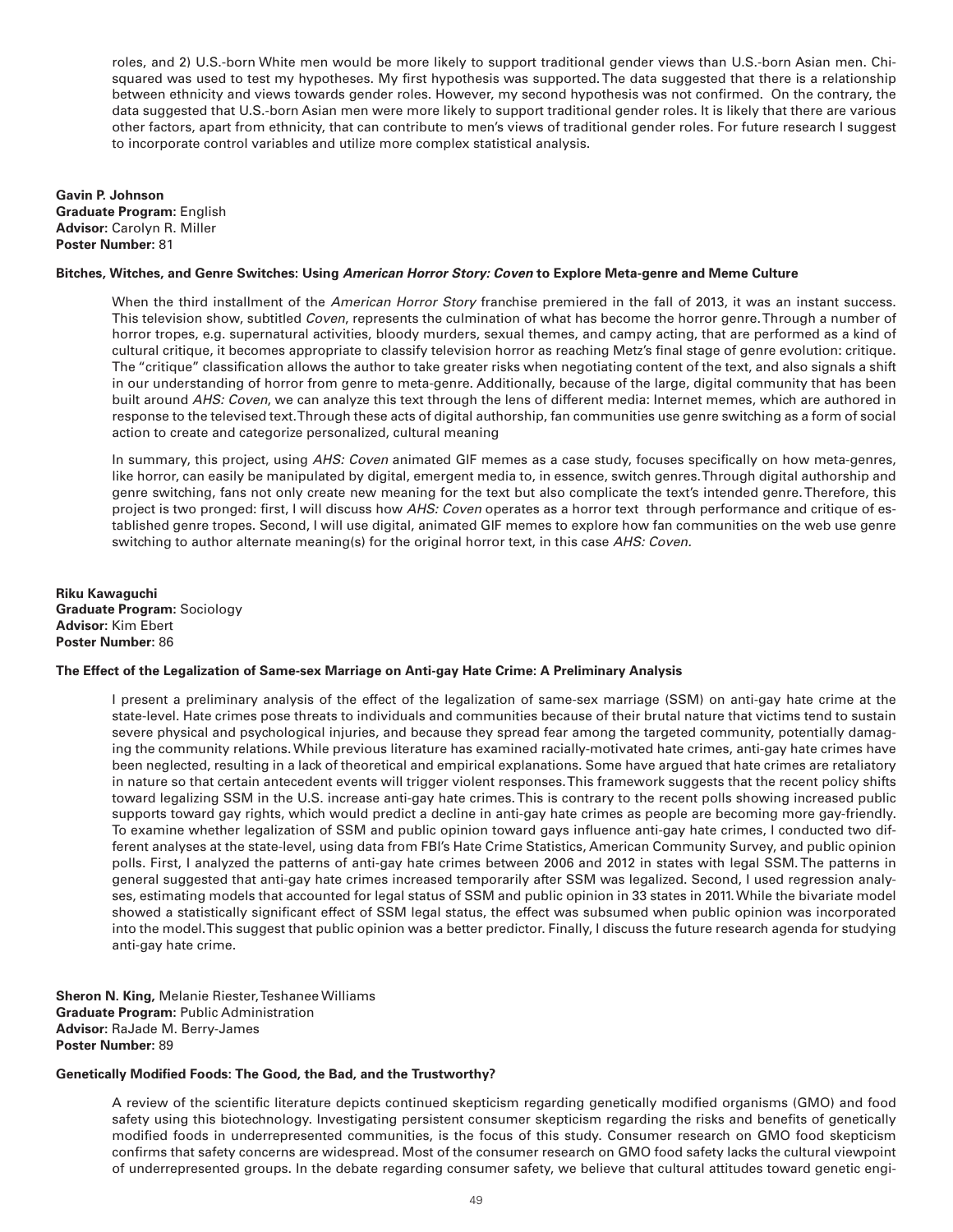roles, and 2) U.S.-born White men would be more likely to support traditional gender views than U.S.-born Asian men. Chi-squared was used to test my hypotheses. My first hypothesis was supported. The data suggested that there is a relationship between ethnicity and views towards gender roles. However, my second hypothesis was not confirmed. On the contrary, the data suggested that U.S.-born Asian men were more likely to support traditional gender roles. It is likely that there are various other factors, apart from ethnicity, that can contribute to men's views of traditional gender roles. For future research I suggest to incorporate control variables and utilize more complex statistical analysis.

**Gavin P. Johnson**
**Graduate Program:** English
**Advisor:** Carolyn R. Miller
**Poster Number:** 81

**Bitches, Witches, and Genre Switches: Using *American Horror Story: Coven* to Explore Meta-genre and Meme Culture**

When the third installment of the *American Horror Story* franchise premiered in the fall of 2013, it was an instant success. This television show, subtitled *Coven*, represents the culmination of what has become the horror genre. Through a number of horror tropes, e.g. supernatural activities, bloody murders, sexual themes, and campy acting, that are performed as a kind of cultural critique, it becomes appropriate to classify television horror as reaching Metz's final stage of genre evolution: critique. The "critique" classification allows the author to take greater risks when negotiating content of the text, and also signals a shift in our understanding of horror from genre to meta-genre. Additionally, because of the large, digital community that has been built around *AHS: Coven*, we can analyze this text through the lens of different media: Internet memes, which are authored in response to the televised text. Through these acts of digital authorship, fan communities use genre switching as a form of social action to create and categorize personalized, cultural meaning

In summary, this project, using *AHS: Coven* animated GIF memes as a case study, focuses specifically on how meta-genres, like horror, can easily be manipulated by digital, emergent media to, in essence, switch genres. Through digital authorship and genre switching, fans not only create new meaning for the text but also complicate the text's intended genre. Therefore, this project is two pronged: first, I will discuss how *AHS: Coven* operates as a horror text through performance and critique of established genre tropes. Second, I will use digital, animated GIF memes to explore how fan communities on the web use genre switching to author alternate meaning(s) for the original horror text, in this case *AHS: Coven.*

**Riku Kawaguchi**
**Graduate Program:** Sociology
**Advisor:** Kim Ebert
**Poster Number:** 86

**The Effect of the Legalization of Same-sex Marriage on Anti-gay Hate Crime: A Preliminary Analysis**

I present a preliminary analysis of the effect of the legalization of same-sex marriage (SSM) on anti-gay hate crime at the state-level. Hate crimes pose threats to individuals and communities because of their brutal nature that victims tend to sustain severe physical and psychological injuries, and because they spread fear among the targeted community, potentially damaging the community relations. While previous literature has examined racially-motivated hate crimes, anti-gay hate crimes have been neglected, resulting in a lack of theoretical and empirical explanations. Some have argued that hate crimes are retaliatory in nature so that certain antecedent events will trigger violent responses. This framework suggests that the recent policy shifts toward legalizing SSM in the U.S. increase anti-gay hate crimes. This is contrary to the recent polls showing increased public supports toward gay rights, which would predict a decline in anti-gay hate crimes as people are becoming more gay-friendly. To examine whether legalization of SSM and public opinion toward gays influence anti-gay hate crimes, I conducted two different analyses at the state-level, using data from FBI's Hate Crime Statistics, American Community Survey, and public opinion polls. First, I analyzed the patterns of anti-gay hate crimes between 2006 and 2012 in states with legal SSM. The patterns in general suggested that anti-gay hate crimes increased temporarily after SSM was legalized. Second, I used regression analyses, estimating models that accounted for legal status of SSM and public opinion in 33 states in 2011. While the bivariate model showed a statistically significant effect of SSM legal status, the effect was subsumed when public opinion was incorporated into the model. This suggest that public opinion was a better predictor. Finally, I discuss the future research agenda for studying anti-gay hate crime.

**Sheron N. King,** Melanie Riester, Teshanee Williams
**Graduate Program:** Public Administration
**Advisor:** RaJade M. Berry-James
**Poster Number:** 89

**Genetically Modified Foods: The Good, the Bad, and the Trustworthy?**

A review of the scientific literature depicts continued skepticism regarding genetically modified organisms (GMO) and food safety using this biotechnology. Investigating persistent consumer skepticism regarding the risks and benefits of genetically modified foods in underrepresented communities, is the focus of this study. Consumer research on GMO food skepticism confirms that safety concerns are widespread. Most of the consumer research on GMO food safety lacks the cultural viewpoint of underrepresented groups. In the debate regarding consumer safety, we believe that cultural attitudes toward genetic engi-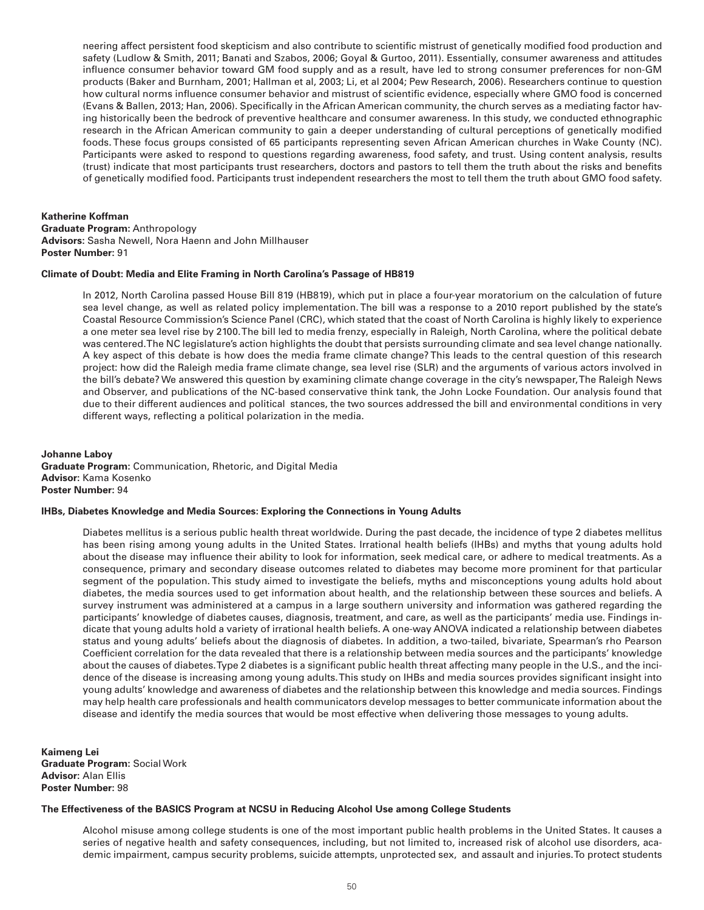neering affect persistent food skepticism and also contribute to scientific mistrust of genetically modified food production and safety (Ludlow & Smith, 2011; Banati and Szabos, 2006; Goyal & Gurtoo, 2011). Essentially, consumer awareness and attitudes influence consumer behavior toward GM food supply and as a result, have led to strong consumer preferences for non-GM products (Baker and Burnham, 2001; Hallman et al, 2003; Li, et al 2004; Pew Research, 2006). Researchers continue to question how cultural norms influence consumer behavior and mistrust of scientific evidence, especially where GMO food is concerned (Evans & Ballen, 2013; Han, 2006). Specifically in the African American community, the church serves as a mediating factor having historically been the bedrock of preventive healthcare and consumer awareness. In this study, we conducted ethnographic research in the African American community to gain a deeper understanding of cultural perceptions of genetically modified foods. These focus groups consisted of 65 participants representing seven African American churches in Wake County (NC). Participants were asked to respond to questions regarding awareness, food safety, and trust. Using content analysis, results (trust) indicate that most participants trust researchers, doctors and pastors to tell them the truth about the risks and benefits of genetically modified food. Participants trust independent researchers the most to tell them the truth about GMO food safety.

**Katherine Koffman**
**Graduate Program:** Anthropology
**Advisors:** Sasha Newell, Nora Haenn and John Millhauser
**Poster Number:** 91

**Climate of Doubt: Media and Elite Framing in North Carolina's Passage of HB819**

In 2012, North Carolina passed House Bill 819 (HB819), which put in place a four-year moratorium on the calculation of future sea level change, as well as related policy implementation. The bill was a response to a 2010 report published by the state's Coastal Resource Commission's Science Panel (CRC), which stated that the coast of North Carolina is highly likely to experience a one meter sea level rise by 2100. The bill led to media frenzy, especially in Raleigh, North Carolina, where the political debate was centered. The NC legislature's action highlights the doubt that persists surrounding climate and sea level change nationally. A key aspect of this debate is how does the media frame climate change? This leads to the central question of this research project: how did the Raleigh media frame climate change, sea level rise (SLR) and the arguments of various actors involved in the bill's debate? We answered this question by examining climate change coverage in the city's newspaper, The Raleigh News and Observer, and publications of the NC-based conservative think tank, the John Locke Foundation. Our analysis found that due to their different audiences and political stances, the two sources addressed the bill and environmental conditions in very different ways, reflecting a political polarization in the media.

**Johanne Laboy**
**Graduate Program:** Communication, Rhetoric, and Digital Media
**Advisor:** Kama Kosenko
**Poster Number:** 94

**IHBs, Diabetes Knowledge and Media Sources: Exploring the Connections in Young Adults**

Diabetes mellitus is a serious public health threat worldwide. During the past decade, the incidence of type 2 diabetes mellitus has been rising among young adults in the United States. Irrational health beliefs (IHBs) and myths that young adults hold about the disease may influence their ability to look for information, seek medical care, or adhere to medical treatments. As a consequence, primary and secondary disease outcomes related to diabetes may become more prominent for that particular segment of the population. This study aimed to investigate the beliefs, myths and misconceptions young adults hold about diabetes, the media sources used to get information about health, and the relationship between these sources and beliefs. A survey instrument was administered at a campus in a large southern university and information was gathered regarding the participants' knowledge of diabetes causes, diagnosis, treatment, and care, as well as the participants' media use. Findings indicate that young adults hold a variety of irrational health beliefs. A one-way ANOVA indicated a relationship between diabetes status and young adults' beliefs about the diagnosis of diabetes. In addition, a two-tailed, bivariate, Spearman's rho Pearson Coefficient correlation for the data revealed that there is a relationship between media sources and the participants' knowledge about the causes of diabetes. Type 2 diabetes is a significant public health threat affecting many people in the U.S., and the incidence of the disease is increasing among young adults. This study on IHBs and media sources provides significant insight into young adults' knowledge and awareness of diabetes and the relationship between this knowledge and media sources. Findings may help health care professionals and health communicators develop messages to better communicate information about the disease and identify the media sources that would be most effective when delivering those messages to young adults.

**Kaimeng Lei**
**Graduate Program:** Social Work
**Advisor:** Alan Ellis
**Poster Number:** 98

**The Effectiveness of the BASICS Program at NCSU in Reducing Alcohol Use among College Students**

Alcohol misuse among college students is one of the most important public health problems in the United States. It causes a series of negative health and safety consequences, including, but not limited to, increased risk of alcohol use disorders, academic impairment, campus security problems, suicide attempts, unprotected sex, and assault and injuries. To protect students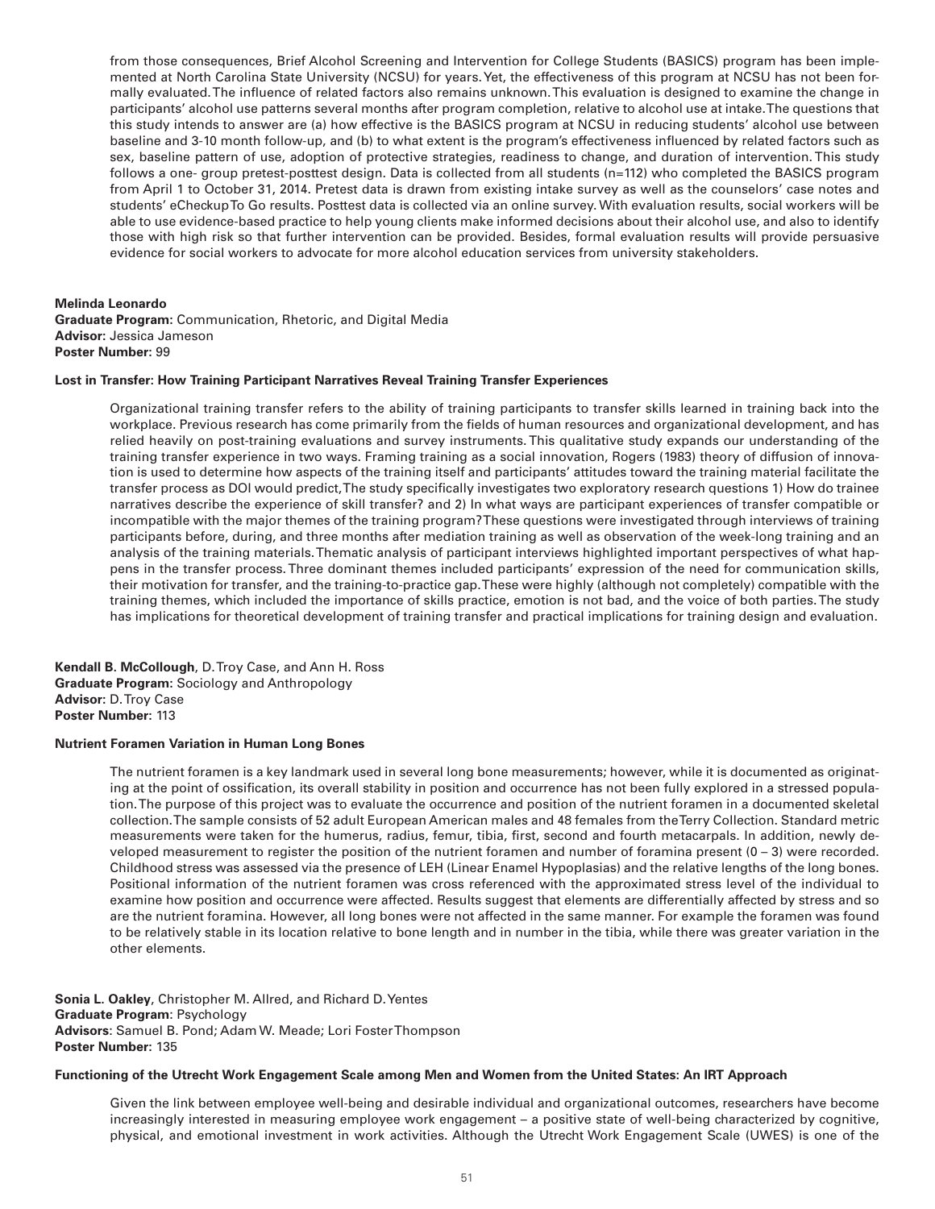from those consequences, Brief Alcohol Screening and Intervention for College Students (BASICS) program has been implemented at North Carolina State University (NCSU) for years. Yet, the effectiveness of this program at NCSU has not been formally evaluated. The influence of related factors also remains unknown. This evaluation is designed to examine the change in participants' alcohol use patterns several months after program completion, relative to alcohol use at intake. The questions that this study intends to answer are (a) how effective is the BASICS program at NCSU in reducing students' alcohol use between baseline and 3-10 month follow-up, and (b) to what extent is the program's effectiveness influenced by related factors such as sex, baseline pattern of use, adoption of protective strategies, readiness to change, and duration of intervention. This study follows a one- group pretest-posttest design. Data is collected from all students (n=112) who completed the BASICS program from April 1 to October 31, 2014. Pretest data is drawn from existing intake survey as well as the counselors' case notes and students' eCheckup To Go results. Posttest data is collected via an online survey. With evaluation results, social workers will be able to use evidence-based practice to help young clients make informed decisions about their alcohol use, and also to identify those with high risk so that further intervention can be provided. Besides, formal evaluation results will provide persuasive evidence for social workers to advocate for more alcohol education services from university stakeholders.

**Melinda Leonardo**
**Graduate Program:** Communication, Rhetoric, and Digital Media
**Advisor:** Jessica Jameson
**Poster Number:** 99

**Lost in Transfer: How Training Participant Narratives Reveal Training Transfer Experiences**

Organizational training transfer refers to the ability of training participants to transfer skills learned in training back into the workplace. Previous research has come primarily from the fields of human resources and organizational development, and has relied heavily on post-training evaluations and survey instruments. This qualitative study expands our understanding of the training transfer experience in two ways. Framing training as a social innovation, Rogers (1983) theory of diffusion of innovation is used to determine how aspects of the training itself and participants' attitudes toward the training material facilitate the transfer process as DOI would predict, The study specifically investigates two exploratory research questions 1) How do trainee narratives describe the experience of skill transfer? and 2) In what ways are participant experiences of transfer compatible or incompatible with the major themes of the training program? These questions were investigated through interviews of training participants before, during, and three months after mediation training as well as observation of the week-long training and an analysis of the training materials. Thematic analysis of participant interviews highlighted important perspectives of what happens in the transfer process. Three dominant themes included participants' expression of the need for communication skills, their motivation for transfer, and the training-to-practice gap. These were highly (although not completely) compatible with the training themes, which included the importance of skills practice, emotion is not bad, and the voice of both parties. The study has implications for theoretical development of training transfer and practical implications for training design and evaluation.

**Kendall B. McCollough**, D. Troy Case, and Ann H. Ross
**Graduate Program:** Sociology and Anthropology
**Advisor:** D. Troy Case
**Poster Number:** 113

**Nutrient Foramen Variation in Human Long Bones**

The nutrient foramen is a key landmark used in several long bone measurements; however, while it is documented as originating at the point of ossification, its overall stability in position and occurrence has not been fully explored in a stressed population. The purpose of this project was to evaluate the occurrence and position of the nutrient foramen in a documented skeletal collection. The sample consists of 52 adult European American males and 48 females from the Terry Collection. Standard metric measurements were taken for the humerus, radius, femur, tibia, first, second and fourth metacarpals. In addition, newly developed measurement to register the position of the nutrient foramen and number of foramina present (0 – 3) were recorded. Childhood stress was assessed via the presence of LEH (Linear Enamel Hypoplasias) and the relative lengths of the long bones. Positional information of the nutrient foramen was cross referenced with the approximated stress level of the individual to examine how position and occurrence were affected. Results suggest that elements are differentially affected by stress and so are the nutrient foramina. However, all long bones were not affected in the same manner. For example the foramen was found to be relatively stable in its location relative to bone length and in number in the tibia, while there was greater variation in the other elements.

**Sonia L. Oakley**, Christopher M. Allred, and Richard D. Yentes
**Graduate Program**: Psychology
**Advisors**: Samuel B. Pond; Adam W. Meade; Lori Foster Thompson
**Poster Number:** 135

**Functioning of the Utrecht Work Engagement Scale among Men and Women from the United States: An IRT Approach**

Given the link between employee well-being and desirable individual and organizational outcomes, researchers have become increasingly interested in measuring employee work engagement – a positive state of well-being characterized by cognitive, physical, and emotional investment in work activities. Although the Utrecht Work Engagement Scale (UWES) is one of the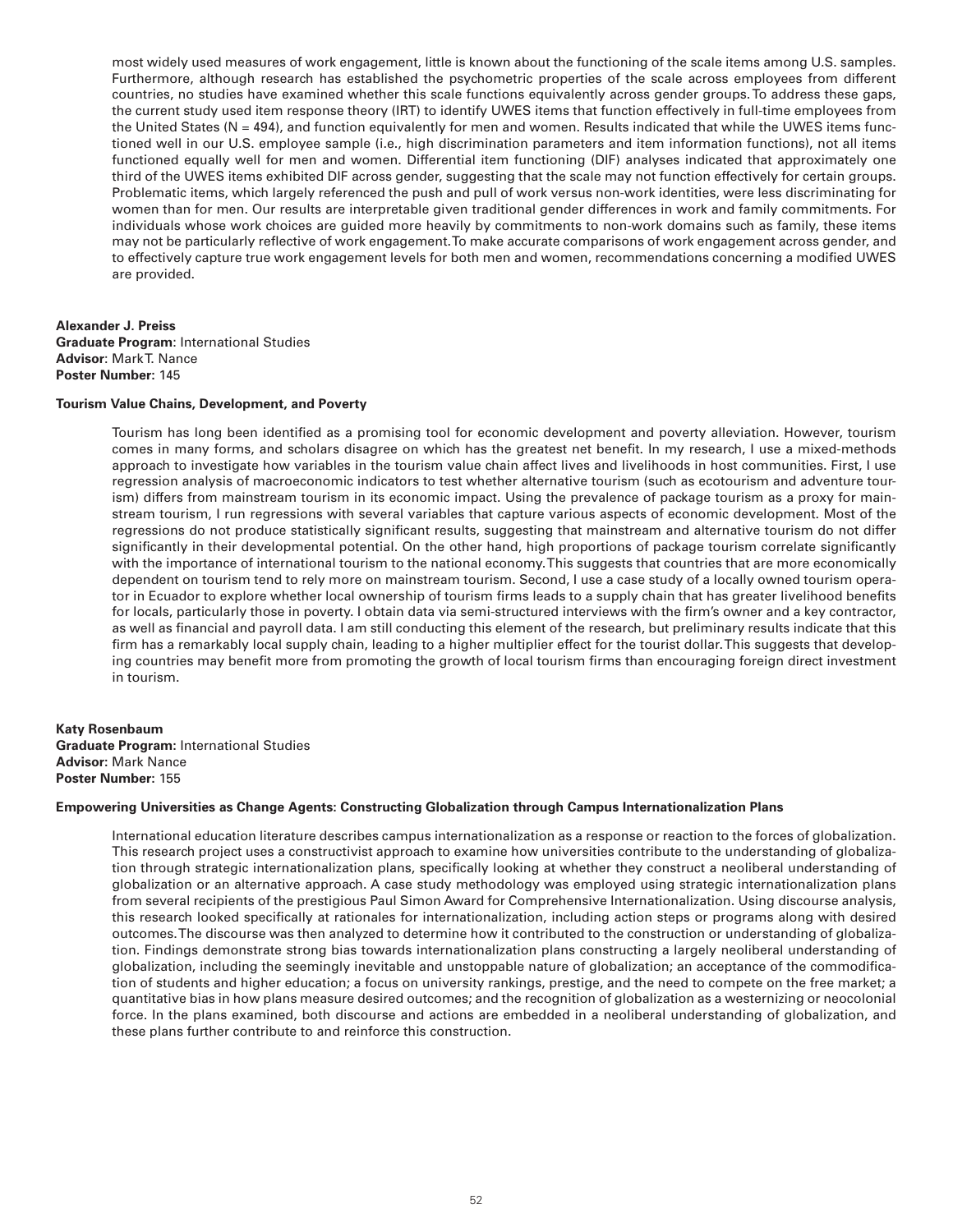most widely used measures of work engagement, little is known about the functioning of the scale items among U.S. samples. Furthermore, although research has established the psychometric properties of the scale across employees from different countries, no studies have examined whether this scale functions equivalently across gender groups. To address these gaps, the current study used item response theory (IRT) to identify UWES items that function effectively in full-time employees from the United States (N = 494), and function equivalently for men and women. Results indicated that while the UWES items functioned well in our U.S. employee sample (i.e., high discrimination parameters and item information functions), not all items functioned equally well for men and women. Differential item functioning (DIF) analyses indicated that approximately one third of the UWES items exhibited DIF across gender, suggesting that the scale may not function effectively for certain groups. Problematic items, which largely referenced the push and pull of work versus non-work identities, were less discriminating for women than for men. Our results are interpretable given traditional gender differences in work and family commitments. For individuals whose work choices are guided more heavily by commitments to non-work domains such as family, these items may not be particularly reflective of work engagement. To make accurate comparisons of work engagement across gender, and to effectively capture true work engagement levels for both men and women, recommendations concerning a modified UWES are provided.

**Alexander J. Preiss**
**Graduate Program**: International Studies
**Advisor**: Mark T. Nance
**Poster Number:** 145

**Tourism Value Chains, Development, and Poverty**

Tourism has long been identified as a promising tool for economic development and poverty alleviation. However, tourism comes in many forms, and scholars disagree on which has the greatest net benefit. In my research, I use a mixed-methods approach to investigate how variables in the tourism value chain affect lives and livelihoods in host communities. First, I use regression analysis of macroeconomic indicators to test whether alternative tourism (such as ecotourism and adventure tourism) differs from mainstream tourism in its economic impact. Using the prevalence of package tourism as a proxy for mainstream tourism, I run regressions with several variables that capture various aspects of economic development. Most of the regressions do not produce statistically significant results, suggesting that mainstream and alternative tourism do not differ significantly in their developmental potential. On the other hand, high proportions of package tourism correlate significantly with the importance of international tourism to the national economy. This suggests that countries that are more economically dependent on tourism tend to rely more on mainstream tourism. Second, I use a case study of a locally owned tourism operator in Ecuador to explore whether local ownership of tourism firms leads to a supply chain that has greater livelihood benefits for locals, particularly those in poverty. I obtain data via semi-structured interviews with the firm's owner and a key contractor, as well as financial and payroll data. I am still conducting this element of the research, but preliminary results indicate that this firm has a remarkably local supply chain, leading to a higher multiplier effect for the tourist dollar. This suggests that developing countries may benefit more from promoting the growth of local tourism firms than encouraging foreign direct investment in tourism.

**Katy Rosenbaum**
**Graduate Program:** International Studies
**Advisor:** Mark Nance
**Poster Number:** 155

**Empowering Universities as Change Agents: Constructing Globalization through Campus Internationalization Plans**

International education literature describes campus internationalization as a response or reaction to the forces of globalization. This research project uses a constructivist approach to examine how universities contribute to the understanding of globalization through strategic internationalization plans, specifically looking at whether they construct a neoliberal understanding of globalization or an alternative approach. A case study methodology was employed using strategic internationalization plans from several recipients of the prestigious Paul Simon Award for Comprehensive Internationalization. Using discourse analysis, this research looked specifically at rationales for internationalization, including action steps or programs along with desired outcomes. The discourse was then analyzed to determine how it contributed to the construction or understanding of globalization. Findings demonstrate strong bias towards internationalization plans constructing a largely neoliberal understanding of globalization, including the seemingly inevitable and unstoppable nature of globalization; an acceptance of the commodification of students and higher education; a focus on university rankings, prestige, and the need to compete on the free market; a quantitative bias in how plans measure desired outcomes; and the recognition of globalization as a westernizing or neocolonial force. In the plans examined, both discourse and actions are embedded in a neoliberal understanding of globalization, and these plans further contribute to and reinforce this construction.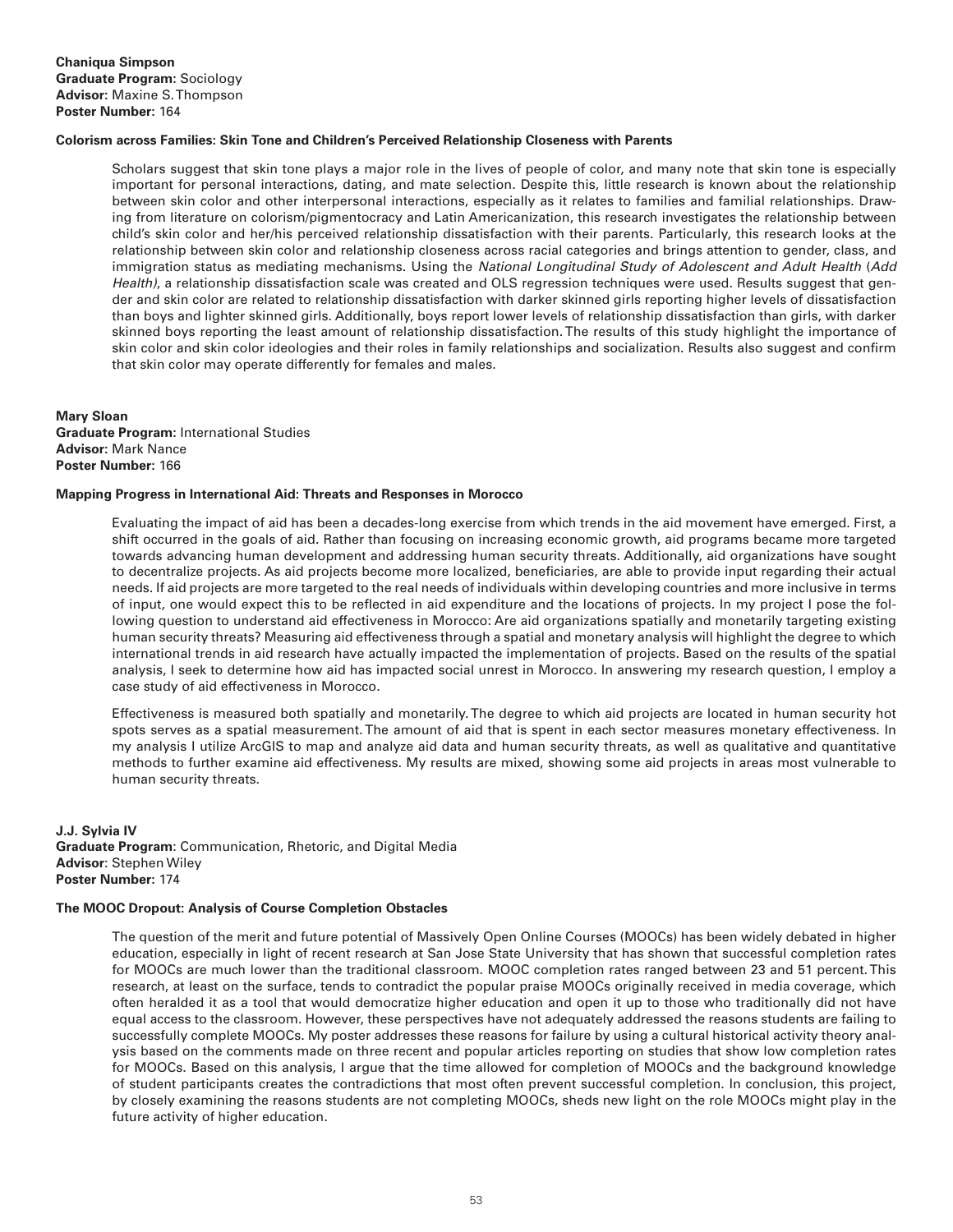**Chaniqua Simpson**
**Graduate Program:** Sociology
**Advisor:** Maxine S. Thompson
**Poster Number:** 164

**Colorism across Families: Skin Tone and Children's Perceived Relationship Closeness with Parents**

Scholars suggest that skin tone plays a major role in the lives of people of color, and many note that skin tone is especially important for personal interactions, dating, and mate selection. Despite this, little research is known about the relationship between skin color and other interpersonal interactions, especially as it relates to families and familial relationships. Drawing from literature on colorism/pigmentocracy and Latin Americanization, this research investigates the relationship between child's skin color and her/his perceived relationship dissatisfaction with their parents. Particularly, this research looks at the relationship between skin color and relationship closeness across racial categories and brings attention to gender, class, and immigration status as mediating mechanisms. Using the *National Longitudinal Study of Adolescent and Adult Health* (*Add Health)*, a relationship dissatisfaction scale was created and OLS regression techniques were used. Results suggest that gender and skin color are related to relationship dissatisfaction with darker skinned girls reporting higher levels of dissatisfaction than boys and lighter skinned girls. Additionally, boys report lower levels of relationship dissatisfaction than girls, with darker skinned boys reporting the least amount of relationship dissatisfaction. The results of this study highlight the importance of skin color and skin color ideologies and their roles in family relationships and socialization. Results also suggest and confirm that skin color may operate differently for females and males.

**Mary Sloan**
**Graduate Program:** International Studies
**Advisor:** Mark Nance
**Poster Number:** 166

**Mapping Progress in International Aid: Threats and Responses in Morocco**

Evaluating the impact of aid has been a decades-long exercise from which trends in the aid movement have emerged. First, a shift occurred in the goals of aid. Rather than focusing on increasing economic growth, aid programs became more targeted towards advancing human development and addressing human security threats. Additionally, aid organizations have sought to decentralize projects. As aid projects become more localized, beneficiaries, are able to provide input regarding their actual needs. If aid projects are more targeted to the real needs of individuals within developing countries and more inclusive in terms of input, one would expect this to be reflected in aid expenditure and the locations of projects. In my project I pose the following question to understand aid effectiveness in Morocco: Are aid organizations spatially and monetarily targeting existing human security threats? Measuring aid effectiveness through a spatial and monetary analysis will highlight the degree to which international trends in aid research have actually impacted the implementation of projects. Based on the results of the spatial analysis, I seek to determine how aid has impacted social unrest in Morocco. In answering my research question, I employ a case study of aid effectiveness in Morocco.

Effectiveness is measured both spatially and monetarily. The degree to which aid projects are located in human security hot spots serves as a spatial measurement. The amount of aid that is spent in each sector measures monetary effectiveness. In my analysis I utilize ArcGIS to map and analyze aid data and human security threats, as well as qualitative and quantitative methods to further examine aid effectiveness. My results are mixed, showing some aid projects in areas most vulnerable to human security threats.

**J.J. Sylvia IV**
**Graduate Program**: Communication, Rhetoric, and Digital Media
**Advisor**: Stephen Wiley
**Poster Number:** 174

**The MOOC Dropout: Analysis of Course Completion Obstacles**

The question of the merit and future potential of Massively Open Online Courses (MOOCs) has been widely debated in higher education, especially in light of recent research at San Jose State University that has shown that successful completion rates for MOOCs are much lower than the traditional classroom. MOOC completion rates ranged between 23 and 51 percent. This research, at least on the surface, tends to contradict the popular praise MOOCs originally received in media coverage, which often heralded it as a tool that would democratize higher education and open it up to those who traditionally did not have equal access to the classroom. However, these perspectives have not adequately addressed the reasons students are failing to successfully complete MOOCs. My poster addresses these reasons for failure by using a cultural historical activity theory analysis based on the comments made on three recent and popular articles reporting on studies that show low completion rates for MOOCs. Based on this analysis, I argue that the time allowed for completion of MOOCs and the background knowledge of student participants creates the contradictions that most often prevent successful completion. In conclusion, this project, by closely examining the reasons students are not completing MOOCs, sheds new light on the role MOOCs might play in the future activity of higher education.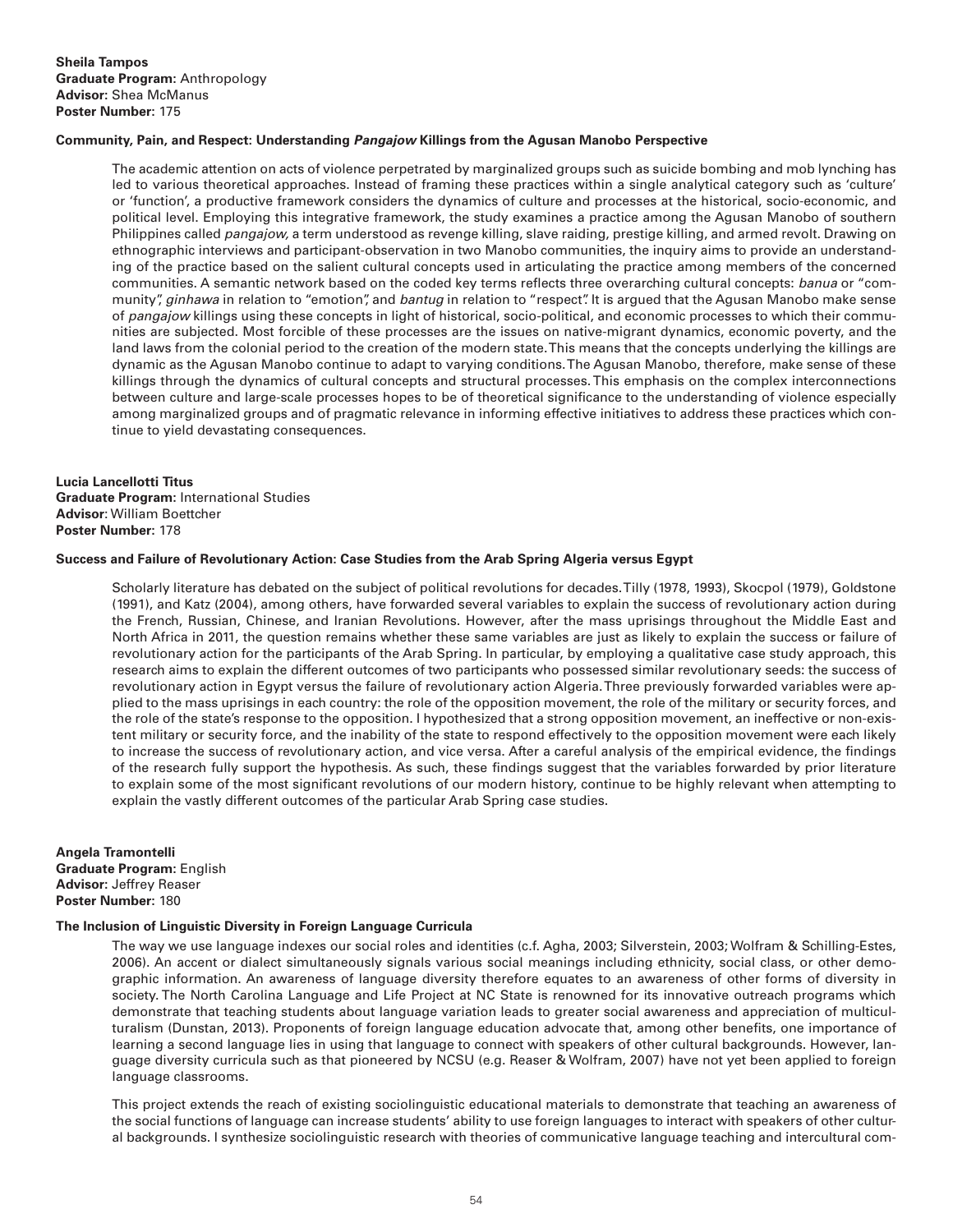**Sheila Tampos**
**Graduate Program:** Anthropology
**Advisor:** Shea McManus
**Poster Number:** 175

**Community, Pain, and Respect: Understanding *Pangajow* Killings from the Agusan Manobo Perspective**

The academic attention on acts of violence perpetrated by marginalized groups such as suicide bombing and mob lynching has led to various theoretical approaches. Instead of framing these practices within a single analytical category such as 'culture' or 'function', a productive framework considers the dynamics of culture and processes at the historical, socio-economic, and political level. Employing this integrative framework, the study examines a practice among the Agusan Manobo of southern Philippines called *pangajow*, a term understood as revenge killing, slave raiding, prestige killing, and armed revolt. Drawing on ethnographic interviews and participant-observation in two Manobo communities, the inquiry aims to provide an understanding of the practice based on the salient cultural concepts used in articulating the practice among members of the concerned communities. A semantic network based on the coded key terms reflects three overarching cultural concepts: *banua* or "community", *ginhawa* in relation to "emotion", and *bantug* in relation to "respect". It is argued that the Agusan Manobo make sense of *pangajow* killings using these concepts in light of historical, socio-political, and economic processes to which their communities are subjected. Most forcible of these processes are the issues on native-migrant dynamics, economic poverty, and the land laws from the colonial period to the creation of the modern state. This means that the concepts underlying the killings are dynamic as the Agusan Manobo continue to adapt to varying conditions. The Agusan Manobo, therefore, make sense of these killings through the dynamics of cultural concepts and structural processes. This emphasis on the complex interconnections between culture and large-scale processes hopes to be of theoretical significance to the understanding of violence especially among marginalized groups and of pragmatic relevance in informing effective initiatives to address these practices which continue to yield devastating consequences.

**Lucia Lancellotti Titus**
**Graduate Program:** International Studies
**Advisor:** William Boettcher
**Poster Number:** 178

**Success and Failure of Revolutionary Action: Case Studies from the Arab Spring Algeria versus Egypt**

Scholarly literature has debated on the subject of political revolutions for decades. Tilly (1978, 1993), Skocpol (1979), Goldstone (1991), and Katz (2004), among others, have forwarded several variables to explain the success of revolutionary action during the French, Russian, Chinese, and Iranian Revolutions. However, after the mass uprisings throughout the Middle East and North Africa in 2011, the question remains whether these same variables are just as likely to explain the success or failure of revolutionary action for the participants of the Arab Spring. In particular, by employing a qualitative case study approach, this research aims to explain the different outcomes of two participants who possessed similar revolutionary seeds: the success of revolutionary action in Egypt versus the failure of revolutionary action Algeria. Three previously forwarded variables were applied to the mass uprisings in each country: the role of the opposition movement, the role of the military or security forces, and the role of the state's response to the opposition. I hypothesized that a strong opposition movement, an ineffective or non-existent military or security force, and the inability of the state to respond effectively to the opposition movement were each likely to increase the success of revolutionary action, and vice versa. After a careful analysis of the empirical evidence, the findings of the research fully support the hypothesis. As such, these findings suggest that the variables forwarded by prior literature to explain some of the most significant revolutions of our modern history, continue to be highly relevant when attempting to explain the vastly different outcomes of the particular Arab Spring case studies.

**Angela Tramontelli**
**Graduate Program:** English
**Advisor:** Jeffrey Reaser
**Poster Number:** 180

**The Inclusion of Linguistic Diversity in Foreign Language Curricula**

The way we use language indexes our social roles and identities (c.f. Agha, 2003; Silverstein, 2003; Wolfram & Schilling-Estes, 2006). An accent or dialect simultaneously signals various social meanings including ethnicity, social class, or other demographic information. An awareness of language diversity therefore equates to an awareness of other forms of diversity in society. The North Carolina Language and Life Project at NC State is renowned for its innovative outreach programs which demonstrate that teaching students about language variation leads to greater social awareness and appreciation of multiculturalism (Dunstan, 2013). Proponents of foreign language education advocate that, among other benefits, one importance of learning a second language lies in using that language to connect with speakers of other cultural backgrounds. However, language diversity curricula such as that pioneered by NCSU (e.g. Reaser & Wolfram, 2007) have not yet been applied to foreign language classrooms.

This project extends the reach of existing sociolinguistic educational materials to demonstrate that teaching an awareness of the social functions of language can increase students' ability to use foreign languages to interact with speakers of other cultural backgrounds. I synthesize sociolinguistic research with theories of communicative language teaching and intercultural com-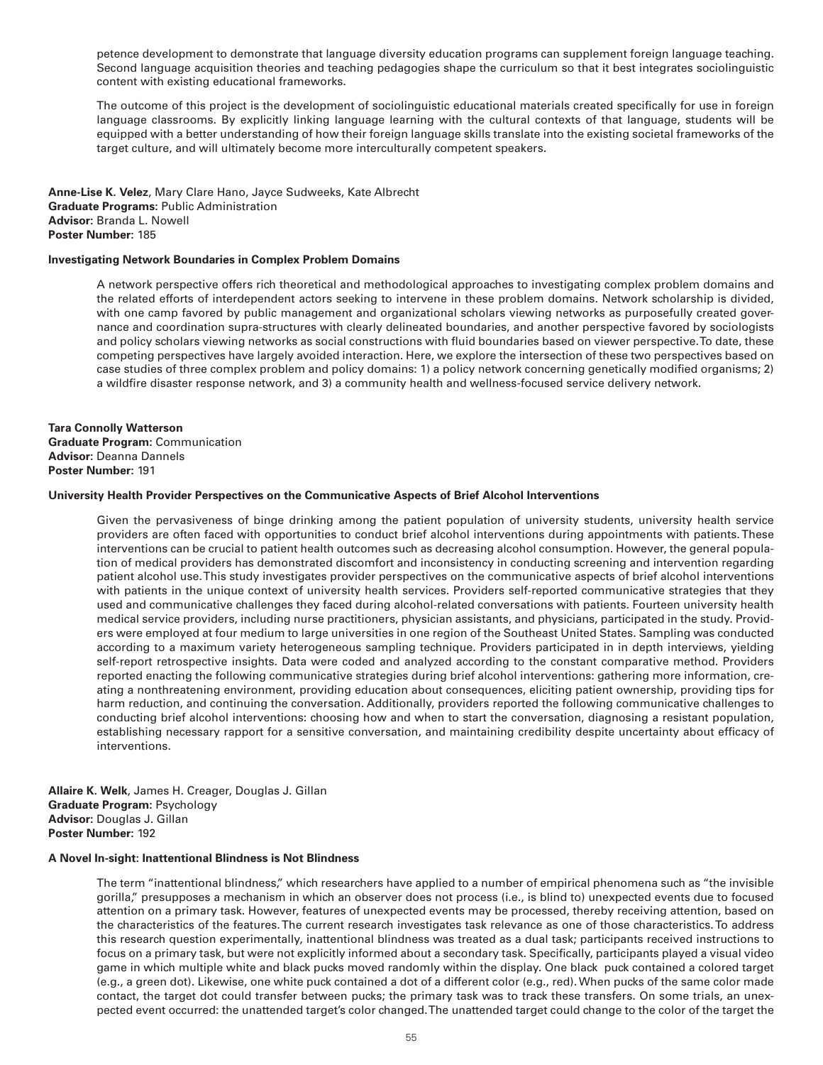petence development to demonstrate that language diversity education programs can supplement foreign language teaching. Second language acquisition theories and teaching pedagogies shape the curriculum so that it best integrates sociolinguistic content with existing educational frameworks.

The outcome of this project is the development of sociolinguistic educational materials created specifically for use in foreign language classrooms. By explicitly linking language learning with the cultural contexts of that language, students will be equipped with a better understanding of how their foreign language skills translate into the existing societal frameworks of the target culture, and will ultimately become more interculturally competent speakers.

**Anne-Lise K. Velez**, Mary Clare Hano, Jayce Sudweeks, Kate Albrecht
**Graduate Programs:** Public Administration
**Advisor:** Branda L. Nowell
**Poster Number:** 185

**Investigating Network Boundaries in Complex Problem Domains**

A network perspective offers rich theoretical and methodological approaches to investigating complex problem domains and the related efforts of interdependent actors seeking to intervene in these problem domains. Network scholarship is divided, with one camp favored by public management and organizational scholars viewing networks as purposefully created governance and coordination supra-structures with clearly delineated boundaries, and another perspective favored by sociologists and policy scholars viewing networks as social constructions with fluid boundaries based on viewer perspective. To date, these competing perspectives have largely avoided interaction. Here, we explore the intersection of these two perspectives based on case studies of three complex problem and policy domains: 1) a policy network concerning genetically modified organisms; 2) a wildfire disaster response network, and 3) a community health and wellness-focused service delivery network.

**Tara Connolly Watterson**
**Graduate Program:** Communication
**Advisor:** Deanna Dannels
**Poster Number:** 191

**University Health Provider Perspectives on the Communicative Aspects of Brief Alcohol Interventions**

Given the pervasiveness of binge drinking among the patient population of university students, university health service providers are often faced with opportunities to conduct brief alcohol interventions during appointments with patients. These interventions can be crucial to patient health outcomes such as decreasing alcohol consumption. However, the general population of medical providers has demonstrated discomfort and inconsistency in conducting screening and intervention regarding patient alcohol use. This study investigates provider perspectives on the communicative aspects of brief alcohol interventions with patients in the unique context of university health services. Providers self-reported communicative strategies that they used and communicative challenges they faced during alcohol-related conversations with patients. Fourteen university health medical service providers, including nurse practitioners, physician assistants, and physicians, participated in the study. Providers were employed at four medium to large universities in one region of the Southeast United States. Sampling was conducted according to a maximum variety heterogeneous sampling technique. Providers participated in in depth interviews, yielding self-report retrospective insights. Data were coded and analyzed according to the constant comparative method. Providers reported enacting the following communicative strategies during brief alcohol interventions: gathering more information, creating a nonthreatening environment, providing education about consequences, eliciting patient ownership, providing tips for harm reduction, and continuing the conversation. Additionally, providers reported the following communicative challenges to conducting brief alcohol interventions: choosing how and when to start the conversation, diagnosing a resistant population, establishing necessary rapport for a sensitive conversation, and maintaining credibility despite uncertainty about efficacy of interventions.

**Allaire K. Welk**, James H. Creager, Douglas J. Gillan
**Graduate Program:** Psychology
**Advisor:** Douglas J. Gillan
**Poster Number:** 192

**A Novel In-sight: Inattentional Blindness is Not Blindness**

The term "inattentional blindness," which researchers have applied to a number of empirical phenomena such as "the invisible gorilla," presupposes a mechanism in which an observer does not process (i.e., is blind to) unexpected events due to focused attention on a primary task. However, features of unexpected events may be processed, thereby receiving attention, based on the characteristics of the features. The current research investigates task relevance as one of those characteristics. To address this research question experimentally, inattentional blindness was treated as a dual task; participants received instructions to focus on a primary task, but were not explicitly informed about a secondary task. Specifically, participants played a visual video game in which multiple white and black pucks moved randomly within the display. One black puck contained a colored target (e.g., a green dot). Likewise, one white puck contained a dot of a different color (e.g., red). When pucks of the same color made contact, the target dot could transfer between pucks; the primary task was to track these transfers. On some trials, an unexpected event occurred: the unattended target's color changed. The unattended target could change to the color of the target the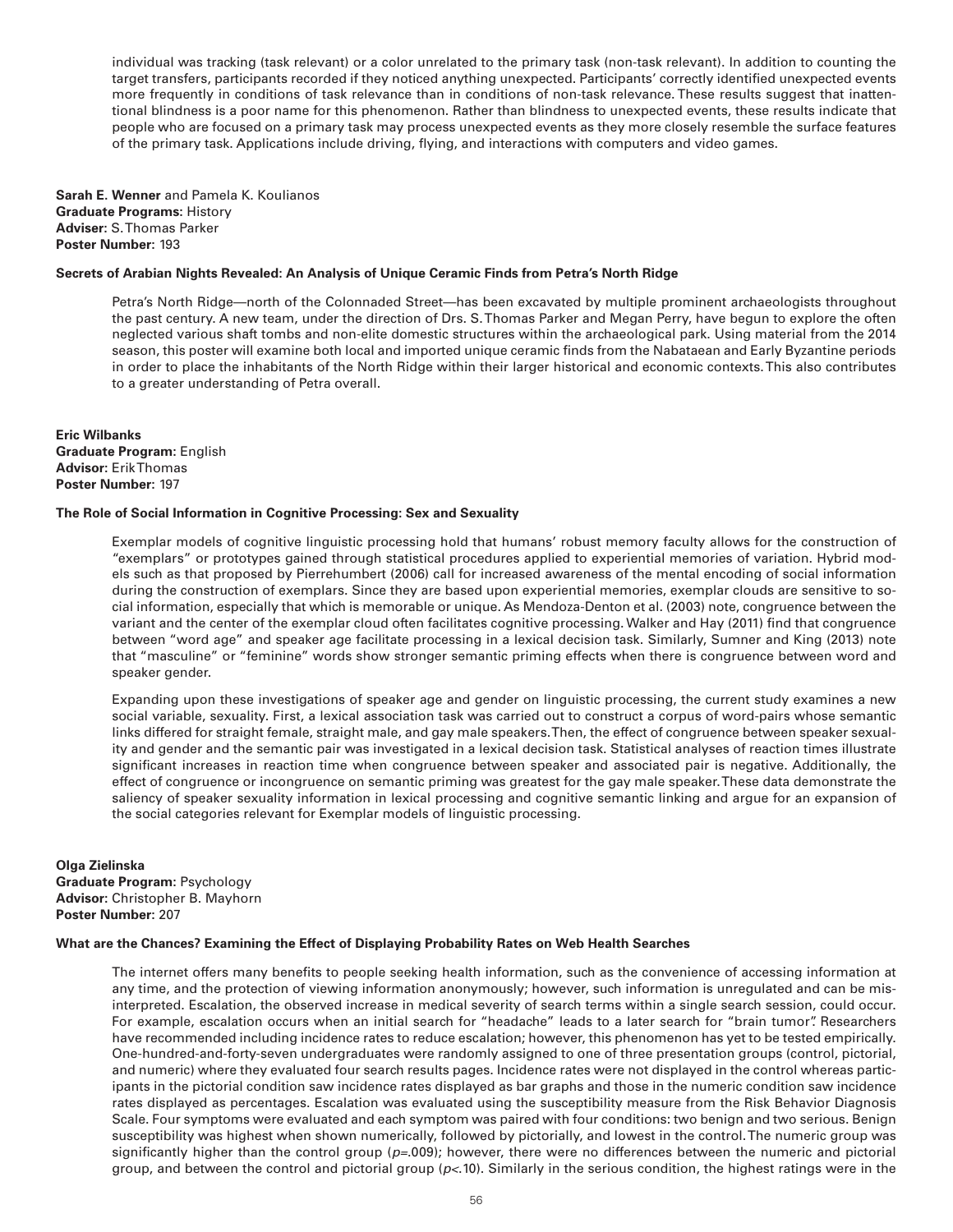individual was tracking (task relevant) or a color unrelated to the primary task (non-task relevant). In addition to counting the target transfers, participants recorded if they noticed anything unexpected. Participants' correctly identified unexpected events more frequently in conditions of task relevance than in conditions of non-task relevance. These results suggest that inattentional blindness is a poor name for this phenomenon. Rather than blindness to unexpected events, these results indicate that people who are focused on a primary task may process unexpected events as they more closely resemble the surface features of the primary task. Applications include driving, flying, and interactions with computers and video games.

**Sarah E. Wenner** and Pamela K. Koulianos
**Graduate Programs:** History
**Adviser:** S. Thomas Parker
**Poster Number:** 193

**Secrets of Arabian Nights Revealed: An Analysis of Unique Ceramic Finds from Petra's North Ridge**

Petra's North Ridge—north of the Colonnaded Street—has been excavated by multiple prominent archaeologists throughout the past century. A new team, under the direction of Drs. S. Thomas Parker and Megan Perry, have begun to explore the often neglected various shaft tombs and non-elite domestic structures within the archaeological park. Using material from the 2014 season, this poster will examine both local and imported unique ceramic finds from the Nabataean and Early Byzantine periods in order to place the inhabitants of the North Ridge within their larger historical and economic contexts. This also contributes to a greater understanding of Petra overall.

**Eric Wilbanks**
**Graduate Program:** English
**Advisor:** Erik Thomas
**Poster Number:** 197

**The Role of Social Information in Cognitive Processing: Sex and Sexuality**

Exemplar models of cognitive linguistic processing hold that humans' robust memory faculty allows for the construction of "exemplars" or prototypes gained through statistical procedures applied to experiential memories of variation. Hybrid models such as that proposed by Pierrehumbert (2006) call for increased awareness of the mental encoding of social information during the construction of exemplars. Since they are based upon experiential memories, exemplar clouds are sensitive to social information, especially that which is memorable or unique. As Mendoza-Denton et al. (2003) note, congruence between the variant and the center of the exemplar cloud often facilitates cognitive processing. Walker and Hay (2011) find that congruence between "word age" and speaker age facilitate processing in a lexical decision task. Similarly, Sumner and King (2013) note that "masculine" or "feminine" words show stronger semantic priming effects when there is congruence between word and speaker gender.

Expanding upon these investigations of speaker age and gender on linguistic processing, the current study examines a new social variable, sexuality. First, a lexical association task was carried out to construct a corpus of word-pairs whose semantic links differed for straight female, straight male, and gay male speakers. Then, the effect of congruence between speaker sexuality and gender and the semantic pair was investigated in a lexical decision task. Statistical analyses of reaction times illustrate significant increases in reaction time when congruence between speaker and associated pair is negative. Additionally, the effect of congruence or incongruence on semantic priming was greatest for the gay male speaker. These data demonstrate the saliency of speaker sexuality information in lexical processing and cognitive semantic linking and argue for an expansion of the social categories relevant for Exemplar models of linguistic processing.

**Olga Zielinska**
**Graduate Program:** Psychology
**Advisor:** Christopher B. Mayhorn
**Poster Number:** 207

**What are the Chances? Examining the Effect of Displaying Probability Rates on Web Health Searches**

The internet offers many benefits to people seeking health information, such as the convenience of accessing information at any time, and the protection of viewing information anonymously; however, such information is unregulated and can be misinterpreted. Escalation, the observed increase in medical severity of search terms within a single search session, could occur. For example, escalation occurs when an initial search for "headache" leads to a later search for "brain tumor". Researchers have recommended including incidence rates to reduce escalation; however, this phenomenon has yet to be tested empirically. One-hundred-and-forty-seven undergraduates were randomly assigned to one of three presentation groups (control, pictorial, and numeric) where they evaluated four search results pages. Incidence rates were not displayed in the control whereas participants in the pictorial condition saw incidence rates displayed as bar graphs and those in the numeric condition saw incidence rates displayed as percentages. Escalation was evaluated using the susceptibility measure from the Risk Behavior Diagnosis Scale. Four symptoms were evaluated and each symptom was paired with four conditions: two benign and two serious. Benign susceptibility was highest when shown numerically, followed by pictorially, and lowest in the control. The numeric group was significantly higher than the control group ($p$=.009); however, there were no differences between the numeric and pictorial group, and between the control and pictorial group ($p$<.10). Similarly in the serious condition, the highest ratings were in the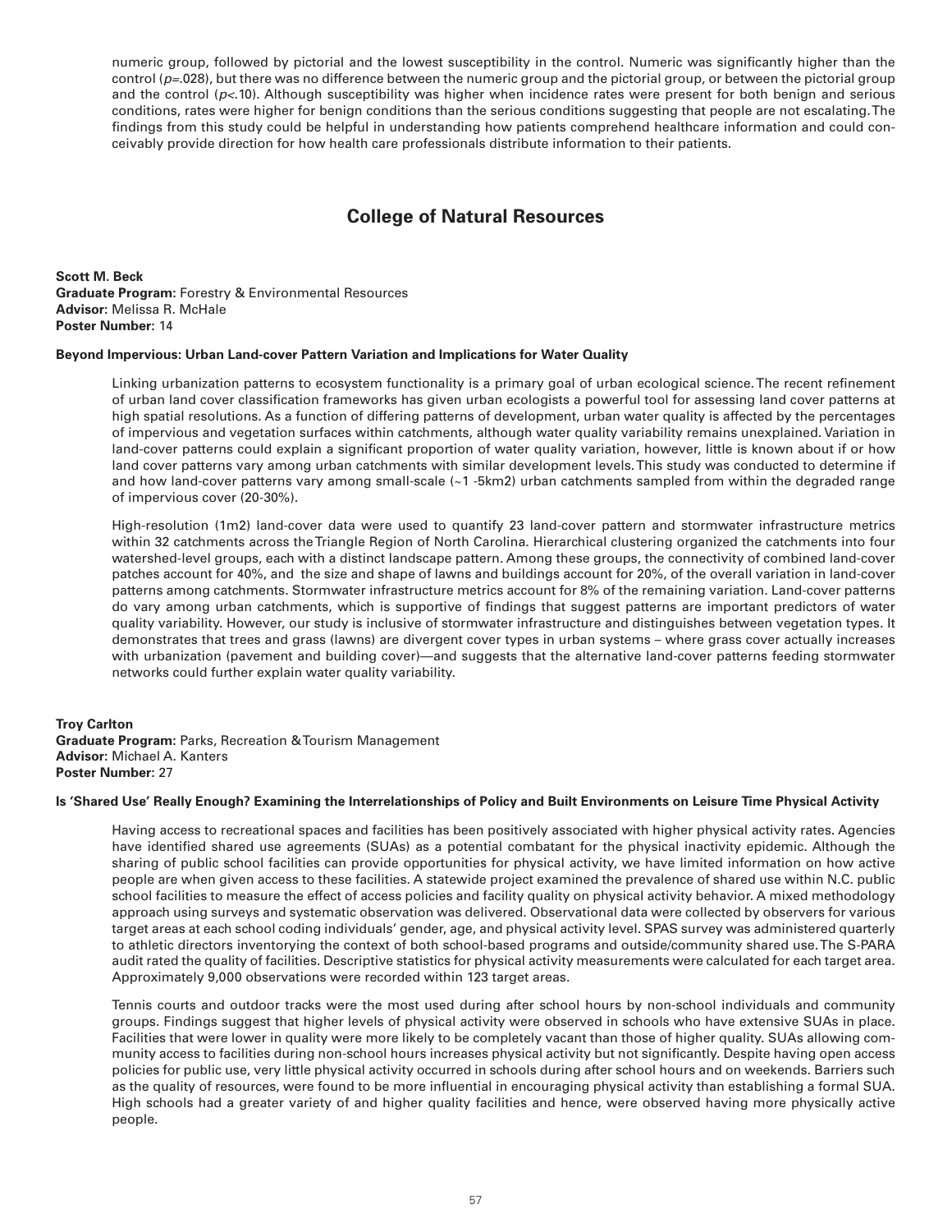numeric group, followed by pictorial and the lowest susceptibility in the control. Numeric was significantly higher than the control ($p$=.028), but there was no difference between the numeric group and the pictorial group, or between the pictorial group and the control ($p$<.10). Although susceptibility was higher when incidence rates were present for both benign and serious conditions, rates were higher for benign conditions than the serious conditions suggesting that people are not escalating. The findings from this study could be helpful in understanding how patients comprehend healthcare information and could conceivably provide direction for how health care professionals distribute information to their patients.

## College of Natural Resources

**Scott M. Beck**
**Graduate Program:** Forestry & Environmental Resources
**Advisor:** Melissa R. McHale
**Poster Number:** 14

**Beyond Impervious: Urban Land-cover Pattern Variation and Implications for Water Quality**

Linking urbanization patterns to ecosystem functionality is a primary goal of urban ecological science. The recent refinement of urban land cover classification frameworks has given urban ecologists a powerful tool for assessing land cover patterns at high spatial resolutions. As a function of differing patterns of development, urban water quality is affected by the percentages of impervious and vegetation surfaces within catchments, although water quality variability remains unexplained. Variation in land-cover patterns could explain a significant proportion of water quality variation, however, little is known about if or how land cover patterns vary among urban catchments with similar development levels. This study was conducted to determine if and how land-cover patterns vary among small-scale (~1 -5km2) urban catchments sampled from within the degraded range of impervious cover (20-30%).

High-resolution (1m2) land-cover data were used to quantify 23 land-cover pattern and stormwater infrastructure metrics within 32 catchments across the Triangle Region of North Carolina. Hierarchical clustering organized the catchments into four watershed-level groups, each with a distinct landscape pattern. Among these groups, the connectivity of combined land-cover patches account for 40%, and the size and shape of lawns and buildings account for 20%, of the overall variation in land-cover patterns among catchments. Stormwater infrastructure metrics account for 8% of the remaining variation. Land-cover patterns do vary among urban catchments, which is supportive of findings that suggest patterns are important predictors of water quality variability. However, our study is inclusive of stormwater infrastructure and distinguishes between vegetation types. It demonstrates that trees and grass (lawns) are divergent cover types in urban systems – where grass cover actually increases with urbanization (pavement and building cover)—and suggests that the alternative land-cover patterns feeding stormwater networks could further explain water quality variability.

**Troy Carlton**
**Graduate Program:** Parks, Recreation & Tourism Management
**Advisor:** Michael A. Kanters
**Poster Number:** 27

**Is 'Shared Use' Really Enough? Examining the Interrelationships of Policy and Built Environments on Leisure Time Physical Activity**

Having access to recreational spaces and facilities has been positively associated with higher physical activity rates. Agencies have identified shared use agreements (SUAs) as a potential combatant for the physical inactivity epidemic. Although the sharing of public school facilities can provide opportunities for physical activity, we have limited information on how active people are when given access to these facilities. A statewide project examined the prevalence of shared use within N.C. public school facilities to measure the effect of access policies and facility quality on physical activity behavior. A mixed methodology approach using surveys and systematic observation was delivered. Observational data were collected by observers for various target areas at each school coding individuals' gender, age, and physical activity level. SPAS survey was administered quarterly to athletic directors inventorying the context of both school-based programs and outside/community shared use. The S-PARA audit rated the quality of facilities. Descriptive statistics for physical activity measurements were calculated for each target area. Approximately 9,000 observations were recorded within 123 target areas.

Tennis courts and outdoor tracks were the most used during after school hours by non-school individuals and community groups. Findings suggest that higher levels of physical activity were observed in schools who have extensive SUAs in place. Facilities that were lower in quality were more likely to be completely vacant than those of higher quality. SUAs allowing community access to facilities during non-school hours increases physical activity but not significantly. Despite having open access policies for public use, very little physical activity occurred in schools during after school hours and on weekends. Barriers such as the quality of resources, were found to be more influential in encouraging physical activity than establishing a formal SUA. High schools had a greater variety of and higher quality facilities and hence, were observed having more physically active people.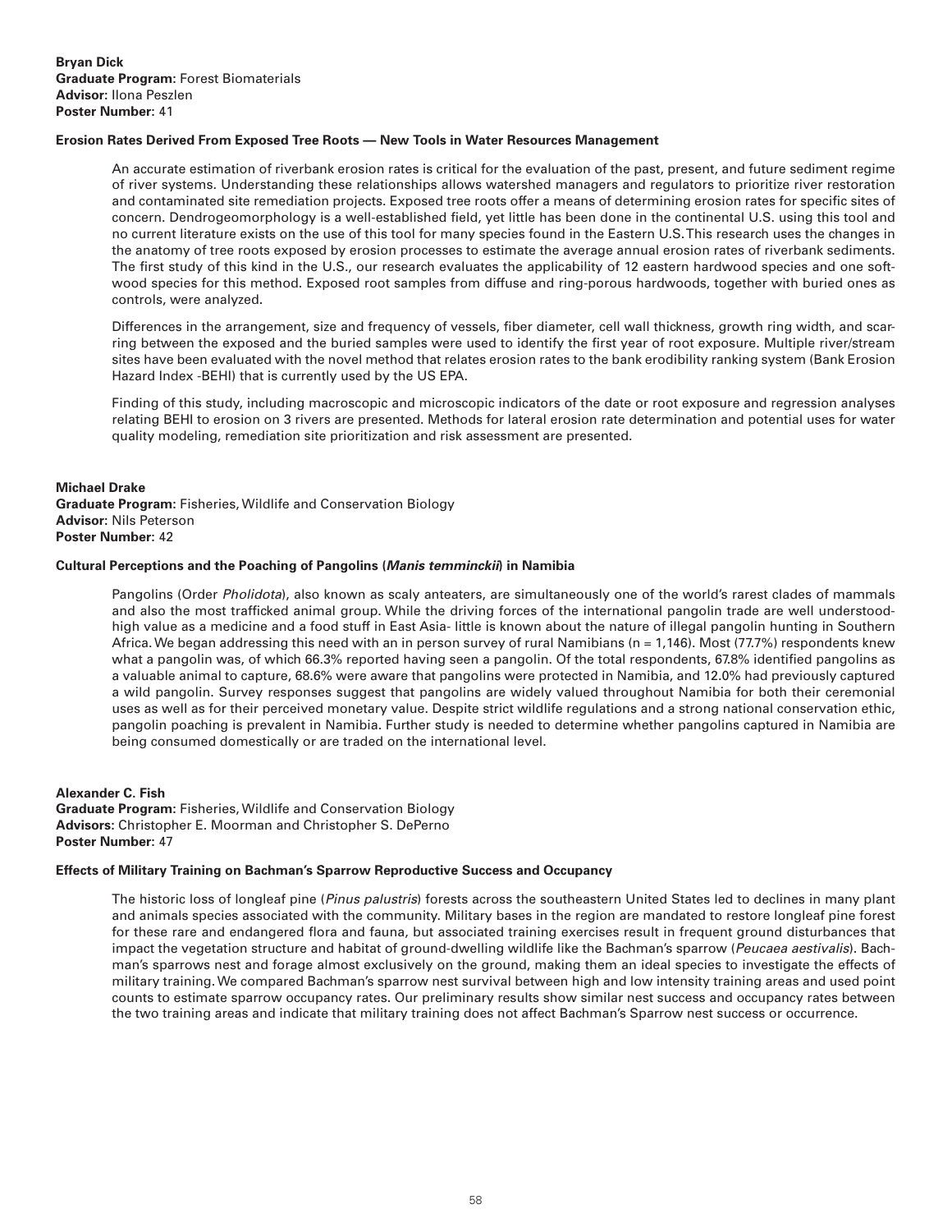**Bryan Dick**
**Graduate Program:** Forest Biomaterials
**Advisor:** Ilona Peszlen
**Poster Number:** 41

**Erosion Rates Derived From Exposed Tree Roots — New Tools in Water Resources Management**

An accurate estimation of riverbank erosion rates is critical for the evaluation of the past, present, and future sediment regime of river systems. Understanding these relationships allows watershed managers and regulators to prioritize river restoration and contaminated site remediation projects. Exposed tree roots offer a means of determining erosion rates for specific sites of concern. Dendrogeomorphology is a well-established field, yet little has been done in the continental U.S. using this tool and no current literature exists on the use of this tool for many species found in the Eastern U.S. This research uses the changes in the anatomy of tree roots exposed by erosion processes to estimate the average annual erosion rates of riverbank sediments. The first study of this kind in the U.S., our research evaluates the applicability of 12 eastern hardwood species and one softwood species for this method. Exposed root samples from diffuse and ring-porous hardwoods, together with buried ones as controls, were analyzed.

Differences in the arrangement, size and frequency of vessels, fiber diameter, cell wall thickness, growth ring width, and scarring between the exposed and the buried samples were used to identify the first year of root exposure. Multiple river/stream sites have been evaluated with the novel method that relates erosion rates to the bank erodibility ranking system (Bank Erosion Hazard Index -BEHI) that is currently used by the US EPA.

Finding of this study, including macroscopic and microscopic indicators of the date or root exposure and regression analyses relating BEHI to erosion on 3 rivers are presented. Methods for lateral erosion rate determination and potential uses for water quality modeling, remediation site prioritization and risk assessment are presented.

**Michael Drake**
**Graduate Program:** Fisheries, Wildlife and Conservation Biology
**Advisor:** Nils Peterson
**Poster Number:** 42

**Cultural Perceptions and the Poaching of Pangolins (*Manis temminckii*) in Namibia**

Pangolins (Order *Pholidota*), also known as scaly anteaters, are simultaneously one of the world's rarest clades of mammals and also the most trafficked animal group. While the driving forces of the international pangolin trade are well understood- high value as a medicine and a food stuff in East Asia- little is known about the nature of illegal pangolin hunting in Southern Africa. We began addressing this need with an in person survey of rural Namibians (n = 1,146). Most (77.7%) respondents knew what a pangolin was, of which 66.3% reported having seen a pangolin. Of the total respondents, 67.8% identified pangolins as a valuable animal to capture, 68.6% were aware that pangolins were protected in Namibia, and 12.0% had previously captured a wild pangolin. Survey responses suggest that pangolins are widely valued throughout Namibia for both their ceremonial uses as well as for their perceived monetary value. Despite strict wildlife regulations and a strong national conservation ethic, pangolin poaching is prevalent in Namibia. Further study is needed to determine whether pangolins captured in Namibia are being consumed domestically or are traded on the international level.

**Alexander C. Fish**
**Graduate Program:** Fisheries, Wildlife and Conservation Biology
**Advisors:** Christopher E. Moorman and Christopher S. DePerno
**Poster Number:** 47

**Effects of Military Training on Bachman's Sparrow Reproductive Success and Occupancy**

The historic loss of longleaf pine (*Pinus palustris*) forests across the southeastern United States led to declines in many plant and animals species associated with the community. Military bases in the region are mandated to restore longleaf pine forest for these rare and endangered flora and fauna, but associated training exercises result in frequent ground disturbances that impact the vegetation structure and habitat of ground-dwelling wildlife like the Bachman's sparrow (*Peucaea aestivalis*). Bachman's sparrows nest and forage almost exclusively on the ground, making them an ideal species to investigate the effects of military training. We compared Bachman's sparrow nest survival between high and low intensity training areas and used point counts to estimate sparrow occupancy rates. Our preliminary results show similar nest success and occupancy rates between the two training areas and indicate that military training does not affect Bachman's Sparrow nest success or occurrence.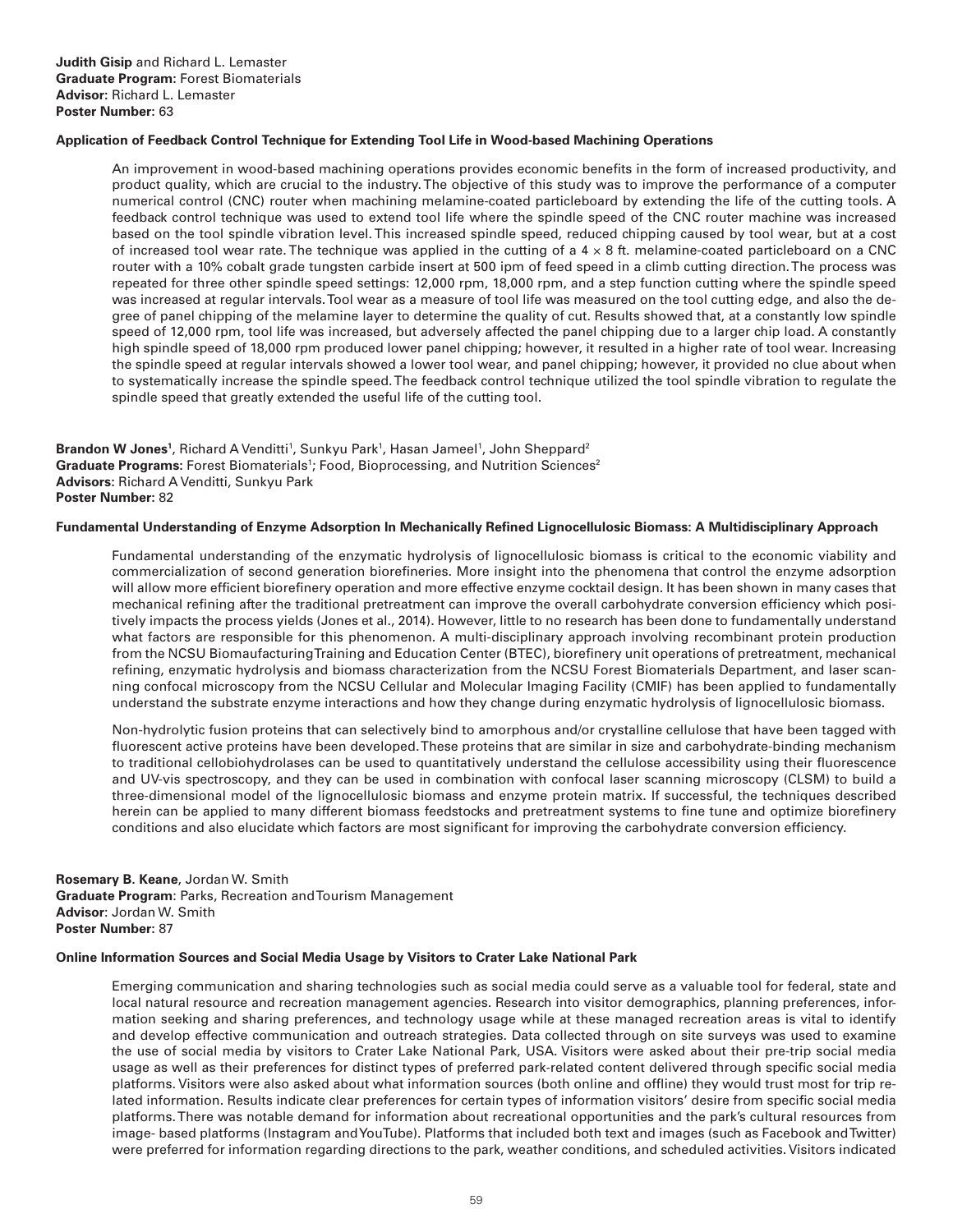**Judith Gisip** and Richard L. Lemaster
**Graduate Program:** Forest Biomaterials
**Advisor:** Richard L. Lemaster
**Poster Number:** 63

**Application of Feedback Control Technique for Extending Tool Life in Wood-based Machining Operations**

An improvement in wood-based machining operations provides economic benefits in the form of increased productivity, and product quality, which are crucial to the industry. The objective of this study was to improve the performance of a computer numerical control (CNC) router when machining melamine-coated particleboard by extending the life of the cutting tools. A feedback control technique was used to extend tool life where the spindle speed of the CNC router machine was increased based on the tool spindle vibration level. This increased spindle speed, reduced chipping caused by tool wear, but at a cost of increased tool wear rate. The technique was applied in the cutting of a 4 × 8 ft. melamine-coated particleboard on a CNC router with a 10% cobalt grade tungsten carbide insert at 500 ipm of feed speed in a climb cutting direction. The process was repeated for three other spindle speed settings: 12,000 rpm, 18,000 rpm, and a step function cutting where the spindle speed was increased at regular intervals. Tool wear as a measure of tool life was measured on the tool cutting edge, and also the degree of panel chipping of the melamine layer to determine the quality of cut. Results showed that, at a constantly low spindle speed of 12,000 rpm, tool life was increased, but adversely affected the panel chipping due to a larger chip load. A constantly high spindle speed of 18,000 rpm produced lower panel chipping; however, it resulted in a higher rate of tool wear. Increasing the spindle speed at regular intervals showed a lower tool wear, and panel chipping; however, it provided no clue about when to systematically increase the spindle speed. The feedback control technique utilized the tool spindle vibration to regulate the spindle speed that greatly extended the useful life of the cutting tool.

**Brandon W Jones**[1], Richard A Venditti[1], Sunkyu Park[1], Hasan Jameel[1], John Sheppard[2]
**Graduate Programs:** Forest Biomaterials[1]; Food, Bioprocessing, and Nutrition Sciences[2]
**Advisors:** Richard A Venditti, Sunkyu Park
**Poster Number:** 82

**Fundamental Understanding of Enzyme Adsorption In Mechanically Refined Lignocellulosic Biomass: A Multidisciplinary Approach**

Fundamental understanding of the enzymatic hydrolysis of lignocellulosic biomass is critical to the economic viability and commercialization of second generation biorefineries. More insight into the phenomena that control the enzyme adsorption will allow more efficient biorefinery operation and more effective enzyme cocktail design. It has been shown in many cases that mechanical refining after the traditional pretreatment can improve the overall carbohydrate conversion efficiency which positively impacts the process yields (Jones et al., 2014). However, little to no research has been done to fundamentally understand what factors are responsible for this phenomenon. A multi-disciplinary approach involving recombinant protein production from the NCSU Biomaufacturing Training and Education Center (BTEC), biorefinery unit operations of pretreatment, mechanical refining, enzymatic hydrolysis and biomass characterization from the NCSU Forest Biomaterials Department, and laser scanning confocal microscopy from the NCSU Cellular and Molecular Imaging Facility (CMIF) has been applied to fundamentally understand the substrate enzyme interactions and how they change during enzymatic hydrolysis of lignocellulosic biomass.

Non-hydrolytic fusion proteins that can selectively bind to amorphous and/or crystalline cellulose that have been tagged with fluorescent active proteins have been developed. These proteins that are similar in size and carbohydrate-binding mechanism to traditional cellobiohydrolases can be used to quantitatively understand the cellulose accessibility using their fluorescence and UV-vis spectroscopy, and they can be used in combination with confocal laser scanning microscopy (CLSM) to build a three-dimensional model of the lignocellulosic biomass and enzyme protein matrix. If successful, the techniques described herein can be applied to many different biomass feedstocks and pretreatment systems to fine tune and optimize biorefinery conditions and also elucidate which factors are most significant for improving the carbohydrate conversion efficiency.

**Rosemary B. Keane**, Jordan W. Smith
**Graduate Program**: Parks, Recreation and Tourism Management
**Advisor**: Jordan W. Smith
**Poster Number:** 87

**Online Information Sources and Social Media Usage by Visitors to Crater Lake National Park**

Emerging communication and sharing technologies such as social media could serve as a valuable tool for federal, state and local natural resource and recreation management agencies. Research into visitor demographics, planning preferences, information seeking and sharing preferences, and technology usage while at these managed recreation areas is vital to identify and develop effective communication and outreach strategies. Data collected through on site surveys was used to examine the use of social media by visitors to Crater Lake National Park, USA. Visitors were asked about their pre-trip social media usage as well as their preferences for distinct types of preferred park-related content delivered through specific social media platforms. Visitors were also asked about what information sources (both online and offline) they would trust most for trip related information. Results indicate clear preferences for certain types of information visitors' desire from specific social media platforms. There was notable demand for information about recreational opportunities and the park's cultural resources from image- based platforms (Instagram and YouTube). Platforms that included both text and images (such as Facebook and Twitter) were preferred for information regarding directions to the park, weather conditions, and scheduled activities. Visitors indicated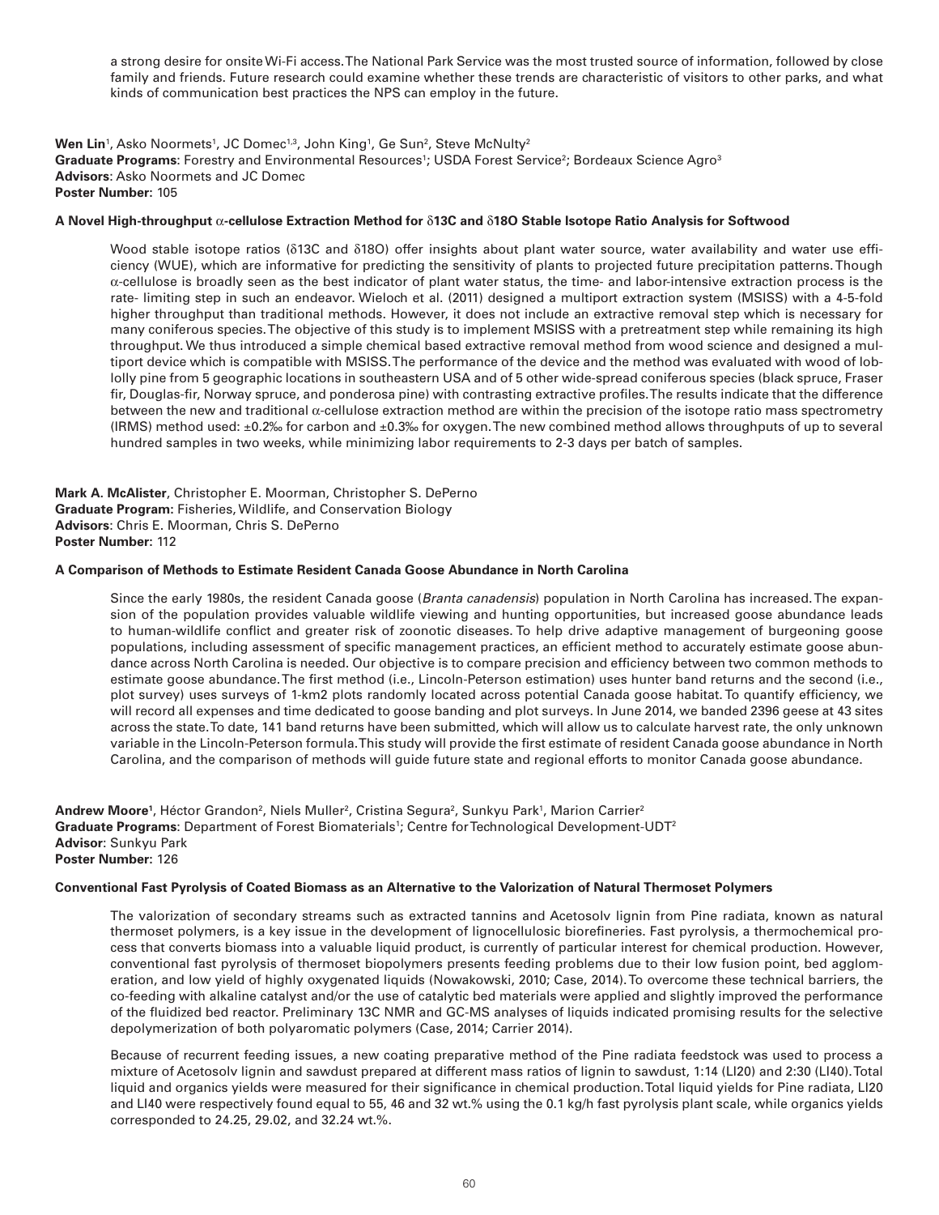a strong desire for onsite Wi-Fi access. The National Park Service was the most trusted source of information, followed by close family and friends. Future research could examine whether these trends are characteristic of visitors to other parks, and what kinds of communication best practices the NPS can employ in the future.

**Wen Lin**[1], Asko Noormets[1], JC Domec[1,3], John King[1], Ge Sun[2], Steve McNulty[2]
**Graduate Programs**: Forestry and Environmental Resources[1]; USDA Forest Service[2]; Bordeaux Science Agro[3]
**Advisors**: Asko Noormets and JC Domec
**Poster Number:** 105

**A Novel High-throughput α-cellulose Extraction Method for δ13C and δ18O Stable Isotope Ratio Analysis for Softwood**

Wood stable isotope ratios (δ13C and δ18O) offer insights about plant water source, water availability and water use efficiency (WUE), which are informative for predicting the sensitivity of plants to projected future precipitation patterns. Though α-cellulose is broadly seen as the best indicator of plant water status, the time- and labor-intensive extraction process is the rate- limiting step in such an endeavor. Wieloch et al. (2011) designed a multiport extraction system (MSISS) with a 4-5-fold higher throughput than traditional methods. However, it does not include an extractive removal step which is necessary for many coniferous species. The objective of this study is to implement MSISS with a pretreatment step while remaining its high throughput. We thus introduced a simple chemical based extractive removal method from wood science and designed a multiport device which is compatible with MSISS. The performance of the device and the method was evaluated with wood of loblolly pine from 5 geographic locations in southeastern USA and of 5 other wide-spread coniferous species (black spruce, Fraser fir, Douglas-fir, Norway spruce, and ponderosa pine) with contrasting extractive profiles. The results indicate that the difference between the new and traditional α-cellulose extraction method are within the precision of the isotope ratio mass spectrometry (IRMS) method used: ±0.2‰ for carbon and ±0.3‰ for oxygen. The new combined method allows throughputs of up to several hundred samples in two weeks, while minimizing labor requirements to 2-3 days per batch of samples.

**Mark A. McAlister**, Christopher E. Moorman, Christopher S. DePerno
**Graduate Program:** Fisheries, Wildlife, and Conservation Biology
**Advisors**: Chris E. Moorman, Chris S. DePerno
**Poster Number:** 112

**A Comparison of Methods to Estimate Resident Canada Goose Abundance in North Carolina**

Since the early 1980s, the resident Canada goose (*Branta canadensis*) population in North Carolina has increased. The expansion of the population provides valuable wildlife viewing and hunting opportunities, but increased goose abundance leads to human-wildlife conflict and greater risk of zoonotic diseases. To help drive adaptive management of burgeoning goose populations, including assessment of specific management practices, an efficient method to accurately estimate goose abundance across North Carolina is needed. Our objective is to compare precision and efficiency between two common methods to estimate goose abundance. The first method (i.e., Lincoln-Peterson estimation) uses hunter band returns and the second (i.e., plot survey) uses surveys of 1-km2 plots randomly located across potential Canada goose habitat. To quantify efficiency, we will record all expenses and time dedicated to goose banding and plot surveys. In June 2014, we banded 2396 geese at 43 sites across the state. To date, 141 band returns have been submitted, which will allow us to calculate harvest rate, the only unknown variable in the Lincoln-Peterson formula. This study will provide the first estimate of resident Canada goose abundance in North Carolina, and the comparison of methods will guide future state and regional efforts to monitor Canada goose abundance.

**Andrew Moore**[1], Héctor Grandon[2], Niels Muller[2], Cristina Segura[2], Sunkyu Park[1], Marion Carrier[2]
**Graduate Programs**: Department of Forest Biomaterials[1]; Centre for Technological Development-UDT[2]
**Advisor**: Sunkyu Park
**Poster Number:** 126

**Conventional Fast Pyrolysis of Coated Biomass as an Alternative to the Valorization of Natural Thermoset Polymers**

The valorization of secondary streams such as extracted tannins and Acetosolv lignin from Pine radiata, known as natural thermoset polymers, is a key issue in the development of lignocellulosic biorefineries. Fast pyrolysis, a thermochemical process that converts biomass into a valuable liquid product, is currently of particular interest for chemical production. However, conventional fast pyrolysis of thermoset biopolymers presents feeding problems due to their low fusion point, bed agglomeration, and low yield of highly oxygenated liquids (Nowakowski, 2010; Case, 2014). To overcome these technical barriers, the co-feeding with alkaline catalyst and/or the use of catalytic bed materials were applied and slightly improved the performance of the fluidized bed reactor. Preliminary 13C NMR and GC-MS analyses of liquids indicated promising results for the selective depolymerization of both polyaromatic polymers (Case, 2014; Carrier 2014).

Because of recurrent feeding issues, a new coating preparative method of the Pine radiata feedstock was used to process a mixture of Acetosolv lignin and sawdust prepared at different mass ratios of lignin to sawdust, 1:14 (LI20) and 2:30 (LI40). Total liquid and organics yields were measured for their significance in chemical production. Total liquid yields for Pine radiata, LI20 and LI40 were respectively found equal to 55, 46 and 32 wt.% using the 0.1 kg/h fast pyrolysis plant scale, while organics yields corresponded to 24.25, 29.02, and 32.24 wt.%.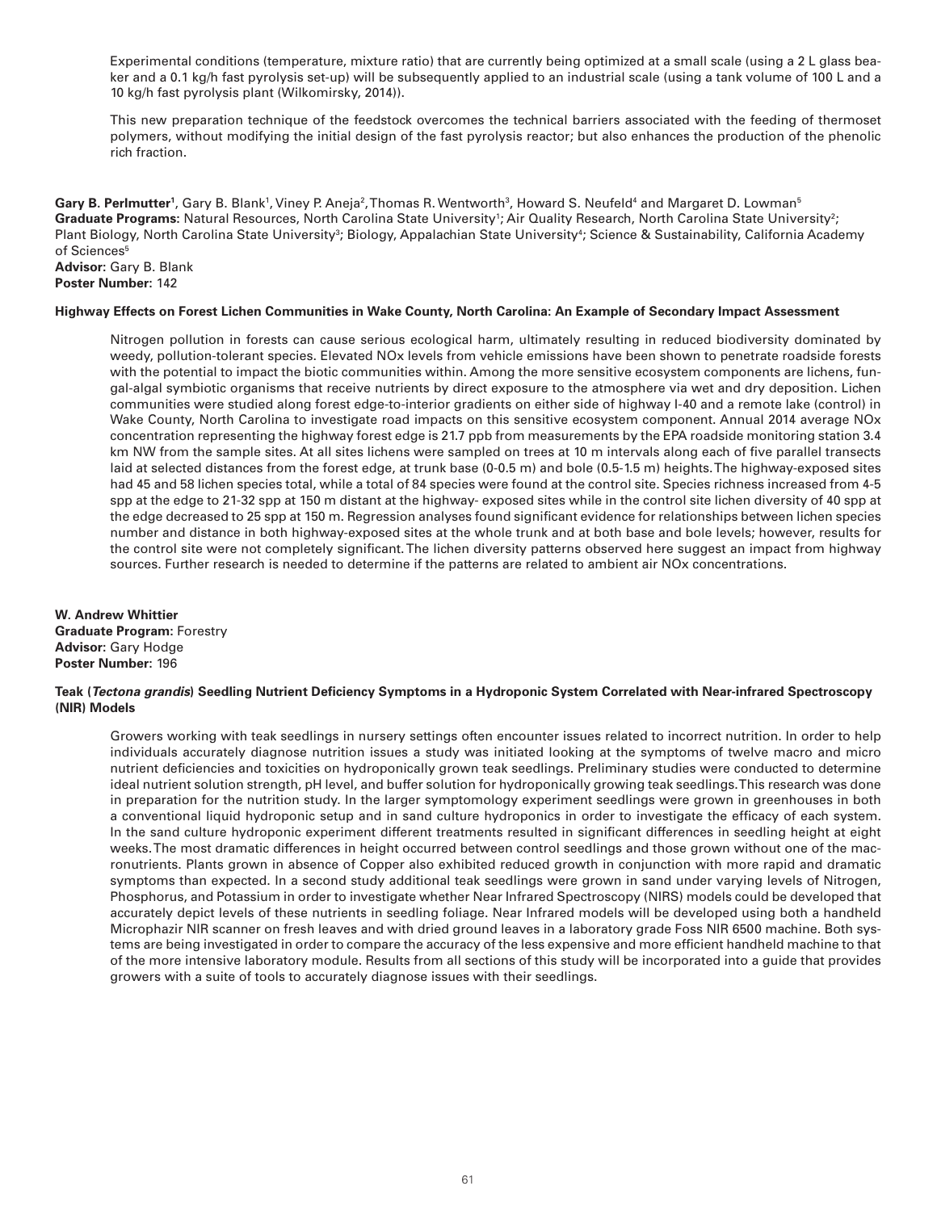Experimental conditions (temperature, mixture ratio) that are currently being optimized at a small scale (using a 2 L glass beaker and a 0.1 kg/h fast pyrolysis set-up) will be subsequently applied to an industrial scale (using a tank volume of 100 L and a 10 kg/h fast pyrolysis plant (Wilkomirsky, 2014)).

This new preparation technique of the feedstock overcomes the technical barriers associated with the feeding of thermoset polymers, without modifying the initial design of the fast pyrolysis reactor; but also enhances the production of the phenolic rich fraction.

**Gary B. Perlmutter[1]**, Gary B. Blank[1], Viney P. Aneja[2], Thomas R. Wentworth[3], Howard S. Neufeld[4] and Margaret D. Lowman[5]
**Graduate Programs:** Natural Resources, North Carolina State University[1]; Air Quality Research, North Carolina State University[2]; Plant Biology, North Carolina State University[3]; Biology, Appalachian State University[4]; Science & Sustainability, California Academy of Sciences[5]
**Advisor:** Gary B. Blank
**Poster Number:** 142

**Highway Effects on Forest Lichen Communities in Wake County, North Carolina: An Example of Secondary Impact Assessment**

Nitrogen pollution in forests can cause serious ecological harm, ultimately resulting in reduced biodiversity dominated by weedy, pollution-tolerant species. Elevated NOx levels from vehicle emissions have been shown to penetrate roadside forests with the potential to impact the biotic communities within. Among the more sensitive ecosystem components are lichens, fungal-algal symbiotic organisms that receive nutrients by direct exposure to the atmosphere via wet and dry deposition. Lichen communities were studied along forest edge-to-interior gradients on either side of highway I-40 and a remote lake (control) in Wake County, North Carolina to investigate road impacts on this sensitive ecosystem component. Annual 2014 average NOx concentration representing the highway forest edge is 21.7 ppb from measurements by the EPA roadside monitoring station 3.4 km NW from the sample sites. At all sites lichens were sampled on trees at 10 m intervals along each of five parallel transects laid at selected distances from the forest edge, at trunk base (0-0.5 m) and bole (0.5-1.5 m) heights. The highway-exposed sites had 45 and 58 lichen species total, while a total of 84 species were found at the control site. Species richness increased from 4-5 spp at the edge to 21-32 spp at 150 m distant at the highway- exposed sites while in the control site lichen diversity of 40 spp at the edge decreased to 25 spp at 150 m. Regression analyses found significant evidence for relationships between lichen species number and distance in both highway-exposed sites at the whole trunk and at both base and bole levels; however, results for the control site were not completely significant. The lichen diversity patterns observed here suggest an impact from highway sources. Further research is needed to determine if the patterns are related to ambient air NOx concentrations.

**W. Andrew Whittier**
**Graduate Program:** Forestry
**Advisor:** Gary Hodge
**Poster Number:** 196

**Teak (*Tectona grandis*) Seedling Nutrient Deficiency Symptoms in a Hydroponic System Correlated with Near-infrared Spectroscopy (NIR) Models**

Growers working with teak seedlings in nursery settings often encounter issues related to incorrect nutrition. In order to help individuals accurately diagnose nutrition issues a study was initiated looking at the symptoms of twelve macro and micro nutrient deficiencies and toxicities on hydroponically grown teak seedlings. Preliminary studies were conducted to determine ideal nutrient solution strength, pH level, and buffer solution for hydroponically growing teak seedlings. This research was done in preparation for the nutrition study. In the larger symptomology experiment seedlings were grown in greenhouses in both a conventional liquid hydroponic setup and in sand culture hydroponics in order to investigate the efficacy of each system. In the sand culture hydroponic experiment different treatments resulted in significant differences in seedling height at eight weeks. The most dramatic differences in height occurred between control seedlings and those grown without one of the macronutrients. Plants grown in absence of Copper also exhibited reduced growth in conjunction with more rapid and dramatic symptoms than expected. In a second study additional teak seedlings were grown in sand under varying levels of Nitrogen, Phosphorus, and Potassium in order to investigate whether Near Infrared Spectroscopy (NIRS) models could be developed that accurately depict levels of these nutrients in seedling foliage. Near Infrared models will be developed using both a handheld Microphazir NIR scanner on fresh leaves and with dried ground leaves in a laboratory grade Foss NIR 6500 machine. Both systems are being investigated in order to compare the accuracy of the less expensive and more efficient handheld machine to that of the more intensive laboratory module. Results from all sections of this study will be incorporated into a guide that provides growers with a suite of tools to accurately diagnose issues with their seedlings.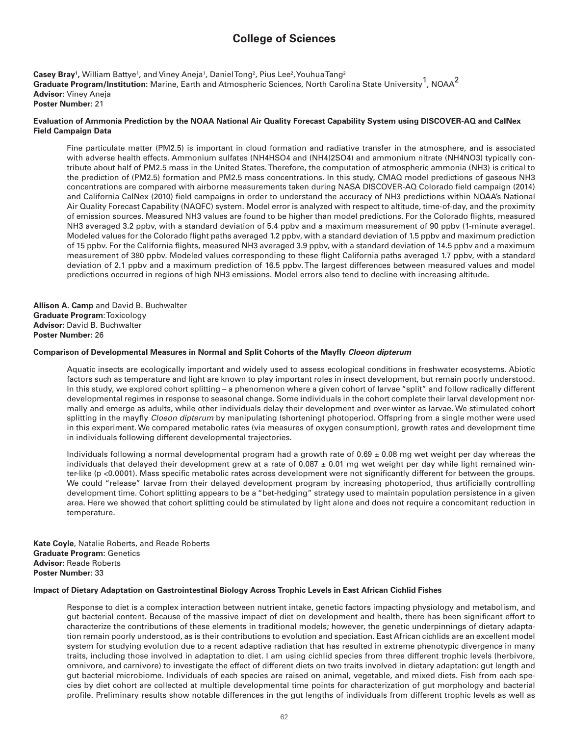# College of Sciences

**Casey Bray[1]**, William Battye[1], and Viney Aneja[1], Daniel Tong[2], Pius Lee[2], Youhua Tang[2]
**Graduate Program/Institution:** Marine, Earth and Atmospheric Sciences, North Carolina State University[1], NOAA[2]
**Advisor:** Viney Aneja
**Poster Number:** 21

**Evaluation of Ammonia Prediction by the NOAA National Air Quality Forecast Capability System using DISCOVER-AQ and CalNex Field Campaign Data**

Fine particulate matter (PM2.5) is important in cloud formation and radiative transfer in the atmosphere, and is associated with adverse health effects. Ammonium sulfates ($NH_4HSO_4$ and $(NH_4)_2SO_4$) and ammonium nitrate ($NH_4NO_3$) typically contribute about half of PM2.5 mass in the United States. Therefore, the computation of atmospheric ammonia ($NH_3$) is critical to the prediction of (PM2.5) formation and PM2.5 mass concentrations. In this study, CMAQ model predictions of gaseous $NH_3$ concentrations are compared with airborne measurements taken during NASA DISCOVER-AQ Colorado field campaign (2014) and California CalNex (2010) field campaigns in order to understand the accuracy of $NH_3$ predictions within NOAA's National Air Quality Forecast Capability (NAQFC) system. Model error is analyzed with respect to altitude, time-of-day, and the proximity of emission sources. Measured $NH_3$ values are found to be higher than model predictions. For the Colorado flights, measured $NH_3$ averaged 3.2 ppbv, with a standard deviation of 5.4 ppbv and a maximum measurement of 90 ppbv (1-minute average). Modeled values for the Colorado flight paths averaged 1.2 ppbv, with a standard deviation of 1.5 ppbv and maximum prediction of 15 ppbv. For the California flights, measured $NH_3$ averaged 3.9 ppbv, with a standard deviation of 14.5 ppbv and a maximum measurement of 380 ppbv. Modeled values corresponding to these flight California paths averaged 1.7 ppbv, with a standard deviation of 2.1 ppbv and a maximum prediction of 16.5 ppbv. The largest differences between measured values and model predictions occurred in regions of high $NH_3$ emissions. Model errors also tend to decline with increasing altitude.

**Allison A. Camp** and David B. Buchwalter
**Graduate Program**: Toxicology
**Advisor:** David B. Buchwalter
**Poster Number:** 26

**Comparison of Developmental Measures in Normal and Split Cohorts of the Mayfly *Cloeon dipterum***

Aquatic insects are ecologically important and widely used to assess ecological conditions in freshwater ecosystems. Abiotic factors such as temperature and light are known to play important roles in insect development, but remain poorly understood. In this study, we explored cohort splitting – a phenomenon where a given cohort of larvae "split" and follow radically different developmental regimes in response to seasonal change. Some individuals in the cohort complete their larval development normally and emerge as adults, while other individuals delay their development and over-winter as larvae. We stimulated cohort splitting in the mayfly *Cloeon dipterum* by manipulating (shortening) photoperiod. Offspring from a single mother were used in this experiment. We compared metabolic rates (via measures of oxygen consumption), growth rates and development time in individuals following different developmental trajectories.

Individuals following a normal developmental program had a growth rate of $0.69 \pm 0.08$ mg wet weight per day whereas the individuals that delayed their development grew at a rate of $0.087 \pm 0.01$ mg wet weight per day while light remained winter-like ($p < 0.0001$). Mass specific metabolic rates across development were not significantly different for between the groups. We could "release" larvae from their delayed development program by increasing photoperiod, thus artificially controlling development time. Cohort splitting appears to be a "bet-hedging" strategy used to maintain population persistence in a given area. Here we showed that cohort splitting could be stimulated by light alone and does not require a concomitant reduction in temperature.

**Kate Coyle**, Natalie Roberts, and Reade Roberts
**Graduate Program:** Genetics
**Advisor:** Reade Roberts
**Poster Number:** 33

**Impact of Dietary Adaptation on Gastrointestinal Biology Across Trophic Levels in East African Cichlid Fishes**

Response to diet is a complex interaction between nutrient intake, genetic factors impacting physiology and metabolism, and gut bacterial content. Because of the massive impact of diet on development and health, there has been significant effort to characterize the contributions of these elements in traditional models; however, the genetic underpinnings of dietary adaptation remain poorly understood, as is their contributions to evolution and speciation. East African cichlids are an excellent model system for studying evolution due to a recent adaptive radiation that has resulted in extreme phenotypic divergence in many traits, including those involved in adaptation to diet. I am using cichlid species from three different trophic levels (herbivore, omnivore, and carnivore) to investigate the effect of different diets on two traits involved in dietary adaptation: gut length and gut bacterial microbiome. Individuals of each species are raised on animal, vegetable, and mixed diets. Fish from each species by diet cohort are collected at multiple developmental time points for characterization of gut morphology and bacterial profile. Preliminary results show notable differences in the gut lengths of individuals from different trophic levels as well as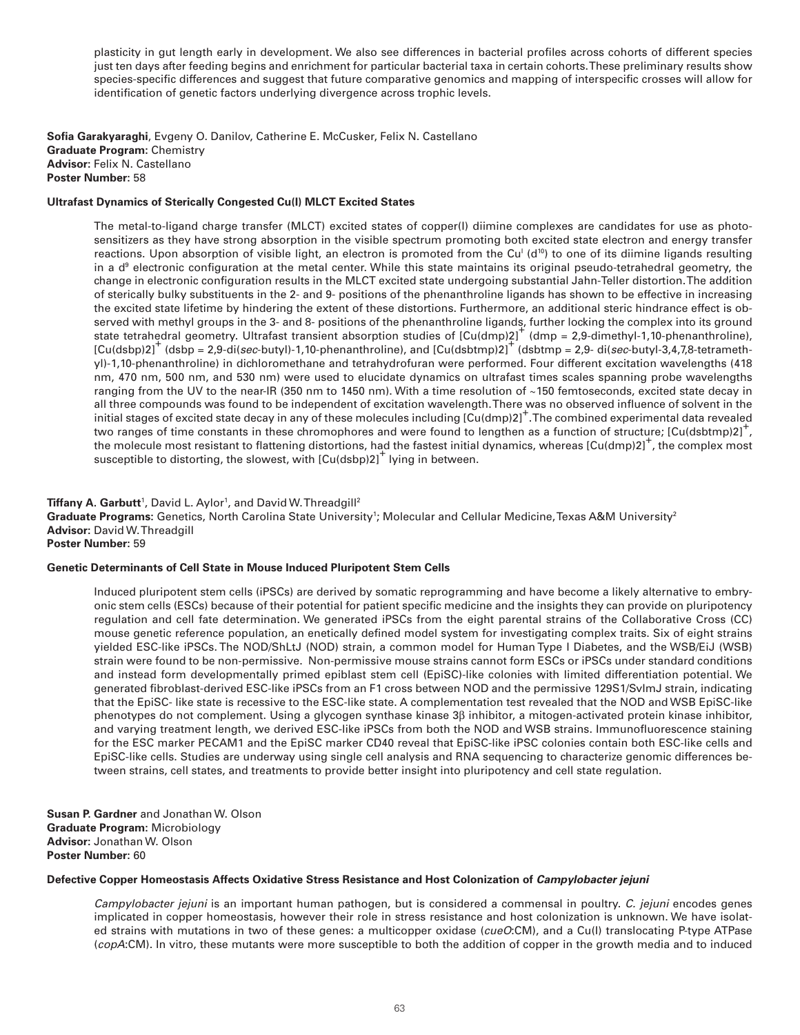plasticity in gut length early in development. We also see differences in bacterial profiles across cohorts of different species just ten days after feeding begins and enrichment for particular bacterial taxa in certain cohorts. These preliminary results show species-specific differences and suggest that future comparative genomics and mapping of interspecific crosses will allow for identification of genetic factors underlying divergence across trophic levels.

**Sofia Garakyaraghi**, Evgeny O. Danilov, Catherine E. McCusker, Felix N. Castellano
**Graduate Program:** Chemistry
**Advisor:** Felix N. Castellano
**Poster Number:** 58

### Ultrafast Dynamics of Sterically Congested Cu(I) MLCT Excited States

The metal-to-ligand charge transfer (MLCT) excited states of copper(I) diimine complexes are candidates for use as photosensitizers as they have strong absorption in the visible spectrum promoting both excited state electron and energy transfer reactions. Upon absorption of visible light, an electron is promoted from the $Cu^{I}$ ($d^{10}$) to one of its diimine ligands resulting in a $d^{9}$ electronic configuration at the metal center. While this state maintains its original pseudo-tetrahedral geometry, the change in electronic configuration results in the MLCT excited state undergoing substantial Jahn-Teller distortion. The addition of sterically bulky substituents in the 2- and 9- positions of the phenanthroline ligands has shown to be effective in increasing the excited state lifetime by hindering the extent of these distortions. Furthermore, an additional steric hindrance effect is observed with methyl groups in the 3- and 8- positions of the phenanthroline ligands, further locking the complex into its ground state tetrahedral geometry. Ultrafast transient absorption studies of $[Cu(dmp)2]^{+}$ (dmp = 2,9-dimethyl-1,10-phenanthroline), $[Cu(dsbp)2]^{+}$ (dsbp = 2,9-di(*sec*-butyl)-1,10-phenanthroline), and $[Cu(dsbtmp)2]^{+}$ (dsbtmp = 2,9- di(*sec*-butyl-3,4,7,8-tetramethyl)-1,10-phenanthroline) in dichloromethane and tetrahydrofuran were performed. Four different excitation wavelengths (418 nm, 470 nm, 500 nm, and 530 nm) were used to elucidate dynamics on ultrafast times scales spanning probe wavelengths ranging from the UV to the near-IR (350 nm to 1450 nm). With a time resolution of ~150 femtoseconds, excited state decay in all three compounds was found to be independent of excitation wavelength. There was no observed influence of solvent in the initial stages of excited state decay in any of these molecules including $[Cu(dmp)2]^{+}$. The combined experimental data revealed two ranges of time constants in these chromophores and were found to lengthen as a function of structure; $[Cu(dsbtmp)2]^{+}$, the molecule most resistant to flattening distortions, had the fastest initial dynamics, whereas $[Cu(dmp)2]^{+}$, the complex most susceptible to distorting, the slowest, with $[Cu(dsbp)2]^{+}$ lying in between.

**Tiffany A. Garbutt**[1], David L. Aylor[1], and David W. Threadgill[2]
**Graduate Programs:** Genetics, North Carolina State University[1]; Molecular and Cellular Medicine, Texas A&M University[2]
**Advisor:** David W. Threadgill
**Poster Number:** 59

### Genetic Determinants of Cell State in Mouse Induced Pluripotent Stem Cells

Induced pluripotent stem cells (iPSCs) are derived by somatic reprogramming and have become a likely alternative to embryonic stem cells (ESCs) because of their potential for patient specific medicine and the insights they can provide on pluripotency regulation and cell fate determination. We generated iPSCs from the eight parental strains of the Collaborative Cross (CC) mouse genetic reference population, an enetically defined model system for investigating complex traits. Six of eight strains yielded ESC-like iPSCs. The NOD/ShLtJ (NOD) strain, a common model for Human Type I Diabetes, and the WSB/EiJ (WSB) strain were found to be non-permissive. Non-permissive mouse strains cannot form ESCs or iPSCs under standard conditions and instead form developmentally primed epiblast stem cell (EpiSC)-like colonies with limited differentiation potential. We generated fibroblast-derived ESC-like iPSCs from an F1 cross between NOD and the permissive 129S1/SvImJ strain, indicating that the EpiSC- like state is recessive to the ESC-like state. A complementation test revealed that the NOD and WSB EpiSC-like phenotypes do not complement. Using a glycogen synthase kinase 3β inhibitor, a mitogen-activated protein kinase inhibitor, and varying treatment length, we derived ESC-like iPSCs from both the NOD and WSB strains. Immunofluorescence staining for the ESC marker PECAM1 and the EpiSC marker CD40 reveal that EpiSC-like iPSC colonies contain both ESC-like cells and EpiSC-like cells. Studies are underway using single cell analysis and RNA sequencing to characterize genomic differences between strains, cell states, and treatments to provide better insight into pluripotency and cell state regulation.

**Susan P. Gardner** and Jonathan W. Olson
**Graduate Program:** Microbiology
**Advisor:** Jonathan W. Olson
**Poster Number:** 60

### Defective Copper Homeostasis Affects Oxidative Stress Resistance and Host Colonization of *Campylobacter jejuni*

*Campylobacter jejuni* is an important human pathogen, but is considered a commensal in poultry. *C. jejuni* encodes genes implicated in copper homeostasis, however their role in stress resistance and host colonization is unknown. We have isolated strains with mutations in two of these genes: a multicopper oxidase (*cueO*:CM), and a Cu(I) translocating P-type ATPase (*copA*:CM). In vitro, these mutants were more susceptible to both the addition of copper in the growth media and to induced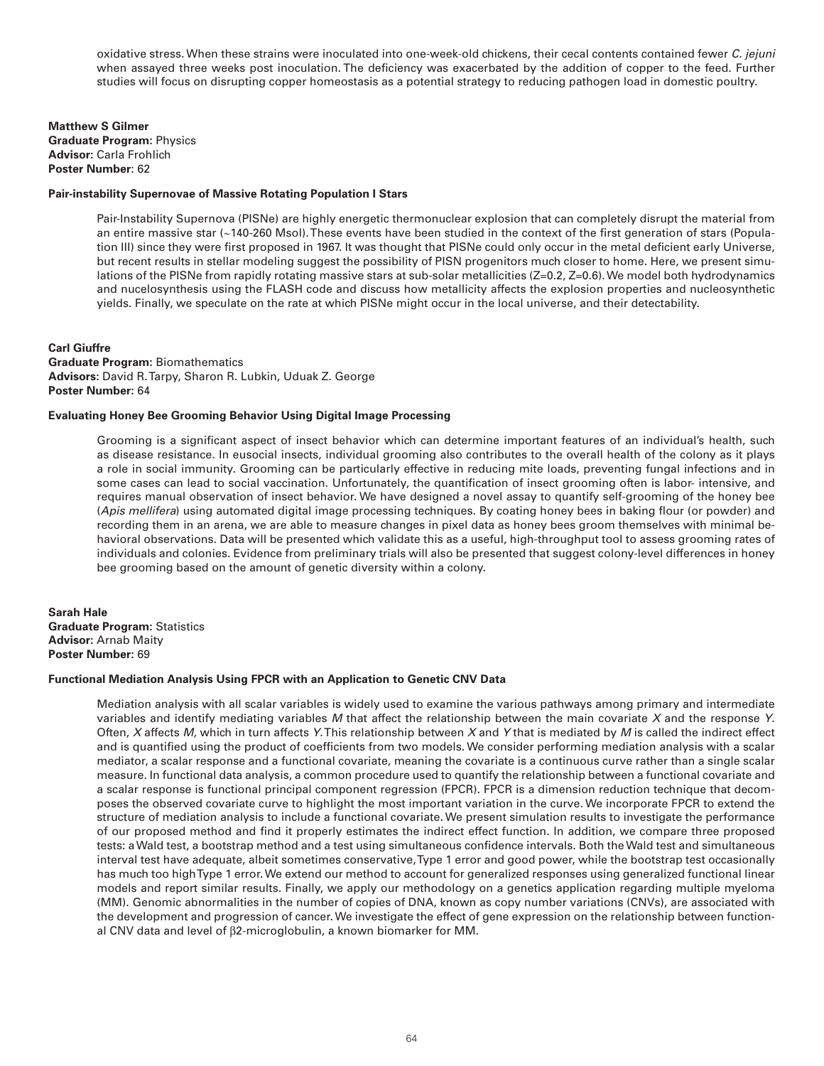oxidative stress. When these strains were inoculated into one-week-old chickens, their cecal contents contained fewer *C. jejuni* when assayed three weeks post inoculation. The deficiency was exacerbated by the addition of copper to the feed. Further studies will focus on disrupting copper homeostasis as a potential strategy to reducing pathogen load in domestic poultry.

**Matthew S Gilmer**
**Graduate Program:** Physics
**Advisor:** Carla Frohlich
**Poster Number**: 62

**Pair-instability Supernovae of Massive Rotating Population I Stars**

Pair-Instability Supernova (PISNe) are highly energetic thermonuclear explosion that can completely disrupt the material from an entire massive star (~140-260 Msol). These events have been studied in the context of the first generation of stars (Population III) since they were first proposed in 1967. It was thought that PISNe could only occur in the metal deficient early Universe, but recent results in stellar modeling suggest the possibility of PISN progenitors much closer to home. Here, we present simulations of the PISNe from rapidly rotating massive stars at sub-solar metallicities (Z=0.2, Z=0.6). We model both hydrodynamics and nucelosynthesis using the FLASH code and discuss how metallicity affects the explosion properties and nucleosynthetic yields. Finally, we speculate on the rate at which PISNe might occur in the local universe, and their detectability.

**Carl Giuffre**
**Graduate Program:** Biomathematics
**Advisors:** David R. Tarpy, Sharon R. Lubkin, Uduak Z. George
**Poster Number:** 64

**Evaluating Honey Bee Grooming Behavior Using Digital Image Processing**

Grooming is a significant aspect of insect behavior which can determine important features of an individual's health, such as disease resistance. In eusocial insects, individual grooming also contributes to the overall health of the colony as it plays a role in social immunity. Grooming can be particularly effective in reducing mite loads, preventing fungal infections and in some cases can lead to social vaccination. Unfortunately, the quantification of insect grooming often is labor- intensive, and requires manual observation of insect behavior. We have designed a novel assay to quantify self-grooming of the honey bee (*Apis mellifera*) using automated digital image processing techniques. By coating honey bees in baking flour (or powder) and recording them in an arena, we are able to measure changes in pixel data as honey bees groom themselves with minimal behavioral observations. Data will be presented which validate this as a useful, high-throughput tool to assess grooming rates of individuals and colonies. Evidence from preliminary trials will also be presented that suggest colony-level differences in honey bee grooming based on the amount of genetic diversity within a colony.

**Sarah Hale**
**Graduate Program:** Statistics
**Advisor:** Arnab Maity
**Poster Number:** 69

**Functional Mediation Analysis Using FPCR with an Application to Genetic CNV Data**

Mediation analysis with all scalar variables is widely used to examine the various pathways among primary and intermediate variables and identify mediating variables *M* that affect the relationship between the main covariate *X* and the response *Y*. Often, *X* affects *M*, which in turn affects *Y*. This relationship between *X* and *Y* that is mediated by *M* is called the indirect effect and is quantified using the product of coefficients from two models. We consider performing mediation analysis with a scalar mediator, a scalar response and a functional covariate, meaning the covariate is a continuous curve rather than a single scalar measure. In functional data analysis, a common procedure used to quantify the relationship between a functional covariate and a scalar response is functional principal component regression (FPCR). FPCR is a dimension reduction technique that decomposes the observed covariate curve to highlight the most important variation in the curve. We incorporate FPCR to extend the structure of mediation analysis to include a functional covariate. We present simulation results to investigate the performance of our proposed method and find it properly estimates the indirect effect function. In addition, we compare three proposed tests: a Wald test, a bootstrap method and a test using simultaneous confidence intervals. Both the Wald test and simultaneous interval test have adequate, albeit sometimes conservative, Type 1 error and good power, while the bootstrap test occasionally has much too high Type 1 error. We extend our method to account for generalized responses using generalized functional linear models and report similar results. Finally, we apply our methodology on a genetics application regarding multiple myeloma (MM). Genomic abnormalities in the number of copies of DNA, known as copy number variations (CNVs), are associated with the development and progression of cancer. We investigate the effect of gene expression on the relationship between functional CNV data and level of $\beta$2-microglobulin, a known biomarker for MM.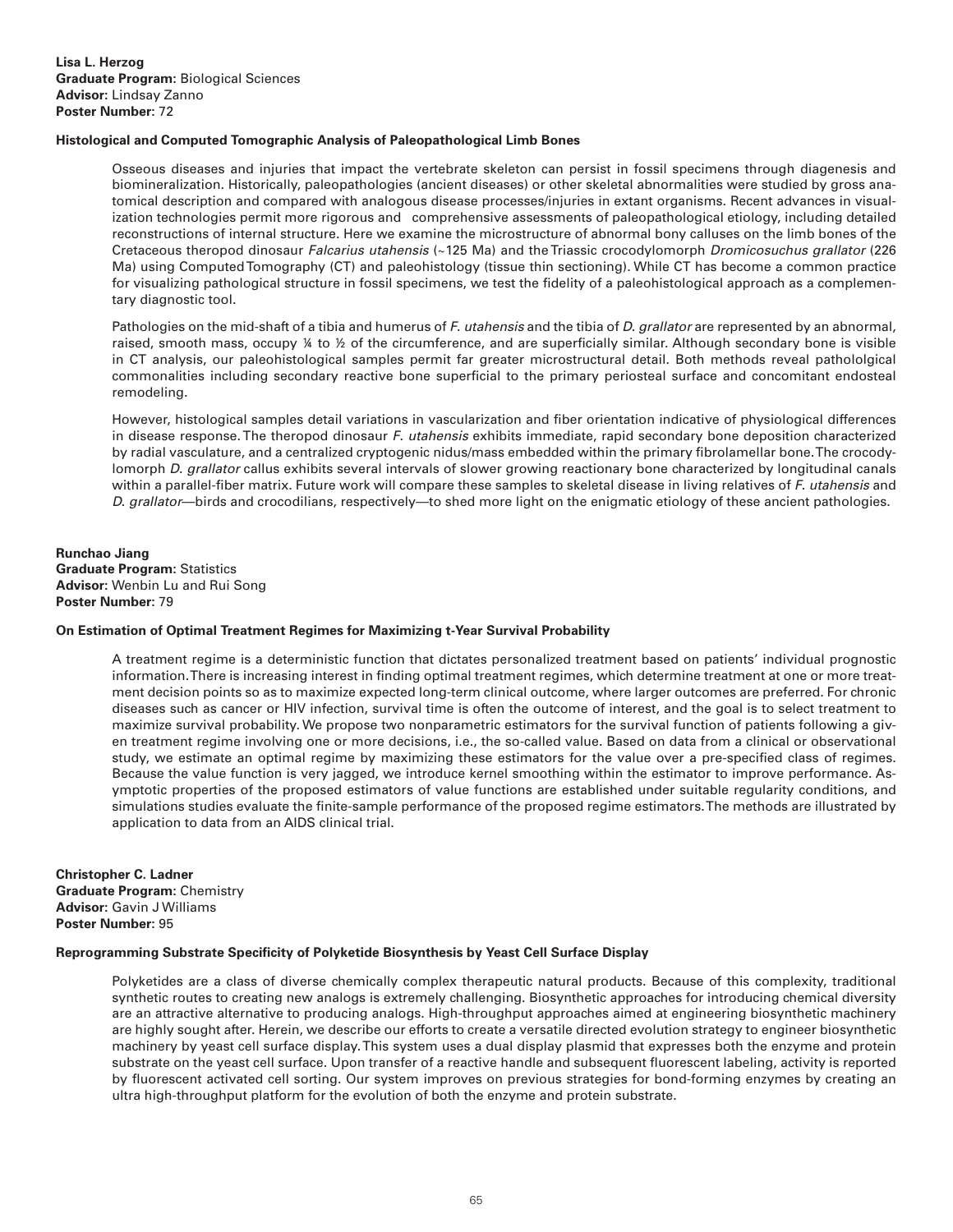**Lisa L. Herzog**
**Graduate Program:** Biological Sciences
**Advisor:** Lindsay Zanno
**Poster Number:** 72

**Histological and Computed Tomographic Analysis of Paleopathological Limb Bones**

Osseous diseases and injuries that impact the vertebrate skeleton can persist in fossil specimens through diagenesis and biomineralization. Historically, paleopathologies (ancient diseases) or other skeletal abnormalities were studied by gross anatomical description and compared with analogous disease processes/injuries in extant organisms. Recent advances in visualization technologies permit more rigorous and comprehensive assessments of paleopathological etiology, including detailed reconstructions of internal structure. Here we examine the microstructure of abnormal bony calluses on the limb bones of the Cretaceous theropod dinosaur *Falcarius utahensis* (~125 Ma) and the Triassic crocodylomorph *Dromicosuchus grallator* (226 Ma) using Computed Tomography (CT) and paleohistology (tissue thin sectioning). While CT has become a common practice for visualizing pathological structure in fossil specimens, we test the fidelity of a paleohistological approach as a complementary diagnostic tool.

Pathologies on the mid-shaft of a tibia and humerus of *F. utahensis* and the tibia of *D. grallator* are represented by an abnormal, raised, smooth mass, occupy ¼ to ½ of the circumference, and are superficially similar. Although secondary bone is visible in CT analysis, our paleohistological samples permit far greater microstructural detail. Both methods reveal pathololgical commonalities including secondary reactive bone superficial to the primary periosteal surface and concomitant endosteal remodeling.

However, histological samples detail variations in vascularization and fiber orientation indicative of physiological differences in disease response. The theropod dinosaur *F. utahensis* exhibits immediate, rapid secondary bone deposition characterized by radial vasculature, and a centralized cryptogenic nidus/mass embedded within the primary fibrolamellar bone. The crocodylomorph *D. grallator* callus exhibits several intervals of slower growing reactionary bone characterized by longitudinal canals within a parallel-fiber matrix. Future work will compare these samples to skeletal disease in living relatives of *F. utahensis* and *D. grallator*—birds and crocodilians, respectively—to shed more light on the enigmatic etiology of these ancient pathologies.

**Runchao Jiang**
**Graduate Program:** Statistics
**Advisor:** Wenbin Lu and Rui Song
**Poster Number:** 79

**On Estimation of Optimal Treatment Regimes for Maximizing t-Year Survival Probability**

A treatment regime is a deterministic function that dictates personalized treatment based on patients' individual prognostic information. There is increasing interest in finding optimal treatment regimes, which determine treatment at one or more treatment decision points so as to maximize expected long-term clinical outcome, where larger outcomes are preferred. For chronic diseases such as cancer or HIV infection, survival time is often the outcome of interest, and the goal is to select treatment to maximize survival probability. We propose two nonparametric estimators for the survival function of patients following a given treatment regime involving one or more decisions, i.e., the so-called value. Based on data from a clinical or observational study, we estimate an optimal regime by maximizing these estimators for the value over a pre-specified class of regimes. Because the value function is very jagged, we introduce kernel smoothing within the estimator to improve performance. Asymptotic properties of the proposed estimators of value functions are established under suitable regularity conditions, and simulations studies evaluate the finite-sample performance of the proposed regime estimators. The methods are illustrated by application to data from an AIDS clinical trial.

**Christopher C. Ladner**
**Graduate Program:** Chemistry
**Advisor:** Gavin J Williams
**Poster Number:** 95

**Reprogramming Substrate Specificity of Polyketide Biosynthesis by Yeast Cell Surface Display**

Polyketides are a class of diverse chemically complex therapeutic natural products. Because of this complexity, traditional synthetic routes to creating new analogs is extremely challenging. Biosynthetic approaches for introducing chemical diversity are an attractive alternative to producing analogs. High-throughput approaches aimed at engineering biosynthetic machinery are highly sought after. Herein, we describe our efforts to create a versatile directed evolution strategy to engineer biosynthetic machinery by yeast cell surface display. This system uses a dual display plasmid that expresses both the enzyme and protein substrate on the yeast cell surface. Upon transfer of a reactive handle and subsequent fluorescent labeling, activity is reported by fluorescent activated cell sorting. Our system improves on previous strategies for bond-forming enzymes by creating an ultra high-throughput platform for the evolution of both the enzyme and protein substrate.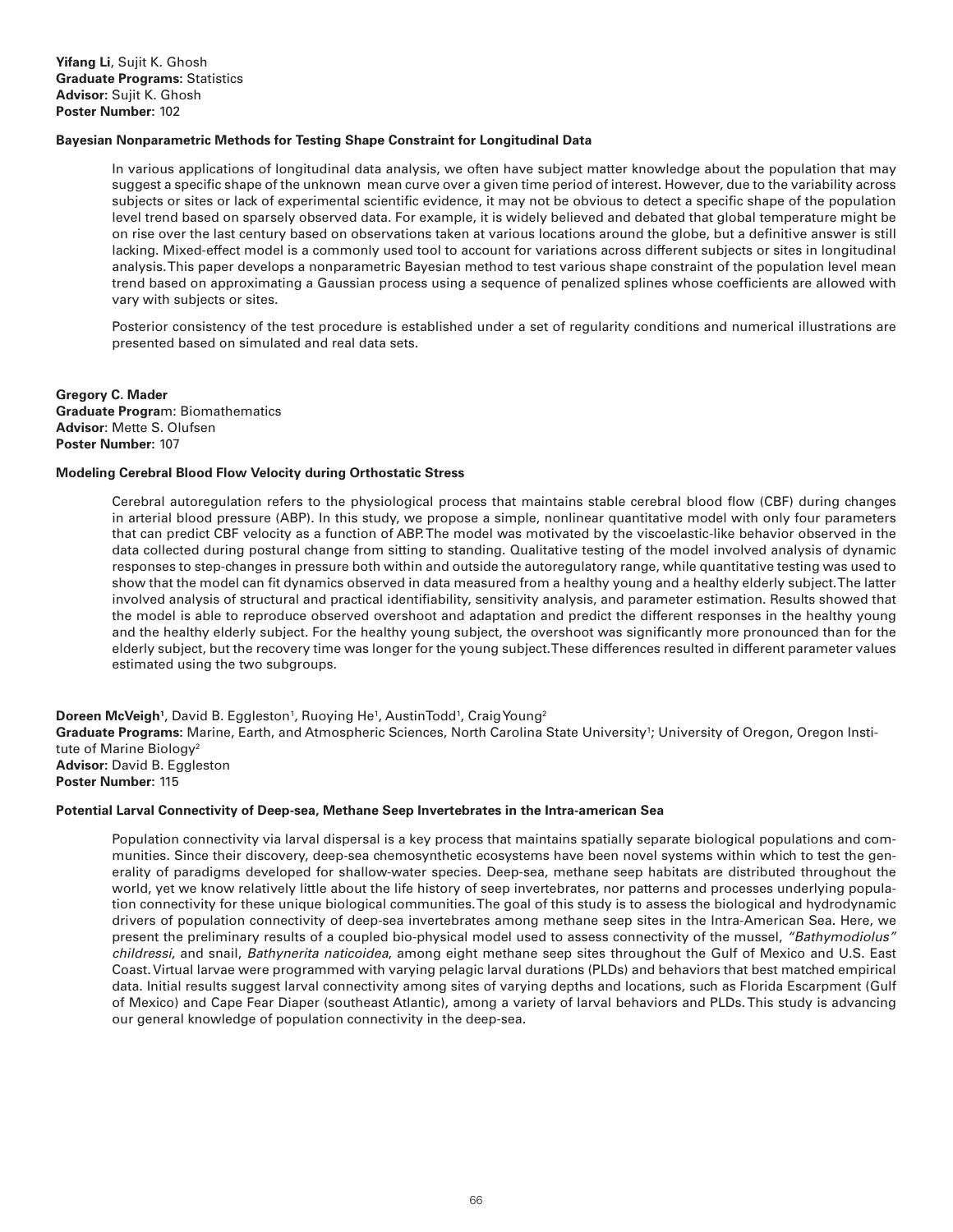**Yifang Li**, Sujit K. Ghosh
**Graduate Programs:** Statistics
**Advisor:** Sujit K. Ghosh
**Poster Number:** 102

**Bayesian Nonparametric Methods for Testing Shape Constraint for Longitudinal Data**

In various applications of longitudinal data analysis, we often have subject matter knowledge about the population that may suggest a specific shape of the unknown mean curve over a given time period of interest. However, due to the variability across subjects or sites or lack of experimental scientific evidence, it may not be obvious to detect a specific shape of the population level trend based on sparsely observed data. For example, it is widely believed and debated that global temperature might be on rise over the last century based on observations taken at various locations around the globe, but a definitive answer is still lacking. Mixed-effect model is a commonly used tool to account for variations across different subjects or sites in longitudinal analysis. This paper develops a nonparametric Bayesian method to test various shape constraint of the population level mean trend based on approximating a Gaussian process using a sequence of penalized splines whose coefficients are allowed with vary with subjects or sites.

Posterior consistency of the test procedure is established under a set of regularity conditions and numerical illustrations are presented based on simulated and real data sets.

**Gregory C. Mader**
**Graduate Program:** Biomathematics
**Advisor**: Mette S. Olufsen
**Poster Number:** 107

**Modeling Cerebral Blood Flow Velocity during Orthostatic Stress**

Cerebral autoregulation refers to the physiological process that maintains stable cerebral blood flow (CBF) during changes in arterial blood pressure (ABP). In this study, we propose a simple, nonlinear quantitative model with only four parameters that can predict CBF velocity as a function of ABP. The model was motivated by the viscoelastic-like behavior observed in the data collected during postural change from sitting to standing. Qualitative testing of the model involved analysis of dynamic responses to step-changes in pressure both within and outside the autoregulatory range, while quantitative testing was used to show that the model can fit dynamics observed in data measured from a healthy young and a healthy elderly subject. The latter involved analysis of structural and practical identifiability, sensitivity analysis, and parameter estimation. Results showed that the model is able to reproduce observed overshoot and adaptation and predict the different responses in the healthy young and the healthy elderly subject. For the healthy young subject, the overshoot was significantly more pronounced than for the elderly subject, but the recovery time was longer for the young subject. These differences resulted in different parameter values estimated using the two subgroups.

**Doreen McVeigh**[1], David B. Eggleston[1], Ruoying He[1], Austin Todd[1], Craig Young[2]
**Graduate Programs:** Marine, Earth, and Atmospheric Sciences, North Carolina State University[1]; University of Oregon, Oregon Institute of Marine Biology[2]
**Advisor:** David B. Eggleston
**Poster Number:** 115

**Potential Larval Connectivity of Deep-sea, Methane Seep Invertebrates in the Intra-american Sea**

Population connectivity via larval dispersal is a key process that maintains spatially separate biological populations and communities. Since their discovery, deep-sea chemosynthetic ecosystems have been novel systems within which to test the generality of paradigms developed for shallow-water species. Deep-sea, methane seep habitats are distributed throughout the world, yet we know relatively little about the life history of seep invertebrates, nor patterns and processes underlying population connectivity for these unique biological communities. The goal of this study is to assess the biological and hydrodynamic drivers of population connectivity of deep-sea invertebrates among methane seep sites in the Intra-American Sea. Here, we present the preliminary results of a coupled bio-physical model used to assess connectivity of the mussel, *"Bathymodiolus" childressi*, and snail, *Bathynerita naticoidea*, among eight methane seep sites throughout the Gulf of Mexico and U.S. East Coast. Virtual larvae were programmed with varying pelagic larval durations (PLDs) and behaviors that best matched empirical data. Initial results suggest larval connectivity among sites of varying depths and locations, such as Florida Escarpment (Gulf of Mexico) and Cape Fear Diaper (southeast Atlantic), among a variety of larval behaviors and PLDs. This study is advancing our general knowledge of population connectivity in the deep-sea.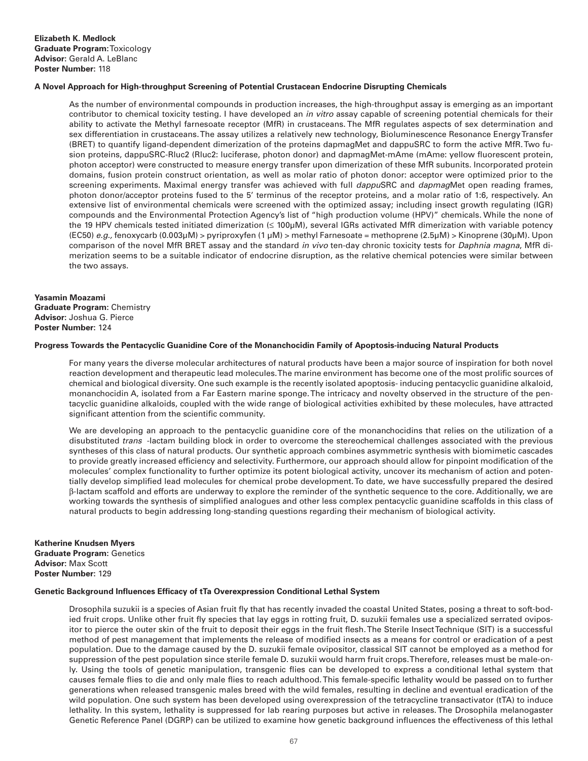**Elizabeth K. Medlock**
**Graduate Program:** Toxicology
**Advisor:** Gerald A. LeBlanc
**Poster Number:** 118

**A Novel Approach for High-throughput Screening of Potential Crustacean Endocrine Disrupting Chemicals**

As the number of environmental compounds in production increases, the high-throughput assay is emerging as an important contributor to chemical toxicity testing. I have developed an *in vitro* assay capable of screening potential chemicals for their ability to activate the Methyl farnesoate receptor (MfR) in crustaceans. The MfR regulates aspects of sex determination and sex differentiation in crustaceans. The assay utilizes a relatively new technology, Bioluminescence Resonance Energy Transfer (BRET) to quantify ligand-dependent dimerization of the proteins dapmagMet and dappuSRC to form the active MfR. Two fusion proteins, dappuSRC-Rluc2 (Rluc2: luciferase, photon donor) and dapmagMet-mAme (mAme: yellow fluorescent protein, photon acceptor) were constructed to measure energy transfer upon dimerization of these MfR subunits. Incorporated protein domains, fusion protein construct orientation, as well as molar ratio of photon donor: acceptor were optimized prior to the screening experiments. Maximal energy transfer was achieved with full *dappu*SRC and *dapmag*Met open reading frames, photon donor/acceptor proteins fused to the 5' terminus of the receptor proteins, and a molar ratio of 1:6, respectively. An extensive list of environmental chemicals were screened with the optimized assay; including insect growth regulating (IGR) compounds and the Environmental Protection Agency's list of "high production volume (HPV)" chemicals. While the none of the 19 HPV chemicals tested initiated dimerization (≤ 100μM), several IGRs activated MfR dimerization with variable potency (EC50) *e.g.,* fenoxycarb (0.003μM) > pyriproxyfen (1 μM) > methyl Farnesoate = methoprene (2.5μM) > Kinoprene (30μM). Upon comparison of the novel MfR BRET assay and the standard *in vivo* ten-day chronic toxicity tests for *Daphnia magna*, MfR dimerization seems to be a suitable indicator of endocrine disruption, as the relative chemical potencies were similar between the two assays.

**Yasamin Moazami**
**Graduate Program:** Chemistry
**Advisor:** Joshua G. Pierce
**Poster Number:** 124

**Progress Towards the Pentacyclic Guanidine Core of the Monanchocidin Family of Apoptosis-inducing Natural Products**

For many years the diverse molecular architectures of natural products have been a major source of inspiration for both novel reaction development and therapeutic lead molecules. The marine environment has become one of the most prolific sources of chemical and biological diversity. One such example is the recently isolated apoptosis- inducing pentacyclic guanidine alkaloid, monanchocidin A, isolated from a Far Eastern marine sponge. The intricacy and novelty observed in the structure of the pentacyclic guanidine alkaloids, coupled with the wide range of biological activities exhibited by these molecules, have attracted significant attention from the scientific community.

We are developing an approach to the pentacyclic guanidine core of the monanchocidins that relies on the utilization of a disubstituted *trans* -lactam building block in order to overcome the stereochemical challenges associated with the previous syntheses of this class of natural products. Our synthetic approach combines asymmetric synthesis with biomimetic cascades to provide greatly increased efficiency and selectivity. Furthermore, our approach should allow for pinpoint modification of the molecules' complex functionality to further optimize its potent biological activity, uncover its mechanism of action and potentially develop simplified lead molecules for chemical probe development. To date, we have successfully prepared the desired β-lactam scaffold and efforts are underway to explore the reminder of the synthetic sequence to the core. Additionally, we are working towards the synthesis of simplified analogues and other less complex pentacyclic guanidine scaffolds in this class of natural products to begin addressing long-standing questions regarding their mechanism of biological activity.

**Katherine Knudsen Myers**
**Graduate Program:** Genetics
**Advisor:** Max Scott
**Poster Number:** 129

**Genetic Background Influences Efficacy of tTa Overexpression Conditional Lethal System**

Drosophila suzukii is a species of Asian fruit fly that has recently invaded the coastal United States, posing a threat to soft-bodied fruit crops. Unlike other fruit fly species that lay eggs in rotting fruit, D. suzukii females use a specialized serrated ovipositor to pierce the outer skin of the fruit to deposit their eggs in the fruit flesh. The Sterile Insect Technique (SIT) is a successful method of pest management that implements the release of modified insects as a means for control or eradication of a pest population. Due to the damage caused by the D. suzukii female ovipositor, classical SIT cannot be employed as a method for suppression of the pest population since sterile female D. suzukii would harm fruit crops. Therefore, releases must be male-only. Using the tools of genetic manipulation, transgenic flies can be developed to express a conditional lethal system that causes female flies to die and only male flies to reach adulthood. This female-specific lethality would be passed on to further generations when released transgenic males breed with the wild females, resulting in decline and eventual eradication of the wild population. One such system has been developed using overexpression of the tetracycline transactivator (tTA) to induce lethality. In this system, lethality is suppressed for lab rearing purposes but active in releases. The Drosophila melanogaster Genetic Reference Panel (DGRP) can be utilized to examine how genetic background influences the effectiveness of this lethal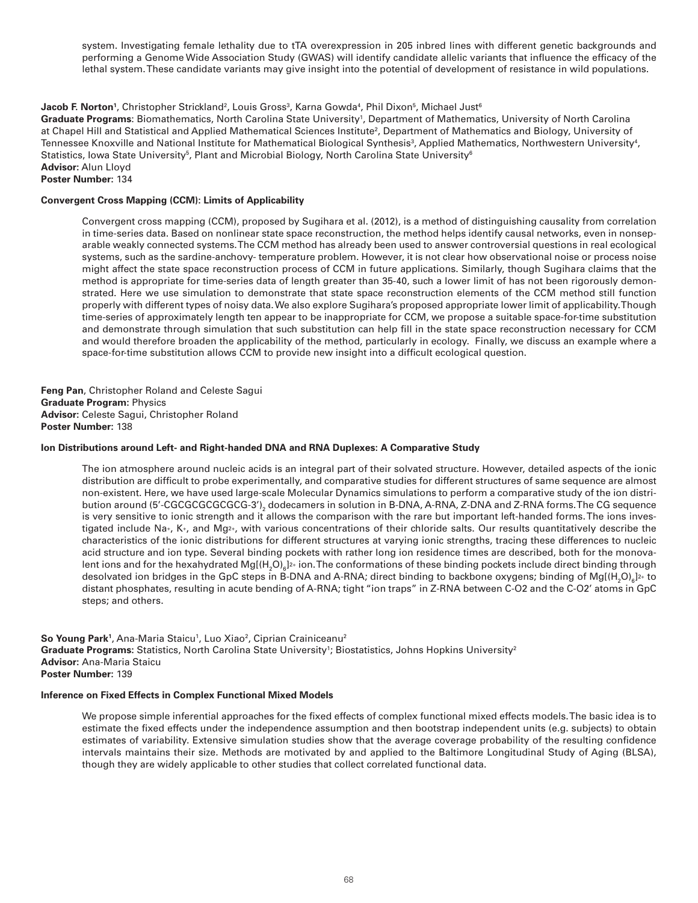system. Investigating female lethality due to tTA overexpression in 205 inbred lines with different genetic backgrounds and performing a Genome Wide Association Study (GWAS) will identify candidate allelic variants that influence the efficacy of the lethal system. These candidate variants may give insight into the potential of development of resistance in wild populations.

**Jacob F. Norton**[1], Christopher Strickland[2], Louis Gross[3], Karna Gowda[4], Phil Dixon[5], Michael Just[6]
**Graduate Programs**: Biomathematics, North Carolina State University[1], Department of Mathematics, University of North Carolina at Chapel Hill and Statistical and Applied Mathematical Sciences Institute[2], Department of Mathematics and Biology, University of Tennessee Knoxville and National Institute for Mathematical Biological Synthesis[3], Applied Mathematics, Northwestern University[4], Statistics, Iowa State University[5], Plant and Microbial Biology, North Carolina State University[6]
**Advisor:** Alun Lloyd
**Poster Number:** 134

**Convergent Cross Mapping (CCM): Limits of Applicability**

Convergent cross mapping (CCM), proposed by Sugihara et al. (2012), is a method of distinguishing causality from correlation in time-series data. Based on nonlinear state space reconstruction, the method helps identify causal networks, even in nonseparable weakly connected systems. The CCM method has already been used to answer controversial questions in real ecological systems, such as the sardine-anchovy- temperature problem. However, it is not clear how observational noise or process noise might affect the state space reconstruction process of CCM in future applications. Similarly, though Sugihara claims that the method is appropriate for time-series data of length greater than 35-40, such a lower limit of has not been rigorously demonstrated. Here we use simulation to demonstrate that state space reconstruction elements of the CCM method still function properly with different types of noisy data. We also explore Sugihara's proposed appropriate lower limit of applicability. Though time-series of approximately length ten appear to be inappropriate for CCM, we propose a suitable space-for-time substitution and demonstrate through simulation that such substitution can help fill in the state space reconstruction necessary for CCM and would therefore broaden the applicability of the method, particularly in ecology. Finally, we discuss an example where a space-for-time substitution allows CCM to provide new insight into a difficult ecological question.

**Feng Pan**, Christopher Roland and Celeste Sagui
**Graduate Program:** Physics
**Advisor:** Celeste Sagui, Christopher Roland
**Poster Number:** 138

**Ion Distributions around Left- and Right-handed DNA and RNA Duplexes: A Comparative Study**

The ion atmosphere around nucleic acids is an integral part of their solvated structure. However, detailed aspects of the ionic distribution are difficult to probe experimentally, and comparative studies for different structures of same sequence are almost non-existent. Here, we have used large-scale Molecular Dynamics simulations to perform a comparative study of the ion distribution around $(5'\text{-CGCGCGCGCGCG-}3')_2$ dodecamers in solution in B-DNA, A-RNA, Z-DNA and Z-RNA forms. The CG sequence is very sensitive to ionic strength and it allows the comparison with the rare but important left-handed forms. The ions investigated include $Na^+$, $K^+$, and $Mg^{2+}$, with various concentrations of their chloride salts. Our results quantitatively describe the characteristics of the ionic distributions for different structures at varying ionic strengths, tracing these differences to nucleic acid structure and ion type. Several binding pockets with rather long ion residence times are described, both for the monovalent ions and for the hexahydrated $Mg[(H_2O)_6]^{2+}$ ion. The conformations of these binding pockets include direct binding through desolvated ion bridges in the GpC steps in B-DNA and A-RNA; direct binding to backbone oxygens; binding of $Mg[(H_2O)_6]^{2+}$ to distant phosphates, resulting in acute bending of A-RNA; tight "ion traps" in Z-RNA between C-O2 and the C-O2' atoms in GpC steps; and others.

**So Young Park**[1], Ana-Maria Staicu[1], Luo Xiao[2], Ciprian Crainiceanu[2]
**Graduate Programs:** Statistics, North Carolina State University[1]; Biostatistics, Johns Hopkins University[2]
**Advisor:** Ana-Maria Staicu
**Poster Number:** 139

**Inference on Fixed Effects in Complex Functional Mixed Models**

We propose simple inferential approaches for the fixed effects of complex functional mixed effects models. The basic idea is to estimate the fixed effects under the independence assumption and then bootstrap independent units (e.g. subjects) to obtain estimates of variability. Extensive simulation studies show that the average coverage probability of the resulting confidence intervals maintains their size. Methods are motivated by and applied to the Baltimore Longitudinal Study of Aging (BLSA), though they are widely applicable to other studies that collect correlated functional data.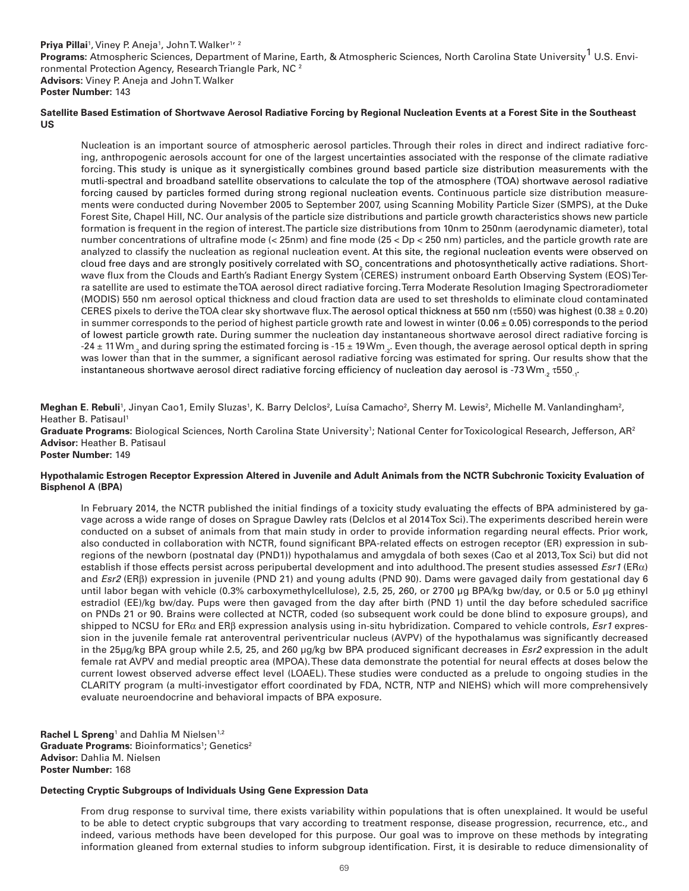**Priya Pillai**[1], Viney P. Aneja[1], John T. Walker[1, 2]
**Programs:** Atmospheric Sciences, Department of Marine, Earth, & Atmospheric Sciences, North Carolina State University[1] U.S. Environmental Protection Agency, Research Triangle Park, NC [2]
**Advisors:** Viney P. Aneja and John T. Walker
**Poster Number:** 143

**Satellite Based Estimation of Shortwave Aerosol Radiative Forcing by Regional Nucleation Events at a Forest Site in the Southeast US**

Nucleation is an important source of atmospheric aerosol particles. Through their roles in direct and indirect radiative forcing, anthropogenic aerosols account for one of the largest uncertainties associated with the response of the climate radiative forcing. This study is unique as it synergistically combines ground based particle size distribution measurements with the mutli-spectral and broadband satellite observations to calculate the top of the atmosphere (TOA) shortwave aerosol radiative forcing caused by particles formed during strong regional nucleation events. Continuous particle size distribution measurements were conducted during November 2005 to September 2007, using Scanning Mobility Particle Sizer (SMPS), at the Duke Forest Site, Chapel Hill, NC. Our analysis of the particle size distributions and particle growth characteristics shows new particle formation is frequent in the region of interest. The particle size distributions from 10nm to 250nm (aerodynamic diameter), total number concentrations of ultrafine mode (< 25nm) and fine mode (25 < Dp < 250 nm) particles, and the particle growth rate are analyzed to classify the nucleation as regional nucleation event. At this site, the regional nucleation events were observed on cloud free days and are strongly positively correlated with $SO_2$ concentrations and photosynthetically active radiations. Shortwave flux from the Clouds and Earth's Radiant Energy System (CERES) instrument onboard Earth Observing System (EOS) Terra satellite are used to estimate the TOA aerosol direct radiative forcing. Terra Moderate Resolution Imaging Spectroradiometer (MODIS) 550 nm aerosol optical thickness and cloud fraction data are used to set thresholds to eliminate cloud contaminated CERES pixels to derive the TOA clear sky shortwave flux. The aerosol optical thickness at 550 nm ($\tau$550) was highest (0.38 ± 0.20) in summer corresponds to the period of highest particle growth rate and lowest in winter (0.06 ± 0.05) corresponds to the period of lowest particle growth rate. During summer the nucleation day instantaneous shortwave aerosol direct radiative forcing is -24 ± 11 $Wm_{-2}$ and during spring the estimated forcing is -15 ± 19 $Wm_{-2}$. Even though, the average aerosol optical depth in spring was lower than that in the summer, a significant aerosol radiative forcing was estimated for spring. Our results show that the instantaneous shortwave aerosol direct radiative forcing efficiency of nucleation day aerosol is -73 $Wm_{-2}$ $\tau550_{-1}$.

**Meghan E. Rebuli**[1], Jinyan Cao1, Emily Sluzas[1], K. Barry Delclos[2], Luísa Camacho[2], Sherry M. Lewis[2], Michelle M. Vanlandingham[2], Heather B. Patisaul[1]
**Graduate Programs:** Biological Sciences, North Carolina State University[1]; National Center for Toxicological Research, Jefferson, AR[2]
**Advisor:** Heather B. Patisaul
**Poster Number:** 149

**Hypothalamic Estrogen Receptor Expression Altered in Juvenile and Adult Animals from the NCTR Subchronic Toxicity Evaluation of Bisphenol A (BPA)**

In February 2014, the NCTR published the initial findings of a toxicity study evaluating the effects of BPA administered by gavage across a wide range of doses on Sprague Dawley rats (Delclos et al 2014 Tox Sci). The experiments described herein were conducted on a subset of animals from that main study in order to provide information regarding neural effects. Prior work, also conducted in collaboration with NCTR, found significant BPA-related effects on estrogen receptor (ER) expression in subregions of the newborn (postnatal day (PND1)) hypothalamus and amygdala of both sexes (Cao et al 2013, Tox Sci) but did not establish if those effects persist across peripubertal development and into adulthood. The present studies assessed *Esr1* (ERα) and *Esr2* (ERβ) expression in juvenile (PND 21) and young adults (PND 90). Dams were gavaged daily from gestational day 6 until labor began with vehicle (0.3% carboxymethylcellulose), 2.5, 25, 260, or 2700 µg BPA/kg bw/day, or 0.5 or 5.0 µg ethinyl estradiol (EE)/kg bw/day. Pups were then gavaged from the day after birth (PND 1) until the day before scheduled sacrifice on PNDs 21 or 90. Brains were collected at NCTR, coded (so subsequent work could be done blind to exposure groups), and shipped to NCSU for ERα and ERβ expression analysis using in-situ hybridization. Compared to vehicle controls, *Esr1* expression in the juvenile female rat anteroventral periventricular nucleus (AVPV) of the hypothalamus was significantly decreased in the 25µg/kg BPA group while 2.5, 25, and 260 µg/kg bw BPA produced significant decreases in *Esr2* expression in the adult female rat AVPV and medial preoptic area (MPOA). These data demonstrate the potential for neural effects at doses below the current lowest observed adverse effect level (LOAEL). These studies were conducted as a prelude to ongoing studies in the CLARITY program (a multi-investigator effort coordinated by FDA, NCTR, NTP and NIEHS) which will more comprehensively evaluate neuroendocrine and behavioral impacts of BPA exposure.

**Rachel L Spreng**[1] and Dahlia M Nielsen[1,2]
**Graduate Programs:** Bioinformatics[1]; Genetics[2]
**Advisor:** Dahlia M. Nielsen
**Poster Number:** 168

**Detecting Cryptic Subgroups of Individuals Using Gene Expression Data**

From drug response to survival time, there exists variability within populations that is often unexplained. It would be useful to be able to detect cryptic subgroups that vary according to treatment response, disease progression, recurrence, etc., and indeed, various methods have been developed for this purpose. Our goal was to improve on these methods by integrating information gleaned from external studies to inform subgroup identification. First, it is desirable to reduce dimensionality of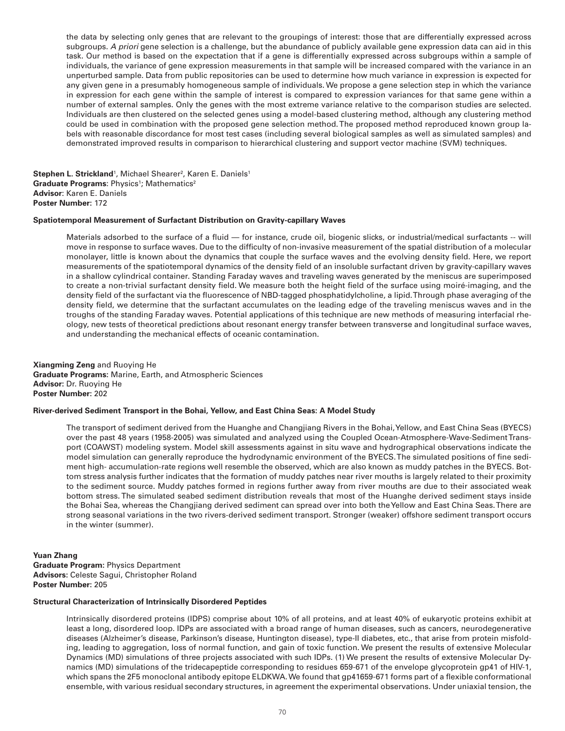the data by selecting only genes that are relevant to the groupings of interest: those that are differentially expressed across subgroups. *A priori* gene selection is a challenge, but the abundance of publicly available gene expression data can aid in this task. Our method is based on the expectation that if a gene is differentially expressed across subgroups within a sample of individuals, the variance of gene expression measurements in that sample will be increased compared with the variance in an unperturbed sample. Data from public repositories can be used to determine how much variance in expression is expected for any given gene in a presumably homogeneous sample of individuals. We propose a gene selection step in which the variance in expression for each gene within the sample of interest is compared to expression variances for that same gene within a number of external samples. Only the genes with the most extreme variance relative to the comparison studies are selected. Individuals are then clustered on the selected genes using a model-based clustering method, although any clustering method could be used in combination with the proposed gene selection method. The proposed method reproduced known group labels with reasonable discordance for most test cases (including several biological samples as well as simulated samples) and demonstrated improved results in comparison to hierarchical clustering and support vector machine (SVM) techniques.

**Stephen L. Strickland**[1], Michael Shearer[2], Karen E. Daniels[1]
**Graduate Programs**: Physics[1]; Mathematics[2]
**Advisor**: Karen E. Daniels
**Poster Number:** 172

**Spatiotemporal Measurement of Surfactant Distribution on Gravity-capillary Waves**

Materials adsorbed to the surface of a fluid — for instance, crude oil, biogenic slicks, or industrial/medical surfactants -- will move in response to surface waves. Due to the difficulty of non-invasive measurement of the spatial distribution of a molecular monolayer, little is known about the dynamics that couple the surface waves and the evolving density field. Here, we report measurements of the spatiotemporal dynamics of the density field of an insoluble surfactant driven by gravity-capillary waves in a shallow cylindrical container. Standing Faraday waves and traveling waves generated by the meniscus are superimposed to create a non-trivial surfactant density field. We measure both the height field of the surface using moiré-imaging, and the density field of the surfactant via the fluorescence of NBD-tagged phosphatidylcholine, a lipid. Through phase averaging of the density field, we determine that the surfactant accumulates on the leading edge of the traveling meniscus waves and in the troughs of the standing Faraday waves. Potential applications of this technique are new methods of measuring interfacial rheology, new tests of theoretical predictions about resonant energy transfer between transverse and longitudinal surface waves, and understanding the mechanical effects of oceanic contamination.

**Xiangming Zeng** and Ruoying He
**Graduate Programs:** Marine, Earth, and Atmospheric Sciences
**Advisor:** Dr. Ruoying He
**Poster Number:** 202

**River-derived Sediment Transport in the Bohai, Yellow, and East China Seas: A Model Study**

The transport of sediment derived from the Huanghe and Changjiang Rivers in the Bohai, Yellow, and East China Seas (BYECS) over the past 48 years (1958-2005) was simulated and analyzed using the Coupled Ocean-Atmosphere-Wave-Sediment Transport (COAWST) modeling system. Model skill assessments against in situ wave and hydrographical observations indicate the model simulation can generally reproduce the hydrodynamic environment of the BYECS. The simulated positions of fine sediment high- accumulation-rate regions well resemble the observed, which are also known as muddy patches in the BYECS. Bottom stress analysis further indicates that the formation of muddy patches near river mouths is largely related to their proximity to the sediment source. Muddy patches formed in regions further away from river mouths are due to their associated weak bottom stress. The simulated seabed sediment distribution reveals that most of the Huanghe derived sediment stays inside the Bohai Sea, whereas the Changjiang derived sediment can spread over into both the Yellow and East China Seas. There are strong seasonal variations in the two rivers-derived sediment transport. Stronger (weaker) offshore sediment transport occurs in the winter (summer).

**Yuan Zhang**
**Graduate Program:** Physics Department
**Advisors:** Celeste Sagui, Christopher Roland
**Poster Number:** 205

**Structural Characterization of Intrinsically Disordered Peptides**

Intrinsically disordered proteins (IDPS) comprise about 10% of all proteins, and at least 40% of eukaryotic proteins exhibit at least a long, disordered loop. IDPs are associated with a broad range of human diseases, such as cancers, neurodegenerative diseases (Alzheimer's disease, Parkinson's disease, Huntington disease), type-II diabetes, etc., that arise from protein misfolding, leading to aggregation, loss of normal function, and gain of toxic function. We present the results of extensive Molecular Dynamics (MD) simulations of three projects associated with such IDPs. (1) We present the results of extensive Molecular Dynamics (MD) simulations of the tridecapeptide corresponding to residues 659-671 of the envelope glycoprotein gp41 of HIV-1, which spans the 2F5 monoclonal antibody epitope ELDKWA. We found that gp41659-671 forms part of a flexible conformational ensemble, with various residual secondary structures, in agreement the experimental observations. Under uniaxial tension, the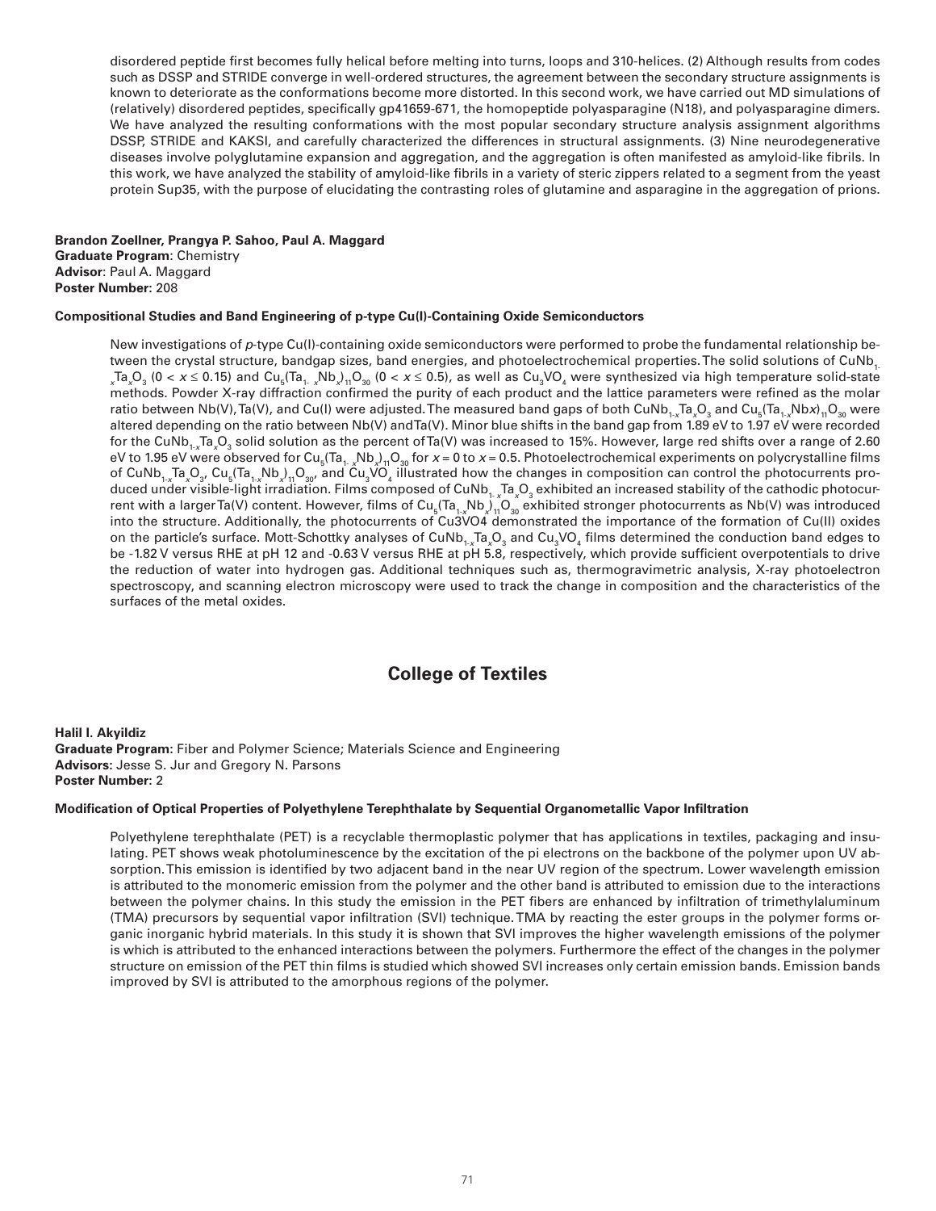disordered peptide first becomes fully helical before melting into turns, loops and 310-helices. (2) Although results from codes such as DSSP and STRIDE converge in well-ordered structures, the agreement between the secondary structure assignments is known to deteriorate as the conformations become more distorted. In this second work, we have carried out MD simulations of (relatively) disordered peptides, specifically gp41659-671, the homopeptide polyasparagine (N18), and polyasparagine dimers. We have analyzed the resulting conformations with the most popular secondary structure analysis assignment algorithms DSSP, STRIDE and KAKSI, and carefully characterized the differences in structural assignments. (3) Nine neurodegenerative diseases involve polyglutamine expansion and aggregation, and the aggregation is often manifested as amyloid-like fibrils. In this work, we have analyzed the stability of amyloid-like fibrils in a variety of steric zippers related to a segment from the yeast protein Sup35, with the purpose of elucidating the contrasting roles of glutamine and asparagine in the aggregation of prions.

**Brandon Zoellner, Prangya P. Sahoo, Paul A. Maggard**
**Graduate Program**: Chemistry
**Advisor**: Paul A. Maggard
**Poster Number:** 208

**Compositional Studies and Band Engineering of p-type Cu(I)-Containing Oxide Semiconductors**

New investigations of *p*-type Cu(I)-containing oxide semiconductors were performed to probe the fundamental relationship between the crystal structure, bandgap sizes, band energies, and photoelectrochemical properties. The solid solutions of $CuNb_{1-x}Ta_xO_3$ ($0 < x \leq 0.15$) and $Cu_5(Ta_{1-x}Nb_x)_{11}O_{30}$ ($0 < x \leq 0.5$), as well as $Cu_3VO_4$ were synthesized via high temperature solid-state methods. Powder X-ray diffraction confirmed the purity of each product and the lattice parameters were refined as the molar ratio between Nb(V), Ta(V), and Cu(I) were adjusted. The measured band gaps of both $CuNb_{1-x}Ta_xO_3$ and $Cu_5(Ta_{1-x}Nbx)_{11}O_{30}$ were altered depending on the ratio between Nb(V) andTa(V). Minor blue shifts in the band gap from 1.89 eV to 1.97 eV were recorded for the $CuNb_{1-x}Ta_xO_3$ solid solution as the percent of Ta(V) was increased to 15%. However, large red shifts over a range of 2.60 eV to 1.95 eV were observed for $Cu_5(Ta_{1-x}Nb_x)_{11}O_{30}$ for $x = 0$ to $x = 0.5$. Photoelectrochemical experiments on polycrystalline films of $CuNb_{1-x}Ta_xO_3$, $Cu_5(Ta_{1-x}Nb_x)_{11}O_{30}$, and $Cu_3VO_4$ illustrated how the changes in composition can control the photocurrents produced under visible-light irradiation. Films composed of $CuNb_{1-x}Ta_xO_3$ exhibited an increased stability of the cathodic photocurrent with a larger Ta(V) content. However, films of $Cu_5(Ta_{1-x}Nb_x)_{11}O_{30}$ exhibited stronger photocurrents as Nb(V) was introduced into the structure. Additionally, the photocurrents of Cu3VO4 demonstrated the importance of the formation of Cu(II) oxides on the particle's surface. Mott-Schottky analyses of $CuNb_{1-x}Ta_xO_3$ and $Cu_3VO_4$ films determined the conduction band edges to be -1.82 V versus RHE at pH 12 and -0.63 V versus RHE at pH 5.8, respectively, which provide sufficient overpotentials to drive the reduction of water into hydrogen gas. Additional techniques such as, thermogravimetric analysis, X-ray photoelectron spectroscopy, and scanning electron microscopy were used to track the change in composition and the characteristics of the surfaces of the metal oxides.

## College of Textiles

**Halil I. Akyildiz**
**Graduate Program:** Fiber and Polymer Science; Materials Science and Engineering
**Advisors:** Jesse S. Jur and Gregory N. Parsons
**Poster Number:** 2

**Modification of Optical Properties of Polyethylene Terephthalate by Sequential Organometallic Vapor Infiltration**

Polyethylene terephthalate (PET) is a recyclable thermoplastic polymer that has applications in textiles, packaging and insulating. PET shows weak photoluminescence by the excitation of the pi electrons on the backbone of the polymer upon UV absorption. This emission is identified by two adjacent band in the near UV region of the spectrum. Lower wavelength emission is attributed to the monomeric emission from the polymer and the other band is attributed to emission due to the interactions between the polymer chains. In this study the emission in the PET fibers are enhanced by infiltration of trimethylaluminum (TMA) precursors by sequential vapor infiltration (SVI) technique. TMA by reacting the ester groups in the polymer forms organic inorganic hybrid materials. In this study it is shown that SVI improves the higher wavelength emissions of the polymer is which is attributed to the enhanced interactions between the polymers. Furthermore the effect of the changes in the polymer structure on emission of the PET thin films is studied which showed SVI increases only certain emission bands. Emission bands improved by SVI is attributed to the amorphous regions of the polymer.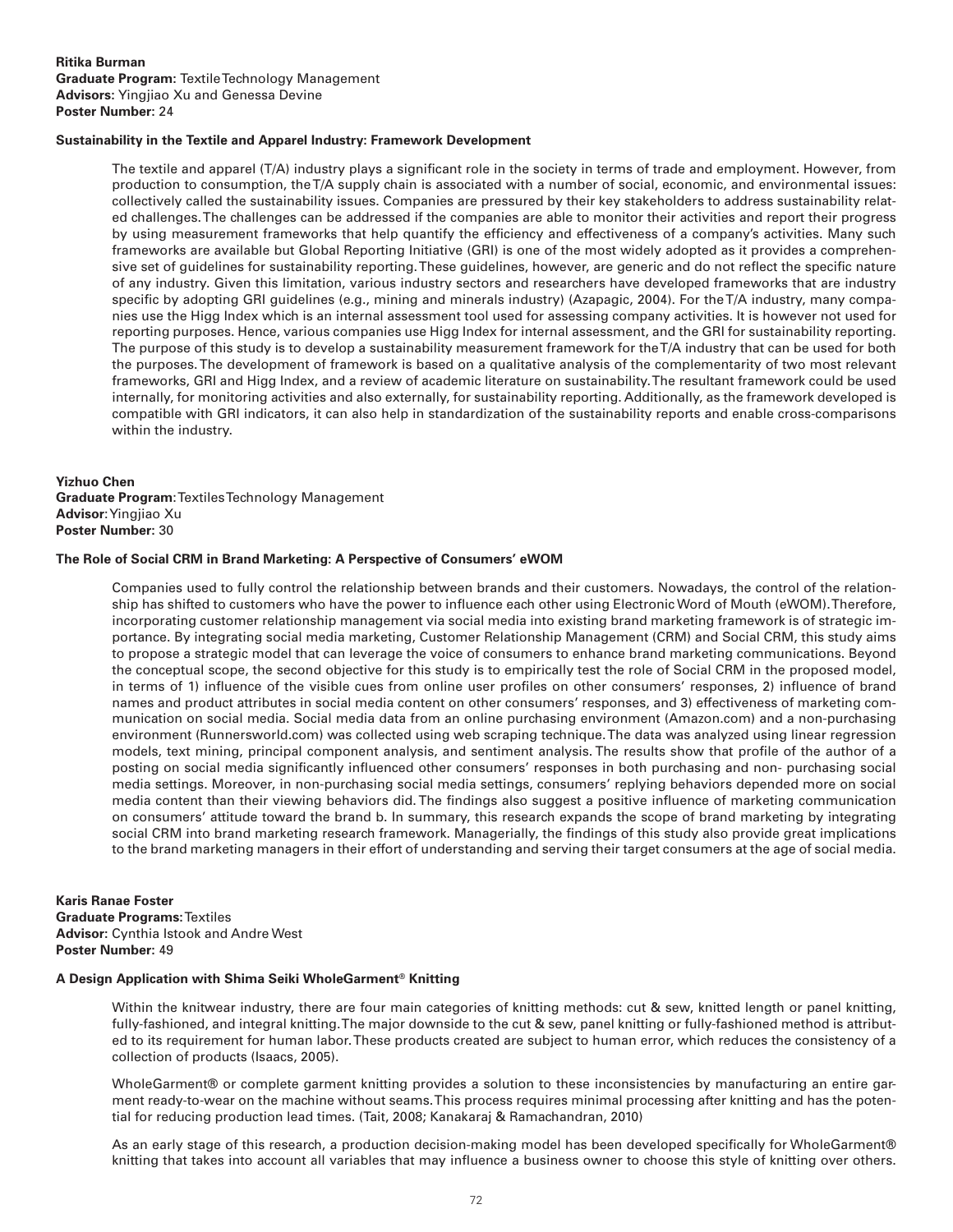**Ritika Burman**
**Graduate Program:** Textile Technology Management
**Advisors:** Yingjiao Xu and Genessa Devine
**Poster Number:** 24

**Sustainability in the Textile and Apparel Industry: Framework Development**

The textile and apparel (T/A) industry plays a significant role in the society in terms of trade and employment. However, from production to consumption, the T/A supply chain is associated with a number of social, economic, and environmental issues: collectively called the sustainability issues. Companies are pressured by their key stakeholders to address sustainability related challenges. The challenges can be addressed if the companies are able to monitor their activities and report their progress by using measurement frameworks that help quantify the efficiency and effectiveness of a company's activities. Many such frameworks are available but Global Reporting Initiative (GRI) is one of the most widely adopted as it provides a comprehensive set of guidelines for sustainability reporting. These guidelines, however, are generic and do not reflect the specific nature of any industry. Given this limitation, various industry sectors and researchers have developed frameworks that are industry specific by adopting GRI guidelines (e.g., mining and minerals industry) (Azapagic, 2004). For the T/A industry, many companies use the Higg Index which is an internal assessment tool used for assessing company activities. It is however not used for reporting purposes. Hence, various companies use Higg Index for internal assessment, and the GRI for sustainability reporting. The purpose of this study is to develop a sustainability measurement framework for the T/A industry that can be used for both the purposes. The development of framework is based on a qualitative analysis of the complementarity of two most relevant frameworks, GRI and Higg Index, and a review of academic literature on sustainability. The resultant framework could be used internally, for monitoring activities and also externally, for sustainability reporting. Additionally, as the framework developed is compatible with GRI indicators, it can also help in standardization of the sustainability reports and enable cross-comparisons within the industry.

**Yizhuo Chen**
**Graduate Program**: Textiles Technology Management
**Advisor**: Yingjiao Xu
**Poster Number:** 30

**The Role of Social CRM in Brand Marketing: A Perspective of Consumers' eWOM**

Companies used to fully control the relationship between brands and their customers. Nowadays, the control of the relationship has shifted to customers who have the power to influence each other using Electronic Word of Mouth (eWOM). Therefore, incorporating customer relationship management via social media into existing brand marketing framework is of strategic importance. By integrating social media marketing, Customer Relationship Management (CRM) and Social CRM, this study aims to propose a strategic model that can leverage the voice of consumers to enhance brand marketing communications. Beyond the conceptual scope, the second objective for this study is to empirically test the role of Social CRM in the proposed model, in terms of 1) influence of the visible cues from online user profiles on other consumers' responses, 2) influence of brand names and product attributes in social media content on other consumers' responses, and 3) effectiveness of marketing communication on social media. Social media data from an online purchasing environment (Amazon.com) and a non-purchasing environment (Runnersworld.com) was collected using web scraping technique. The data was analyzed using linear regression models, text mining, principal component analysis, and sentiment analysis. The results show that profile of the author of a posting on social media significantly influenced other consumers' responses in both purchasing and non- purchasing social media settings. Moreover, in non-purchasing social media settings, consumers' replying behaviors depended more on social media content than their viewing behaviors did. The findings also suggest a positive influence of marketing communication on consumers' attitude toward the brand b. In summary, this research expands the scope of brand marketing by integrating social CRM into brand marketing research framework. Managerially, the findings of this study also provide great implications to the brand marketing managers in their effort of understanding and serving their target consumers at the age of social media.

**Karis Ranae Foster**
**Graduate Programs**: Textiles
**Advisor:** Cynthia Istook and Andre West
**Poster Number:** 49

**A Design Application with Shima Seiki WholeGarment® Knitting**

Within the knitwear industry, there are four main categories of knitting methods: cut & sew, knitted length or panel knitting, fully-fashioned, and integral knitting. The major downside to the cut & sew, panel knitting or fully-fashioned method is attributed to its requirement for human labor. These products created are subject to human error, which reduces the consistency of a collection of products (Isaacs, 2005).

WholeGarment® or complete garment knitting provides a solution to these inconsistencies by manufacturing an entire garment ready-to-wear on the machine without seams. This process requires minimal processing after knitting and has the potential for reducing production lead times. (Tait, 2008; Kanakaraj & Ramachandran, 2010)

As an early stage of this research, a production decision-making model has been developed specifically for WholeGarment® knitting that takes into account all variables that may influence a business owner to choose this style of knitting over others.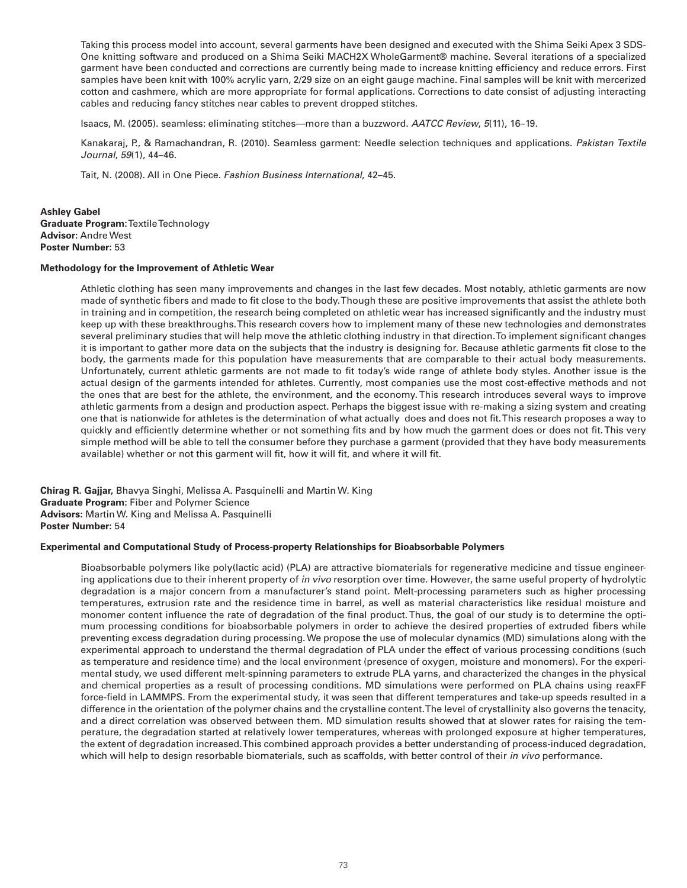Taking this process model into account, several garments have been designed and executed with the Shima Seiki Apex 3 SDS-One knitting software and produced on a Shima Seiki MACH2X WholeGarment® machine. Several iterations of a specialized garment have been conducted and corrections are currently being made to increase knitting efficiency and reduce errors. First samples have been knit with 100% acrylic yarn, 2/29 size on an eight gauge machine. Final samples will be knit with mercerized cotton and cashmere, which are more appropriate for formal applications. Corrections to date consist of adjusting interacting cables and reducing fancy stitches near cables to prevent dropped stitches.

Isaacs, M. (2005). seamless: eliminating stitches—more than a buzzword. *AATCC Review*, *5*(11), 16–19.

Kanakaraj, P., & Ramachandran, R. (2010). Seamless garment: Needle selection techniques and applications. *Pakistan Textile Journal*, *59*(1), 44–46.

Tait, N. (2008). All in One Piece. *Fashion Business International*, 42–45.

**Ashley Gabel**
**Graduate Program:** Textile Technology
**Advisor:** Andre West
**Poster Number:** 53

**Methodology for the Improvement of Athletic Wear**

Athletic clothing has seen many improvements and changes in the last few decades. Most notably, athletic garments are now made of synthetic fibers and made to fit close to the body. Though these are positive improvements that assist the athlete both in training and in competition, the research being completed on athletic wear has increased significantly and the industry must keep up with these breakthroughs. This research covers how to implement many of these new technologies and demonstrates several preliminary studies that will help move the athletic clothing industry in that direction. To implement significant changes it is important to gather more data on the subjects that the industry is designing for. Because athletic garments fit close to the body, the garments made for this population have measurements that are comparable to their actual body measurements. Unfortunately, current athletic garments are not made to fit today's wide range of athlete body styles. Another issue is the actual design of the garments intended for athletes. Currently, most companies use the most cost-effective methods and not the ones that are best for the athlete, the environment, and the economy. This research introduces several ways to improve athletic garments from a design and production aspect. Perhaps the biggest issue with re-making a sizing system and creating one that is nationwide for athletes is the determination of what actually does and does not fit. This research proposes a way to quickly and efficiently determine whether or not something fits and by how much the garment does or does not fit. This very simple method will be able to tell the consumer before they purchase a garment (provided that they have body measurements available) whether or not this garment will fit, how it will fit, and where it will fit.

**Chirag R. Gajjar,** Bhavya Singhi, Melissa A. Pasquinelli and Martin W. King
**Graduate Program:** Fiber and Polymer Science
**Advisors:** Martin W. King and Melissa A. Pasquinelli
**Poster Number:** 54

**Experimental and Computational Study of Process-property Relationships for Bioabsorbable Polymers**

Bioabsorbable polymers like poly(lactic acid) (PLA) are attractive biomaterials for regenerative medicine and tissue engineering applications due to their inherent property of *in vivo* resorption over time. However, the same useful property of hydrolytic degradation is a major concern from a manufacturer's stand point. Melt-processing parameters such as higher processing temperatures, extrusion rate and the residence time in barrel, as well as material characteristics like residual moisture and monomer content influence the rate of degradation of the final product. Thus, the goal of our study is to determine the optimum processing conditions for bioabsorbable polymers in order to achieve the desired properties of extruded fibers while preventing excess degradation during processing. We propose the use of molecular dynamics (MD) simulations along with the experimental approach to understand the thermal degradation of PLA under the effect of various processing conditions (such as temperature and residence time) and the local environment (presence of oxygen, moisture and monomers). For the experimental study, we used different melt-spinning parameters to extrude PLA yarns, and characterized the changes in the physical and chemical properties as a result of processing conditions. MD simulations were performed on PLA chains using reaxFF force-field in LAMMPS. From the experimental study, it was seen that different temperatures and take-up speeds resulted in a difference in the orientation of the polymer chains and the crystalline content. The level of crystallinity also governs the tenacity, and a direct correlation was observed between them. MD simulation results showed that at slower rates for raising the temperature, the degradation started at relatively lower temperatures, whereas with prolonged exposure at higher temperatures, the extent of degradation increased. This combined approach provides a better understanding of process-induced degradation, which will help to design resorbable biomaterials, such as scaffolds, with better control of their *in vivo* performance.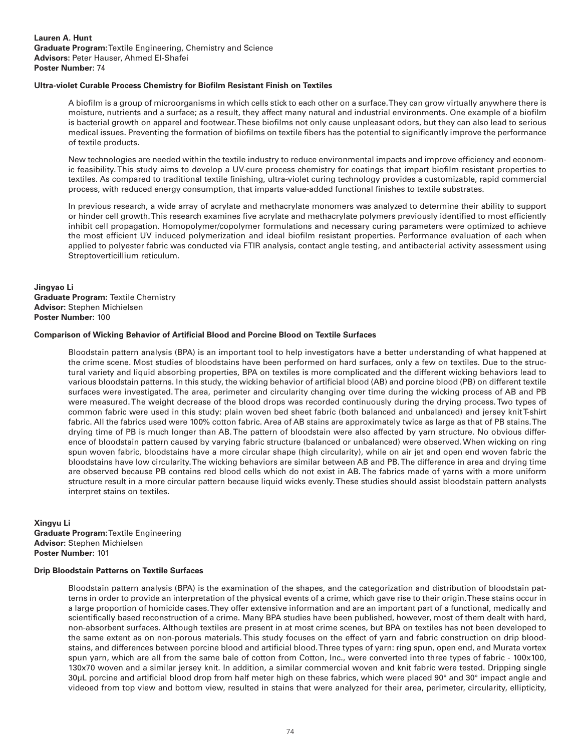**Lauren A. Hunt**
**Graduate Program:** Textile Engineering, Chemistry and Science
**Advisors:** Peter Hauser, Ahmed El-Shafei
**Poster Number:** 74

**Ultra-violet Curable Process Chemistry for Biofilm Resistant Finish on Textiles**

A biofilm is a group of microorganisms in which cells stick to each other on a surface. They can grow virtually anywhere there is moisture, nutrients and a surface; as a result, they affect many natural and industrial environments. One example of a biofilm is bacterial growth on apparel and footwear. These biofilms not only cause unpleasant odors, but they can also lead to serious medical issues. Preventing the formation of biofilms on textile fibers has the potential to significantly improve the performance of textile products.

New technologies are needed within the textile industry to reduce environmental impacts and improve efficiency and economic feasibility. This study aims to develop a UV-cure process chemistry for coatings that impart biofilm resistant properties to textiles. As compared to traditional textile finishing, ultra-violet curing technology provides a customizable, rapid commercial process, with reduced energy consumption, that imparts value-added functional finishes to textile substrates.

In previous research, a wide array of acrylate and methacrylate monomers was analyzed to determine their ability to support or hinder cell growth. This research examines five acrylate and methacrylate polymers previously identified to most efficiently inhibit cell propagation. Homopolymer/copolymer formulations and necessary curing parameters were optimized to achieve the most efficient UV induced polymerization and ideal biofilm resistant properties. Performance evaluation of each when applied to polyester fabric was conducted via FTIR analysis, contact angle testing, and antibacterial activity assessment using Streptoverticillium reticulum.

**Jingyao Li**
**Graduate Program:** Textile Chemistry
**Advisor:** Stephen Michielsen
**Poster Number:** 100

**Comparison of Wicking Behavior of Artificial Blood and Porcine Blood on Textile Surfaces**

Bloodstain pattern analysis (BPA) is an important tool to help investigators have a better understanding of what happened at the crime scene. Most studies of bloodstains have been performed on hard surfaces, only a few on textiles. Due to the structural variety and liquid absorbing properties, BPA on textiles is more complicated and the different wicking behaviors lead to various bloodstain patterns. In this study, the wicking behavior of artificial blood (AB) and porcine blood (PB) on different textile surfaces were investigated. The area, perimeter and circularity changing over time during the wicking process of AB and PB were measured. The weight decrease of the blood drops was recorded continuously during the drying process. Two types of common fabric were used in this study: plain woven bed sheet fabric (both balanced and unbalanced) and jersey knit T-shirt fabric. All the fabrics used were 100% cotton fabric. Area of AB stains are approximately twice as large as that of PB stains. The drying time of PB is much longer than AB. The pattern of bloodstain were also affected by yarn structure. No obvious difference of bloodstain pattern caused by varying fabric structure (balanced or unbalanced) were observed. When wicking on ring spun woven fabric, bloodstains have a more circular shape (high circularity), while on air jet and open end woven fabric the bloodstains have low circularity. The wicking behaviors are similar between AB and PB. The difference in area and drying time are observed because PB contains red blood cells which do not exist in AB. The fabrics made of yarns with a more uniform structure result in a more circular pattern because liquid wicks evenly. These studies should assist bloodstain pattern analysts interpret stains on textiles.

**Xingyu Li**
**Graduate Program:** Textile Engineering
**Advisor:** Stephen Michielsen
**Poster Number:** 101

**Drip Bloodstain Patterns on Textile Surfaces**

Bloodstain pattern analysis (BPA) is the examination of the shapes, and the categorization and distribution of bloodstain patterns in order to provide an interpretation of the physical events of a crime, which gave rise to their origin. These stains occur in a large proportion of homicide cases. They offer extensive information and are an important part of a functional, medically and scientifically based reconstruction of a crime. Many BPA studies have been published, however, most of them dealt with hard, non-absorbent surfaces. Although textiles are present in at most crime scenes, but BPA on textiles has not been developed to the same extent as on non-porous materials. This study focuses on the effect of yarn and fabric construction on drip bloodstains, and differences between porcine blood and artificial blood. Three types of yarn: ring spun, open end, and Murata vortex spun yarn, which are all from the same bale of cotton from Cotton, Inc., were converted into three types of fabric - 100x100, 130x70 woven and a similar jersey knit. In addition, a similar commercial woven and knit fabric were tested. Dripping single 30μL porcine and artificial blood drop from half meter high on these fabrics, which were placed 90° and 30° impact angle and videoed from top view and bottom view, resulted in stains that were analyzed for their area, perimeter, circularity, ellipticity,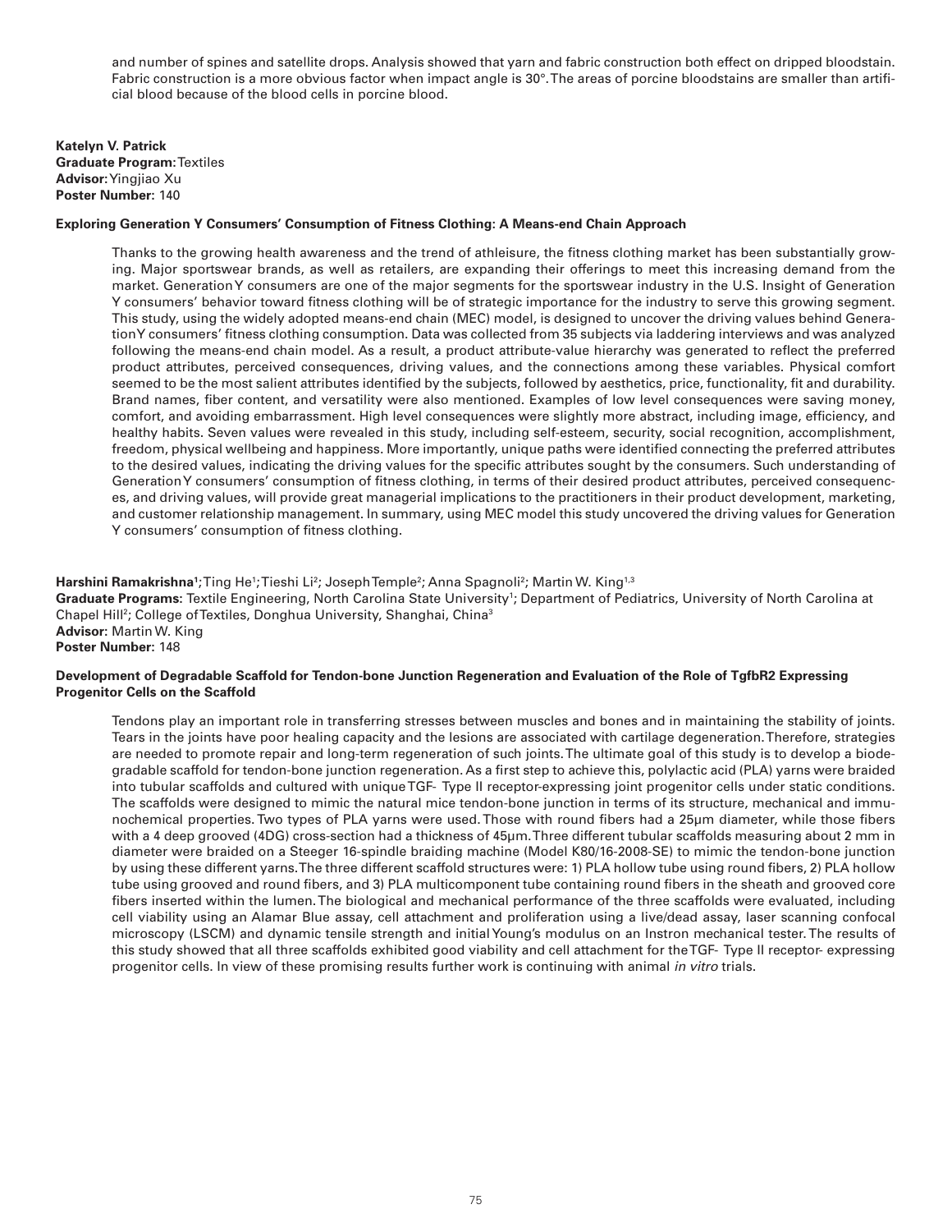and number of spines and satellite drops. Analysis showed that yarn and fabric construction both effect on dripped bloodstain. Fabric construction is a more obvious factor when impact angle is 30°. The areas of porcine bloodstains are smaller than artificial blood because of the blood cells in porcine blood.

**Katelyn V. Patrick**
**Graduate Program:** Textiles
**Advisor:** Yingjiao Xu
**Poster Number:** 140

**Exploring Generation Y Consumers' Consumption of Fitness Clothing: A Means-end Chain Approach**

Thanks to the growing health awareness and the trend of athleisure, the fitness clothing market has been substantially growing. Major sportswear brands, as well as retailers, are expanding their offerings to meet this increasing demand from the market. Generation Y consumers are one of the major segments for the sportswear industry in the U.S. Insight of Generation Y consumers' behavior toward fitness clothing will be of strategic importance for the industry to serve this growing segment. This study, using the widely adopted means-end chain (MEC) model, is designed to uncover the driving values behind Generation Y consumers' fitness clothing consumption. Data was collected from 35 subjects via laddering interviews and was analyzed following the means-end chain model. As a result, a product attribute-value hierarchy was generated to reflect the preferred product attributes, perceived consequences, driving values, and the connections among these variables. Physical comfort seemed to be the most salient attributes identified by the subjects, followed by aesthetics, price, functionality, fit and durability. Brand names, fiber content, and versatility were also mentioned. Examples of low level consequences were saving money, comfort, and avoiding embarrassment. High level consequences were slightly more abstract, including image, efficiency, and healthy habits. Seven values were revealed in this study, including self-esteem, security, social recognition, accomplishment, freedom, physical wellbeing and happiness. More importantly, unique paths were identified connecting the preferred attributes to the desired values, indicating the driving values for the specific attributes sought by the consumers. Such understanding of Generation Y consumers' consumption of fitness clothing, in terms of their desired product attributes, perceived consequences, and driving values, will provide great managerial implications to the practitioners in their product development, marketing, and customer relationship management. In summary, using MEC model this study uncovered the driving values for Generation Y consumers' consumption of fitness clothing.

**Harshini Ramakrishna**[1]; Ting He[1]; Tieshi Li[2]; Joseph Temple[2]; Anna Spagnoli[2]; Martin W. King[1,3]
**Graduate Programs:** Textile Engineering, North Carolina State University[1]; Department of Pediatrics, University of North Carolina at Chapel Hill[2]; College of Textiles, Donghua University, Shanghai, China[3]
**Advisor:** Martin W. King
**Poster Number:** 148

**Development of Degradable Scaffold for Tendon-bone Junction Regeneration and Evaluation of the Role of TgfbR2 Expressing Progenitor Cells on the Scaffold**

Tendons play an important role in transferring stresses between muscles and bones and in maintaining the stability of joints. Tears in the joints have poor healing capacity and the lesions are associated with cartilage degeneration. Therefore, strategies are needed to promote repair and long-term regeneration of such joints. The ultimate goal of this study is to develop a biodegradable scaffold for tendon-bone junction regeneration. As a first step to achieve this, polylactic acid (PLA) yarns were braided into tubular scaffolds and cultured with unique TGF- Type II receptor-expressing joint progenitor cells under static conditions. The scaffolds were designed to mimic the natural mice tendon-bone junction in terms of its structure, mechanical and immunochemical properties. Two types of PLA yarns were used. Those with round fibers had a 25μm diameter, while those fibers with a 4 deep grooved (4DG) cross-section had a thickness of 45μm. Three different tubular scaffolds measuring about 2 mm in diameter were braided on a Steeger 16-spindle braiding machine (Model K80/16-2008-SE) to mimic the tendon-bone junction by using these different yarns. The three different scaffold structures were: 1) PLA hollow tube using round fibers, 2) PLA hollow tube using grooved and round fibers, and 3) PLA multicomponent tube containing round fibers in the sheath and grooved core fibers inserted within the lumen. The biological and mechanical performance of the three scaffolds were evaluated, including cell viability using an Alamar Blue assay, cell attachment and proliferation using a live/dead assay, laser scanning confocal microscopy (LSCM) and dynamic tensile strength and initial Young's modulus on an Instron mechanical tester. The results of this study showed that all three scaffolds exhibited good viability and cell attachment for the TGF- Type II receptor- expressing progenitor cells. In view of these promising results further work is continuing with animal *in vitro* trials.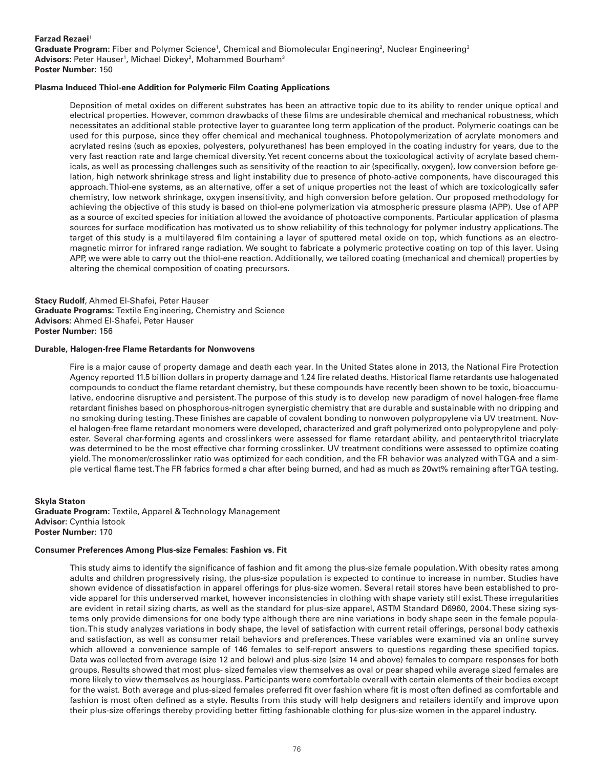**Farzad Rezaei**[1]
**Graduate Program:** Fiber and Polymer Science[1], Chemical and Biomolecular Engineering[2], Nuclear Engineering[3]
**Advisors:** Peter Hauser[1], Michael Dickey[2], Mohammed Bourham[3]
**Poster Number:** 150

**Plasma Induced Thiol-ene Addition for Polymeric Film Coating Applications**

Deposition of metal oxides on different substrates has been an attractive topic due to its ability to render unique optical and electrical properties. However, common drawbacks of these films are undesirable chemical and mechanical robustness, which necessitates an additional stable protective layer to guarantee long term application of the product. Polymeric coatings can be used for this purpose, since they offer chemical and mechanical toughness. Photopolymerization of acrylate monomers and acrylated resins (such as epoxies, polyesters, polyurethanes) has been employed in the coating industry for years, due to the very fast reaction rate and large chemical diversity. Yet recent concerns about the toxicological activity of acrylate based chemicals, as well as processing challenges such as sensitivity of the reaction to air (specifically, oxygen), low conversion before gelation, high network shrinkage stress and light instability due to presence of photo-active components, have discouraged this approach. Thiol-ene systems, as an alternative, offer a set of unique properties not the least of which are toxicologically safer chemistry, low network shrinkage, oxygen insensitivity, and high conversion before gelation. Our proposed methodology for achieving the objective of this study is based on thiol-ene polymerization via atmospheric pressure plasma (APP). Use of APP as a source of excited species for initiation allowed the avoidance of photoactive components. Particular application of plasma sources for surface modification has motivated us to show reliability of this technology for polymer industry applications. The target of this study is a multilayered film containing a layer of sputtered metal oxide on top, which functions as an electromagnetic mirror for infrared range radiation. We sought to fabricate a polymeric protective coating on top of this layer. Using APP, we were able to carry out the thiol-ene reaction. Additionally, we tailored coating (mechanical and chemical) properties by altering the chemical composition of coating precursors.

**Stacy Rudolf**, Ahmed El-Shafei, Peter Hauser
**Graduate Programs:** Textile Engineering, Chemistry and Science
**Advisors:** Ahmed El-Shafei, Peter Hauser
**Poster Number:** 156

**Durable, Halogen-free Flame Retardants for Nonwovens**

Fire is a major cause of property damage and death each year. In the United States alone in 2013, the National Fire Protection Agency reported 11.5 billion dollars in property damage and 1.24 fire related deaths. Historical flame retardants use halogenated compounds to conduct the flame retardant chemistry, but these compounds have recently been shown to be toxic, bioaccumulative, endocrine disruptive and persistent. The purpose of this study is to develop new paradigm of novel halogen-free flame retardant finishes based on phosphorous-nitrogen synergistic chemistry that are durable and sustainable with no dripping and no smoking during testing. These finishes are capable of covalent bonding to nonwoven polypropylene via UV treatment. Novel halogen-free flame retardant monomers were developed, characterized and graft polymerized onto polypropylene and polyester. Several char-forming agents and crosslinkers were assessed for flame retardant ability, and pentaerythritol triacrylate was determined to be the most effective char forming crosslinker. UV treatment conditions were assessed to optimize coating yield. The monomer/crosslinker ratio was optimized for each condition, and the FR behavior was analyzed with TGA and a simple vertical flame test. The FR fabrics formed a char after being burned, and had as much as 20wt% remaining after TGA testing.

**Skyla Staton**
**Graduate Program:** Textile, Apparel & Technology Management
**Advisor:** Cynthia Istook
**Poster Number:** 170

**Consumer Preferences Among Plus-size Females: Fashion vs. Fit**

This study aims to identify the significance of fashion and fit among the plus-size female population. With obesity rates among adults and children progressively rising, the plus-size population is expected to continue to increase in number. Studies have shown evidence of dissatisfaction in apparel offerings for plus-size women. Several retail stores have been established to provide apparel for this underserved market, however inconsistencies in clothing with shape variety still exist. These irregularities are evident in retail sizing charts, as well as the standard for plus-size apparel, ASTM Standard D6960, 2004. These sizing systems only provide dimensions for one body type although there are nine variations in body shape seen in the female population. This study analyzes variations in body shape, the level of satisfaction with current retail offerings, personal body cathexis and satisfaction, as well as consumer retail behaviors and preferences. These variables were examined via an online survey which allowed a convenience sample of 146 females to self-report answers to questions regarding these specified topics. Data was collected from average (size 12 and below) and plus-size (size 14 and above) females to compare responses for both groups. Results showed that most plus- sized females view themselves as oval or pear shaped while average sized females are more likely to view themselves as hourglass. Participants were comfortable overall with certain elements of their bodies except for the waist. Both average and plus-sized females preferred fit over fashion where fit is most often defined as comfortable and fashion is most often defined as a style. Results from this study will help designers and retailers identify and improve upon their plus-size offerings thereby providing better fitting fashionable clothing for plus-size women in the apparel industry.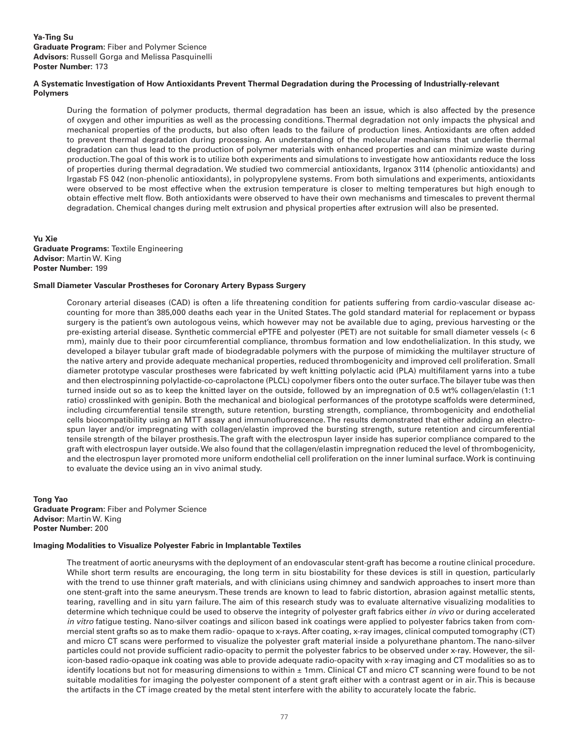**Ya-Ting Su**
**Graduate Program:** Fiber and Polymer Science
**Advisors:** Russell Gorga and Melissa Pasquinelli
**Poster Number:** 173

**A Systematic Investigation of How Antioxidants Prevent Thermal Degradation during the Processing of Industrially-relevant Polymers**

During the formation of polymer products, thermal degradation has been an issue, which is also affected by the presence of oxygen and other impurities as well as the processing conditions. Thermal degradation not only impacts the physical and mechanical properties of the products, but also often leads to the failure of production lines. Antioxidants are often added to prevent thermal degradation during processing. An understanding of the molecular mechanisms that underlie thermal degradation can thus lead to the production of polymer materials with enhanced properties and can minimize waste during production. The goal of this work is to utilize both experiments and simulations to investigate how antioxidants reduce the loss of properties during thermal degradation. We studied two commercial antioxidants, Irganox 3114 (phenolic antioxidants) and Irgastab FS 042 (non-phenolic antioxidants), in polypropylene systems. From both simulations and experiments, antioxidants were observed to be most effective when the extrusion temperature is closer to melting temperatures but high enough to obtain effective melt flow. Both antioxidants were observed to have their own mechanisms and timescales to prevent thermal degradation. Chemical changes during melt extrusion and physical properties after extrusion will also be presented.

**Yu Xie**
**Graduate Programs:** Textile Engineering
**Advisor:** Martin W. King
**Poster Number:** 199

**Small Diameter Vascular Prostheses for Coronary Artery Bypass Surgery**

Coronary arterial diseases (CAD) is often a life threatening condition for patients suffering from cardio-vascular disease accounting for more than 385,000 deaths each year in the United States. The gold standard material for replacement or bypass surgery is the patient's own autologous veins, which however may not be available due to aging, previous harvesting or the pre-existing arterial disease. Synthetic commercial ePTFE and polyester (PET) are not suitable for small diameter vessels (< 6 mm), mainly due to their poor circumferential compliance, thrombus formation and low endothelialization. In this study, we developed a bilayer tubular graft made of biodegradable polymers with the purpose of mimicking the multilayer structure of the native artery and provide adequate mechanical properties, reduced thrombogenicity and improved cell proliferation. Small diameter prototype vascular prostheses were fabricated by weft knitting polylactic acid (PLA) multifilament yarns into a tube and then electrospinning polylactide-co-caprolactone (PLCL) copolymer fibers onto the outer surface. The bilayer tube was then turned inside out so as to keep the knitted layer on the outside, followed by an impregnation of 0.5 wt% collagen/elastin (1:1 ratio) crosslinked with genipin. Both the mechanical and biological performances of the prototype scaffolds were determined, including circumferential tensile strength, suture retention, bursting strength, compliance, thrombogenicity and endothelial cells biocompatibility using an MTT assay and immunofluorescence. The results demonstrated that either adding an electrospun layer and/or impregnating with collagen/elastin improved the bursting strength, suture retention and circumferential tensile strength of the bilayer prosthesis. The graft with the electrospun layer inside has superior compliance compared to the graft with electrospun layer outside. We also found that the collagen/elastin impregnation reduced the level of thrombogenicity, and the electrospun layer promoted more uniform endothelial cell proliferation on the inner luminal surface. Work is continuing to evaluate the device using an in vivo animal study.

**Tong Yao**
**Graduate Program:** Fiber and Polymer Science
**Advisor:** Martin W. King
**Poster Number:** 200

**Imaging Modalities to Visualize Polyester Fabric in Implantable Textiles**

The treatment of aortic aneurysms with the deployment of an endovascular stent-graft has become a routine clinical procedure. While short term results are encouraging, the long term in situ biostability for these devices is still in question, particularly with the trend to use thinner graft materials, and with clinicians using chimney and sandwich approaches to insert more than one stent-graft into the same aneurysm. These trends are known to lead to fabric distortion, abrasion against metallic stents, tearing, ravelling and in situ yarn failure. The aim of this research study was to evaluate alternative visualizing modalities to determine which technique could be used to observe the integrity of polyester graft fabrics either *in vivo* or during accelerated *in vitro* fatigue testing. Nano-silver coatings and silicon based ink coatings were applied to polyester fabrics taken from commercial stent grafts so as to make them radio- opaque to x-rays. After coating, x-ray images, clinical computed tomography (CT) and micro CT scans were performed to visualize the polyester graft material inside a polyurethane phantom. The nano-silver particles could not provide sufficient radio-opacity to permit the polyester fabrics to be observed under x-ray. However, the silicon-based radio-opaque ink coating was able to provide adequate radio-opacity with x-ray imaging and CT modalities so as to identify locations but not for measuring dimensions to within ± 1mm. Clinical CT and micro CT scanning were found to be not suitable modalities for imaging the polyester component of a stent graft either with a contrast agent or in air. This is because the artifacts in the CT image created by the metal stent interfere with the ability to accurately locate the fabric.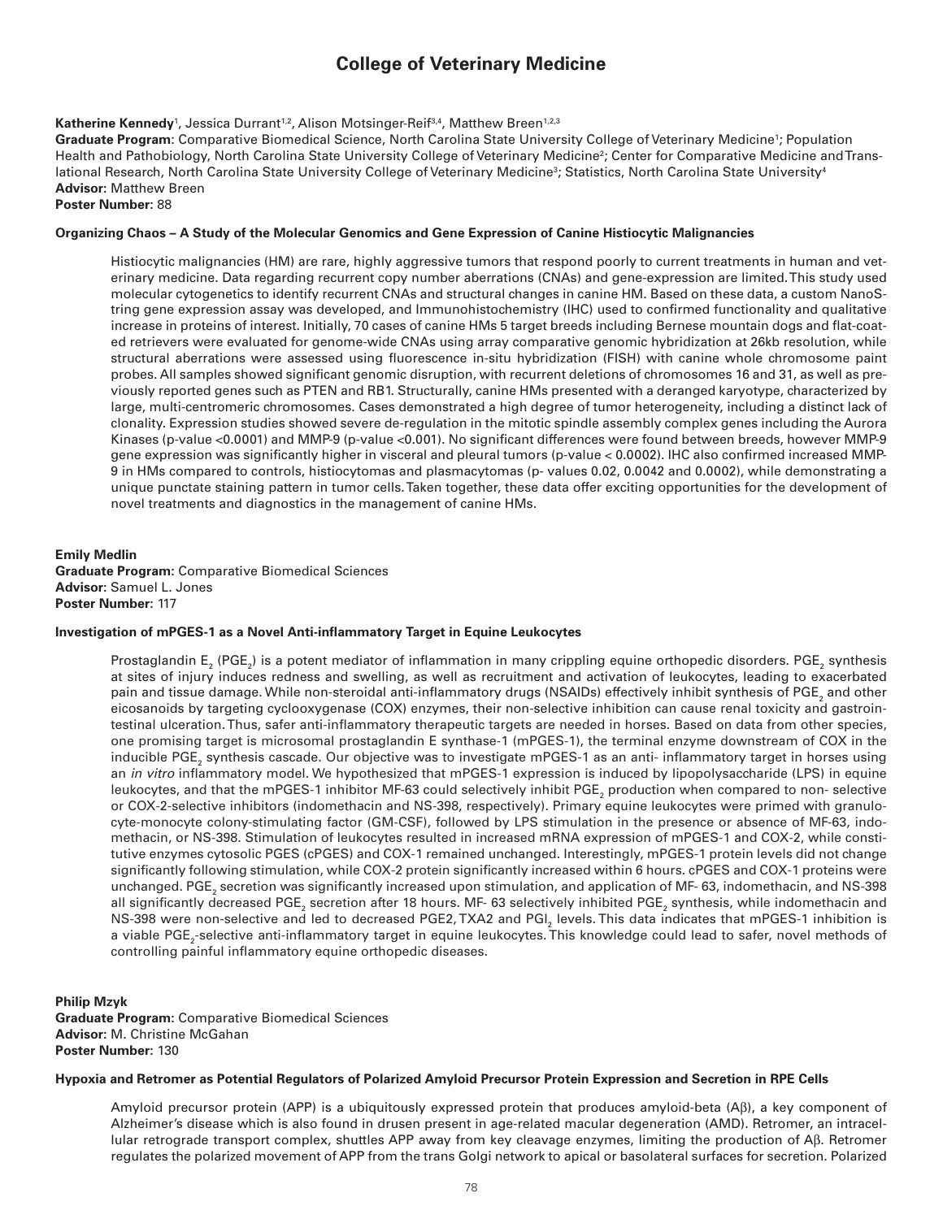# College of Veterinary Medicine

**Katherine Kennedy**[1], Jessica Durrant[1,2], Alison Motsinger-Reif[3,4], Matthew Breen[1,2,3]
**Graduate Program**: Comparative Biomedical Science, North Carolina State University College of Veterinary Medicine[1]; Population Health and Pathobiology, North Carolina State University College of Veterinary Medicine[2]; Center for Comparative Medicine and Translational Research, North Carolina State University College of Veterinary Medicine[3]; Statistics, North Carolina State University[4]
**Advisor:** Matthew Breen
**Poster Number:** 88

#### Organizing Chaos – A Study of the Molecular Genomics and Gene Expression of Canine Histiocytic Malignancies

Histiocytic malignancies (HM) are rare, highly aggressive tumors that respond poorly to current treatments in human and veterinary medicine. Data regarding recurrent copy number aberrations (CNAs) and gene-expression are limited. This study used molecular cytogenetics to identify recurrent CNAs and structural changes in canine HM. Based on these data, a custom NanoString gene expression assay was developed, and Immunohistochemistry (IHC) used to confirmed functionality and qualitative increase in proteins of interest. Initially, 70 cases of canine HMs 5 target breeds including Bernese mountain dogs and flat-coated retrievers were evaluated for genome-wide CNAs using array comparative genomic hybridization at 26kb resolution, while structural aberrations were assessed using fluorescence in-situ hybridization (FISH) with canine whole chromosome paint probes. All samples showed significant genomic disruption, with recurrent deletions of chromosomes 16 and 31, as well as previously reported genes such as PTEN and RB1. Structurally, canine HMs presented with a deranged karyotype, characterized by large, multi-centromeric chromosomes. Cases demonstrated a high degree of tumor heterogeneity, including a distinct lack of clonality. Expression studies showed severe de-regulation in the mitotic spindle assembly complex genes including the Aurora Kinases (p-value <0.0001) and MMP-9 (p-value <0.001). No significant differences were found between breeds, however MMP-9 gene expression was significantly higher in visceral and pleural tumors (p-value < 0.0002). IHC also confirmed increased MMP-9 in HMs compared to controls, histiocytomas and plasmacytomas (p- values 0.02, 0.0042 and 0.0002), while demonstrating a unique punctate staining pattern in tumor cells. Taken together, these data offer exciting opportunities for the development of novel treatments and diagnostics in the management of canine HMs.

**Emily Medlin**
**Graduate Program:** Comparative Biomedical Sciences
**Advisor:** Samuel L. Jones
**Poster Number:** 117

#### Investigation of mPGES-1 as a Novel Anti-inflammatory Target in Equine Leukocytes

Prostaglandin $E_2$ ($PGE_2$) is a potent mediator of inflammation in many crippling equine orthopedic disorders. $PGE_2$ synthesis at sites of injury induces redness and swelling, as well as recruitment and activation of leukocytes, leading to exacerbated pain and tissue damage. While non-steroidal anti-inflammatory drugs (NSAIDs) effectively inhibit synthesis of $PGE_2$ and other eicosanoids by targeting cyclooxygenase (COX) enzymes, their non-selective inhibition can cause renal toxicity and gastrointestinal ulceration. Thus, safer anti-inflammatory therapeutic targets are needed in horses. Based on data from other species, one promising target is microsomal prostaglandin E synthase-1 (mPGES-1), the terminal enzyme downstream of COX in the inducible $PGE_2$ synthesis cascade. Our objective was to investigate mPGES-1 as an anti- inflammatory target in horses using an *in vitro* inflammatory model. We hypothesized that mPGES-1 expression is induced by lipopolysaccharide (LPS) in equine leukocytes, and that the mPGES-1 inhibitor MF-63 could selectively inhibit $PGE_2$ production when compared to non- selective or COX-2-selective inhibitors (indomethacin and NS-398, respectively). Primary equine leukocytes were primed with granulocyte-monocyte colony-stimulating factor (GM-CSF), followed by LPS stimulation in the presence or absence of MF-63, indomethacin, or NS-398. Stimulation of leukocytes resulted in increased mRNA expression of mPGES-1 and COX-2, while constitutive enzymes cytosolic PGES (cPGES) and COX-1 remained unchanged. Interestingly, mPGES-1 protein levels did not change significantly following stimulation, while COX-2 protein significantly increased within 6 hours. cPGES and COX-1 proteins were unchanged. $PGE_2$ secretion was significantly increased upon stimulation, and application of MF- 63, indomethacin, and NS-398 all significantly decreased $PGE_2$ secretion after 18 hours. MF- 63 selectively inhibited $PGE_2$ synthesis, while indomethacin and NS-398 were non-selective and led to decreased PGE2, TXA2 and $PGI_2$ levels. This data indicates that mPGES-1 inhibition is a viable $PGE_2$-selective anti-inflammatory target in equine leukocytes. This knowledge could lead to safer, novel methods of controlling painful inflammatory equine orthopedic diseases.

**Philip Mzyk**
**Graduate Program:** Comparative Biomedical Sciences
**Advisor:** M. Christine McGahan
**Poster Number:** 130

#### Hypoxia and Retromer as Potential Regulators of Polarized Amyloid Precursor Protein Expression and Secretion in RPE Cells

Amyloid precursor protein (APP) is a ubiquitously expressed protein that produces amyloid-beta (Aβ), a key component of Alzheimer's disease which is also found in drusen present in age-related macular degeneration (AMD). Retromer, an intracellular retrograde transport complex, shuttles APP away from key cleavage enzymes, limiting the production of Aβ. Retromer regulates the polarized movement of APP from the trans Golgi network to apical or basolateral surfaces for secretion. Polarized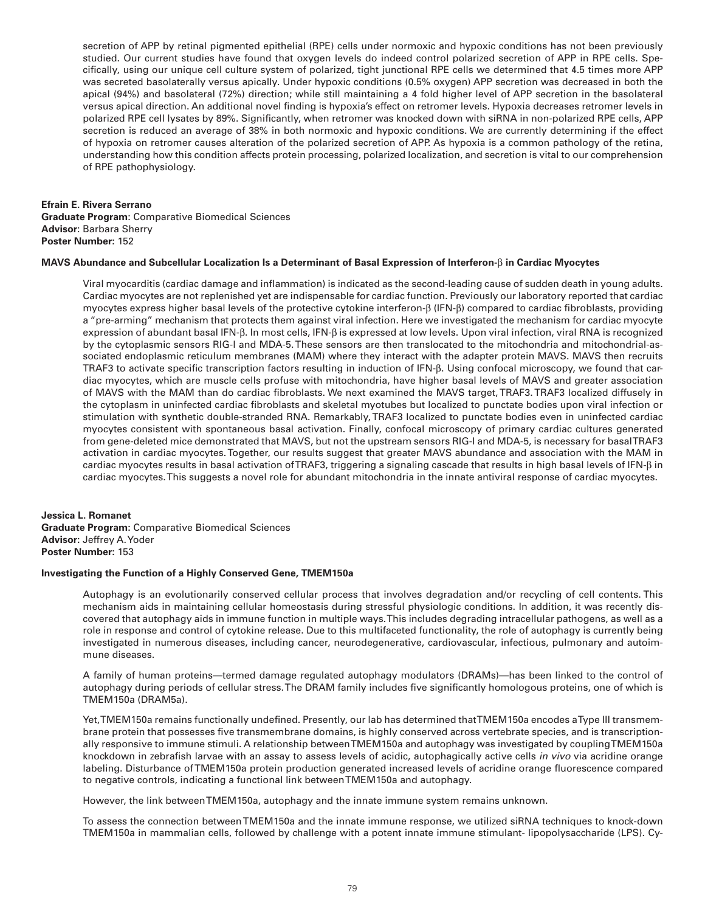secretion of APP by retinal pigmented epithelial (RPE) cells under normoxic and hypoxic conditions has not been previously studied. Our current studies have found that oxygen levels do indeed control polarized secretion of APP in RPE cells. Specifically, using our unique cell culture system of polarized, tight junctional RPE cells we determined that 4.5 times more APP was secreted basolaterally versus apically. Under hypoxic conditions (0.5% oxygen) APP secretion was decreased in both the apical (94%) and basolateral (72%) direction; while still maintaining a 4 fold higher level of APP secretion in the basolateral versus apical direction. An additional novel finding is hypoxia's effect on retromer levels. Hypoxia decreases retromer levels in polarized RPE cell lysates by 89%. Significantly, when retromer was knocked down with siRNA in non-polarized RPE cells, APP secretion is reduced an average of 38% in both normoxic and hypoxic conditions. We are currently determining if the effect of hypoxia on retromer causes alteration of the polarized secretion of APP. As hypoxia is a common pathology of the retina, understanding how this condition affects protein processing, polarized localization, and secretion is vital to our comprehension of RPE pathophysiology.

**Efrain E. Rivera Serrano**
**Graduate Program**: Comparative Biomedical Sciences
**Advisor**: Barbara Sherry
**Poster Number**: 152

**MAVS Abundance and Subcellular Localization Is a Determinant of Basal Expression of Interferon-β in Cardiac Myocytes**

Viral myocarditis (cardiac damage and inflammation) is indicated as the second-leading cause of sudden death in young adults. Cardiac myocytes are not replenished yet are indispensable for cardiac function. Previously our laboratory reported that cardiac myocytes express higher basal levels of the protective cytokine interferon-β (IFN-β) compared to cardiac fibroblasts, providing a "pre-arming" mechanism that protects them against viral infection. Here we investigated the mechanism for cardiac myocyte expression of abundant basal IFN-β. In most cells, IFN-β is expressed at low levels. Upon viral infection, viral RNA is recognized by the cytoplasmic sensors RIG-I and MDA-5. These sensors are then translocated to the mitochondria and mitochondrial-associated endoplasmic reticulum membranes (MAM) where they interact with the adapter protein MAVS. MAVS then recruits TRAF3 to activate specific transcription factors resulting in induction of IFN-β. Using confocal microscopy, we found that cardiac myocytes, which are muscle cells profuse with mitochondria, have higher basal levels of MAVS and greater association of MAVS with the MAM than do cardiac fibroblasts. We next examined the MAVS target, TRAF3. TRAF3 localized diffusely in the cytoplasm in uninfected cardiac fibroblasts and skeletal myotubes but localized to punctate bodies upon viral infection or stimulation with synthetic double-stranded RNA. Remarkably, TRAF3 localized to punctate bodies even in uninfected cardiac myocytes consistent with spontaneous basal activation. Finally, confocal microscopy of primary cardiac cultures generated from gene-deleted mice demonstrated that MAVS, but not the upstream sensors RIG-I and MDA-5, is necessary for basal TRAF3 activation in cardiac myocytes. Together, our results suggest that greater MAVS abundance and association with the MAM in cardiac myocytes results in basal activation of TRAF3, triggering a signaling cascade that results in high basal levels of IFN-β in cardiac myocytes. This suggests a novel role for abundant mitochondria in the innate antiviral response of cardiac myocytes.

**Jessica L. Romanet**
**Graduate Program:** Comparative Biomedical Sciences
**Advisor:** Jeffrey A. Yoder
**Poster Number:** 153

**Investigating the Function of a Highly Conserved Gene, TMEM150a**

Autophagy is an evolutionarily conserved cellular process that involves degradation and/or recycling of cell contents. This mechanism aids in maintaining cellular homeostasis during stressful physiologic conditions. In addition, it was recently discovered that autophagy aids in immune function in multiple ways. This includes degrading intracellular pathogens, as well as a role in response and control of cytokine release. Due to this multifaceted functionality, the role of autophagy is currently being investigated in numerous diseases, including cancer, neurodegenerative, cardiovascular, infectious, pulmonary and autoimmune diseases.

A family of human proteins—termed damage regulated autophagy modulators (DRAMs)—has been linked to the control of autophagy during periods of cellular stress. The DRAM family includes five significantly homologous proteins, one of which is TMEM150a (DRAM5a).

Yet, TMEM150a remains functionally undefined. Presently, our lab has determined that TMEM150a encodes a Type III transmembrane protein that possesses five transmembrane domains, is highly conserved across vertebrate species, and is transcriptionally responsive to immune stimuli. A relationship between TMEM150a and autophagy was investigated by coupling TMEM150a knockdown in zebrafish larvae with an assay to assess levels of acidic, autophagically active cells *in vivo* via acridine orange labeling. Disturbance of TMEM150a protein production generated increased levels of acridine orange fluorescence compared to negative controls, indicating a functional link between TMEM150a and autophagy.

However, the link between TMEM150a, autophagy and the innate immune system remains unknown.

To assess the connection between TMEM150a and the innate immune response, we utilized siRNA techniques to knock-down TMEM150a in mammalian cells, followed by challenge with a potent innate immune stimulant- lipopolysaccharide (LPS). Cy-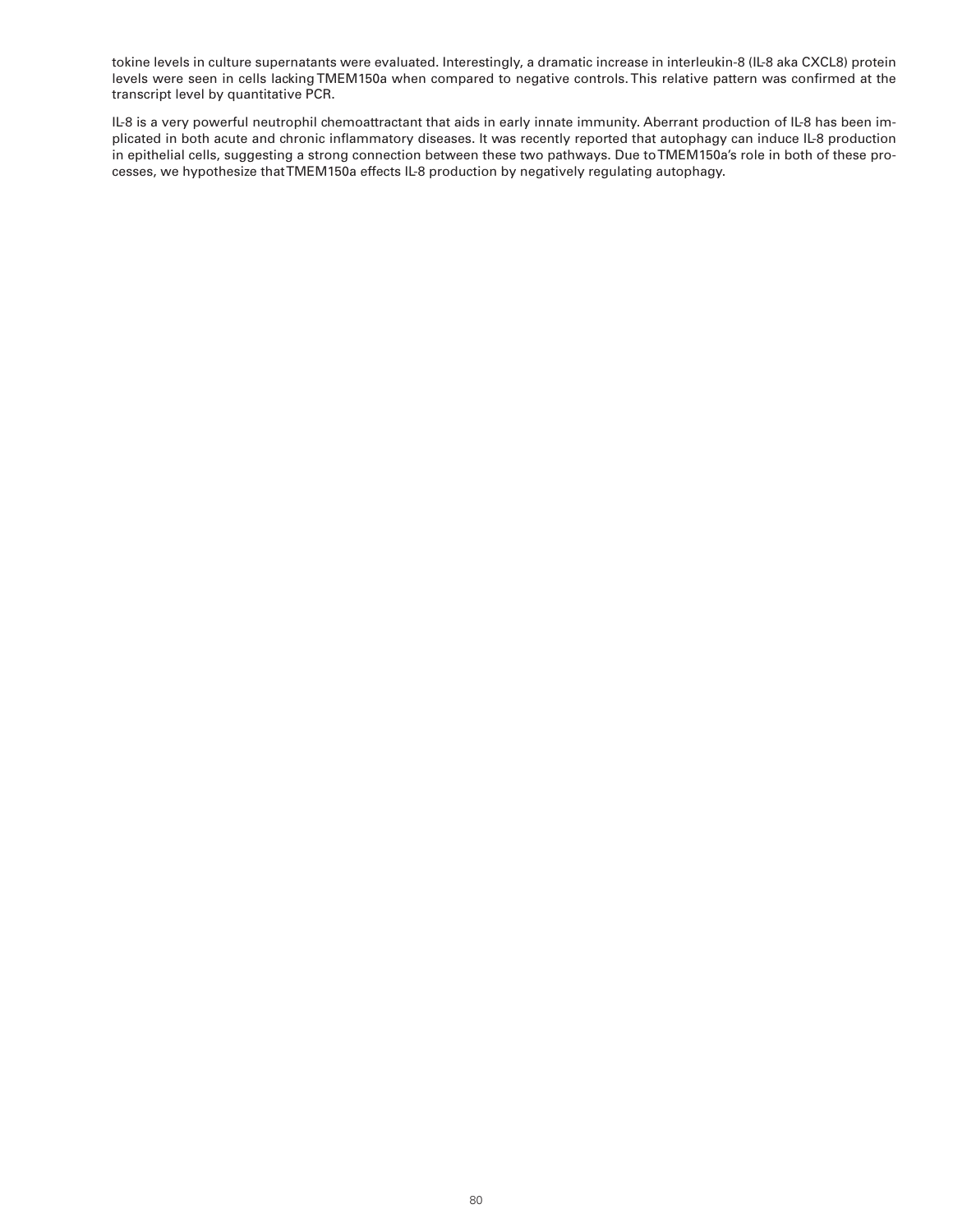tokine levels in culture supernatants were evaluated. Interestingly, a dramatic increase in interleukin-8 (IL-8 aka CXCL8) protein levels were seen in cells lacking TMEM150a when compared to negative controls. This relative pattern was confirmed at the transcript level by quantitative PCR.

IL-8 is a very powerful neutrophil chemoattractant that aids in early innate immunity. Aberrant production of IL-8 has been implicated in both acute and chronic inflammatory diseases. It was recently reported that autophagy can induce IL-8 production in epithelial cells, suggesting a strong connection between these two pathways. Due to TMEM150a's role in both of these processes, we hypothesize that TMEM150a effects IL-8 production by negatively regulating autophagy.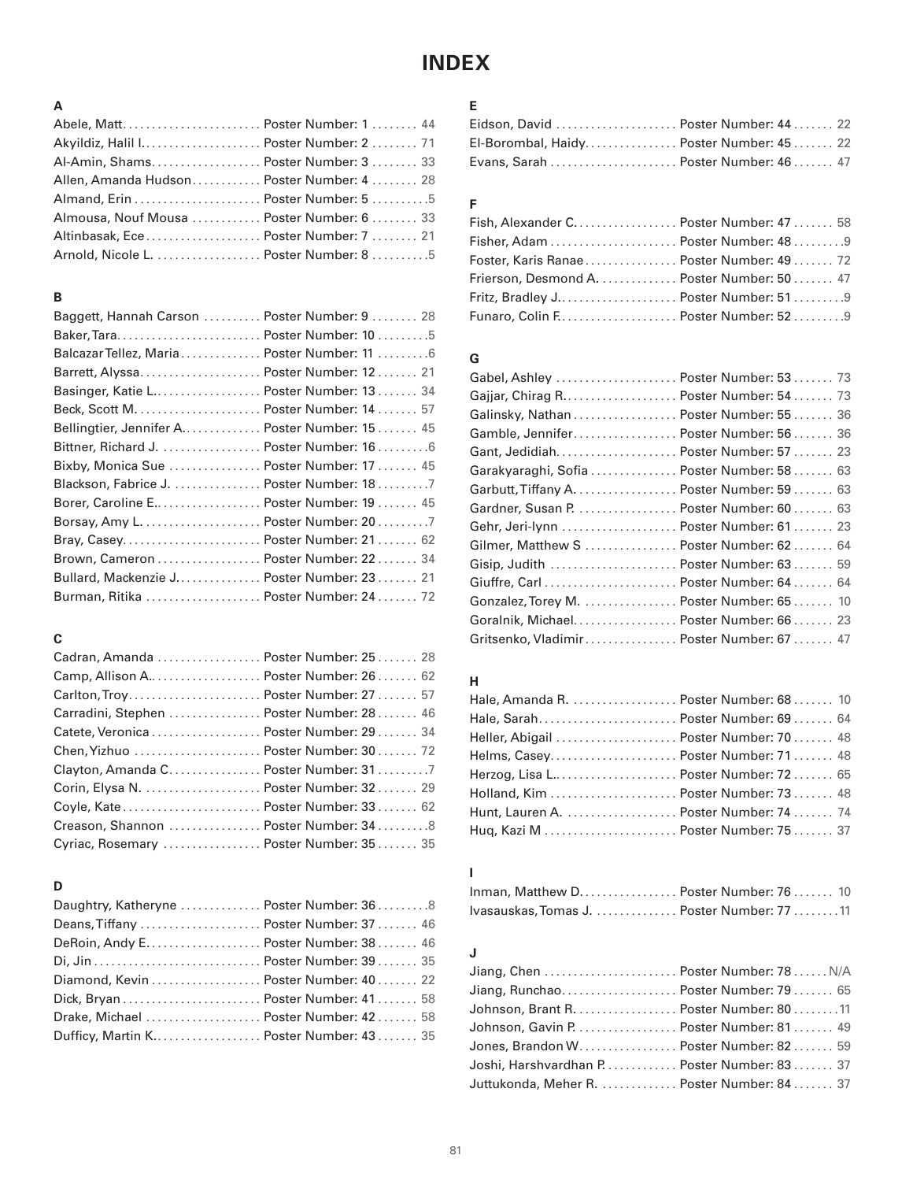# INDEX

### A

Abele, Matt. . . . . . . . . . . . . . . . . . . . . . . . Poster Number: 1 . . . . . . . . 44
Akyildiz, Halil I.. . . . . . . . . . . . . . . . . . . . Poster Number: 2 . . . . . . . . 71
Al-Amin, Shams. . . . . . . . . . . . . . . . . . . Poster Number: 3 . . . . . . . . 33
Allen, Amanda Hudson. . . . . . . . . . . . Poster Number: 4 . . . . . . . . 28
Almand, Erin . . . . . . . . . . . . . . . . . . . . . . Poster Number: 5 . . . . . . . . . .5
Almousa, Nouf Mousa . . . . . . . . . . . . Poster Number: 6 . . . . . . . . 33
Altinbasak, Ece. . . . . . . . . . . . . . . . . . . . Poster Number: 7 . . . . . . . . 21
Arnold, Nicole L. . . . . . . . . . . . . . . . . . . Poster Number: 8 . . . . . . . . . .5

### B

Baggett, Hannah Carson . . . . . . . . . . Poster Number: 9 . . . . . . . . 28
Baker, Tara. . . . . . . . . . . . . . . . . . . . . . . . Poster Number: 10 . . . . . . . . .5
Balcazar Tellez, Maria. . . . . . . . . . . . . . Poster Number: 11 . . . . . . . . .6
Barrett, Alyssa. . . . . . . . . . . . . . . . . . . . . Poster Number: 12 . . . . . . . 21
Basinger, Katie L.. . . . . . . . . . . . . . . . . . Poster Number: 13 . . . . . . . 34
Beck, Scott M. . . . . . . . . . . . . . . . . . . . . . Poster Number: 14 . . . . . . . 57
Bellingtier, Jennifer A. . . . . . . . . . . . . Poster Number: 15 . . . . . . . 45
Bittner, Richard J. . . . . . . . . . . . . . . . . Poster Number: 16 . . . . . . . . .6
Bixby, Monica Sue . . . . . . . . . . . . . . . Poster Number: 17 . . . . . . . 45
Blackson, Fabrice J. . . . . . . . . . . . . . . Poster Number: 18 . . . . . . . . .7
Borer, Caroline E.. . . . . . . . . . . . . . . . . . Poster Number: 19 . . . . . . . 45
Borsay, Amy L. . . . . . . . . . . . . . . . . . . . Poster Number: 20 . . . . . . . . .7
Bray, Casey. . . . . . . . . . . . . . . . . . . . . . . . Poster Number: 21 . . . . . . . 62
Brown, Cameron . . . . . . . . . . . . . . . . . Poster Number: 22 . . . . . . . 34
Bullard, Mackenzie J. . . . . . . . . . . . . . Poster Number: 23 . . . . . . . 21
Burman, Ritika . . . . . . . . . . . . . . . . . . . Poster Number: 24 . . . . . . . 72

### C

Cadran, Amanda . . . . . . . . . . . . . . . . . Poster Number: 25 . . . . . . . 28
Camp, Allison A.. . . . . . . . . . . . . . . . . . . Poster Number: 26 . . . . . . . 62
Carlton, Troy. . . . . . . . . . . . . . . . . . . . . . Poster Number: 27 . . . . . . . 57
Carradini, Stephen . . . . . . . . . . . . . . . Poster Number: 28 . . . . . . . 46
Catete, Veronica . . . . . . . . . . . . . . . . . . Poster Number: 29 . . . . . . . 34
Chen, Yizhuo . . . . . . . . . . . . . . . . . . . . . Poster Number: 30 . . . . . . . 72
Clayton, Amanda C. . . . . . . . . . . . . . . Poster Number: 31 . . . . . . . . .7
Corin, Elysa N. . . . . . . . . . . . . . . . . . . . Poster Number: 32 . . . . . . . 29
Coyle, Kate. . . . . . . . . . . . . . . . . . . . . . . . Poster Number: 33 . . . . . . . 62
Creason, Shannon . . . . . . . . . . . . . . . Poster Number: 34 . . . . . . . . .8
Cyriac, Rosemary . . . . . . . . . . . . . . . . Poster Number: 35 . . . . . . . 35

### D

Daughtry, Katheryne . . . . . . . . . . . . . Poster Number: 36 . . . . . . . . .8
Deans, Tiffany . . . . . . . . . . . . . . . . . . . . Poster Number: 37 . . . . . . . 46
DeRoin, Andy E. . . . . . . . . . . . . . . . . . . Poster Number: 38 . . . . . . . 46
Di, Jin . . . . . . . . . . . . . . . . . . . . . . . . . . . . Poster Number: 39 . . . . . . . 35
Diamond, Kevin . . . . . . . . . . . . . . . . . . Poster Number: 40 . . . . . . . 22
Dick, Bryan . . . . . . . . . . . . . . . . . . . . . . . Poster Number: 41 . . . . . . . 58
Drake, Michael . . . . . . . . . . . . . . . . . . . Poster Number: 42 . . . . . . . 58
Dufficy, Martin K.. . . . . . . . . . . . . . . . . . Poster Number: 43 . . . . . . . 35

### E

Eidson, David . . . . . . . . . . . . . . . . . . . . Poster Number: 44 . . . . . . . 22
El-Borombal, Haidy. . . . . . . . . . . . . . . Poster Number: 45 . . . . . . . 22
Evans, Sarah . . . . . . . . . . . . . . . . . . . . . Poster Number: 46 . . . . . . . 47

### F

Fish, Alexander C. . . . . . . . . . . . . . . . . Poster Number: 47 . . . . . . . 58
Fisher, Adam . . . . . . . . . . . . . . . . . . . . . Poster Number: 48 . . . . . . . . .9
Foster, Karis Ranae . . . . . . . . . . . . . . . Poster Number: 49 . . . . . . . 72
Frierson, Desmond A. . . . . . . . . . . . . Poster Number: 50 . . . . . . . 47
Fritz, Bradley J.. . . . . . . . . . . . . . . . . . . . Poster Number: 51 . . . . . . . . .9
Funaro, Colin F.. . . . . . . . . . . . . . . . . . . . Poster Number: 52 . . . . . . . . .9

### G

Gabel, Ashley . . . . . . . . . . . . . . . . . . . . Poster Number: 53 . . . . . . . 73
Gajjar, Chirag R.. . . . . . . . . . . . . . . . . . . Poster Number: 54 . . . . . . . 73
Galinsky, Nathan . . . . . . . . . . . . . . . . . Poster Number: 55 . . . . . . . 36
Gamble, Jennifer. . . . . . . . . . . . . . . . . . Poster Number: 56 . . . . . . . 36
Gant, Jedidiah. . . . . . . . . . . . . . . . . . . . . Poster Number: 57 . . . . . . . 23
Garakyaraghi, Sofia . . . . . . . . . . . . . . Poster Number: 58 . . . . . . . 63
Garbutt, Tiffany A. . . . . . . . . . . . . . . . . Poster Number: 59 . . . . . . . 63
Gardner, Susan P. . . . . . . . . . . . . . . . . Poster Number: 60 . . . . . . . 63
Gehr, Jeri-lynn . . . . . . . . . . . . . . . . . . . Poster Number: 61 . . . . . . . 23
Gilmer, Matthew S . . . . . . . . . . . . . . . Poster Number: 62 . . . . . . . 64
Gisip, Judith . . . . . . . . . . . . . . . . . . . . . Poster Number: 63 . . . . . . . 59
Giuffre, Carl . . . . . . . . . . . . . . . . . . . . . . Poster Number: 64 . . . . . . . 64
Gonzalez, Torey M. . . . . . . . . . . . . . . . Poster Number: 65 . . . . . . . 10
Goralnik, Michael. . . . . . . . . . . . . . . . . Poster Number: 66 . . . . . . . 23
Gritsenko, Vladimir . . . . . . . . . . . . . . . Poster Number: 67 . . . . . . . 47

### H

Hale, Amanda R. . . . . . . . . . . . . . . . . . Poster Number: 68 . . . . . . . 10
Hale, Sarah. . . . . . . . . . . . . . . . . . . . . . . . Poster Number: 69 . . . . . . . 64
Heller, Abigail . . . . . . . . . . . . . . . . . . . . Poster Number: 70 . . . . . . . 48
Helms, Casey. . . . . . . . . . . . . . . . . . . . . . Poster Number: 71 . . . . . . . 48
Herzog, Lisa L.. . . . . . . . . . . . . . . . . . . . . Poster Number: 72 . . . . . . . 65
Holland, Kim . . . . . . . . . . . . . . . . . . . . . Poster Number: 73 . . . . . . . 48
Hunt, Lauren A. . . . . . . . . . . . . . . . . . . Poster Number: 74 . . . . . . . 74
Huq, Kazi M . . . . . . . . . . . . . . . . . . . . . . Poster Number: 75 . . . . . . . 37

### I

Inman, Matthew D. . . . . . . . . . . . . . . . Poster Number: 76 . . . . . . . 10
Ivasauskas, Tomas J. . . . . . . . . . . . . . Poster Number: 77 . . . . . . . .11

### J

Jiang, Chen . . . . . . . . . . . . . . . . . . . . . . Poster Number: 78 . . . . . . N/A
Jiang, Runchao. . . . . . . . . . . . . . . . . . . . Poster Number: 79 . . . . . . . 65
Johnson, Brant R. . . . . . . . . . . . . . . . . Poster Number: 80 . . . . . . . .11
Johnson, Gavin P. . . . . . . . . . . . . . . . . Poster Number: 81 . . . . . . . 49
Jones, Brandon W. . . . . . . . . . . . . . . . Poster Number: 82 . . . . . . . 59
Joshi, Harshvardhan P. . . . . . . . . . . . Poster Number: 83 . . . . . . . 37
Juttukonda, Meher R. . . . . . . . . . . . . Poster Number: 84 . . . . . . . 37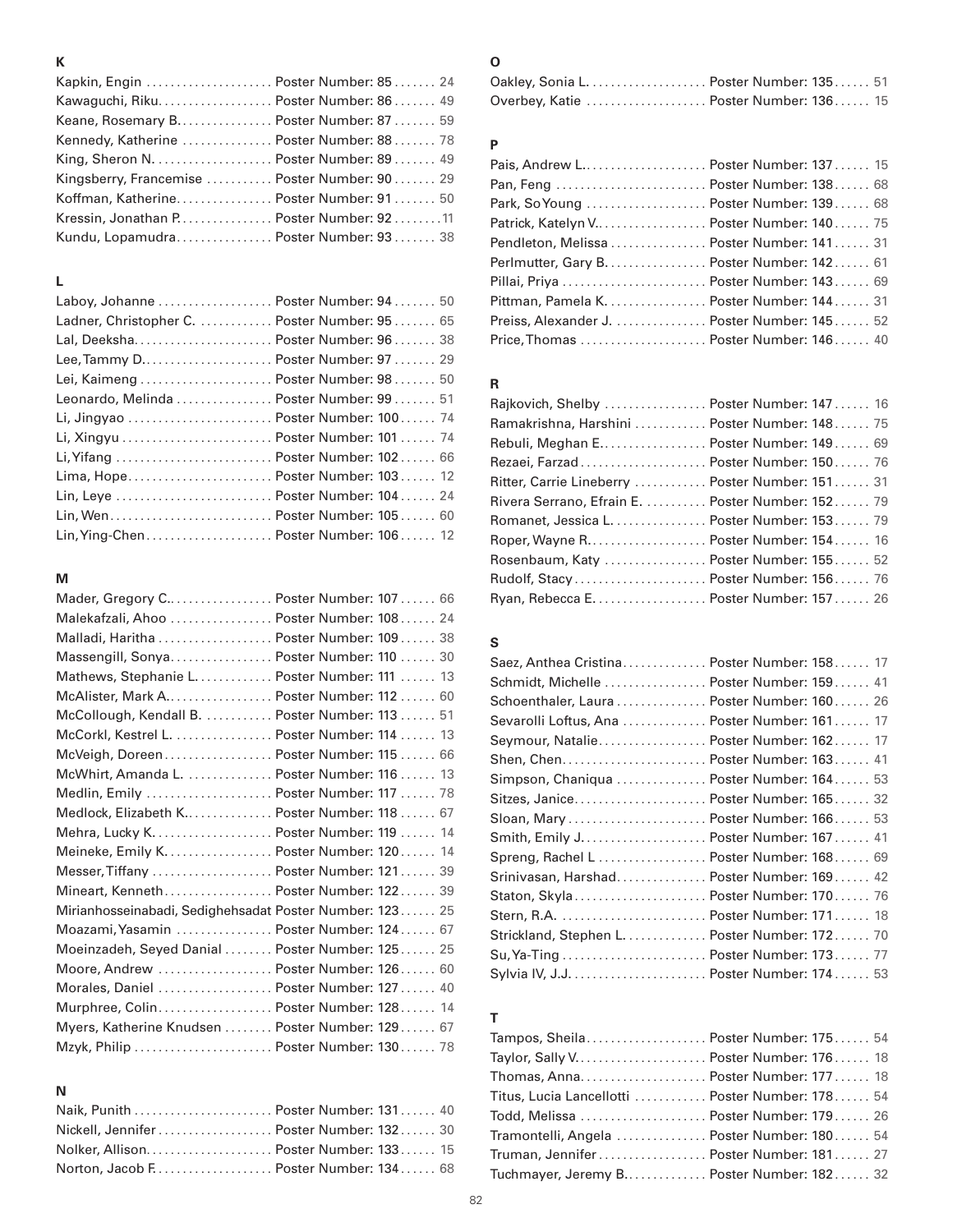**K**

Kapkin, Engin .................... Poster Number: 85 ....... 24
Kawaguchi, Riku.................. Poster Number: 86 ....... 49
Keane, Rosemary B............... Poster Number: 87 ....... 59
Kennedy, Katherine .............. Poster Number: 88 ....... 78
King, Sheron N................... Poster Number: 89 ....... 49
Kingsberry, Francemise .......... Poster Number: 90 ....... 29
Koffman, Katherine............... Poster Number: 91 ....... 50
Kressin, Jonathan P.............. Poster Number: 92 ....... 11
Kundu, Lopamudra................. Poster Number: 93 ....... 38

**L**

Laboy, Johanne .................. Poster Number: 94 ....... 50
Ladner, Christopher C. .......... Poster Number: 95 ....... 65
Lal, Deeksha..................... Poster Number: 96 ....... 38
Lee, Tammy D..................... Poster Number: 97 ....... 29
Lei, Kaimeng ..................... Poster Number: 98 ....... 50
Leonardo, Melinda ............... Poster Number: 99 ....... 51
Li, Jingyao ...................... Poster Number: 100 ...... 74
Li, Xingyu ....................... Poster Number: 101 ...... 74
Li, Yifang ....................... Poster Number: 102 ...... 66
Lima, Hope....................... Poster Number: 103 ...... 12
Lin, Leye ........................ Poster Number: 104 ...... 24
Lin, Wen......................... Poster Number: 105 ...... 60
Lin, Ying-Chen................... Poster Number: 106 ...... 12

**M**

Mader, Gregory C................. Poster Number: 107 ...... 66
Malekafzali, Ahoo ............... Poster Number: 108 ...... 24
Malladi, Haritha ................ Poster Number: 109 ...... 38
Massengill, Sonya................ Poster Number: 110 ...... 30
Mathews, Stephanie L............. Poster Number: 111 ...... 13
McAlister, Mark A................ Poster Number: 112 ...... 60
McCollough, Kendall B. .......... Poster Number: 113 ...... 51
McCorkl, Kestrel L. ............. Poster Number: 114 ...... 13
McVeigh, Doreen.................. Poster Number: 115 ...... 66
McWhirt, Amanda L. .............. Poster Number: 116 ...... 13
Medlin, Emily .................... Poster Number: 117 ...... 78
Medlock, Elizabeth K............. Poster Number: 118 ...... 67
Mehra, Lucky K................... Poster Number: 119 ...... 14
Meineke, Emily K................. Poster Number: 120 ...... 14
Messer, Tiffany .................. Poster Number: 121 ...... 39
Mineart, Kenneth................. Poster Number: 122 ...... 39
Mirianhosseinabadi, Sedighehsadat Poster Number: 123 ...... 25
Moazami, Yasamin ................ Poster Number: 124 ...... 67
Moeinzadeh, Seyed Danial ........ Poster Number: 125 ...... 25
Moore, Andrew ................... Poster Number: 126 ...... 60
Morales, Daniel ................. Poster Number: 127 ...... 40
Murphree, Colin.................. Poster Number: 128 ...... 14
Myers, Katherine Knudsen ........ Poster Number: 129 ...... 67
Mzyk, Philip ..................... Poster Number: 130 ...... 78

**N**

Naik, Punith ..................... Poster Number: 131 ...... 40
Nickell, Jennifer................ Poster Number: 132 ...... 30
Nolker, Allison.................. Poster Number: 133 ...... 15
Norton, Jacob F.................. Poster Number: 134 ...... 68

**O**

Oakley, Sonia L.................. Poster Number: 135 ...... 51
Overbey, Katie .................. Poster Number: 136 ...... 15

**P**

Pais, Andrew L................... Poster Number: 137 ...... 15
Pan, Feng ........................ Poster Number: 138 ...... 68
Park, SoYoung ................... Poster Number: 139 ...... 68
Patrick, Katelyn V............... Poster Number: 140 ...... 75
Pendleton, Melissa ............... Poster Number: 141 ...... 31
Perlmutter, Gary B............... Poster Number: 142 ...... 61
Pillai, Priya .................... Poster Number: 143 ...... 69
Pittman, Pamela K. .............. Poster Number: 144 ...... 31
Preiss, Alexander J. ............. Poster Number: 145 ...... 52
Price, Thomas .................... Poster Number: 146 ...... 40

**R**

Rajkovich, Shelby ................ Poster Number: 147 ...... 16
Ramakrishna, Harshini ............ Poster Number: 148 ...... 75
Rebuli, Meghan E................. Poster Number: 149 ...... 69
Rezaei, Farzad................... Poster Number: 150 ...... 76
Ritter, Carrie Lineberry ......... Poster Number: 151 ...... 31
Rivera Serrano, Efrain E. ........ Poster Number: 152 ...... 79
Romanet, Jessica L. .............. Poster Number: 153 ...... 79
Roper, Wayne R................... Poster Number: 154 ...... 16
Rosenbaum, Katy ................. Poster Number: 155 ...... 52
Rudolf, Stacy .................... Poster Number: 156 ...... 76
Ryan, Rebecca E.................. Poster Number: 157 ...... 26

**S**

Saez, Anthea Cristina............ Poster Number: 158 ...... 17
Schmidt, Michelle ................ Poster Number: 159 ...... 41
Schoenthaler, Laura ............. Poster Number: 160 ...... 26
Sevarolli Loftus, Ana ........... Poster Number: 161 ...... 17
Seymour, Natalie................. Poster Number: 162 ...... 17
Shen, Chen....................... Poster Number: 163 ...... 41
Simpson, Chaniqua ............... Poster Number: 164 ...... 53
Sitzes, Janice................... Poster Number: 165 ...... 32
Sloan, Mary ...................... Poster Number: 166 ...... 53
Smith, Emily J................... Poster Number: 167 ...... 41
Spreng, Rachel L ................ Poster Number: 168 ...... 69
Srinivasan, Harshad.............. Poster Number: 169 ...... 42
Staton, Skyla .................... Poster Number: 170 ...... 76
Stern, R.A. ...................... Poster Number: 171 ...... 18
Strickland, Stephen L. ........... Poster Number: 172 ...... 70
Su, Ya-Ting ...................... Poster Number: 173 ...... 77
Sylvia IV, J.J. .................. Poster Number: 174 ...... 53

**T**

Tampos, Sheila................... Poster Number: 175 ...... 54
Taylor, Sally V.................. Poster Number: 176 ...... 18
Thomas, Anna..................... Poster Number: 177 ...... 18
Titus, Lucia Lancellotti ......... Poster Number: 178 ...... 54
Todd, Melissa .................... Poster Number: 179 ...... 26
Tramontelli, Angela ............. Poster Number: 180 ...... 54
Truman, Jennifer................. Poster Number: 181 ...... 27
Tuchmayer, Jeremy B............. Poster Number: 182 ...... 32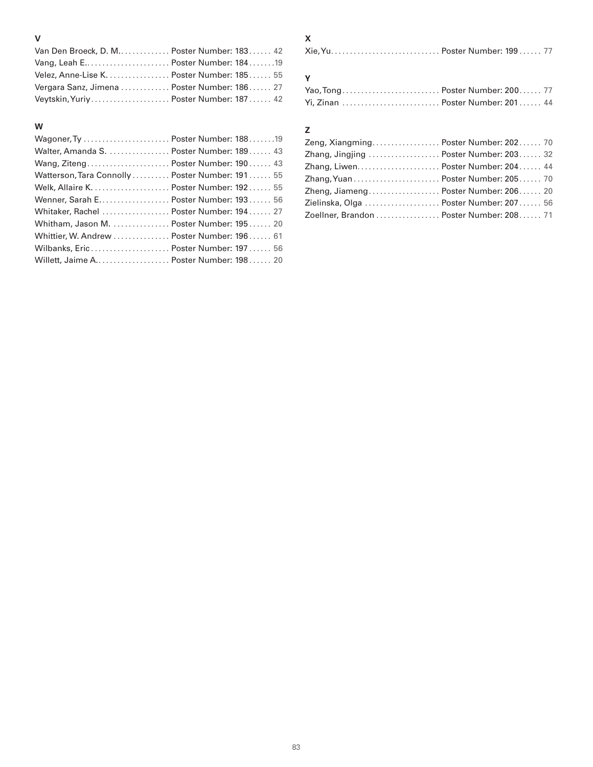**V**

Van Den Broeck, D. M. .............. Poster Number: 183 ...... 42
Vang, Leah E. ...................... Poster Number: 184 ....... 19
Velez, Anne-Lise K. ................ Poster Number: 185 ...... 55
Vergara Sanz, Jimena ............. Poster Number: 186 ...... 27
Veytskin, Yuriy ..................... Poster Number: 187 ...... 42

**W**

Wagoner, Ty ....................... Poster Number: 188 ....... 19
Walter, Amanda S. ................ Poster Number: 189 ...... 43
Wang, Ziteng ...................... Poster Number: 190 ...... 43
Watterson, Tara Connolly .......... Poster Number: 191 ...... 55
Welk, Allaire K. .................... Poster Number: 192 ...... 55
Wenner, Sarah E. .................. Poster Number: 193 ...... 56
Whitaker, Rachel .................. Poster Number: 194 ...... 27
Whitham, Jason M. ............... Poster Number: 195 ...... 20
Whittier, W. Andrew ............... Poster Number: 196 ...... 61
Wilbanks, Eric ..................... Poster Number: 197 ...... 56
Willett, Jaime A. ................... Poster Number: 198 ...... 20

**X**

Xie, Yu ............................. Poster Number: 199 ...... 77

**Y**

Yao, Tong .......................... Poster Number: 200 ...... 77
Yi, Zinan .......................... Poster Number: 201 ...... 44

**Z**

Zeng, Xiangming .................. Poster Number: 202 ...... 70
Zhang, Jingjing ................... Poster Number: 203 ...... 32
Zhang, Liwen ...................... Poster Number: 204 ...... 44
Zhang, Yuan ....................... Poster Number: 205 ...... 70
Zheng, Jiameng ................... Poster Number: 206 ...... 20
Zielinska, Olga .................... Poster Number: 207 ...... 56
Zoellner, Brandon ................. Poster Number: 208 ...... 71